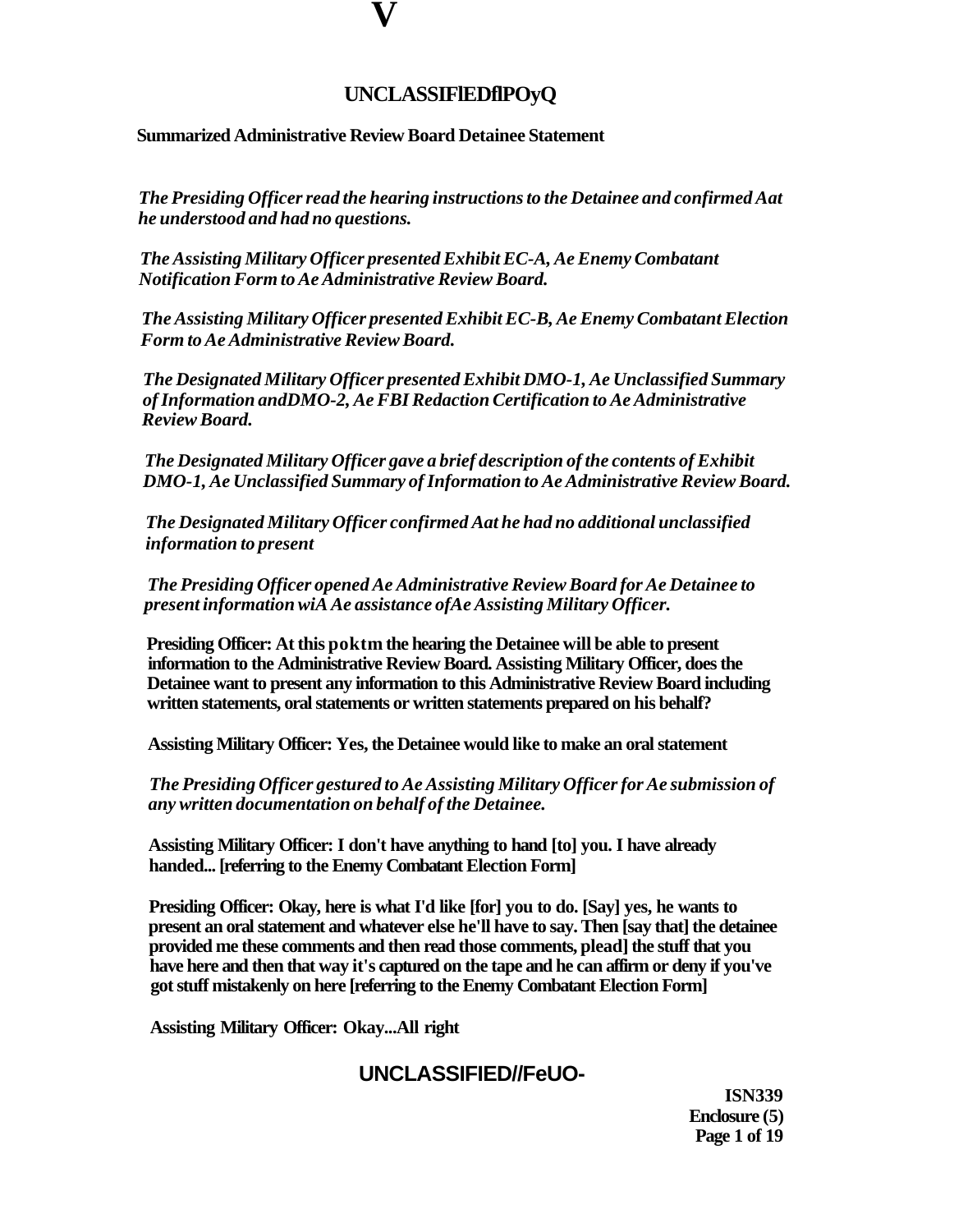**V**

**UNCLASSIFIEDflPOyQ**

**Summarized Administrative Review Board Detainee Statement**

*The Presiding Officer read the hearing instructions to the Detainee and confirmed Aat he understood and had no questions.*

*The Assisting Military Officer presented Exhibit EC-A, Ae Enemy Combatant Notification Form to Ae Administrative Review Board.*

*The Assisting Military Officer presented Exhibit EC-B, Ae Enemy Combatant Election Form to Ae Administrative Review Board.*

*The Designated Military Officer presented Exhibit DMO-1, Ae Unclassified Summary of Information andDMO-2, Ae FBI Redaction Certification to Ae Administrative Review Board.*

*The Designated Military Officer gave a brief description of the contents of Exhibit DMO-1, Ae Unclassified Summary of Information to Ae Administrative Review Board.*

*The Designated Military Officer confirmed Aat he had no additional unclassified information to present*

*The Presiding Officer opened Ae Administrative Review Board for Ae Detainee to present information wiA Ae assistance ofAe Assisting Military Officer.*

**Presiding Officer: At this poktm the hearing the Detainee will be able to present information to the Administrative Review Board. Assisting Military Officer, does the Detainee want to present any information to this Administrative Review Board including written statements, oral statements or written statements prepared on his behalf?**

**Assisting Military Officer: Yes, the Detainee would like to make an oral statement**

*The Presiding Officer gestured to Ae Assisting Military Officer for Ae submission of any written documentation on behalf of the Detainee.*

**Assisting Military Officer: I don't have anything to hand [to] you. I have already handed... [referring to the Enemy Combatant Election Form]**

**Presiding Officer: Okay, here is what I'd like [for] you to do. [Say] yes, he wants to present an oral statement and whatever else he'll have to say. Then [say that] the detainee provided me these comments and then read those comments, plead] the stuff that you have here and then that way it's captured on the tape and he can affirm or deny if you've got stuff mistakenly on here [referring to the Enemy Combatant Election Form]**

**Assisting Military Officer: Okay...All right**

**UNCLASSIFIED//FeUO-**

**ISN339**
**Enclosure (5)**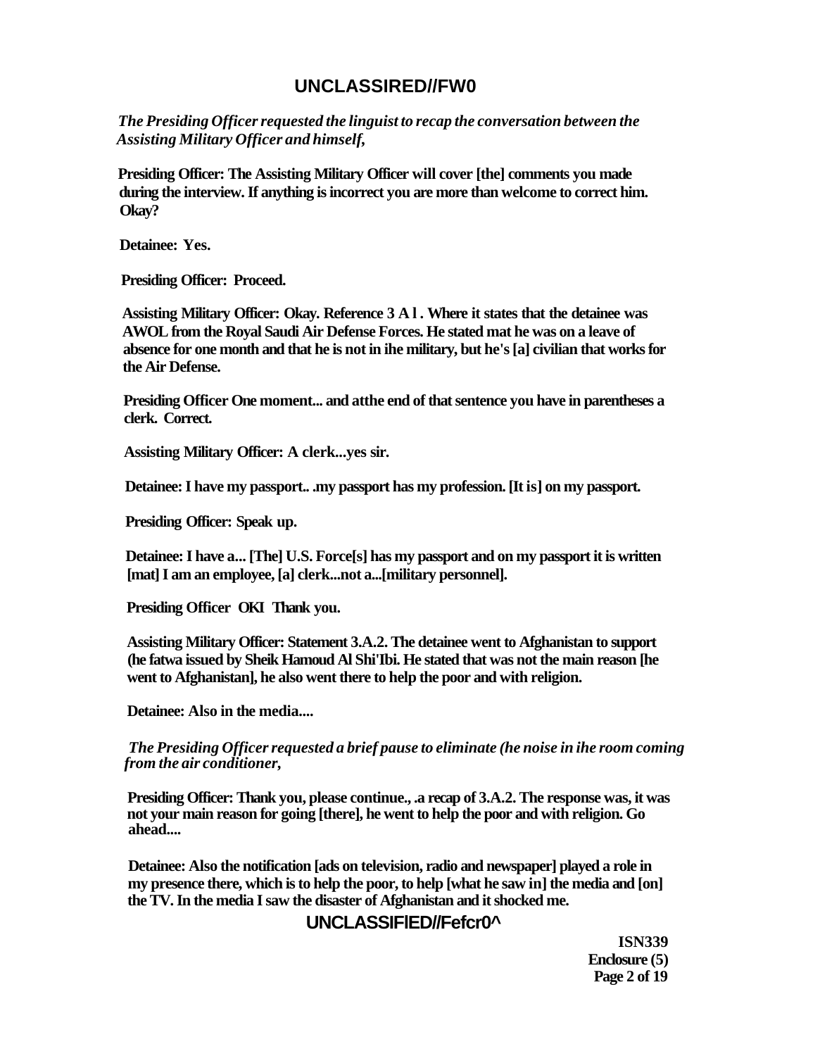*The Presiding Officer requested the linguist to recap the conversation between the Assisting Military Officer and himself,*

**Presiding Officer: The Assisting Military Officer will cover [the] comments you made during the interview. If anything is incorrect you are more than welcome to correct him. Okay?**

**Detainee: Yes.**

**Presiding Officer: Proceed.**

**Assisting Military Officer: Okay. Reference 3 A l . Where it states that the detainee was AWOL from the Royal Saudi Air Defense Forces. He stated mat he was on a leave of absence for one month and that he is not in ihe military, but he's [a] civilian that works for the Air Defense.**

**Presiding Officer One moment... and atthe end of that sentence you have in parentheses a clerk. Correct.**

**Assisting Military Officer: A clerk...yes sir.**

**Detainee: I have my passport.. .my passport has my profession. [It is] on my passport.**

**Presiding Officer: Speak up.**

**Detainee: I have a... [The] U.S. Force[s] has my passport and on my passport it is written [mat] I am an employee, [a] clerk...not a...[military personnel].**

**Presiding Officer OKI Thank you.**

**Assisting Military Officer: Statement 3.A.2. The detainee went to Afghanistan to support (he fatwa issued by Sheik Hamoud Al Shi'Ibi. He stated that was not the main reason [he went to Afghanistan], he also went there to help the poor and with religion.**

**Detainee: Also in the media....**

*The Presiding Officer requested a brief pause to eliminate (he noise in ihe room coming from the air conditioner,*

**Presiding Officer: Thank you, please continue., .a recap of 3.A.2. The response was, it was not your main reason for going [there], he went to help the poor and with religion. Go ahead....**

**Detainee: Also the notification [ads on television, radio and newspaper] played a role in my presence there, which is to help the poor, to help [what he saw in] the media and [on] the TV. In the media I saw the disaster of Afghanistan and it shocked me.**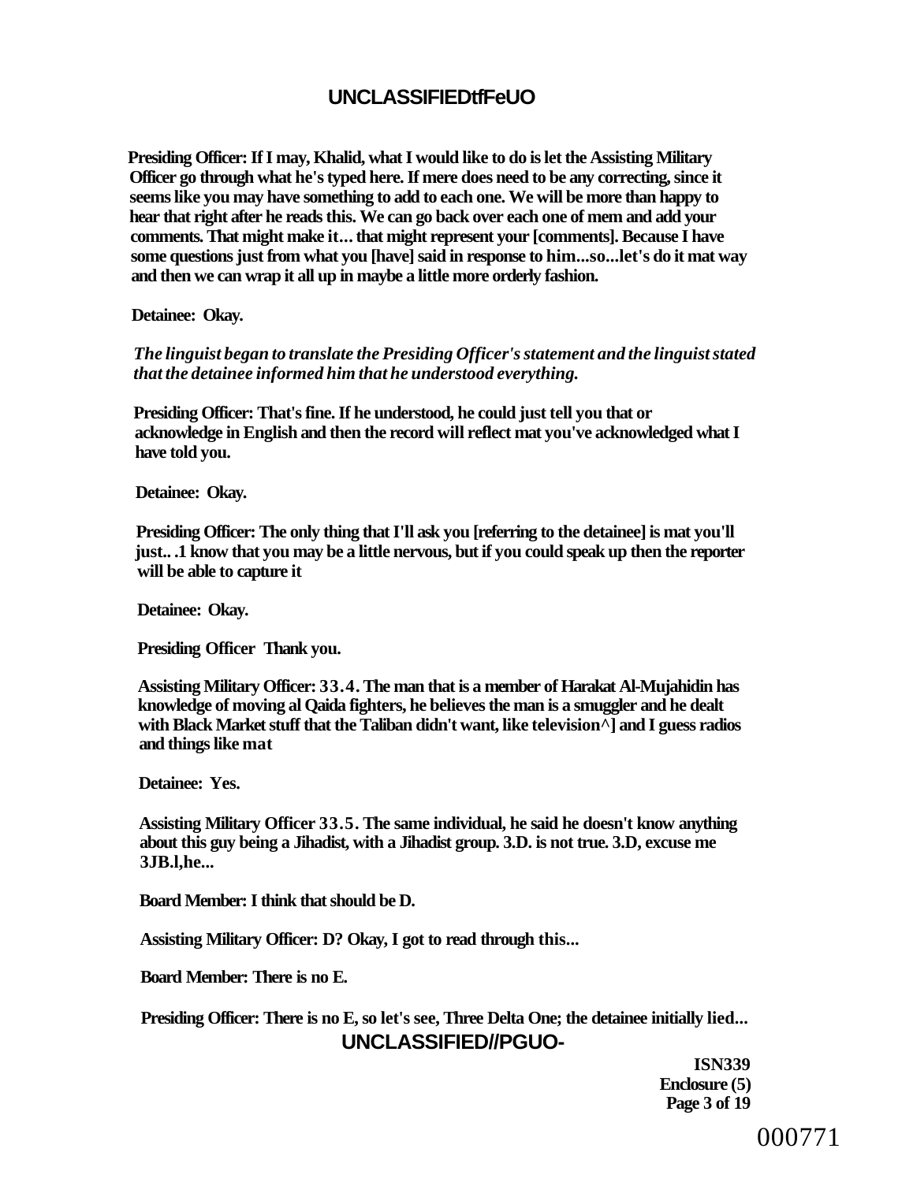**Presiding Officer: If I may, Khalid, what I would like to do is let the Assisting Military Officer go through what he's typed here. If mere does need to be any correcting, since it seems like you may have something to add to each one. We will be more than happy to hear that right after he reads this. We can go back over each one of mem and add your comments. That might make it... that might represent your [comments]. Because I have some questions just from what you [have] said in response to him...so...let's do it mat way and then we can wrap it all up in maybe a little more orderly fashion.**

**Detainee: Okay.**

***The linguist began to translate the Presiding Officer's statement and the linguist stated that the detainee informed him that he understood everything.***

**Presiding Officer: That's fine. If he understood, he could just tell you that or acknowledge in English and then the record will reflect mat you've acknowledged what I have told you.**

**Detainee: Okay.**

**Presiding Officer: The only thing that I'll ask you [referring to the detainee] is mat you'll just.. .1 know that you may be a little nervous, but if you could speak up then the reporter will be able to capture it**

**Detainee: Okay.**

**Presiding Officer Thank you.**

**Assisting Military Officer: 33.4. The man that is a member of Harakat Al-Mujahidin has knowledge of moving al Qaida fighters, he believes the man is a smuggler and he dealt with Black Market stuff that the Taliban didn't want, like television^] and I guess radios and things like mat**

**Detainee: Yes.**

**Assisting Military Officer 33.5. The same individual, he said he doesn't know anything about this guy being a Jihadist, with a Jihadist group. 3.D. is not true. 3.D, excuse me 3JB.l,he...**

**Board Member: I think that should be D.**

**Assisting Military Officer: D? Okay, I got to read through this...**

**Board Member: There is no E.**

**Presiding Officer: There is no E, so let's see, Three Delta One; the detainee initially lied...**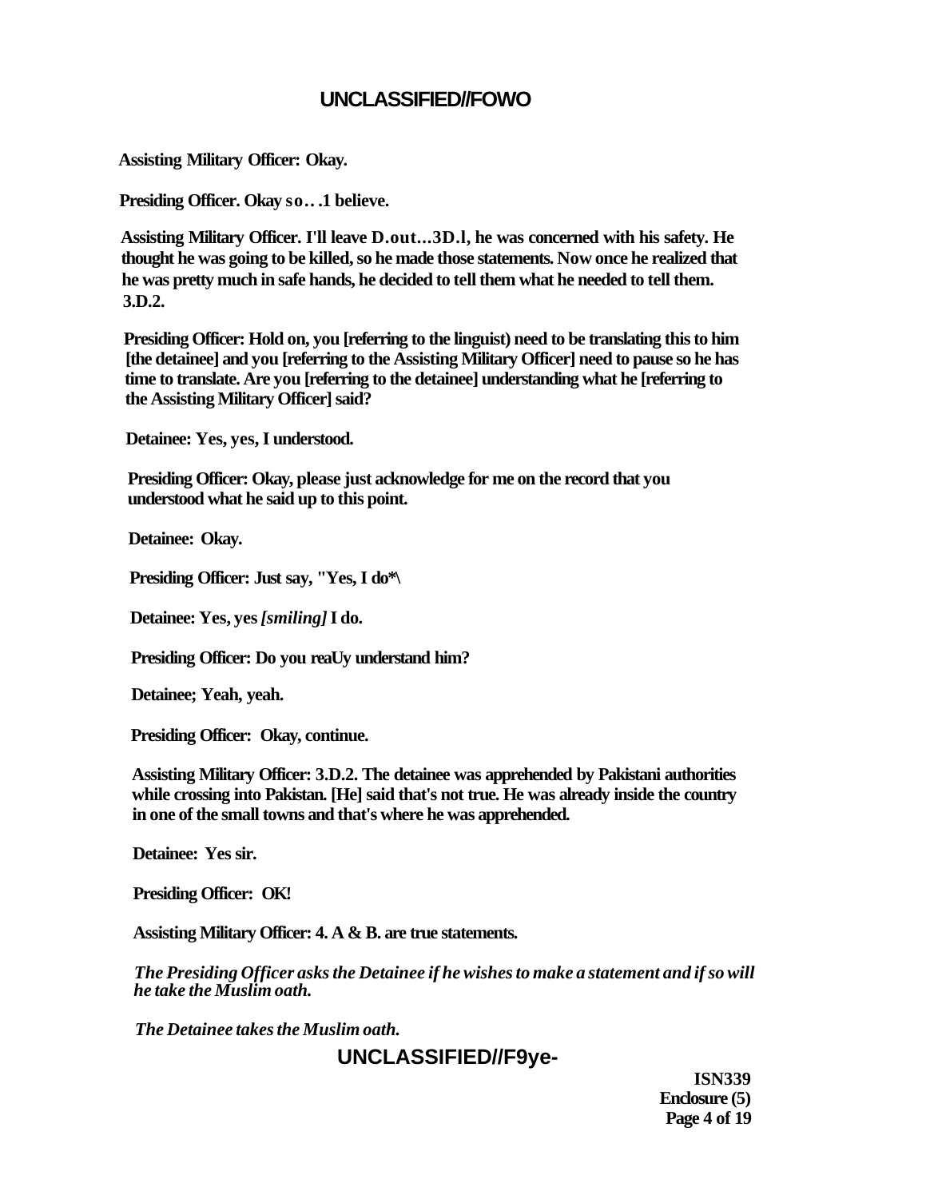**Assisting Military Officer: Okay.**

**Presiding Officer. Okay so….1 believe.**

**Assisting Military Officer. I'll leave D.out…3D.l, he was concerned with his safety. He thought he was going to be killed, so he made those statements. Now once he realized that he was pretty much in safe hands, he decided to tell them what he needed to tell them. 3.D.2.**

**Presiding Officer: Hold on, you [referring to the linguist) need to be translating this to him [the detainee] and you [referring to the Assisting Military Officer] need to pause so he has time to translate. Are you [referring to the detainee] understanding what he [referring to the Assisting Military Officer] said?**

**Detainee: Yes, yes, I understood.**

**Presiding Officer: Okay, please just acknowledge for me on the record that you understood what he said up to this point.**

**Detainee: Okay.**

**Presiding Officer: Just say, "Yes, I do*\**

**Detainee: Yes, yes *[smiling]* I do.**

**Presiding Officer: Do you reaUy understand him?**

**Detainee; Yeah, yeah.**

**Presiding Officer: Okay, continue.**

**Assisting Military Officer: 3.D.2. The detainee was apprehended by Pakistani authorities while crossing into Pakistan. [He] said that's not true. He was already inside the country in one of the small towns and that's where he was apprehended.**

**Detainee: Yes sir.**

**Presiding Officer: OK!**

**Assisting Military Officer: 4. A & B. are true statements.**

***The Presiding Officer asks the Detainee if he wishes to make a statement and if so will he take the Muslim oath.***

***The Detainee takes the Muslim oath.***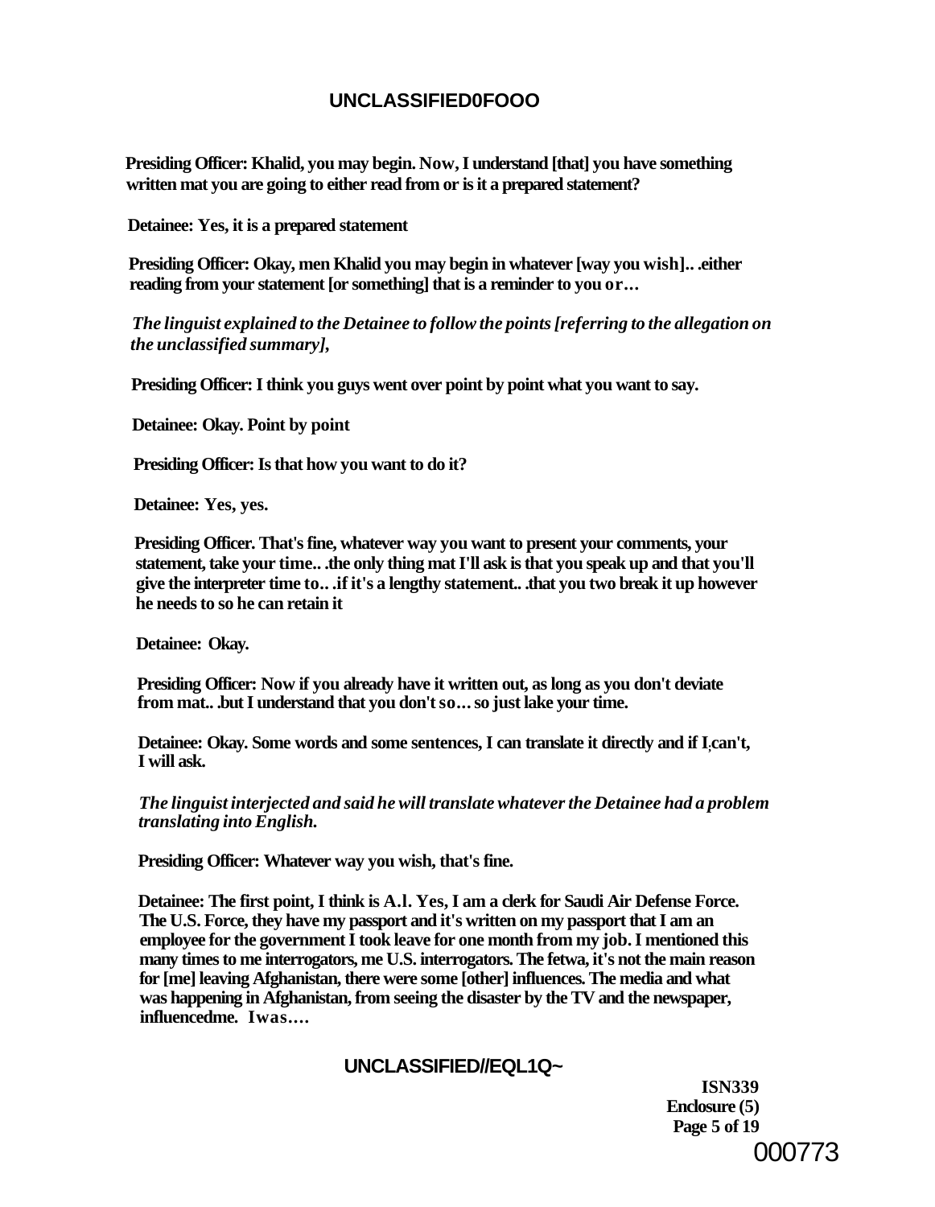**Presiding Officer: Khalid, you may begin. Now, I understand [that] you have something written mat you are going to either read from or is it a prepared statement?**

**Detainee: Yes, it is a prepared statement**

**Presiding Officer: Okay, men Khalid you may begin in whatever [way you wish].. .either reading from your statement [or something] that is a reminder to you or…**

***The linguist explained to the Detainee to follow the points [referring to the allegation on the unclassified summary],***

**Presiding Officer: I think you guys went over point by point what you want to say.**

**Detainee: Okay. Point by point**

**Presiding Officer: Is that how you want to do it?**

**Detainee: Yes, yes.**

**Presiding Officer. That's fine, whatever way you want to present your comments, your statement, take your time.. .the only thing mat I'll ask is that you speak up and that you'll give the interpreter time to.. .if it's a lengthy statement.. .that you two break it up however he needs to so he can retain it**

**Detainee: Okay.**

**Presiding Officer: Now if you already have it written out, as long as you don't deviate from mat.. .but I understand that you don't so… so just lake your time.**

**Detainee: Okay. Some words and some sentences, I can translate it directly and if I;can't, I will ask.**

***The linguist interjected and said he will translate whatever the Detainee had a problem translating into English.***

**Presiding Officer: Whatever way you wish, that's fine.**

**Detainee: The first point, I think is A.l. Yes, I am a clerk for Saudi Air Defense Force. The U.S. Force, they have my passport and it's written on my passport that I am an employee for the government I took leave for one month from my job. I mentioned this many times to me interrogators, me U.S. interrogators. The fetwa, it's not the main reason for [me] leaving Afghanistan, there were some [other] influences. The media and what was happening in Afghanistan, from seeing the disaster by the TV and the newspaper, influencedme. Iwas….**

**ISN339**
**Enclosure (5)**

000773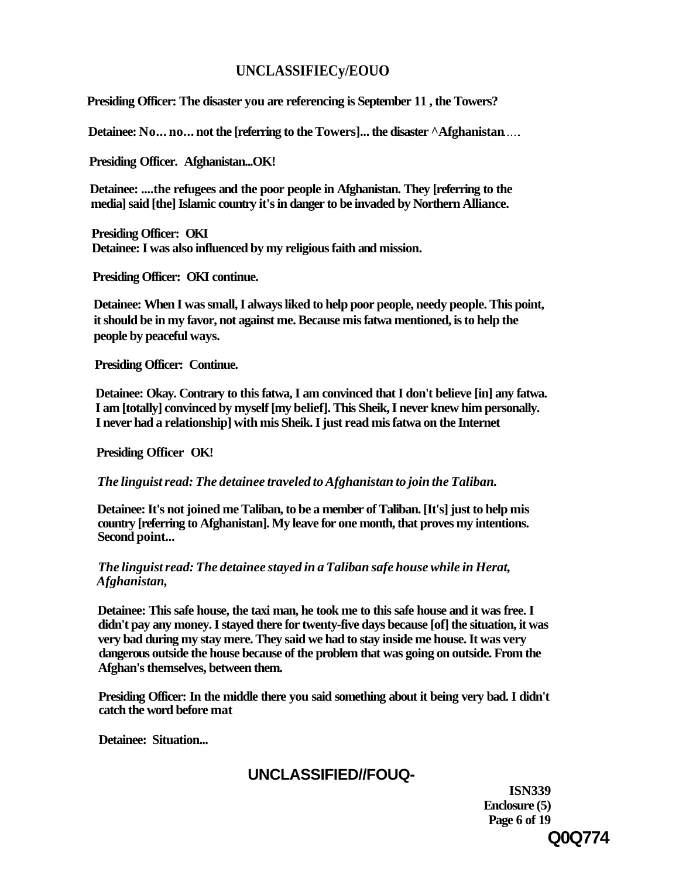**Presiding Officer: The disaster you are referencing is September 11 , the Towers?**

**Detainee: No... no... not the [referring to the Towers]... the disaster ^Afghanistan....**

**Presiding Officer. Afghanistan...OK!**

**Detainee: ....the refugees and the poor people in Afghanistan. They [referring to the media] said [the] Islamic country it's in danger to be invaded by Northern Alliance.**

**Presiding Officer: OKI**
**Detainee: I was also influenced by my religious faith and mission.**

**Presiding Officer: OKI continue.**

**Detainee: When I was small, I always liked to help poor people, needy people. This point, it should be in my favor, not against me. Because mis fatwa mentioned, is to help the people by peaceful ways.**

**Presiding Officer: Continue.**

**Detainee: Okay. Contrary to this fatwa, I am convinced that I don't believe [in] any fatwa. I am [totally] convinced by myself [my belief]. This Sheik, I never knew him personally. I never had a relationship] with mis Sheik. I just read mis fatwa on the Internet**

**Presiding Officer OK!**

***The linguist read: The detainee traveled to Afghanistan to join the Taliban.***

**Detainee: It's not joined me Taliban, to be a member of Taliban. [It's] just to help mis country [referring to Afghanistan]. My leave for one month, that proves my intentions. Second point...**

***The linguist read: The detainee stayed in a Taliban safe house while in Herat, Afghanistan,***

**Detainee: This safe house, the taxi man, he took me to this safe house and it was free. I didn't pay any money. I stayed there for twenty-five days because [of] the situation, it was very bad during my stay mere. They said we had to stay inside me house. It was very dangerous outside the house because of the problem that was going on outside. From the Afghan's themselves, between them.**

**Presiding Officer: In the middle there you said something about it being very bad. I didn't catch the word before mat**

**Detainee: Situation...**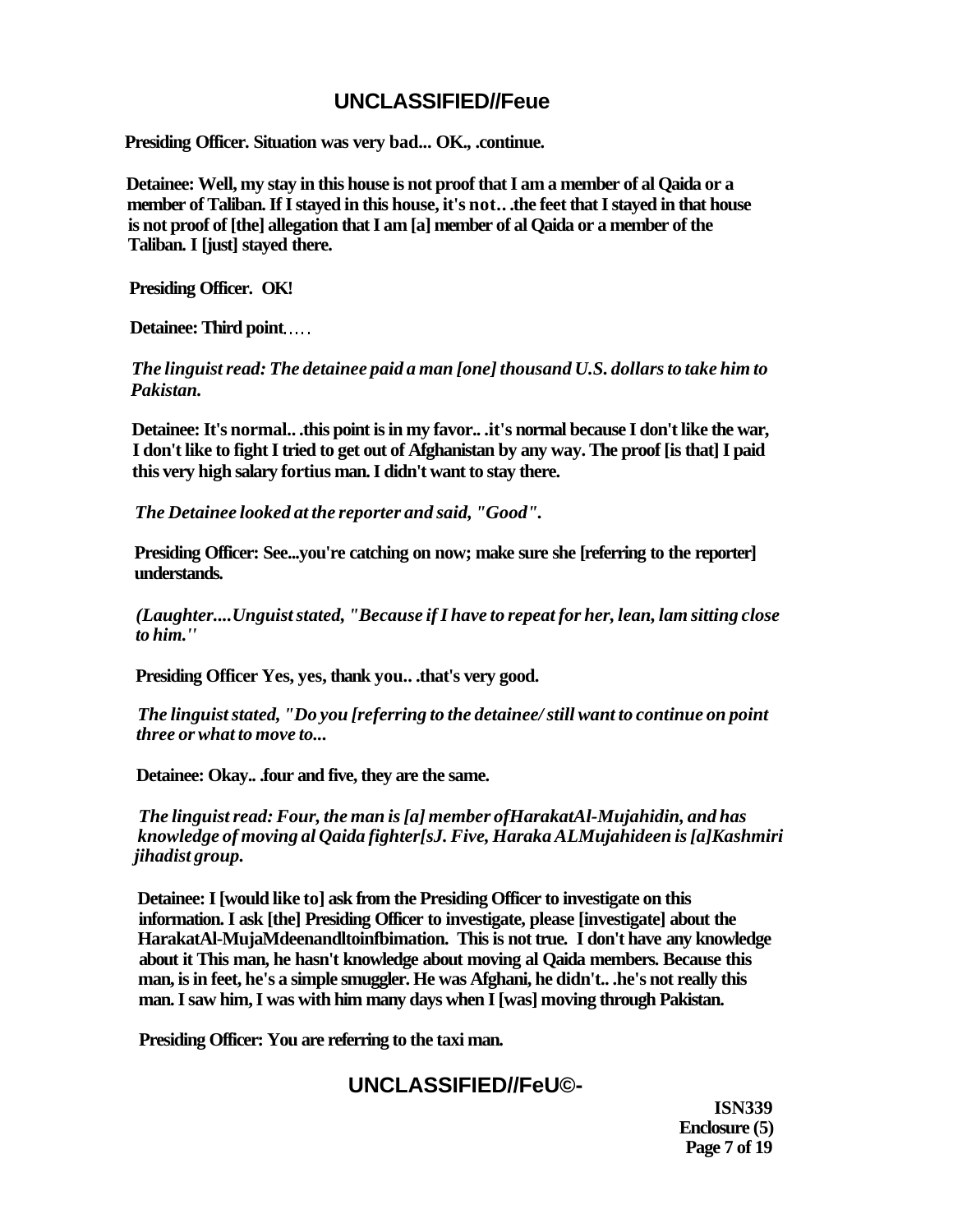**Presiding Officer. Situation was very bad... OK., .continue.**

**Detainee: Well, my stay in this house is not proof that I am a member of al Qaida or a member of Taliban. If I stayed in this house, it's not.. .the feet that I stayed in that house is not proof of [the] allegation that I am [a] member of al Qaida or a member of the Taliban. I [just] stayed there.**

**Presiding Officer. OK!**

**Detainee: Third point.....**

***The linguist read: The detainee paid a man [one] thousand U.S. dollars to take him to Pakistan.***

**Detainee: It's normal.. .this point is in my favor.. .it's normal because I don't like the war, I don't like to fight I tried to get out of Afghanistan by any way. The proof [is that] I paid this very high salary fortius man. I didn't want to stay there.**

***The Detainee looked at the reporter and said, "Good".***

**Presiding Officer: See...you're catching on now; make sure she [referring to the reporter] understands.**

***(Laughter....Unguist stated, "Because if I have to repeat for her, lean, lam sitting close to him."***

**Presiding Officer Yes, yes, thank you.. .that's very good.**

***The linguist stated, "Do you [referring to the detainee/ still want to continue on point three or what to move to...***

**Detainee: Okay.. .four and five, they are the same.**

***The linguist read: Four, the man is [a] member ofHarakatAl-Mujahidin, and has knowledge of moving al Qaida fighter[sJ. Five, Haraka ALMujahideen is [a]Kashmiri jihadist group.***

**Detainee: I [would like to] ask from the Presiding Officer to investigate on this information. I ask [the] Presiding Officer to investigate, please [investigate] about the HarakatAl-MujaMdeenandltoinfbimation. This is not true. I don't have any knowledge about it This man, he hasn't knowledge about moving al Qaida members. Because this man, is in feet, he's a simple smuggler. He was Afghani, he didn't.. .he's not really this man. I saw him, I was with him many days when I [was] moving through Pakistan.**

**Presiding Officer: You are referring to the taxi man.**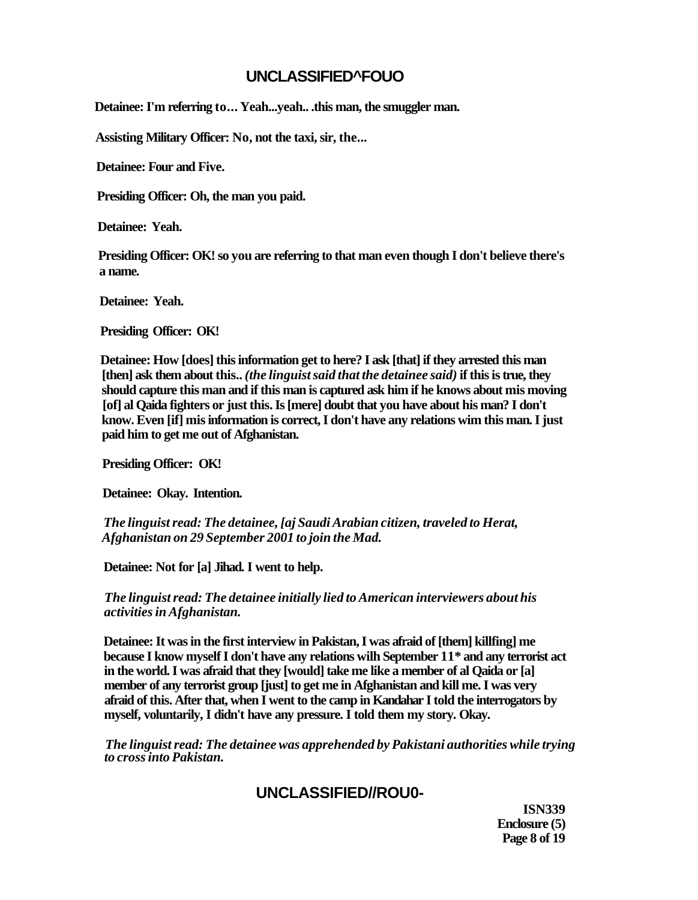**Detainee: I'm referring to… Yeah...yeah.. .this man, the smuggler man.**

**Assisting Military Officer: No, not the taxi, sir, the...**

**Detainee: Four and Five.**

**Presiding Officer: Oh, the man you paid.**

**Detainee: Yeah.**

**Presiding Officer: OK! so you are referring to that man even though I don't believe there's a name.**

**Detainee: Yeah.**

**Presiding Officer: OK!**

**Detainee: How [does] this information get to here? I ask [that] if they arrested this man [then] ask them about this..** ***(the linguist said that the detainee said)*** **if this is true, they should capture this man and if this man is captured ask him if he knows about mis moving [of] al Qaida fighters or just this. Is [mere] doubt that you have about his man? I don't know. Even [if] mis information is correct, I don't have any relations wim this man. I just paid him to get me out of Afghanistan.**

**Presiding Officer: OK!**

**Detainee: Okay. Intention.**

***The linguist read: The detainee, [aj Saudi Arabian citizen, traveled to Herat, Afghanistan on 29 September 2001 to join the Mad.***

**Detainee: Not for [a] Jihad. I went to help.**

***The linguist read: The detainee initially lied to American interviewers about his activities in Afghanistan.***

**Detainee: It was in the first interview in Pakistan, I was afraid of [them] killfing] me because I know myself I don't have any relations wilh September 11* and any terrorist act in the world. I was afraid that they [would] take me like a member of al Qaida or [a] member of any terrorist group [just] to get me in Afghanistan and kill me. I was very afraid of this. After that, when I went to the camp in Kandahar I told the interrogators by myself, voluntarily, I didn't have any pressure. I told them my story. Okay.**

***The linguist read: The detainee was apprehended by Pakistani authorities while trying to cross into Pakistan.***

**ISN339**
**Enclosure (5)**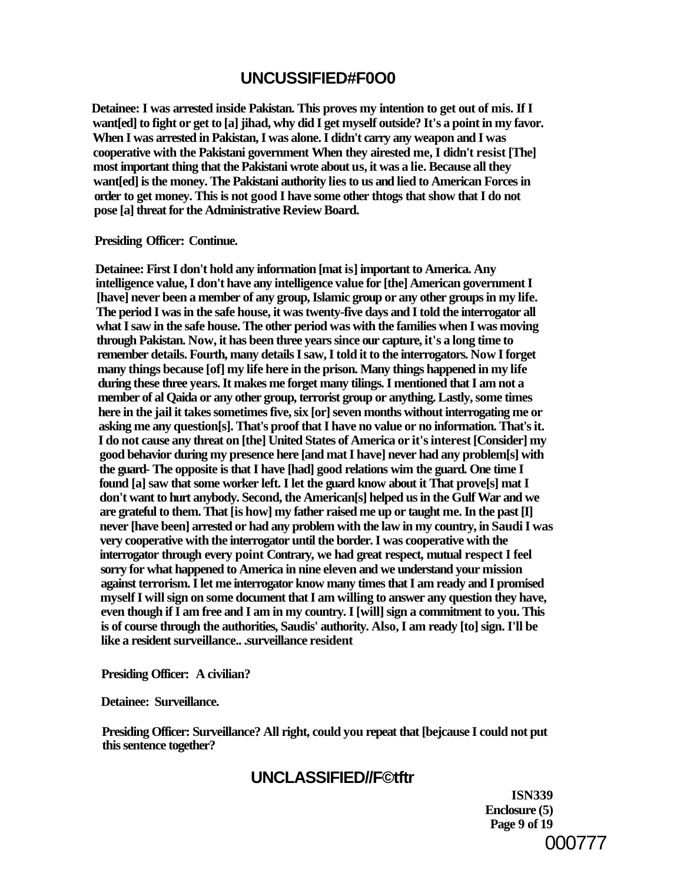**Detainee: I was arrested inside Pakistan. This proves my intention to get out of mis. If I want[ed] to fight or get to [a] jihad, why did I get myself outside? It's a point in my favor. When I was arrested in Pakistan, I was alone. I didn't carry any weapon and I was cooperative with the Pakistani government When they airested me, I didn't resist [The] most important thing that the Pakistani wrote about us, it was a lie. Because all they want[ed] is the money. The Pakistani authority lies to us and lied to American Forces in order to get money. This is not good I have some other thtogs that show that I do not pose [a] threat for the Administrative Review Board.**

**Presiding Officer: Continue.**

**Detainee: First I don't hold any information [mat is] important to America. Any intelligence value, I don't have any intelligence value for [the] American government I [have] never been a member of any group, Islamic group or any other groups in my life. The period I was in the safe house, it was twenty-five days and I told the interrogator all what I saw in the safe house. The other period was with the families when I was moving through Pakistan. Now, it has been three years since our capture, it's a long time to remember details. Fourth, many details I saw, I told it to the interrogators. Now I forget many things because [of] my life here in the prison. Many things happened in my life during these three years. It makes me forget many tilings. I mentioned that I am not a member of al Qaida or any other group, terrorist group or anything. Lastly, some times here in the jail it takes sometimes five, six [or] seven months without interrogating me or asking me any question[s]. That's proof that I have no value or no information. That's it. I do not cause any threat on [the] United States of America or it's interest [Consider] my good behavior during my presence here [and mat I have] never had any problem[s] with the guard- The opposite is that I have [had] good relations wim the guard. One time I found [a] saw that some worker left. I let the guard know about it That prove[s] mat I don't want to hurt anybody. Second, the American[s] helped us in the Gulf War and we are grateful to them. That [is how] my father raised me up or taught me. In the past [I] never [have been] arrested or had any problem with the law in my country, in Saudi I was very cooperative with the interrogator until the border. I was cooperative with the interrogator through every point Contrary, we had great respect, mutual respect I feel sorry for what happened to America in nine eleven and we understand your mission against terrorism. I let me interrogator know many times that I am ready and I promised myself I will sign on some document that I am willing to answer any question they have, even though if I am free and I am in my country. I [will] sign a commitment to you. This is of course through the authorities, Saudis' authority. Also, I am ready [to] sign. I'll be like a resident surveillance.. .surveillance resident**

**Presiding Officer: A civilian?**

**Detainee: Surveillance.**

**Presiding Officer: Surveillance? All right, could you repeat that [bejcause I could not put this sentence together?**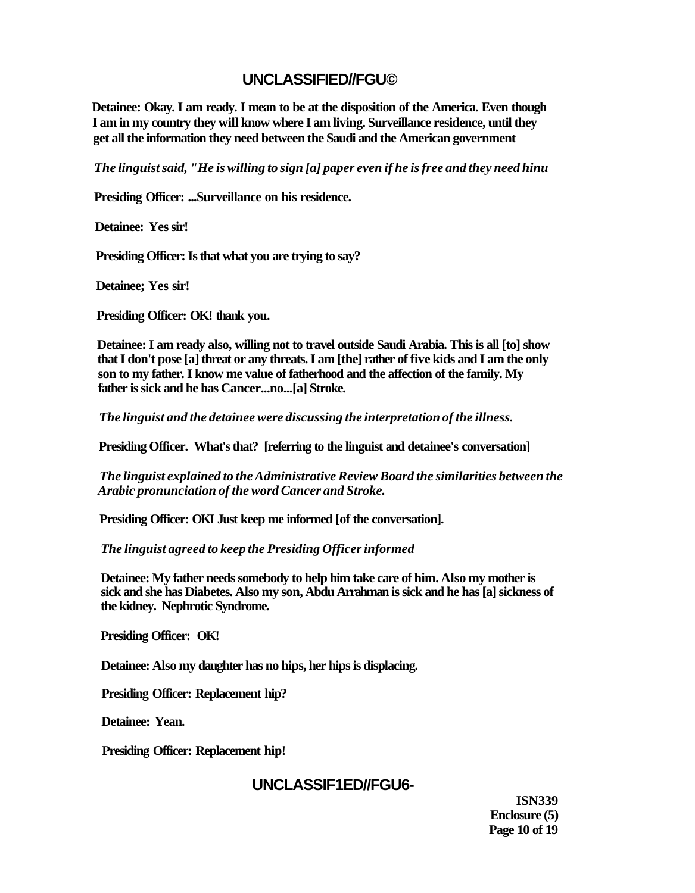**Detainee: Okay. I am ready. I mean to be at the disposition of the America. Even though I am in my country they will know where I am living. Surveillance residence, until they get all the information they need between the Saudi and the American government**

*The linguist said, "He is willing to sign [a] paper even if he is free and they need hinu*

**Presiding Officer: ...Surveillance on his residence.**

**Detainee: Yes sir!**

**Presiding Officer: Is that what you are trying to say?**

**Detainee; Yes sir!**

**Presiding Officer: OK! thank you.**

**Detainee: I am ready also, willing not to travel outside Saudi Arabia. This is all [to] show that I don't pose [a] threat or any threats. I am [the] rather of five kids and I am the only son to my father. I know me value of fatherhood and the affection of the family. My father is sick and he has Cancer...no...[a] Stroke.**

*The linguist and the detainee were discussing the interpretation of the illness.*

**Presiding Officer. What's that? [referring to the linguist and detainee's conversation]**

*The linguist explained to the Administrative Review Board the similarities between the Arabic pronunciation of the word Cancer and Stroke.*

**Presiding Officer: OKI Just keep me informed [of the conversation].**

*The linguist agreed to keep the Presiding Officer informed*

**Detainee: My father needs somebody to help him take care of him. Also my mother is sick and she has Diabetes. Also my son, Abdu Arrahman is sick and he has [a] sickness of the kidney. Nephrotic Syndrome.**

**Presiding Officer: OK!**

**Detainee: Also my daughter has no hips, her hips is displacing.**

**Presiding Officer: Replacement hip?**

**Detainee: Yean.**

**Presiding Officer: Replacement hip!**

**ISN339**
**Enclosure (5)**
**Page 10 of 19**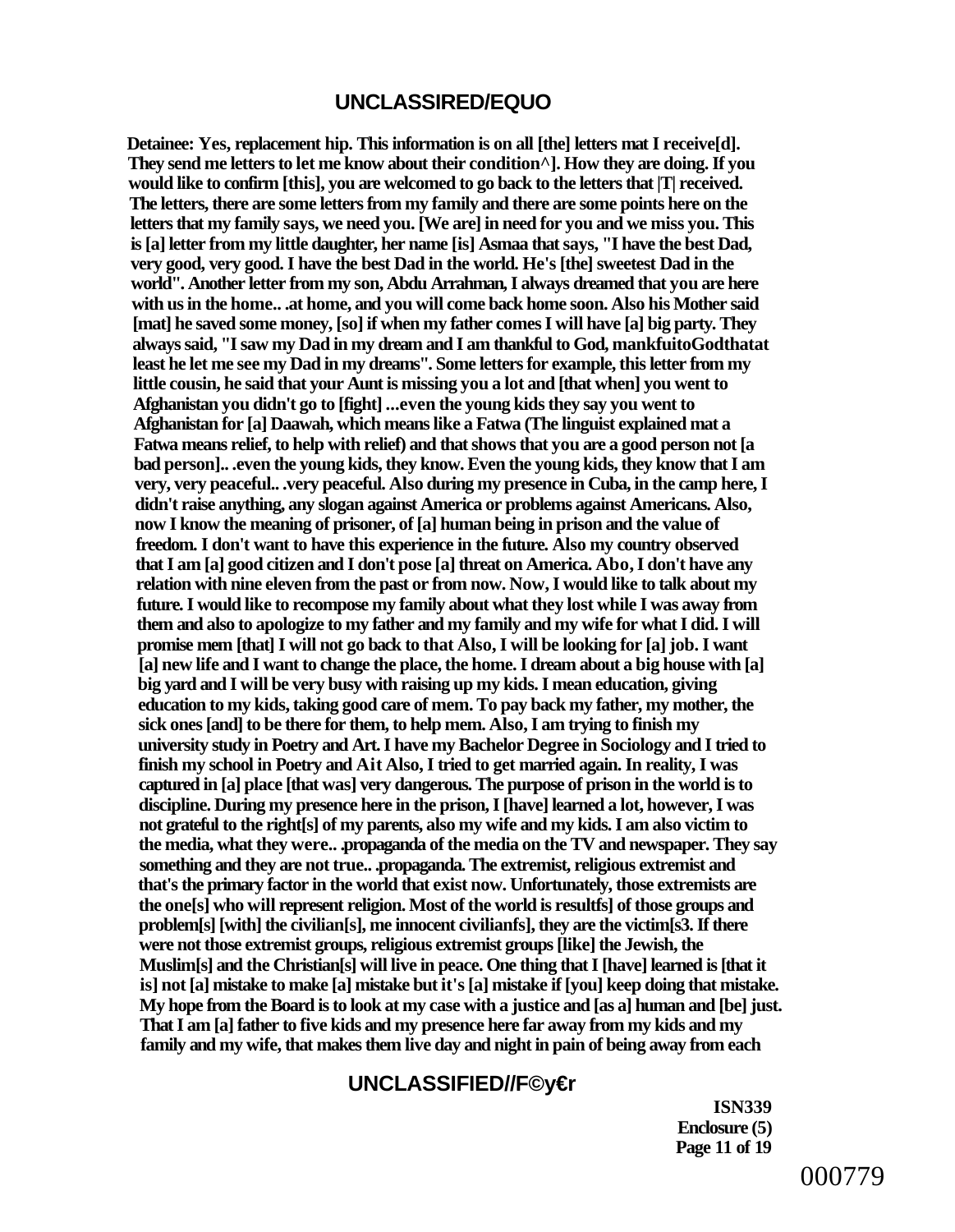**Detainee: Yes, replacement hip. This information is on all [the] letters mat I receive[d]. They send me letters to let me know about their condition^]. How they are doing. If you would like to confirm [this], you are welcomed to go back to the letters that |T| received. The letters, there are some letters from my family and there are some points here on the letters that my family says, we need you. [We are] in need for you and we miss you. This is [a] letter from my little daughter, her name [is] Asmaa that says, "I have the best Dad, very good, very good. I have the best Dad in the world. He's [the] sweetest Dad in the world". Another letter from my son, Abdu Arrahman, I always dreamed that you are here with us in the home.. .at home, and you will come back home soon. Also his Mother said [mat] he saved some money, [so] if when my father comes I will have [a] big party. They always said, "I saw my Dad in my dream and I am thankful to God, mankfuitoGodthatat least he let me see my Dad in my dreams". Some letters for example, this letter from my little cousin, he said that your Aunt is missing you a lot and [that when] you went to Afghanistan you didn't go to [fight] ...even the young kids they say you went to Afghanistan for [a] Daawah, which means like a Fatwa (The linguist explained mat a Fatwa means relief, to help with relief) and that shows that you are a good person not [a bad person].. .even the young kids, they know. Even the young kids, they know that I am very, very peaceful.. .very peaceful. Also during my presence in Cuba, in the camp here, I didn't raise anything, any slogan against America or problems against Americans. Also, now I know the meaning of prisoner, of [a] human being in prison and the value of freedom. I don't want to have this experience in the future. Also my country observed that I am [a] good citizen and I don't pose [a] threat on America. Abo, I don't have any relation with nine eleven from the past or from now. Now, I would like to talk about my future. I would like to recompose my family about what they lost while I was away from them and also to apologize to my father and my family and my wife for what I did. I will promise mem [that] I will not go back to that Also, I will be looking for [a] job. I want [a] new life and I want to change the place, the home. I dream about a big house with [a] big yard and I will be very busy with raising up my kids. I mean education, giving education to my kids, taking good care of mem. To pay back my father, my mother, the sick ones [and] to be there for them, to help mem. Also, I am trying to finish my university study in Poetry and Art. I have my Bachelor Degree in Sociology and I tried to finish my school in Poetry and Ait Also, I tried to get married again. In reality, I was captured in [a] place [that was] very dangerous. The purpose of prison in the world is to discipline. During my presence here in the prison, I [have] learned a lot, however, I was not grateful to the right[s] of my parents, also my wife and my kids. I am also victim to the media, what they were.. .propaganda of the media on the TV and newspaper. They say something and they are not true.. .propaganda. The extremist, religious extremist and that's the primary factor in the world that exist now. Unfortunately, those extremists are the one[s] who will represent religion. Most of the world is resultfs] of those groups and problem[s] [with] the civilian[s], me innocent civilianfs], they are the victim[s3. If there were not those extremist groups, religious extremist groups [like] the Jewish, the Muslim[s] and the Christian[s] will live in peace. One thing that I [have] learned is [that it is] not [a] mistake to make [a] mistake but it's [a] mistake if [you] keep doing that mistake. My hope from the Board is to look at my case with a justice and [as a] human and [be] just. That I am [a] father to five kids and my presence here far away from my kids and my family and my wife, that makes them live day and night in pain of being away from each**

**ISN339**
**Enclosure (5)**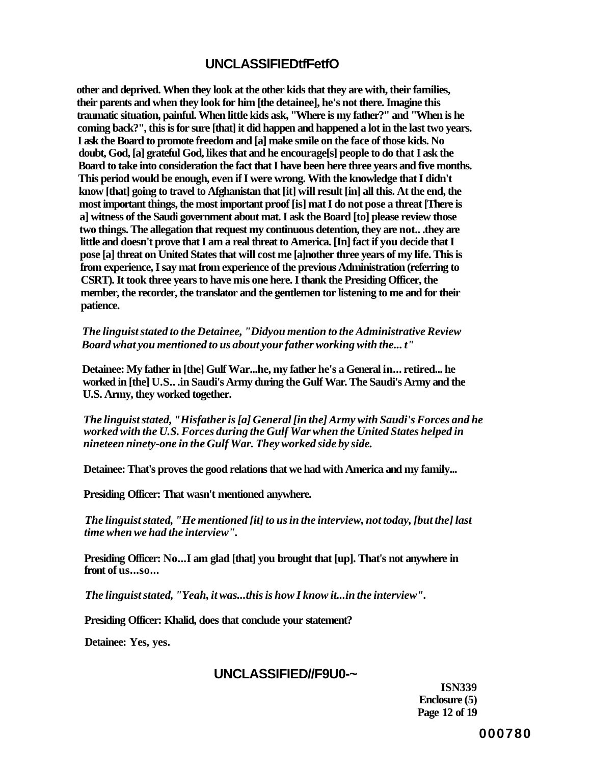**other and deprived. When they look at the other kids that they are with, their families, their parents and when they look for him [the detainee], he's not there. Imagine this traumatic situation, painful. When little kids ask, "Where is my father?" and "When is he coming back?", this is for sure [that] it did happen and happened a lot in the last two years. I ask the Board to promote freedom and [a] make smile on the face of those kids. No doubt, God, [a] grateful God, likes that and he encourage[s] people to do that I ask the Board to take into consideration the fact that I have been here three years and five months. This period would be enough, even if I were wrong. With the knowledge that I didn't know [that] going to travel to Afghanistan that [it] will result [in] all this. At the end, the most important things, the most important proof [is] mat I do not pose a threat [There is a] witness of the Saudi government about mat. I ask the Board [to] please review those two things. The allegation that request my continuous detention, they are not.. .they are little and doesn't prove that I am a real threat to America. [In] fact if you decide that I pose [a] threat on United States that will cost me [a]nother three years of my life. This is from experience, I say mat from experience of the previous Administration (referring to CSRT). It took three years to have mis one here. I thank the Presiding Officer, the member, the recorder, the translator and the gentlemen tor listening to me and for their patience.**

*The linguist stated to the Detainee, "Didyou mention to the Administrative Review Board what you mentioned to us about your father working with the... t"*

**Detainee: My father in [the] Gulf War...he, my father he's a General in... retired... he worked in [the] U.S.. .in Saudi's Army during the Gulf War. The Saudi's Army and the U.S. Army, they worked together.**

*The linguist stated, "Hisfather is [a] General [in the] Army with Saudi's Forces and he worked with the U.S. Forces during the Gulf War when the United States helped in nineteen ninety-one in the Gulf War. They worked side by side.*

**Detainee: That's proves the good relations that we had with America and my family...**

**Presiding Officer: That wasn't mentioned anywhere.**

*The linguist stated, "He mentioned [it] to us in the interview, not today, [but the] last time when we had the interview".*

**Presiding Officer: No...I am glad [that] you brought that [up]. That's not anywhere in front of us...so...**

*The linguist stated, "Yeah, it was...this is how I know it...in the interview".*

**Presiding Officer: Khalid, does that conclude your statement?**

**Detainee: Yes, yes.**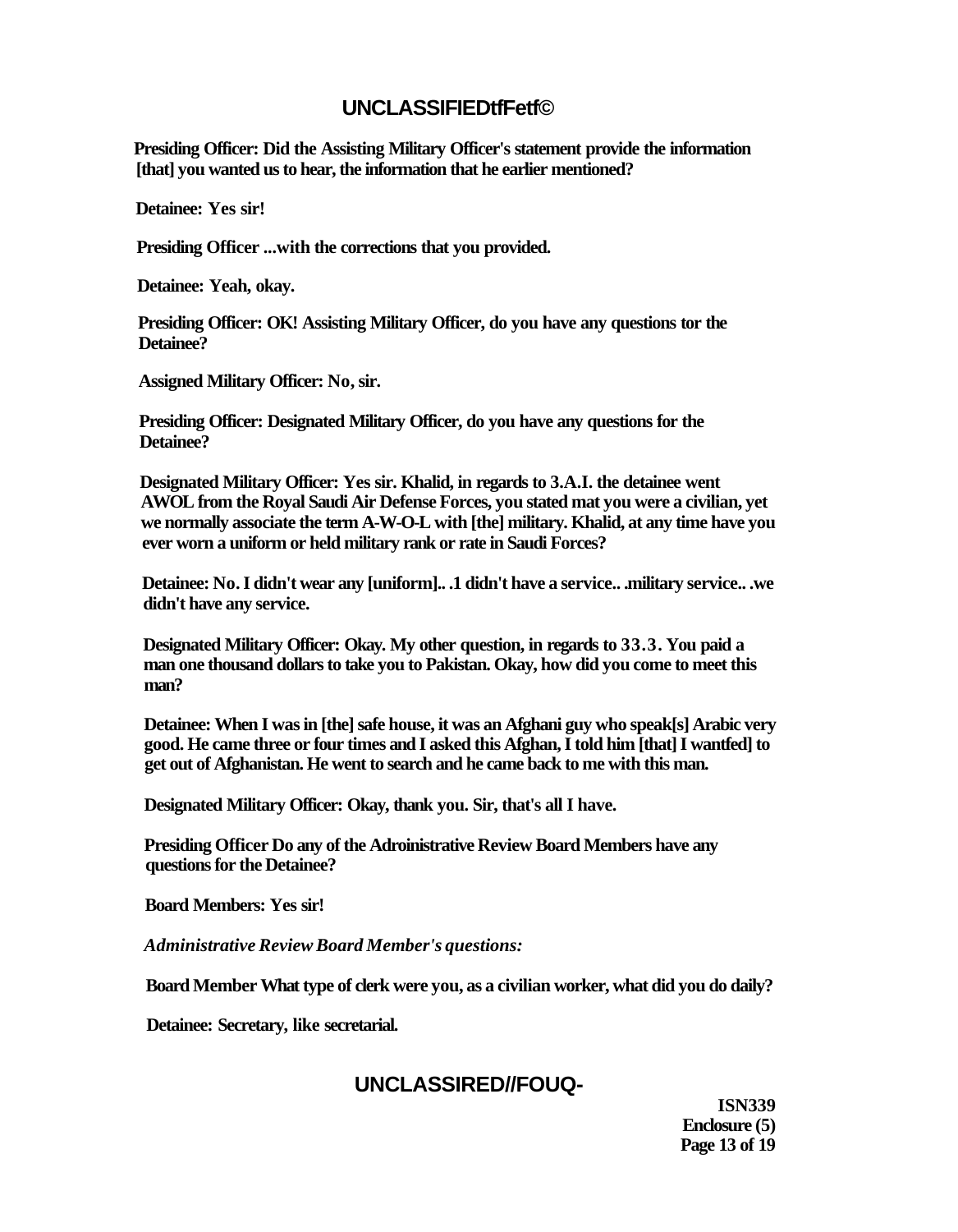**Presiding Officer: Did the Assisting Military Officer's statement provide the information [that] you wanted us to hear, the information that he earlier mentioned?**

**Detainee: Yes sir!**

**Presiding Officer ...with the corrections that you provided.**

**Detainee: Yeah, okay.**

**Presiding Officer: OK! Assisting Military Officer, do you have any questions tor the Detainee?**

**Assigned Military Officer: No, sir.**

**Presiding Officer: Designated Military Officer, do you have any questions for the Detainee?**

**Designated Military Officer: Yes sir. Khalid, in regards to 3.A.I. the detainee went AWOL from the Royal Saudi Air Defense Forces, you stated mat you were a civilian, yet we normally associate the term A-W-O-L with [the] military. Khalid, at any time have you ever worn a uniform or held military rank or rate in Saudi Forces?**

**Detainee: No. I didn't wear any [uniform].. .1 didn't have a service.. .military service.. .we didn't have any service.**

**Designated Military Officer: Okay. My other question, in regards to 33.3. You paid a man one thousand dollars to take you to Pakistan. Okay, how did you come to meet this man?**

**Detainee: When I was in [the] safe house, it was an Afghani guy who speak[s] Arabic very good. He came three or four times and I asked this Afghan, I told him [that] I wantfed] to get out of Afghanistan. He went to search and he came back to me with this man.**

**Designated Military Officer: Okay, thank you. Sir, that's all I have.**

**Presiding Officer Do any of the Adroinistrative Review Board Members have any questions for the Detainee?**

**Board Members: Yes sir!**

***Administrative Review Board Member's questions:***

**Board Member What type of clerk were you, as a civilian worker, what did you do daily?**

**Detainee: Secretary, like secretarial.**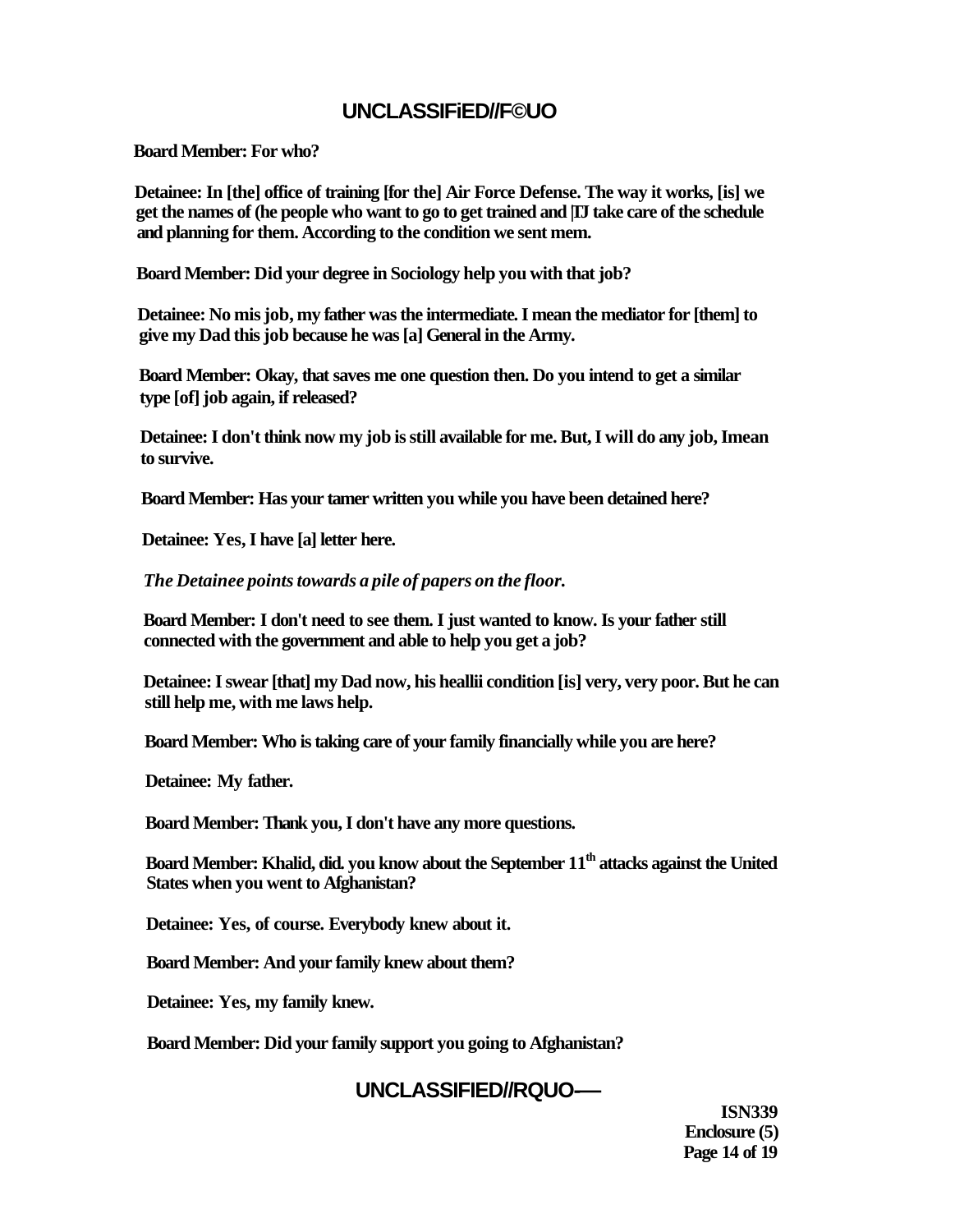**Board Member: For who?**

**Detainee: In [the] office of training [for the] Air Force Defense. The way it works, [is] we get the names of (he people who want to go to get trained and |IJ take care of the schedule and planning for them. According to the condition we sent mem.**

**Board Member: Did your degree in Sociology help you with that job?**

**Detainee: No mis job, my father was the intermediate. I mean the mediator for [them] to give my Dad this job because he was [a] General in the Army.**

**Board Member: Okay, that saves me one question then. Do you intend to get a similar type [of] job again, if released?**

**Detainee: I don't think now my job is still available for me. But, I will do any job, Imean to survive.**

**Board Member: Has your tamer written you while you have been detained here?**

**Detainee: Yes, I have [a] letter here.**

***The Detainee points towards a pile of papers on the floor.***

**Board Member: I don't need to see them. I just wanted to know. Is your father still connected with the government and able to help you get a job?**

**Detainee: I swear [that] my Dad now, his heallii condition [is] very, very poor. But he can still help me, with me laws help.**

**Board Member: Who is taking care of your family financially while you are here?**

**Detainee: My father.**

**Board Member: Thank you, I don't have any more questions.**

**Board Member: Khalid, did. you know about the September 11th attacks against the United States when you went to Afghanistan?**

**Detainee: Yes, of course. Everybody knew about it.**

**Board Member: And your family knew about them?**

**Detainee: Yes, my family knew.**

**Board Member: Did your family support you going to Afghanistan?**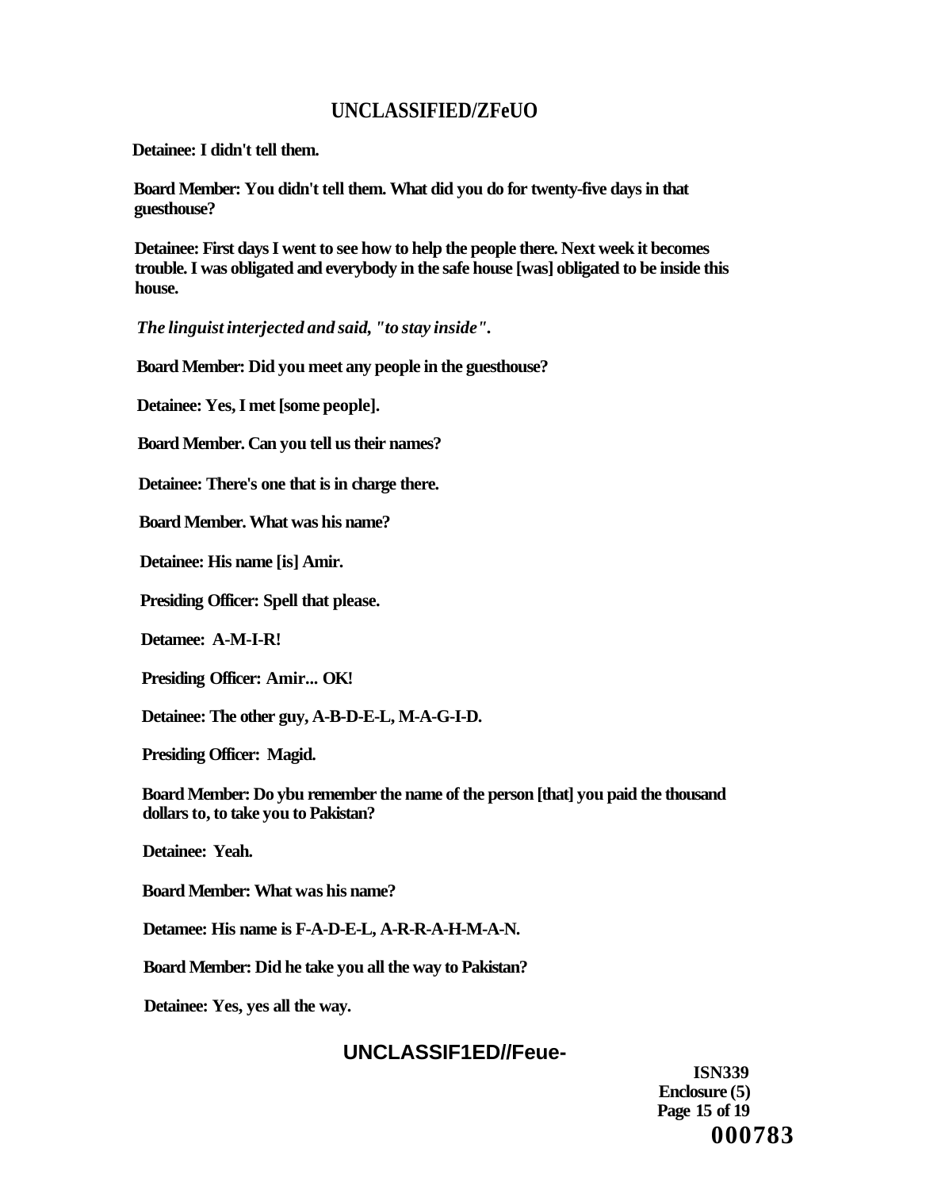**Detainee: I didn't tell them.**

**Board Member: You didn't tell them. What did you do for twenty-five days in that guesthouse?**

**Detainee: First days I went to see how to help the people there. Next week it becomes trouble. I was obligated and everybody in the safe house [was] obligated to be inside this house.**

***The linguist interjected and said, "to stay inside".***

**Board Member: Did you meet any people in the guesthouse?**

**Detainee: Yes, I met [some people].**

**Board Member. Can you tell us their names?**

**Detainee: There's one that is in charge there.**

**Board Member. What was his name?**

**Detainee: His name [is] Amir.**

**Presiding Officer: Spell that please.**

**Detamee: A-M-I-R!**

**Presiding Officer: Amir... OK!**

**Detainee: The other guy, A-B-D-E-L, M-A-G-I-D.**

**Presiding Officer: Magid.**

**Board Member: Do ybu remember the name of the person [that] you paid the thousand dollars to, to take you to Pakistan?**

**Detainee: Yeah.**

**Board Member: What was his name?**

**Detamee: His name is F-A-D-E-L, A-R-R-A-H-M-A-N.**

**Board Member: Did he take you all the way to Pakistan?**

**Detainee: Yes, yes all the way.**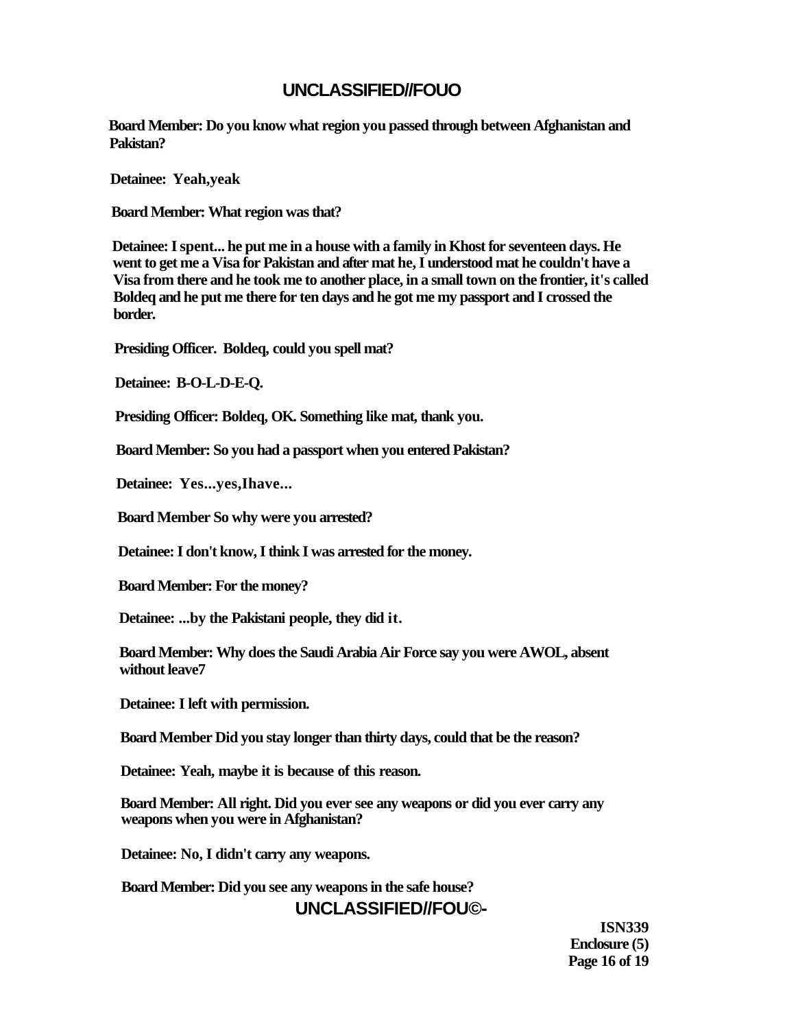**Board Member: Do you know what region you passed through between Afghanistan and Pakistan?**

**Detainee: Yeah,yeak**

**Board Member: What region was that?**

**Detainee: I spent... he put me in a house with a family in Khost for seventeen days. He went to get me a Visa for Pakistan and after mat he, I understood mat he couldn't have a Visa from there and he took me to another place, in a small town on the frontier, it's called Boldeq and he put me there for ten days and he got me my passport and I crossed the border.**

**Presiding Officer. Boldeq, could you spell mat?**

**Detainee: B-O-L-D-E-Q.**

**Presiding Officer: Boldeq, OK. Something like mat, thank you.**

**Board Member: So you had a passport when you entered Pakistan?**

**Detainee: Yes...yes,Ihave...**

**Board Member So why were you arrested?**

**Detainee: I don't know, I think I was arrested for the money.**

**Board Member: For the money?**

**Detainee: ...by the Pakistani people, they did it.**

**Board Member: Why does the Saudi Arabia Air Force say you were AWOL, absent without leave7**

**Detainee: I left with permission.**

**Board Member Did you stay longer than thirty days, could that be the reason?**

**Detainee: Yeah, maybe it is because of this reason.**

**Board Member: All right. Did you ever see any weapons or did you ever carry any weapons when you were in Afghanistan?**

**Detainee: No, I didn't carry any weapons.**

**Board Member: Did you see any weapons in the safe house?**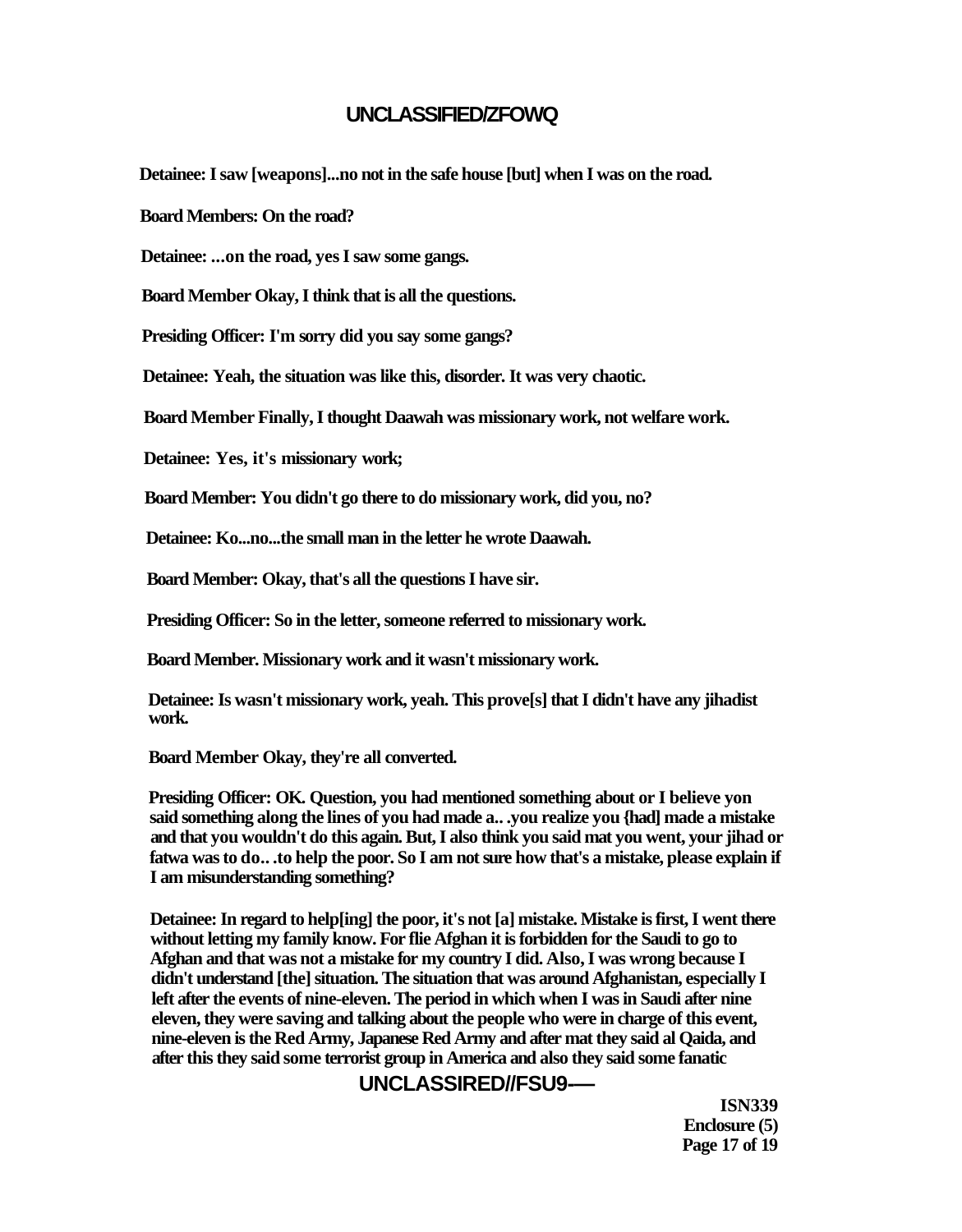Detainee: I saw [weapons]...no not in the safe house [but] when I was on the road.

Board Members: On the road?

Detainee: ...on the road, yes I saw some gangs.

Board Member Okay, I think that is all the questions.

Presiding Officer: I'm sorry did you say some gangs?

Detainee: Yeah, the situation was like this, disorder. It was very chaotic.

Board Member Finally, I thought Daawah was missionary work, not welfare work.

Detainee: Yes, it's missionary work;

Board Member: You didn't go there to do missionary work, did you, no?

Detainee: Ko...no...the small man in the letter he wrote Daawah.

Board Member: Okay, that's all the questions I have sir.

Presiding Officer: So in the letter, someone referred to missionary work.

Board Member. Missionary work and it wasn't missionary work.

Detainee: Is wasn't missionary work, yeah. This prove[s] that I didn't have any jihadist work.

Board Member Okay, they're all converted.

Presiding Officer: OK. Question, you had mentioned something about or I believe yon said something along the lines of you had made a.. .you realize you {had] made a mistake and that you wouldn't do this again. But, I also think you said mat you went, your jihad or fatwa was to do.. .to help the poor. So I am not sure how that's a mistake, please explain if I am misunderstanding something?

Detainee: In regard to help[ing] the poor, it's not [a] mistake. Mistake is first, I went there without letting my family know. For flie Afghan it is forbidden for the Saudi to go to Afghan and that was not a mistake for my country I did. Also, I was wrong because I didn't understand [the] situation. The situation that was around Afghanistan, especially I left after the events of nine-eleven. The period in which when I was in Saudi after nine eleven, they were saving and talking about the people who were in charge of this event, nine-eleven is the Red Army, Japanese Red Army and after mat they said al Qaida, and after this they said some terrorist group in America and also they said some fanatic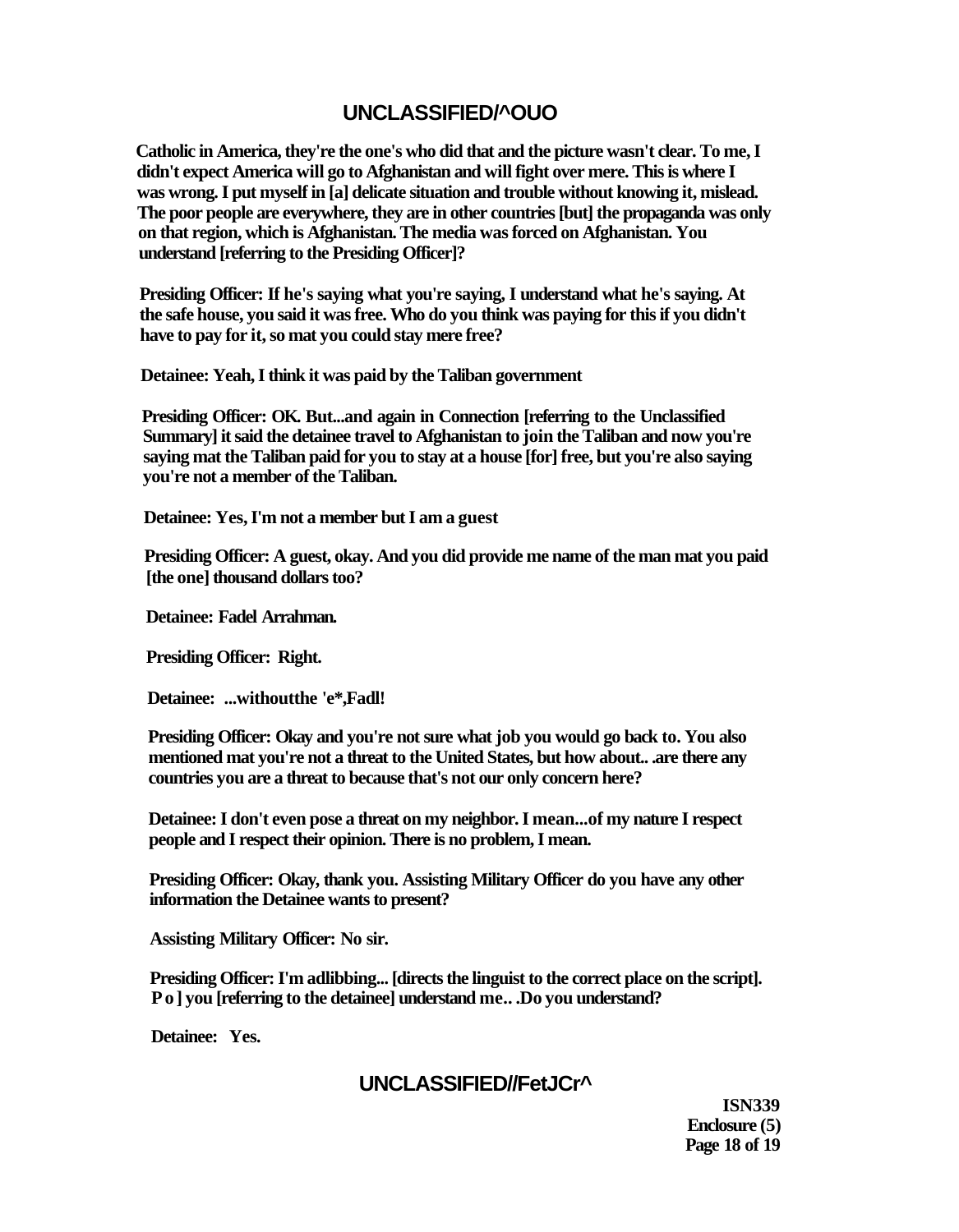Catholic in America, they're the one's who did that and the picture wasn't clear. To me, I didn't expect America will go to Afghanistan and will fight over mere. This is where I was wrong. I put myself in [a] delicate situation and trouble without knowing it, mislead. The poor people are everywhere, they are in other countries [but] the propaganda was only on that region, which is Afghanistan. The media was forced on Afghanistan. You understand [referring to the Presiding Officer]?

Presiding Officer: If he's saying what you're saying, I understand what he's saying. At the safe house, you said it was free. Who do you think was paying for this if you didn't have to pay for it, so mat you could stay mere free?

Detainee: Yeah, I think it was paid by the Taliban government

Presiding Officer: OK. But...and again in Connection [referring to the Unclassified Summary] it said the detainee travel to Afghanistan to join the Taliban and now you're saying mat the Taliban paid for you to stay at a house [for] free, but you're also saying you're not a member of the Taliban.

Detainee: Yes, I'm not a member but I am a guest

Presiding Officer: A guest, okay. And you did provide me name of the man mat you paid [the one] thousand dollars too?

Detainee: Fadel Arrahman.

Presiding Officer: Right.

Detainee: ...withoutthe 'e*,Fadl!

Presiding Officer: Okay and you're not sure what job you would go back to. You also mentioned mat you're not a threat to the United States, but how about.. .are there any countries you are a threat to because that's not our only concern here?

Detainee: I don't even pose a threat on my neighbor. I mean...of my nature I respect people and I respect their opinion. There is no problem, I mean.

Presiding Officer: Okay, thank you. Assisting Military Officer do you have any other information the Detainee wants to present?

Assisting Military Officer: No sir.

Presiding Officer: I'm adlibbing... [directs the linguist to the correct place on the script]. P o ] you [referring to the detainee] understand me.. .Do you understand?

Detainee: Yes.

ISN339
Enclosure (5)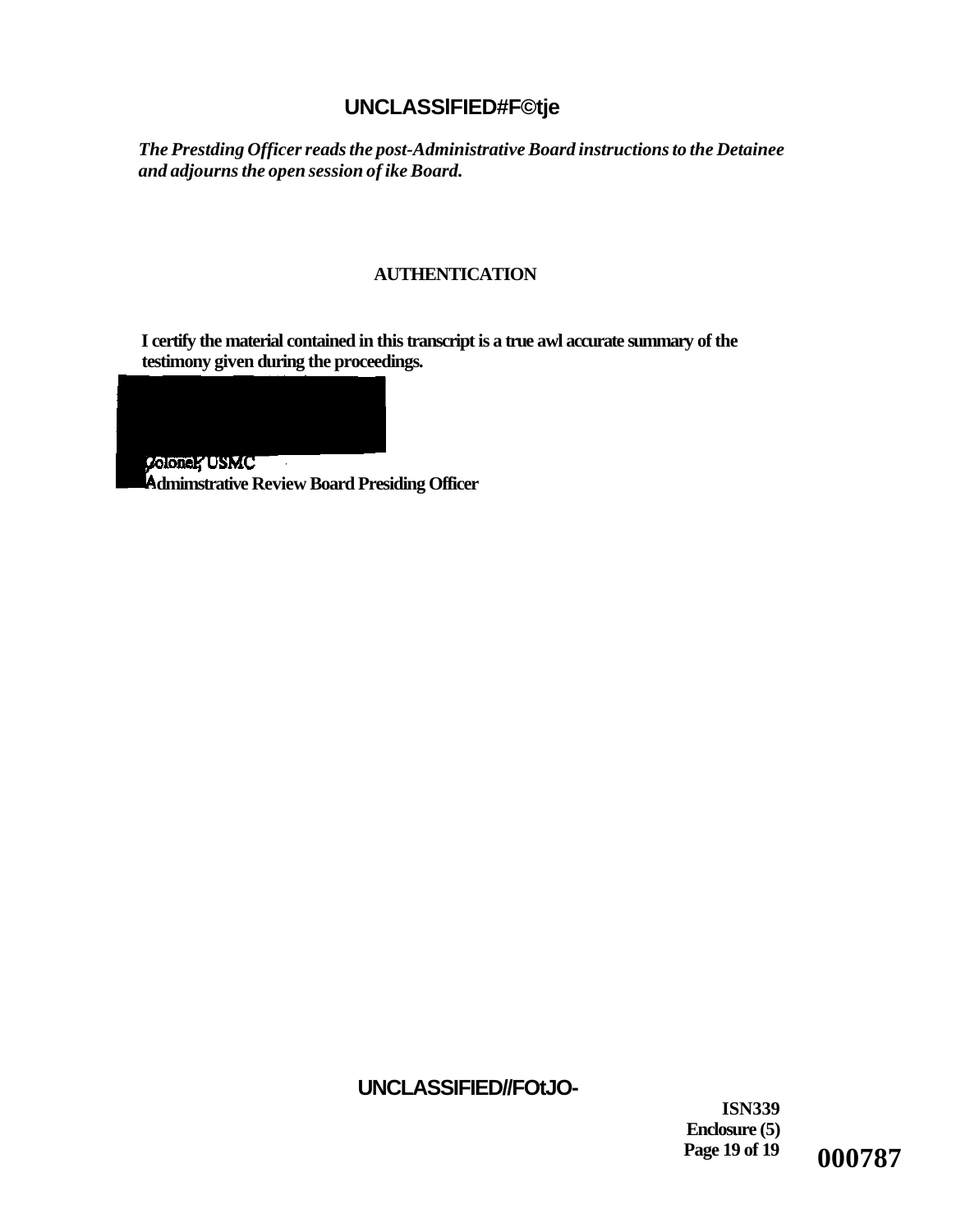*The Prestding Officer reads the post-Administrative Board instructions to the Detainee and adjourns the open session of ike Board.*

**AUTHENTICATION**

**I certify the material contained in this transcript is a true awl accurate summary of the testimony given during the proceedings.**

**Colonel, USMC**
**Admimstrative Review Board Presiding Officer**

**ISN339**
**Enclosure (5)**
**Page 19 of 19**

**000787**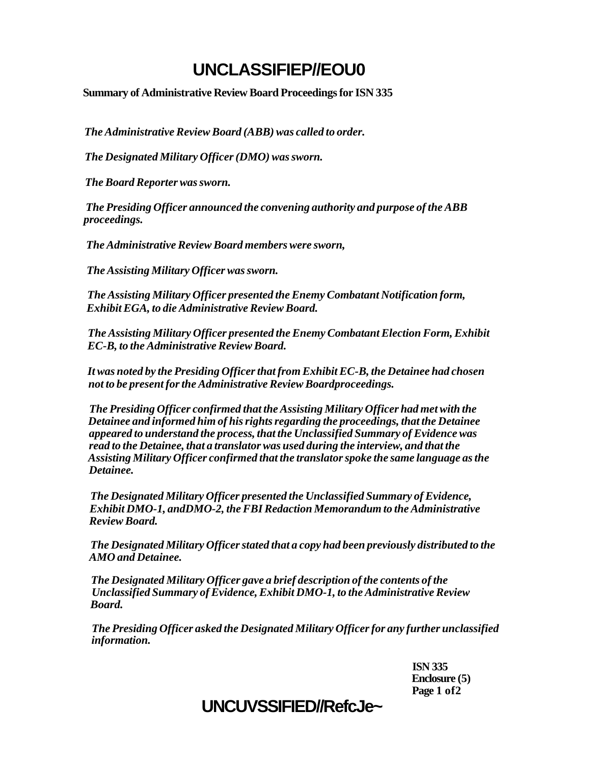**Summary of Administrative Review Board Proceedings for ISN 335**

*The Administrative Review Board (ABB) was called to order.*

*The Designated Military Officer (DMO) was sworn.*

*The Board Reporter was sworn.*

*The Presiding Officer announced the convening authority and purpose of the ABB proceedings.*

*The Administrative Review Board members were sworn,*

*The Assisting Military Officer was sworn.*

*The Assisting Military Officer presented the Enemy Combatant Notification form, Exhibit EGA, to die Administrative Review Board.*

*The Assisting Military Officer presented the Enemy Combatant Election Form, Exhibit EC-B, to the Administrative Review Board.*

*It was noted by the Presiding Officer that from Exhibit EC-B, the Detainee had chosen not to be present for the Administrative Review Boardproceedings.*

*The Presiding Officer confirmed that the Assisting Military Officer had met with the Detainee and informed him of his rights regarding the proceedings, that the Detainee appeared to understand the process, that the Unclassified Summary of Evidence was read to the Detainee, that a translator was used during the interview, and that the Assisting Military Officer confirmed that the translator spoke the same language as the Detainee.*

*The Designated Military Officer presented the Unclassified Summary of Evidence, Exhibit DMO-1, andDMO-2, the FBI Redaction Memorandum to the Administrative Review Board.*

*The Designated Military Officer stated that a copy had been previously distributed to the AMO and Detainee.*

*The Designated Military Officer gave a brief description of the contents of the Unclassified Summary of Evidence, Exhibit DMO-1, to the Administrative Review Board.*

*The Presiding Officer asked the Designated Military Officer for any further unclassified information.*

**ISN 335**
**Enclosure (5)**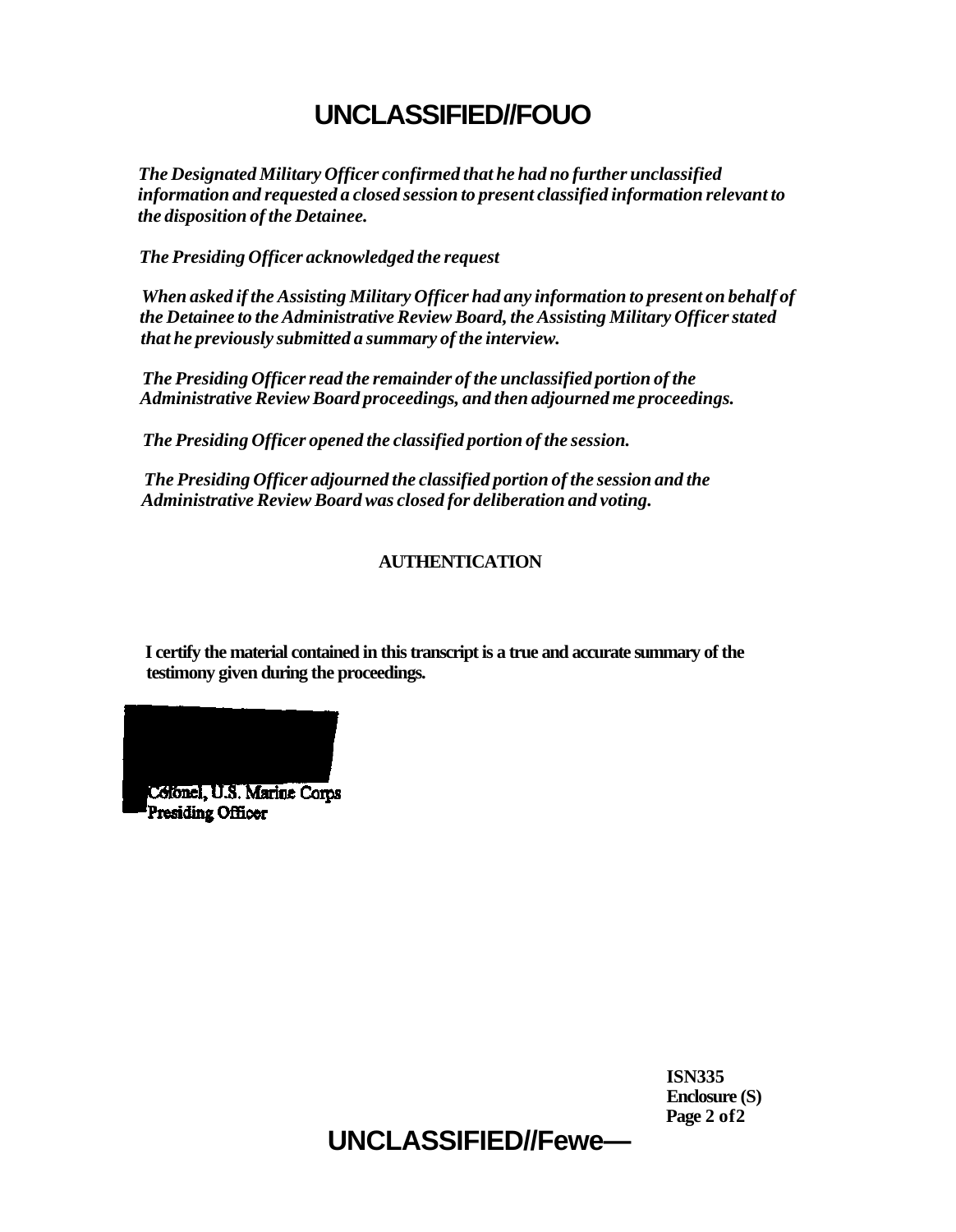*The Designated Military Officer confirmed that he had no further unclassified information and requested a closed session to present classified information relevant to the disposition of the Detainee.*

*The Presiding Officer acknowledged the request*

*When asked if the Assisting Military Officer had any information to present on behalf of the Detainee to the Administrative Review Board, the Assisting Military Officer stated that he previously submitted a summary of the interview.*

*The Presiding Officer read the remainder of the unclassified portion of the Administrative Review Board proceedings, and then adjourned me proceedings.*

*The Presiding Officer opened the classified portion of the session.*

*The Presiding Officer adjourned the classified portion of the session and the Administrative Review Board was closed for deliberation and voting.*

**AUTHENTICATION**

**I certify the material contained in this transcript is a true and accurate summary of the testimony given during the proceedings.**

Colonel, U.S. Marine Corps
Presiding Officer

**ISN335**
**Enclosure (S)**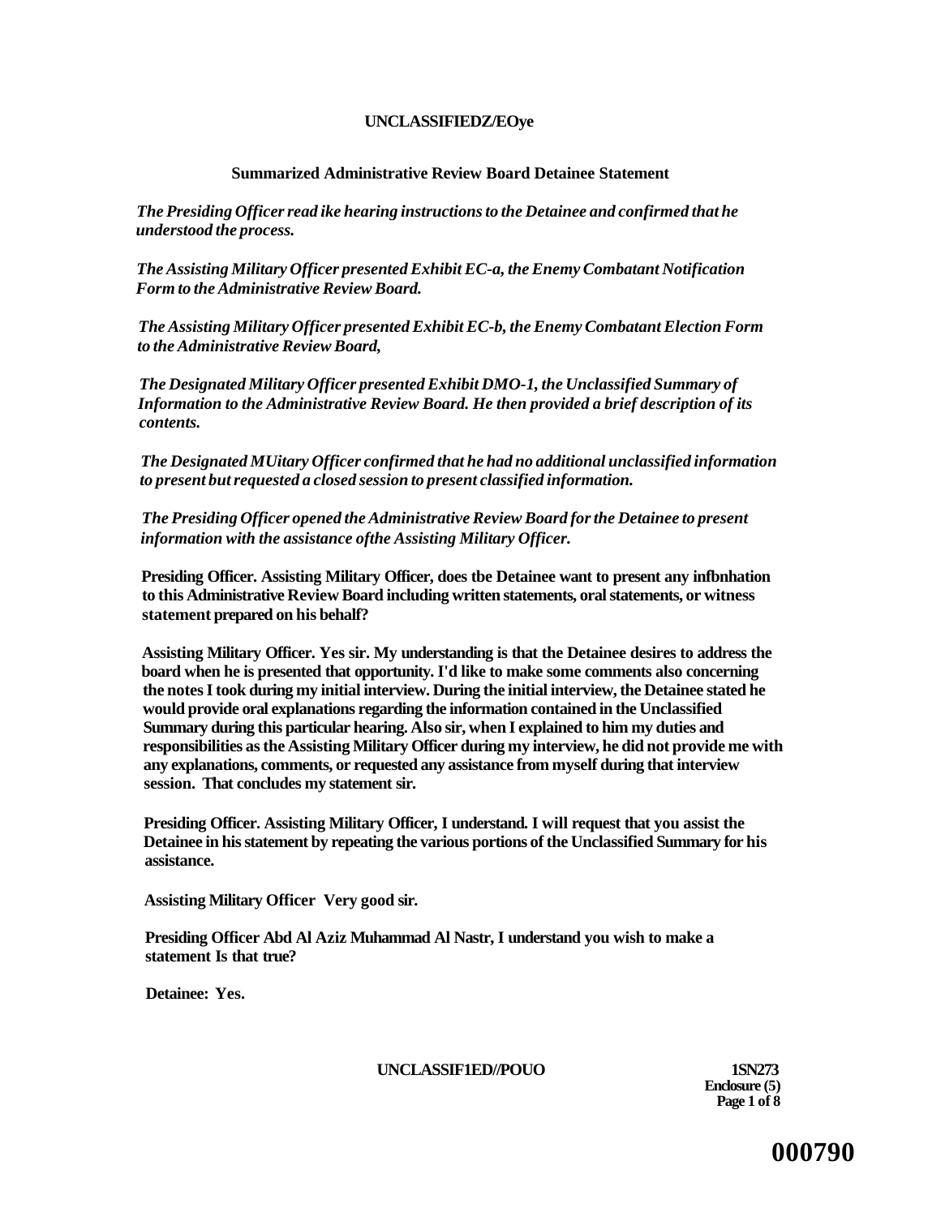**Summarized Administrative Review Board Detainee Statement**

*The Presiding Officer read ike hearing instructions to the Detainee and confirmed that he understood the process.*

*The Assisting Military Officer presented Exhibit EC-a, the Enemy Combatant Notification Form to the Administrative Review Board.*

*The Assisting Military Officer presented Exhibit EC-b, the Enemy Combatant Election Form to the Administrative Review Board,*

*The Designated Military Officer presented Exhibit DMO-1, the Unclassified Summary of Information to the Administrative Review Board. He then provided a brief description of its contents.*

*The Designated MUitary Officer confirmed that he had no additional unclassified information to present but requested a closed session to present classified information.*

*The Presiding Officer opened the Administrative Review Board for the Detainee to present information with the assistance ofthe Assisting Military Officer.*

**Presiding Officer. Assisting Military Officer, does tbe Detainee want to present any infbnhation to this Administrative Review Board including written statements, oral statements, or witness statement prepared on his behalf?**

**Assisting Military Officer. Yes sir. My understanding is that the Detainee desires to address the board when he is presented that opportunity. I'd like to make some comments also concerning the notes I took during my initial interview. During the initial interview, the Detainee stated he would provide oral explanations regarding the information contained in the Unclassified Summary during this particular hearing. Also sir, when I explained to him my duties and responsibilities as the Assisting Military Officer during my interview, he did not provide me with any explanations, comments, or requested any assistance from myself during that interview session. That concludes my statement sir.**

**Presiding Officer. Assisting Military Officer, I understand. I will request that you assist the Detainee in his statement by repeating the various portions of the Unclassified Summary for his assistance.**

**Assisting Military Officer Very good sir.**

**Presiding Officer Abd Al Aziz Muhammad Al Nastr, I understand you wish to make a statement Is that true?**

**Detainee: Yes.**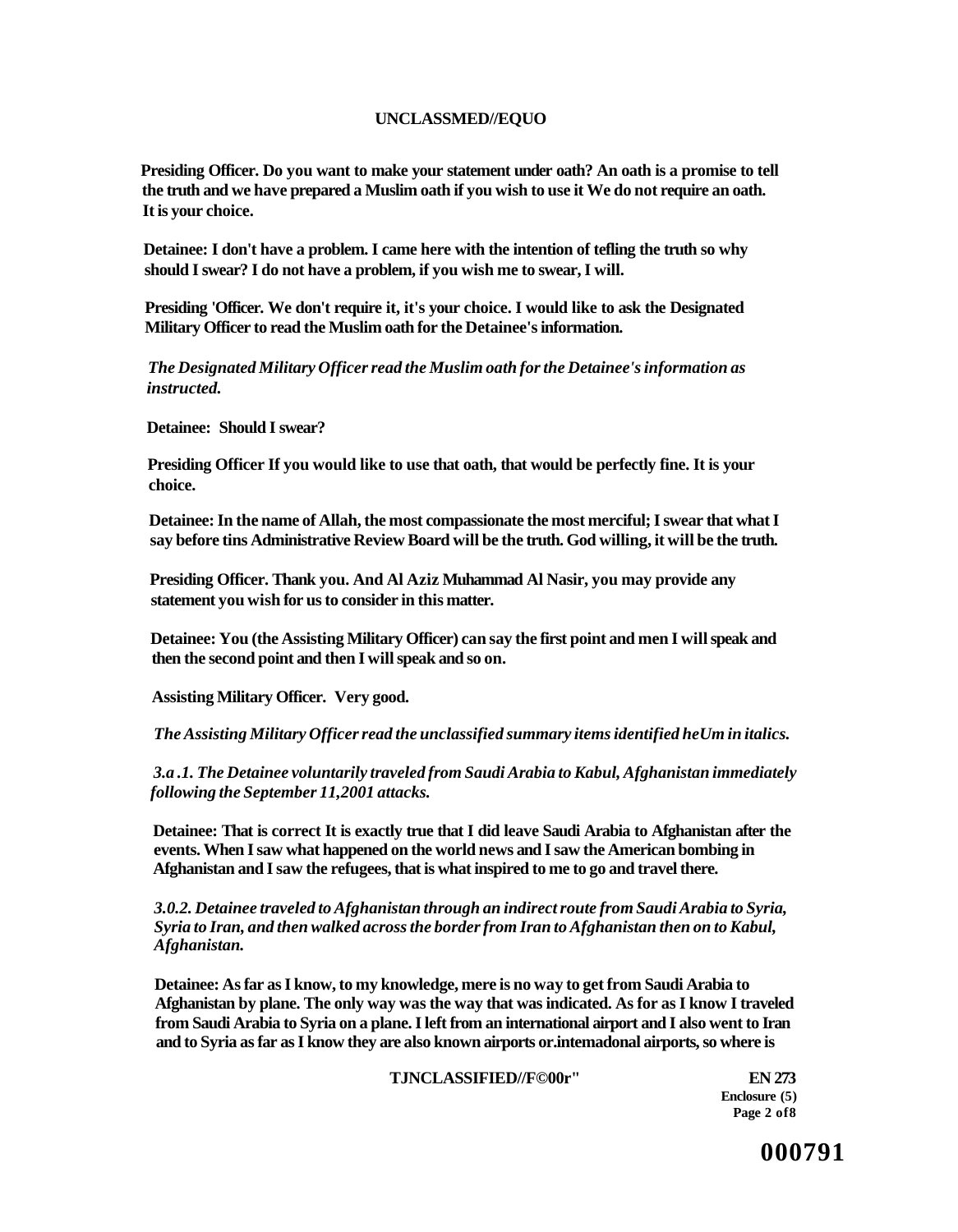**Presiding Officer. Do you want to make your statement under oath? An oath is a promise to tell the truth and we have prepared a Muslim oath if you wish to use it We do not require an oath. It is your choice.**

**Detainee: I don't have a problem. I came here with the intention of tefling the truth so why should I swear? I do not have a problem, if you wish me to swear, I will.**

**Presiding 'Officer. We don't require it, it's your choice. I would like to ask the Designated Military Officer to read the Muslim oath for the Detainee's information.**

***The Designated Military Officer read the Muslim oath for the Detainee's information as instructed.***

**Detainee: Should I swear?**

**Presiding Officer If you would like to use that oath, that would be perfectly fine. It is your choice.**

**Detainee: In the name of Allah, the most compassionate the most merciful; I swear that what I say before tins Administrative Review Board will be the truth. God willing, it will be the truth.**

**Presiding Officer. Thank you. And Al Aziz Muhammad Al Nasir, you may provide any statement you wish for us to consider in this matter.**

**Detainee: You (the Assisting Military Officer) can say the first point and men I will speak and then the second point and then I will speak and so on.**

**Assisting Military Officer. Very good.**

***The Assisting Military Officer read the unclassified summary items identified heUm in italics.***

***3.a .1. The Detainee voluntarily traveled from Saudi Arabia to Kabul, Afghanistan immediately following the September 11,2001 attacks.***

**Detainee: That is correct It is exactly true that I did leave Saudi Arabia to Afghanistan after the events. When I saw what happened on the world news and I saw the American bombing in Afghanistan and I saw the refugees, that is what inspired to me to go and travel there.**

***3.0.2. Detainee traveled to Afghanistan through an indirect route from Saudi Arabia to Syria, Syria to Iran, and then walked across the border from Iran to Afghanistan then on to Kabul, Afghanistan.***

**Detainee: As far as I know, to my knowledge, mere is no way to get from Saudi Arabia to Afghanistan by plane. The only way was the way that was indicated. As for as I know I traveled from Saudi Arabia to Syria on a plane. I left from an international airport and I also went to Iran and to Syria as far as I know they are also known airports or.intemadonal airports, so where is**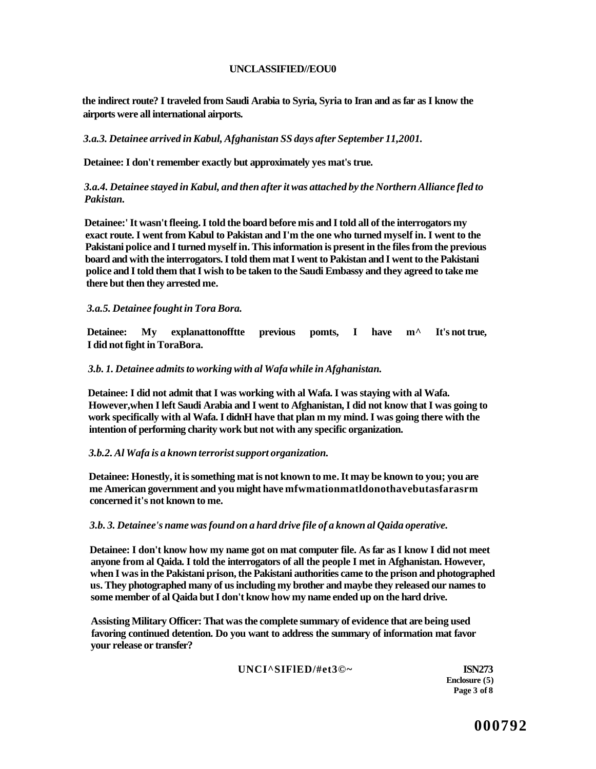**the indirect route? I traveled from Saudi Arabia to Syria, Syria to Iran and as far as I know the airports were all international airports.**

***3.a.3. Detainee arrived in Kabul, Afghanistan SS days after September 11,2001.***

**Detainee: I don't remember exactly but approximately yes mat's true.**

***3.a.4. Detainee stayed in Kabul, and then after it was attached by the Northern Alliance fled to Pakistan.***

**Detainee:' It wasn't fleeing. I told the board before mis and I told all of the interrogators my exact route. I went from Kabul to Pakistan and I'm the one who turned myself in. I went to the Pakistani police and I turned myself in. This information is present in the files from the previous board and with the interrogators. I told them mat I went to Pakistan and I went to the Pakistani police and I told them that I wish to be taken to the Saudi Embassy and they agreed to take me there but then they arrested me.**

***3.a.5. Detainee fought in Tora Bora.***

**Detainee: My explanattonofftte previous pomts, I have m^ It's not true, I did not fight in ToraBora.**

***3.b. 1. Detainee admits to working with al Wafa while in Afghanistan.***

**Detainee: I did not admit that I was working with al Wafa. I was staying with al Wafa. However,when I left Saudi Arabia and I went to Afghanistan, I did not know that I was going to work specifically with al Wafa. I didnH have that plan m my mind. I was going there with the intention of performing charity work but not with any specific organization.**

***3.b.2. Al Wafa is a known terrorist support organization.***

**Detainee: Honestly, it is something mat is not known to me. It may be known to you; you are me American government and you might have mfwmationmatldonothavebutasfarasrm concerned it's not known to me.**

***3.b. 3. Detainee's name was found on a hard drive file of a known al Qaida operative.***

**Detainee: I don't know how my name got on mat computer file. As far as I know I did not meet anyone from al Qaida. I told the interrogators of all the people I met in Afghanistan. However, when I was in the Pakistani prison, the Pakistani authorities came to the prison and photographed us. They photographed many of us including my brother and maybe they released our names to some member of al Qaida but I don't know how my name ended up on the hard drive.**

**Assisting Military Officer: That was the complete summary of evidence that are being used favoring continued detention. Do you want to address the summary of information mat favor your release or transfer?**

**ISN273**
**Enclosure (5)**

**000792**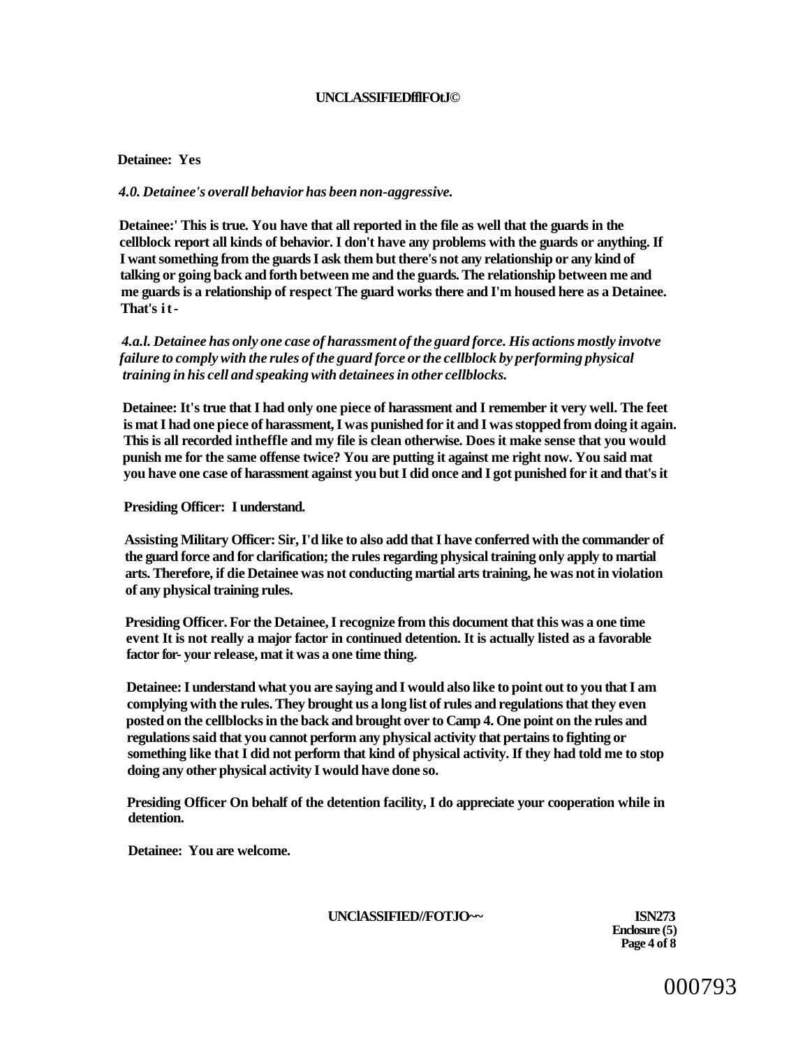**Detainee: Yes**

***4.0. Detainee's overall behavior has been non-aggressive.***

**Detainee:' This is true. You have that all reported in the file as well that the guards in the cellblock report all kinds of behavior. I don't have any problems with the guards or anything. If I want something from the guards I ask them but there's not any relationship or any kind of talking or going back and forth between me and the guards. The relationship between me and me guards is a relationship of respect The guard works there and I'm housed here as a Detainee. That's it-**

***4.a.l. Detainee has only one case of harassment of the guard force. His actions mostly invotve failure to comply with the rules of the guard force or the cellblock by performing physical training in his cell and speaking with detainees in other cellblocks.***

**Detainee: It's true that I had only one piece of harassment and I remember it very well. The feet is mat I had one piece of harassment, I was punished for it and I was stopped from doing it again. This is all recorded intheffle and my file is clean otherwise. Does it make sense that you would punish me for the same offense twice? You are putting it against me right now. You said mat you have one case of harassment against you but I did once and I got punished for it and that's it**

**Presiding Officer: I understand.**

**Assisting Military Officer: Sir, I'd like to also add that I have conferred with the commander of the guard force and for clarification; the rules regarding physical training only apply to martial arts. Therefore, if die Detainee was not conducting martial arts training, he was not in violation of any physical training rules.**

**Presiding Officer. For the Detainee, I recognize from this document that this was a one time event It is not really a major factor in continued detention. It is actually listed as a favorable factor for- your release, mat it was a one time thing.**

**Detainee: I understand what you are saying and I would also like to point out to you that I am complying with the rules. They brought us a long list of rules and regulations that they even posted on the cellblocks in the back and brought over to Camp 4. One point on the rules and regulations said that you cannot perform any physical activity that pertains to fighting or something like that I did not perform that kind of physical activity. If they had told me to stop doing any other physical activity I would have done so.**

**Presiding Officer On behalf of the detention facility, I do appreciate your cooperation while in detention.**

**Detainee: You are welcome.**

**ISN273**
**Enclosure (5)**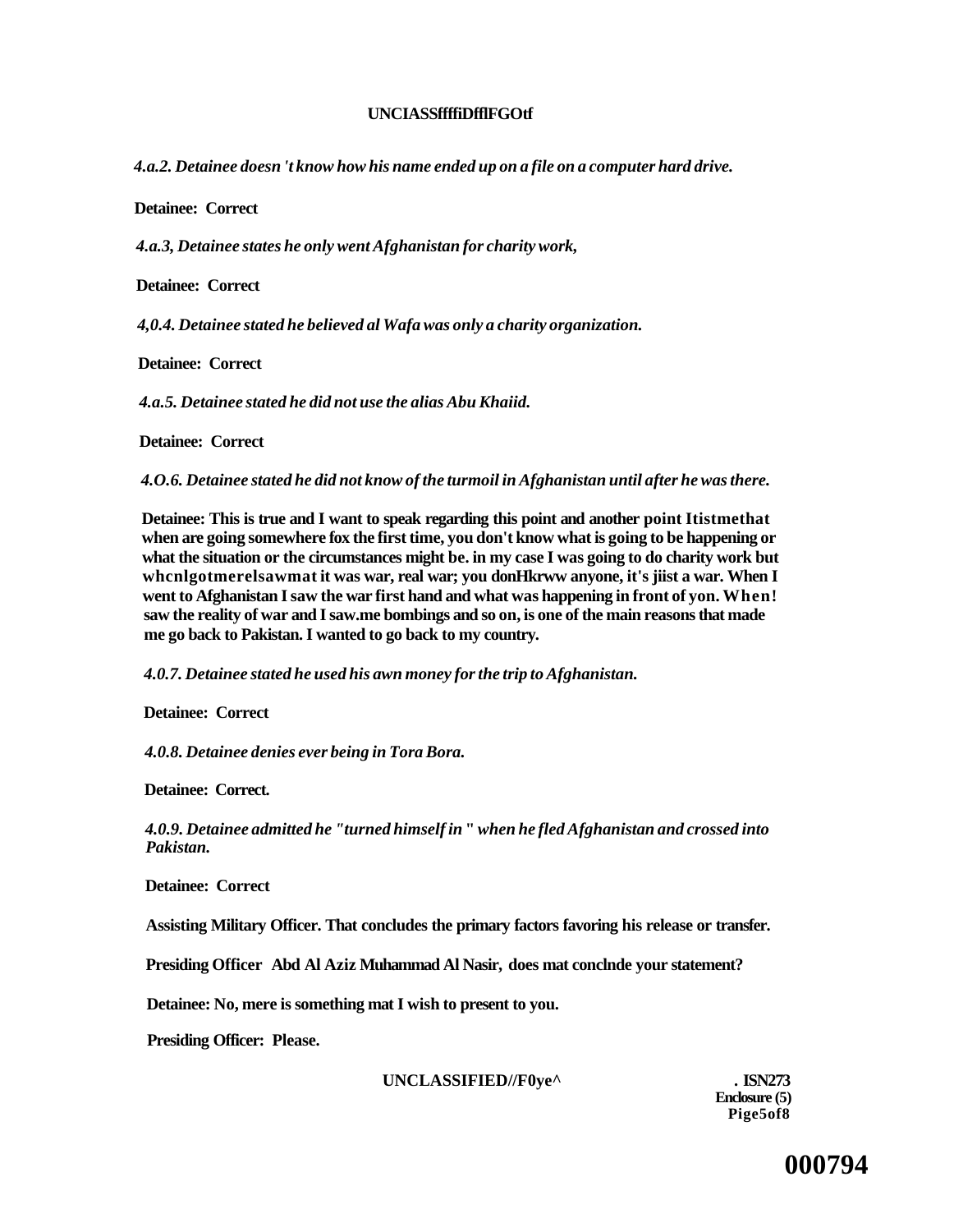*4.a.2. Detainee doesn 't know how his name ended up on a file on a computer hard drive.*

**Detainee: Correct**

*4.a.3, Detainee states he only went Afghanistan for charity work,*

**Detainee: Correct**

*4,0.4. Detainee stated he believed al Wafa was only a charity organization.*

**Detainee: Correct**

*4.a.5. Detainee stated he did not use the alias Abu Khaiid.*

**Detainee: Correct**

*4.O.6. Detainee stated he did not know of the turmoil in Afghanistan until after he was there.*

**Detainee: This is true and I want to speak regarding this point and another point Itistmethat when are going somewhere fox the first time, you don't know what is going to be happening or what the situation or the circumstances might be. in my case I was going to do charity work but whcnlgotmerelsawmat it was war, real war; you donHkrww anyone, it's jiist a war. When I went to Afghanistan I saw the war first hand and what was happening in front of yon. When! saw the reality of war and I saw.me bombings and so on, is one of the main reasons that made me go back to Pakistan. I wanted to go back to my country.**

*4.0.7. Detainee stated he used his awn money for the trip to Afghanistan.*

**Detainee: Correct**

*4.0.8. Detainee denies ever being in Tora Bora.*

**Detainee: Correct.**

*4.0.9. Detainee admitted he "turned himself in " when he fled Afghanistan and crossed into Pakistan.*

**Detainee: Correct**

**Assisting Military Officer. That concludes the primary factors favoring his release or transfer.**

**Presiding Officer Abd Al Aziz Muhammad Al Nasir, does mat conclnde your statement?**

**Detainee: No, mere is something mat I wish to present to you.**

**Presiding Officer: Please.**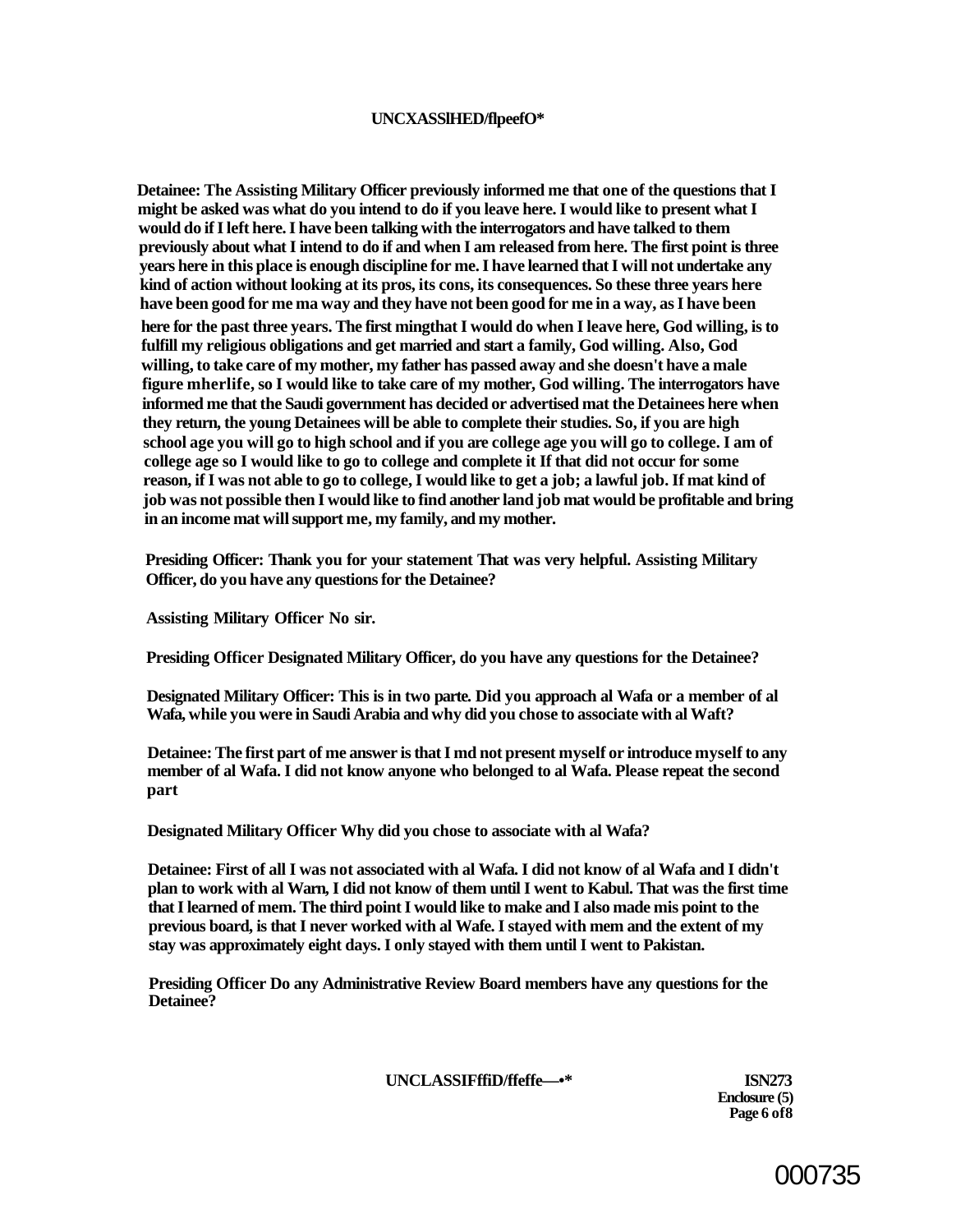**Detainee: The Assisting Military Officer previously informed me that one of the questions that I might be asked was what do you intend to do if you leave here. I would like to present what I would do if I left here. I have been talking with the interrogators and have talked to them previously about what I intend to do if and when I am released from here. The first point is three years here in this place is enough discipline for me. I have learned that I will not undertake any kind of action without looking at its pros, its cons, its consequences. So these three years here have been good for me ma way and they have not been good for me in a way, as I have been here for the past three years. The first mingthat I would do when I leave here, God willing, is to fulfill my religious obligations and get married and start a family, God willing. Also, God willing, to take care of my mother, my father has passed away and she doesn't have a male figure mherlife, so I would like to take care of my mother, God willing. The interrogators have informed me that the Saudi government has decided or advertised mat the Detainees here when they return, the young Detainees will be able to complete their studies. So, if you are high school age you will go to high school and if you are college age you will go to college. I am of college age so I would like to go to college and complete it If that did not occur for some reason, if I was not able to go to college, I would like to get a job; a lawful job. If mat kind of job was not possible then I would like to find another land job mat would be profitable and bring in an income mat will support me, my family, and my mother.**

**Presiding Officer: Thank you for your statement That was very helpful. Assisting Military Officer, do you have any questions for the Detainee?**

**Assisting Military Officer No sir.**

**Presiding Officer Designated Military Officer, do you have any questions for the Detainee?**

**Designated Military Officer: This is in two parte. Did you approach al Wafa or a member of al Wafa, while you were in Saudi Arabia and why did you chose to associate with al Waft?**

**Detainee: The first part of me answer is that I md not present myself or introduce myself to any member of al Wafa. I did not know anyone who belonged to al Wafa. Please repeat the second part**

**Designated Military Officer Why did you chose to associate with al Wafa?**

**Detainee: First of all I was not associated with al Wafa. I did not know of al Wafa and I didn't plan to work with al Warn, I did not know of them until I went to Kabul. That was the first time that I learned of mem. The third point I would like to make and I also made mis point to the previous board, is that I never worked with al Wafe. I stayed with mem and the extent of my stay was approximately eight days. I only stayed with them until I went to Pakistan.**

**Presiding Officer Do any Administrative Review Board members have any questions for the Detainee?**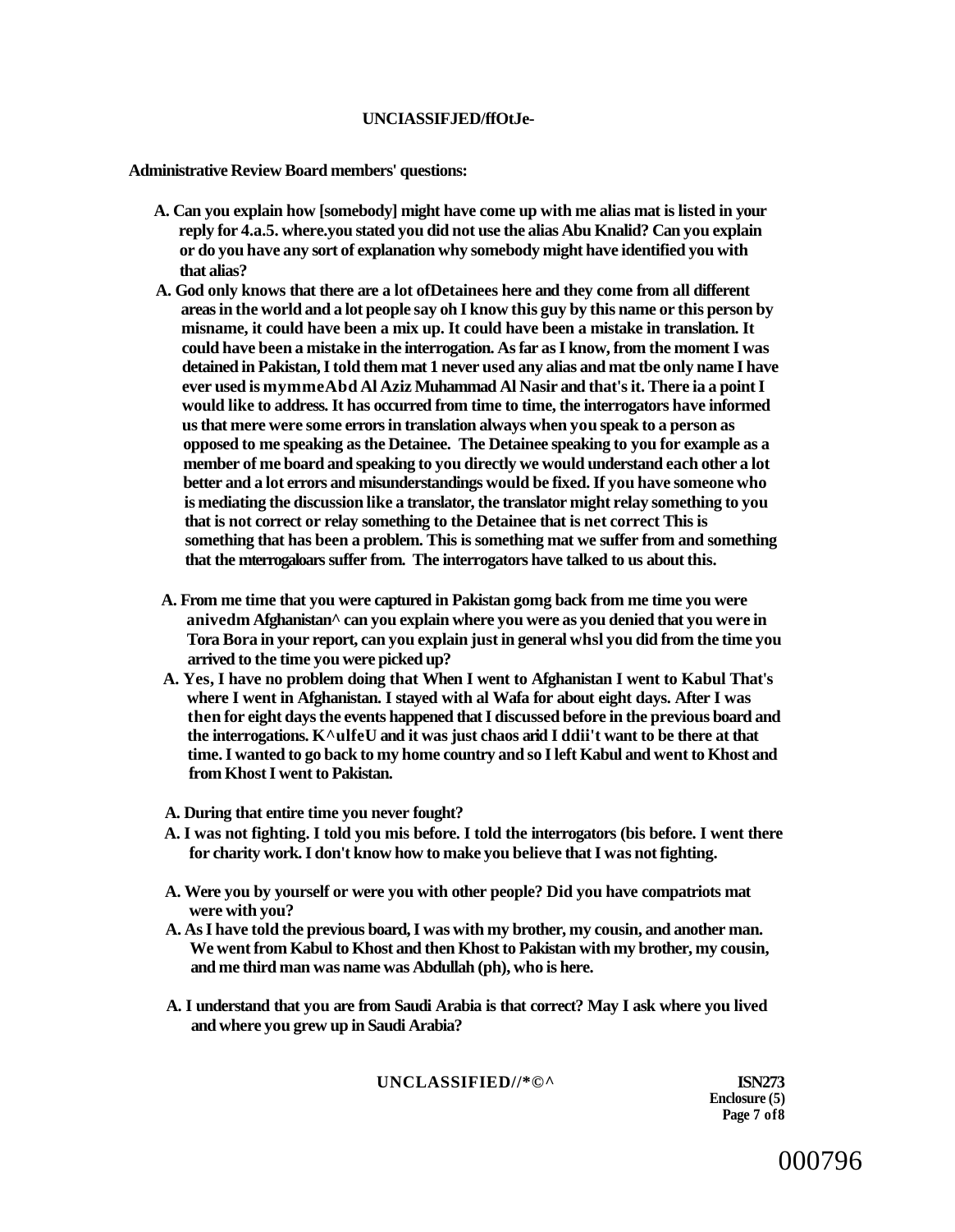**Administrative Review Board members' questions:**

A. Can you explain how [somebody] might have come up with me alias mat is listed in your reply for 4.a.5. where.you stated you did not use the alias Abu Knalid? Can you explain or do you have any sort of explanation why somebody might have identified you with that alias?

A. God only knows that there are a lot ofDetainees here and they come from all different areas in the world and a lot people say oh I know this guy by this name or this person by misname, it could have been a mix up. It could have been a mistake in translation. It could have been a mistake in the interrogation. As far as I know, from the moment I was detained in Pakistan, I told them mat 1 never used any alias and mat tbe only name I have ever used is mymmeAbd Al Aziz Muhammad Al Nasir and that's it. There ia a point I would like to address. It has occurred from time to time, the interrogators have informed us that mere were some errors in translation always when you speak to a person as opposed to me speaking as the Detainee. The Detainee speaking to you for example as a member of me board and speaking to you directly we would understand each other a lot better and a lot errors and misunderstandings would be fixed. If you have someone who is mediating the discussion like a translator, the translator might relay something to you that is not correct or relay something to the Detainee that is net correct This is something that has been a problem. This is something mat we suffer from and something that the mterrogaloars suffer from. The interrogators have talked to us about this.

A. From me time that you were captured in Pakistan gomg back from me time you were anivedm Afghanistan^ can you explain where you were as you denied that you were in Tora Bora in your report, can you explain just in general whsl you did from the time you arrived to the time you were picked up?

A. Yes, I have no problem doing that When I went to Afghanistan I went to Kabul That's where I went in Afghanistan. I stayed with al Wafa for about eight days. After I was then for eight days the events happened that I discussed before in the previous board and the interrogations. K^ulfeU and it was just chaos arid I ddii't want to be there at that time. I wanted to go back to my home country and so I left Kabul and went to Khost and from Khost I went to Pakistan.

A. During that entire time you never fought?

A. I was not fighting. I told you mis before. I told the interrogators (bis before. I went there for charity work. I don't know how to make you believe that I was not fighting.

A. Were you by yourself or were you with other people? Did you have compatriots mat were with you?

A. As I have told the previous board, I was with my brother, my cousin, and another man. We went from Kabul to Khost and then Khost to Pakistan with my brother, my cousin, and me third man was name was Abdullah (ph), who is here.

A. I understand that you are from Saudi Arabia is that correct? May I ask where you lived and where you grew up in Saudi Arabia?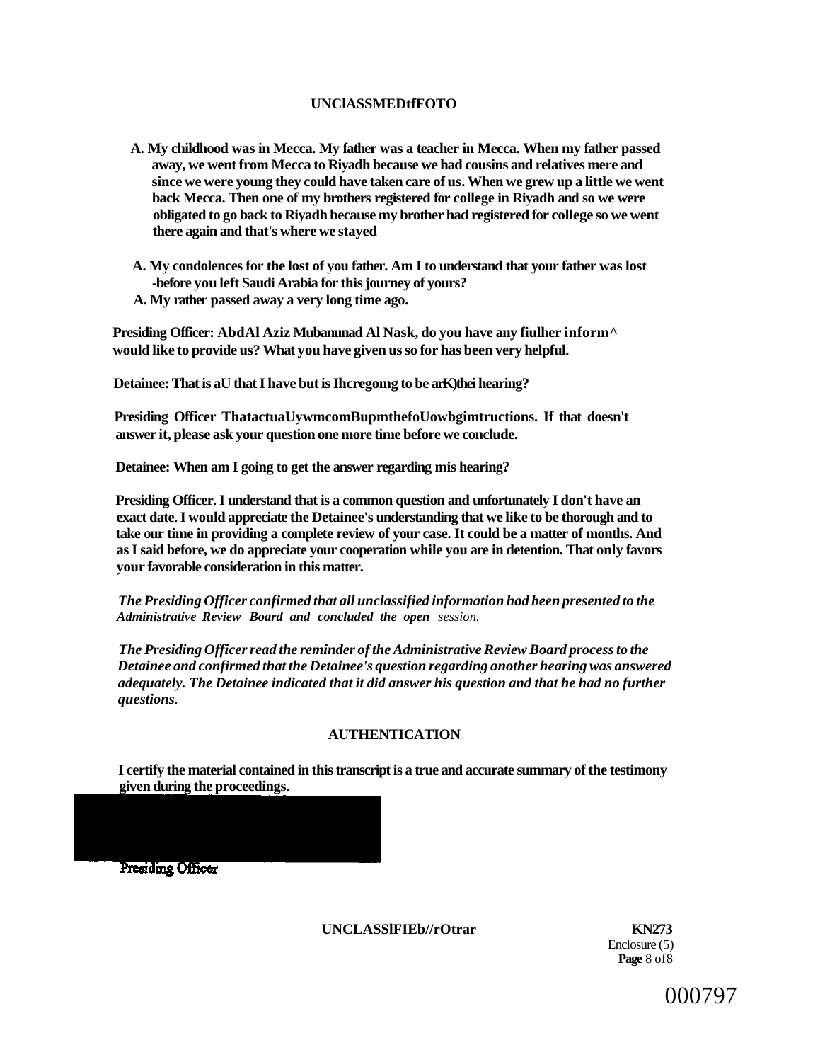**UNClASSMEDtfFOTO**

A. My childhood was in Mecca. My father was a teacher in Mecca. When my father passed away, we went from Mecca to Riyadh because we had cousins and relatives mere and since we were young they could have taken care of us. When we grew up a little we went back Mecca. Then one of my brothers registered for college in Riyadh and so we were obligated to go back to Riyadh because my brother had registered for college so we went there again and that's where we stayed

A. My condolences for the lost of you father. Am I to understand that your father was lost -before you left Saudi Arabia for this journey of yours?

A. My rather passed away a very long time ago.

**Presiding Officer: AbdAl Aziz Mubanunad Al Nask, do you have any fiulher inform^ would like to provide us? What you have given us so for has been very helpful.**

**Detainee: That is aU that I have but is Ihcregomg to be arK)thei hearing?**

**Presiding Officer ThatactuaUywmcomBupmthefoUowbgimtructions. If that doesn't answer it, please ask your question one more time before we conclude.**

**Detainee: When am I going to get the answer regarding mis hearing?**

**Presiding Officer. I understand that is a common question and unfortunately I don't have an exact date. I would appreciate the Detainee's understanding that we like to be thorough and to take our time in providing a complete review of your case. It could be a matter of months. And as I said before, we do appreciate your cooperation while you are in detention. That only favors your favorable consideration in this matter.**

***The Presiding Officer confirmed that all unclassified information had been presented to the Administrative Review Board and concluded the open session.***

***The Presiding Officer read the reminder of the Administrative Review Board process to the Detainee and confirmed that the Detainee's question regarding another hearing was answered adequately. The Detainee indicated that it did answer his question and that he had no further questions.***

**AUTHENTICATION**

**I certify the material contained in this transcript is a true and accurate summary of the testimony given during the proceedings.**

**Presiding Officer**

**UNCLASSlFIEb//rOtrar**

**KN273**
Enclosure (5)
**Page** 8 of8

000797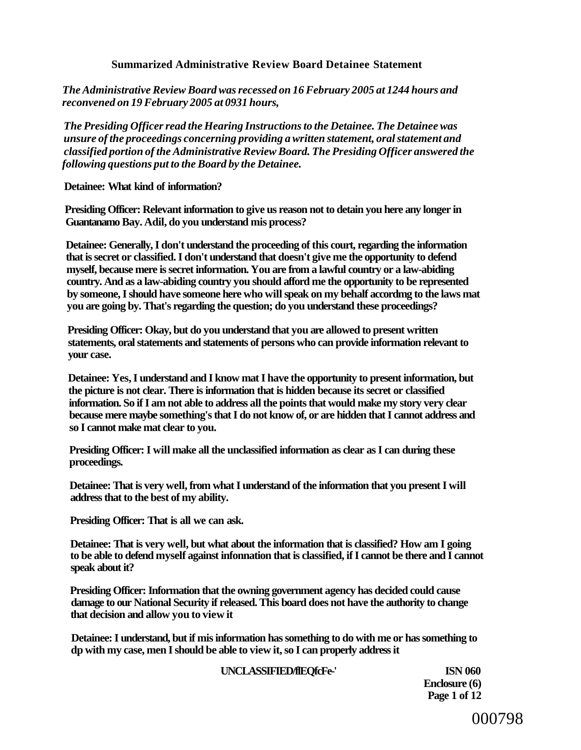## Summarized Administrative Review Board Detainee Statement

*The Administrative Review Board was recessed on 16 February 2005 at 1244 hours and reconvened on 19 February 2005 at 0931 hours,*

*The Presiding Officer read the Hearing Instructions to the Detainee. The Detainee was unsure of the proceedings concerning providing a written statement, oral statement and classified portion of the Administrative Review Board. The Presiding Officer answered the following questions put to the Board by the Detainee.*

**Detainee: What kind of information?**

**Presiding Officer: Relevant information to give us reason not to detain you here any longer in Guantanamo Bay. Adil, do you understand mis process?**

**Detainee: Generally, I don't understand the proceeding of this court, regarding the information that is secret or classified. I don't understand that doesn't give me the opportunity to defend myself, because mere is secret information. You are from a lawful country or a law-abiding country. And as a law-abiding country you should afford me the opportunity to be represented by someone, I should have someone here who will speak on my behalf accordmg to the laws mat you are going by. That's regarding the question; do you understand these proceedings?**

**Presiding Officer: Okay, but do you understand that you are allowed to present written statements, oral statements and statements of persons who can provide information relevant to your case.**

**Detainee: Yes, I understand and I know mat I have the opportunity to present information, but the picture is not clear. There is information that is hidden because its secret or classified information. So if I am not able to address all the points that would make my story very clear because mere maybe something's that I do not know of, or are hidden that I cannot address and so I cannot make mat clear to you.**

**Presiding Officer: I will make all the unclassified information as clear as I can during these proceedings.**

**Detainee: That is very well, from what I understand of the information that you present I will address that to the best of my ability.**

**Presiding Officer: That is all we can ask.**

**Detainee: That is very well, but what about the information that is classified? How am I going to be able to defend myself against infonnation that is classified, if I cannot be there and I cannot speak about it?**

**Presiding Officer: Information that the owning government agency has decided could cause damage to our National Security if released. This board does not have the authority to change that decision and allow you to view it**

**Detainee: I understand, but if mis information has something to do with me or has something to dp with my case, men I should be able to view it, so I can properly address it**

**UNCLASSIFIED/flEQfcFe-' ISN 060**
**Enclosure (6)**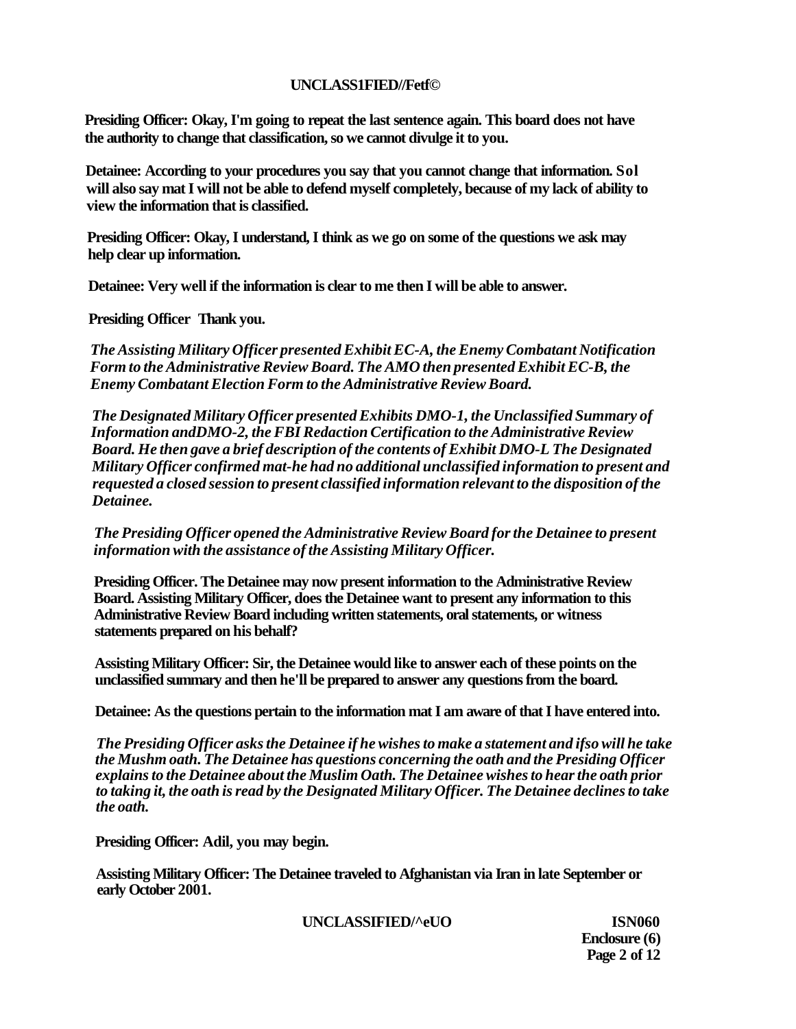**Presiding Officer: Okay, I'm going to repeat the last sentence again. This board does not have the authority to change that classification, so we cannot divulge it to you.**

**Detainee: According to your procedures you say that you cannot change that information. Sol will also say mat I will not be able to defend myself completely, because of my lack of ability to view the information that is classified.**

**Presiding Officer: Okay, I understand, I think as we go on some of the questions we ask may help clear up information.**

**Detainee: Very well if the information is clear to me then I will be able to answer.**

**Presiding Officer Thank you.**

***The Assisting Military Officer presented Exhibit EC-A, the Enemy Combatant Notification Form to the Administrative Review Board. The AMO then presented Exhibit EC-B, the Enemy Combatant Election Form to the Administrative Review Board.***

***The Designated Military Officer presented Exhibits DMO-1, the Unclassified Summary of Information andDMO-2, the FBI Redaction Certification to the Administrative Review Board. He then gave a brief description of the contents of Exhibit DMO-L The Designated Military Officer confirmed mat-he had no additional unclassified information to present and requested a closed session to present classified information relevant to the disposition of the Detainee.***

***The Presiding Officer opened the Administrative Review Board for the Detainee to present information with the assistance of the Assisting Military Officer.***

**Presiding Officer. The Detainee may now present information to the Administrative Review Board. Assisting Military Officer, does the Detainee want to present any information to this Administrative Review Board including written statements, oral statements, or witness statements prepared on his behalf?**

**Assisting Military Officer: Sir, the Detainee would like to answer each of these points on the unclassified summary and then he'll be prepared to answer any questions from the board.**

**Detainee: As the questions pertain to the information mat I am aware of that I have entered into.**

***The Presiding Officer asks the Detainee if he wishes to make a statement and ifso will he take the Mushm oath. The Detainee has questions concerning the oath and the Presiding Officer explains to the Detainee about the Muslim Oath. The Detainee wishes to hear the oath prior to taking it, the oath is read by the Designated Military Officer. The Detainee declines to take the oath.***

**Presiding Officer: Adil, you may begin.**

**Assisting Military Officer: The Detainee traveled to Afghanistan via Iran in late September or early October 2001.**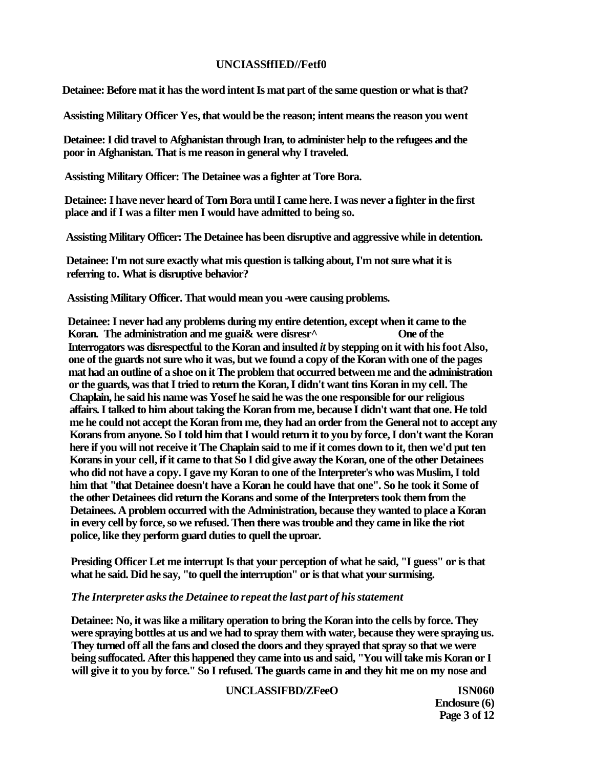**Detainee: Before mat it has the word intent Is mat part of the same question or what is that?**

**Assisting Military Officer Yes, that would be the reason; intent means the reason you went**

**Detainee: I did travel to Afghanistan through Iran, to administer help to the refugees and the poor in Afghanistan. That is me reason in general why I traveled.**

**Assisting Military Officer: The Detainee was a fighter at Tore Bora.**

**Detainee: I have never heard of Torn Bora until I came here. I was never a fighter in the first place and if I was a filter men I would have admitted to being so.**

**Assisting Military Officer: The Detainee has been disruptive and aggressive while in detention.**

**Detainee: I'm not sure exactly what mis question is talking about, I'm not sure what it is referring to. What is disruptive behavior?**

**Assisting Military Officer. That would mean you -were causing problems.**

**Detainee: I never had any problems during my entire detention, except when it came to the Koran. The administration and me guai& were disresr^ One of the Interrogators was disrespectful to the Koran and insulted *it* by stepping on it with his foot Also, one of the guards not sure who it was, but we found a copy of the Koran with one of the pages mat had an outline of a shoe on it The problem that occurred between me and the administration or the guards, was that I tried to return the Koran, I didn't want tins Koran in my cell. The Chaplain, he said his name was Yosef he said he was the one responsible for our religious affairs. I talked to him about taking the Koran from me, because I didn't want that one. He told me he could not accept the Koran from me, they had an order from the General not to accept any Korans from anyone. So I told him that I would return it to you by force, I don't want the Koran here if you will not receive it The Chaplain said to me if it comes down to it, then we'd put ten Korans in your cell, if it came to that So I did give away the Koran, one of the other Detainees who did not have a copy. I gave my Koran to one of the Interpreter's who was Muslim, I told him that "that Detainee doesn't have a Koran he could have that one". So he took it Some of the other Detainees did return the Korans and some of the Interpreters took them from the Detainees. A problem occurred with the Administration, because they wanted to place a Koran in every cell by force, so we refused. Then there was trouble and they came in like the riot police, like they perform guard duties to quell the uproar.**

**Presiding Officer Let me interrupt Is that your perception of what he said, "I guess" or is that what he said. Did he say, "to quell the interruption" or is that what your surmising.**

***The Interpreter asks the Detainee to repeat the last part of his statement***

**Detainee: No, it was like a military operation to bring the Koran into the cells by force. They were spraying bottles at us and we had to spray them with water, because they were spraying us. They turned off all the fans and closed the doors and they sprayed that spray so that we were being suffocated. After this happened they came into us and said, "You will take mis Koran or I will give it to you by force." So I refused. The guards came in and they hit me on my nose and**

**ISN060**
**Enclosure (6)**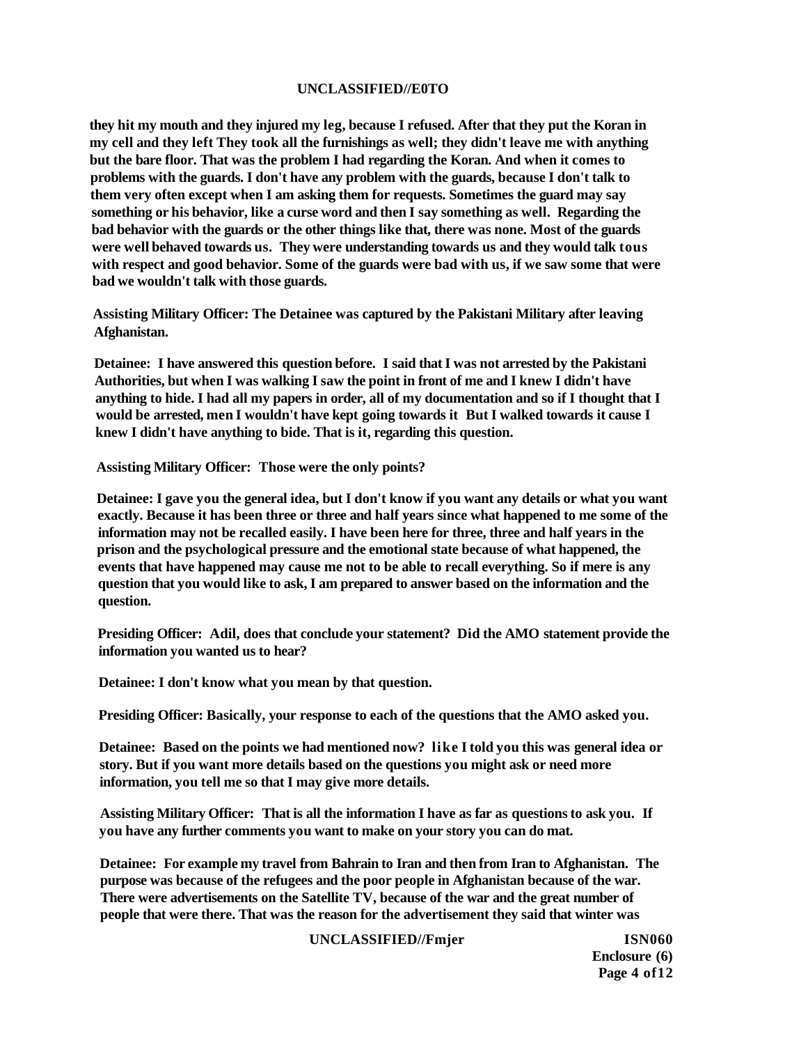they hit my mouth and they injured my leg, because I refused. After that they put the Koran in my cell and they left They took all the furnishings as well; they didn't leave me with anything but the bare floor. That was the problem I had regarding the Koran. And when it comes to problems with the guards. I don't have any problem with the guards, because I don't talk to them very often except when I am asking them for requests. Sometimes the guard may say something or his behavior, like a curse word and then I say something as well. Regarding the bad behavior with the guards or the other things like that, there was none. Most of the guards were well behaved towards us. They were understanding towards us and they would talk tous with respect and good behavior. Some of the guards were bad with us, if we saw some that were bad we wouldn't talk with those guards.

Assisting Military Officer: The Detainee was captured by the Pakistani Military after leaving Afghanistan.

Detainee: I have answered this question before. I said that I was not arrested by the Pakistani Authorities, but when I was walking I saw the point in front of me and I knew I didn't have anything to hide. I had all my papers in order, all of my documentation and so if I thought that I would be arrested, men I wouldn't have kept going towards it But I walked towards it cause I knew I didn't have anything to bide. That is it, regarding this question.

Assisting Military Officer: Those were the only points?

Detainee: I gave you the general idea, but I don't know if you want any details or what you want exactly. Because it has been three or three and half years since what happened to me some of the information may not be recalled easily. I have been here for three, three and half years in the prison and the psychological pressure and the emotional state because of what happened, the events that have happened may cause me not to be able to recall everything. So if mere is any question that you would like to ask, I am prepared to answer based on the information and the question.

Presiding Officer: Adil, does that conclude your statement? Did the AMO statement provide the information you wanted us to hear?

Detainee: I don't know what you mean by that question.

Presiding Officer: Basically, your response to each of the questions that the AMO asked you.

Detainee: Based on the points we had mentioned now? like I told you this was general idea or story. But if you want more details based on the questions you might ask or need more information, you tell me so that I may give more details.

Assisting Military Officer: That is all the information I have as far as questions to ask you. If you have any further comments you want to make on your story you can do mat.

Detainee: For example my travel from Bahrain to Iran and then from Iran to Afghanistan. The purpose was because of the refugees and the poor people in Afghanistan because of the war. There were advertisements on the Satellite TV, because of the war and the great number of people that were there. That was the reason for the advertisement they said that winter was

ISN060
Enclosure (6)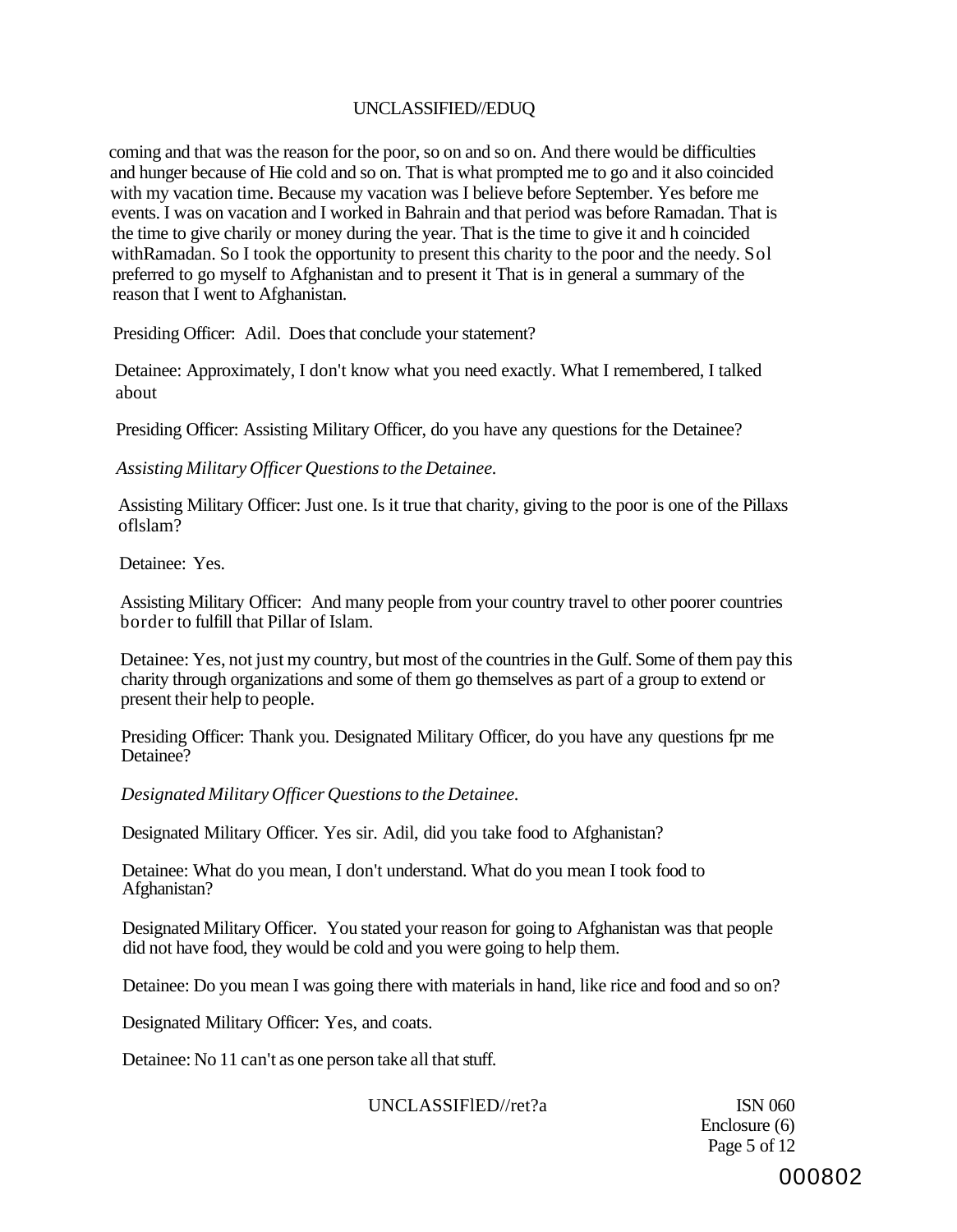coming and that was the reason for the poor, so on and so on. And there would be difficulties and hunger because of Hie cold and so on. That is what prompted me to go and it also coincided with my vacation time. Because my vacation was I believe before September. Yes before me events. I was on vacation and I worked in Bahrain and that period was before Ramadan. That is the time to give charily or money during the year. That is the time to give it and h coincided withRamadan. So I took the opportunity to present this charity to the poor and the needy. Sol preferred to go myself to Afghanistan and to present it That is in general a summary of the reason that I went to Afghanistan.

Presiding Officer: Adil. Does that conclude your statement?

Detainee: Approximately, I don't know what you need exactly. What I remembered, I talked about

Presiding Officer: Assisting Military Officer, do you have any questions for the Detainee?

*Assisting Military Officer Questions to the Detainee.*

Assisting Military Officer: Just one. Is it true that charity, giving to the poor is one of the Pillaxs oflslam?

Detainee: Yes.

Assisting Military Officer: And many people from your country travel to other poorer countries border to fulfill that Pillar of Islam.

Detainee: Yes, not just my country, but most of the countries in the Gulf. Some of them pay this charity through organizations and some of them go themselves as part of a group to extend or present their help to people.

Presiding Officer: Thank you. Designated Military Officer, do you have any questions fpr me Detainee?

*Designated Military Officer Questions to the Detainee.*

Designated Military Officer. Yes sir. Adil, did you take food to Afghanistan?

Detainee: What do you mean, I don't understand. What do you mean I took food to Afghanistan?

Designated Military Officer. You stated your reason for going to Afghanistan was that people did not have food, they would be cold and you were going to help them.

Detainee: Do you mean I was going there with materials in hand, like rice and food and so on?

Designated Military Officer: Yes, and coats.

Detainee: No 11 can't as one person take all that stuff.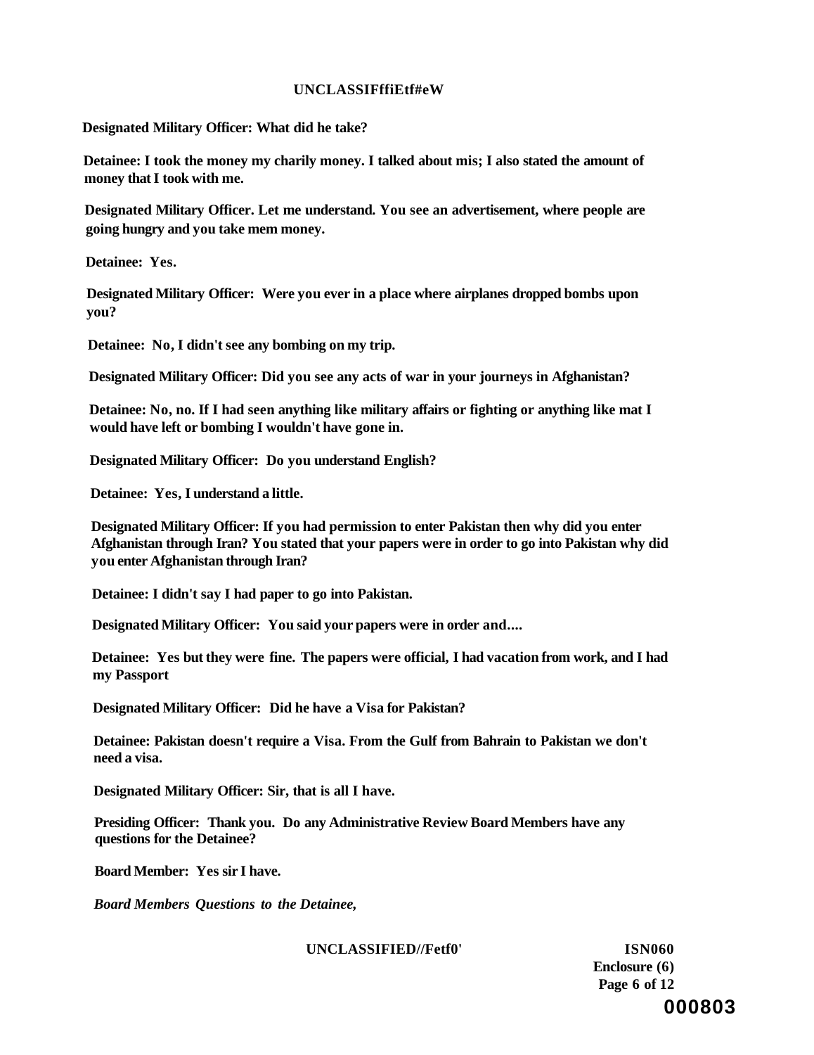**Designated Military Officer: What did he take?**

**Detainee: I took the money my charily money. I talked about mis; I also stated the amount of money that I took with me.**

**Designated Military Officer. Let me understand. You see an advertisement, where people are going hungry and you take mem money.**

**Detainee: Yes.**

**Designated Military Officer: Were you ever in a place where airplanes dropped bombs upon you?**

**Detainee: No, I didn't see any bombing on my trip.**

**Designated Military Officer: Did you see any acts of war in your journeys in Afghanistan?**

**Detainee: No, no. If I had seen anything like military affairs or fighting or anything like mat I would have left or bombing I wouldn't have gone in.**

**Designated Military Officer: Do you understand English?**

**Detainee: Yes, I understand a little.**

**Designated Military Officer: If you had permission to enter Pakistan then why did you enter Afghanistan through Iran? You stated that your papers were in order to go into Pakistan why did you enter Afghanistan through Iran?**

**Detainee: I didn't say I had paper to go into Pakistan.**

**Designated Military Officer: You said your papers were in order and....**

**Detainee: Yes but they were fine. The papers were official, I had vacation from work, and I had my Passport**

**Designated Military Officer: Did he have a Visa for Pakistan?**

**Detainee: Pakistan doesn't require a Visa. From the Gulf from Bahrain to Pakistan we don't need a visa.**

**Designated Military Officer: Sir, that is all I have.**

**Presiding Officer: Thank you. Do any Administrative Review Board Members have any questions for the Detainee?**

**Board Member: Yes sir I have.**

***Board Members Questions to the Detainee,***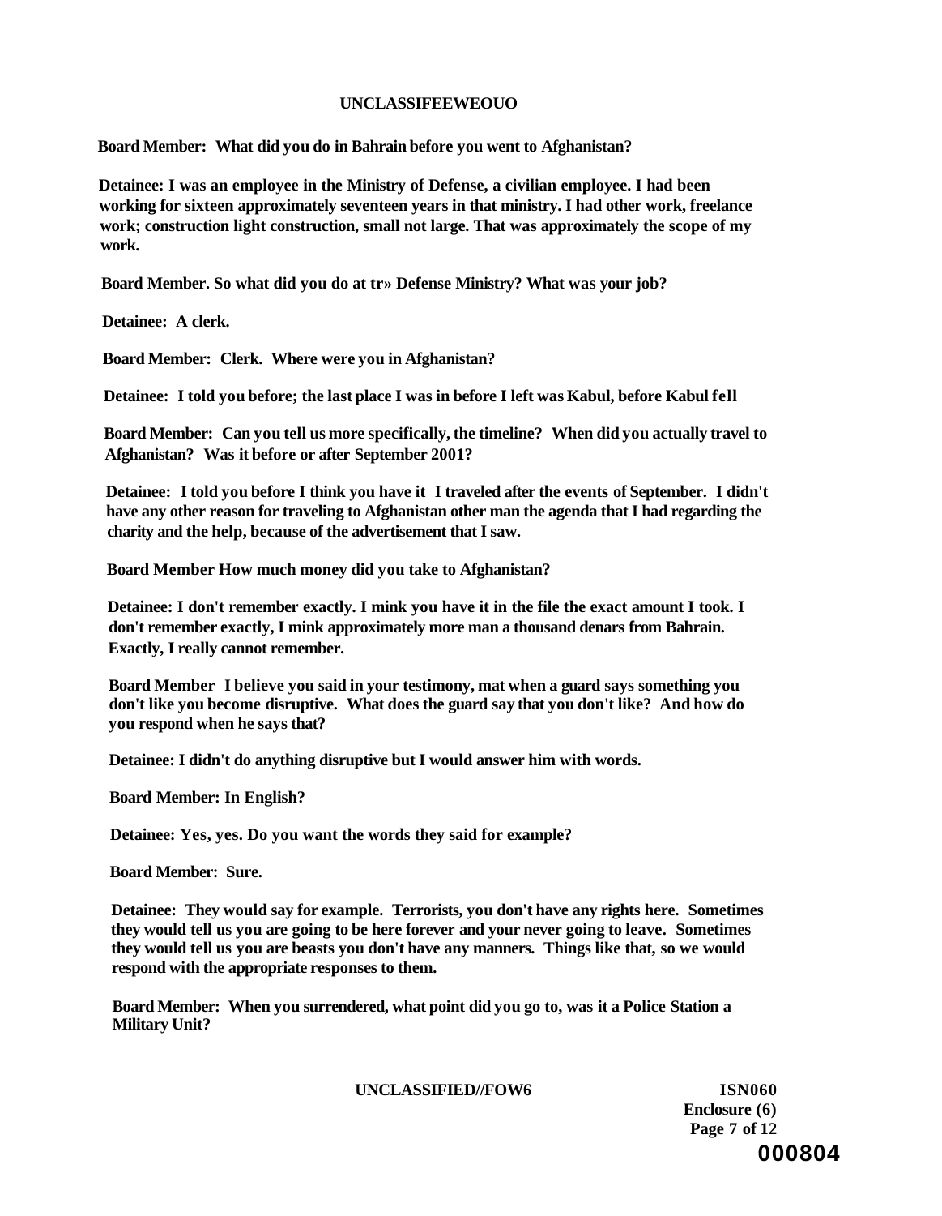**Board Member: What did you do in Bahrain before you went to Afghanistan?**

**Detainee: I was an employee in the Ministry of Defense, a civilian employee. I had been working for sixteen approximately seventeen years in that ministry. I had other work, freelance work; construction light construction, small not large. That was approximately the scope of my work.**

**Board Member. So what did you do at tr» Defense Ministry? What was your job?**

**Detainee: A clerk.**

**Board Member: Clerk. Where were you in Afghanistan?**

**Detainee: I told you before; the last place I was in before I left was Kabul, before Kabul fell**

**Board Member: Can you tell us more specifically, the timeline? When did you actually travel to Afghanistan? Was it before or after September 2001?**

**Detainee: I told you before I think you have it I traveled after the events of September. I didn't have any other reason for traveling to Afghanistan other man the agenda that I had regarding the charity and the help, because of the advertisement that I saw.**

**Board Member How much money did you take to Afghanistan?**

**Detainee: I don't remember exactly. I mink you have it in the file the exact amount I took. I don't remember exactly, I mink approximately more man a thousand denars from Bahrain. Exactly, I really cannot remember.**

**Board Member I believe you said in your testimony, mat when a guard says something you don't like you become disruptive. What does the guard say that you don't like? And how do you respond when he says that?**

**Detainee: I didn't do anything disruptive but I would answer him with words.**

**Board Member: In English?**

**Detainee: Yes, yes. Do you want the words they said for example?**

**Board Member: Sure.**

**Detainee: They would say for example. Terrorists, you don't have any rights here. Sometimes they would tell us you are going to be here forever and your never going to leave. Sometimes they would tell us you are beasts you don't have any manners. Things like that, so we would respond with the appropriate responses to them.**

**Board Member: When you surrendered, what point did you go to, was it a Police Station a Military Unit?**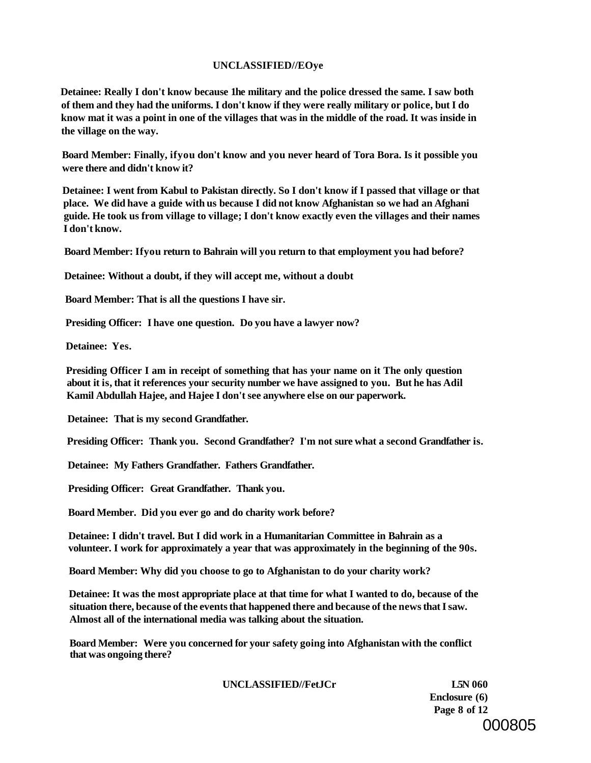**Detainee: Really I don't know because 1he military and the police dressed the same. I saw both of them and they had the uniforms. I don't know if they were really military or police, but I do know mat it was a point in one of the villages that was in the middle of the road. It was inside in the village on the way.**

**Board Member: Finally, ifyou don't know and you never heard of Tora Bora. Is it possible you were there and didn't know it?**

**Detainee: I went from Kabul to Pakistan directly. So I don't know if I passed that village or that place. We did have a guide with us because I did not know Afghanistan so we had an Afghani guide. He took us from village to village; I don't know exactly even the villages and their names I don't know.**

**Board Member: Ifyou return to Bahrain will you return to that employment you had before?**

**Detainee: Without a doubt, if they will accept me, without a doubt**

**Board Member: That is all the questions I have sir.**

**Presiding Officer: I have one question. Do you have a lawyer now?**

**Detainee: Yes.**

**Presiding Officer I am in receipt of something that has your name on it The only question about it is, that it references your security number we have assigned to you. But he has Adil Kamil Abdullah Hajee, and Hajee I don't see anywhere else on our paperwork.**

**Detainee: That is my second Grandfather.**

**Presiding Officer: Thank you. Second Grandfather? I'm not sure what a second Grandfather is.**

**Detainee: My Fathers Grandfather. Fathers Grandfather.**

**Presiding Officer: Great Grandfather. Thank you.**

**Board Member. Did you ever go and do charity work before?**

**Detainee: I didn't travel. But I did work in a Humanitarian Committee in Bahrain as a volunteer. I work for approximately a year that was approximately in the beginning of the 90s.**

**Board Member: Why did you choose to go to Afghanistan to do your charity work?**

**Detainee: It was the most appropriate place at that time for what I wanted to do, because of the situation there, because of the events that happened there and because of the news that I saw. Almost all of the international media was talking about the situation.**

**Board Member: Were you concerned for your safety going into Afghanistan with the conflict that was ongoing there?**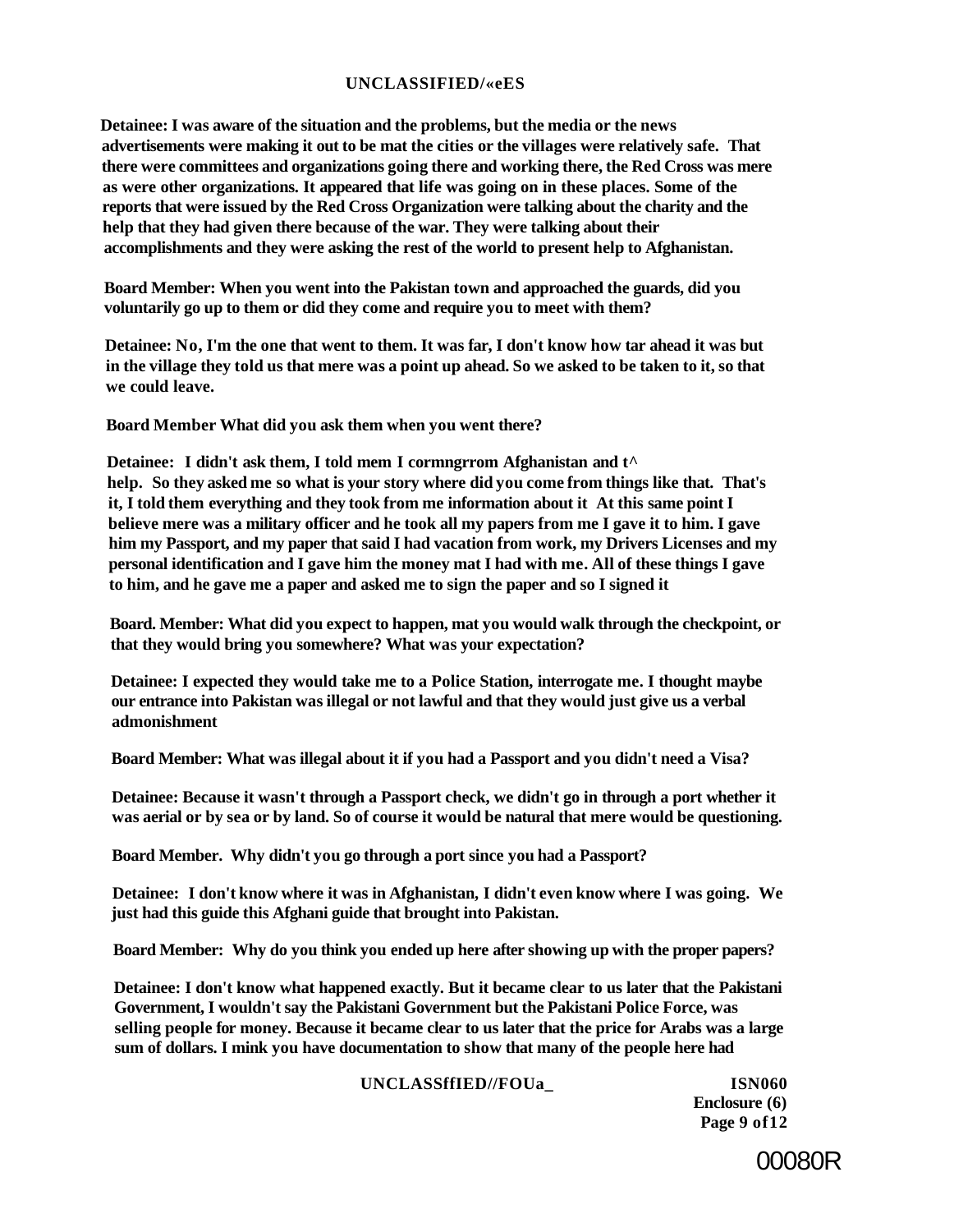**Detainee: I was aware of the situation and the problems, but the media or the news advertisements were making it out to be mat the cities or the villages were relatively safe. That there were committees and organizations going there and working there, the Red Cross was mere as were other organizations. It appeared that life was going on in these places. Some of the reports that were issued by the Red Cross Organization were talking about the charity and the help that they had given there because of the war. They were talking about their accomplishments and they were asking the rest of the world to present help to Afghanistan.**

**Board Member: When you went into the Pakistan town and approached the guards, did you voluntarily go up to them or did they come and require you to meet with them?**

**Detainee: No, I'm the one that went to them. It was far, I don't know how tar ahead it was but in the village they told us that mere was a point up ahead. So we asked to be taken to it, so that we could leave.**

**Board Member What did you ask them when you went there?**

**Detainee: I didn't ask them, I told mem I cormngrrom Afghanistan and t^ help. So they asked me so what is your story where did you come from things like that. That's it, I told them everything and they took from me information about it At this same point I believe mere was a military officer and he took all my papers from me I gave it to him. I gave him my Passport, and my paper that said I had vacation from work, my Drivers Licenses and my personal identification and I gave him the money mat I had with me. All of these things I gave to him, and he gave me a paper and asked me to sign the paper and so I signed it**

**Board. Member: What did you expect to happen, mat you would walk through the checkpoint, or that they would bring you somewhere? What was your expectation?**

**Detainee: I expected they would take me to a Police Station, interrogate me. I thought maybe our entrance into Pakistan was illegal or not lawful and that they would just give us a verbal admonishment**

**Board Member: What was illegal about it if you had a Passport and you didn't need a Visa?**

**Detainee: Because it wasn't through a Passport check, we didn't go in through a port whether it was aerial or by sea or by land. So of course it would be natural that mere would be questioning.**

**Board Member. Why didn't you go through a port since you had a Passport?**

**Detainee: I don't know where it was in Afghanistan, I didn't even know where I was going. We just had this guide this Afghani guide that brought into Pakistan.**

**Board Member: Why do you think you ended up here after showing up with the proper papers?**

**Detainee: I don't know what happened exactly. But it became clear to us later that the Pakistani Government, I wouldn't say the Pakistani Government but the Pakistani Police Force, was selling people for money. Because it became clear to us later that the price for Arabs was a large sum of dollars. I mink you have documentation to show that many of the people here had**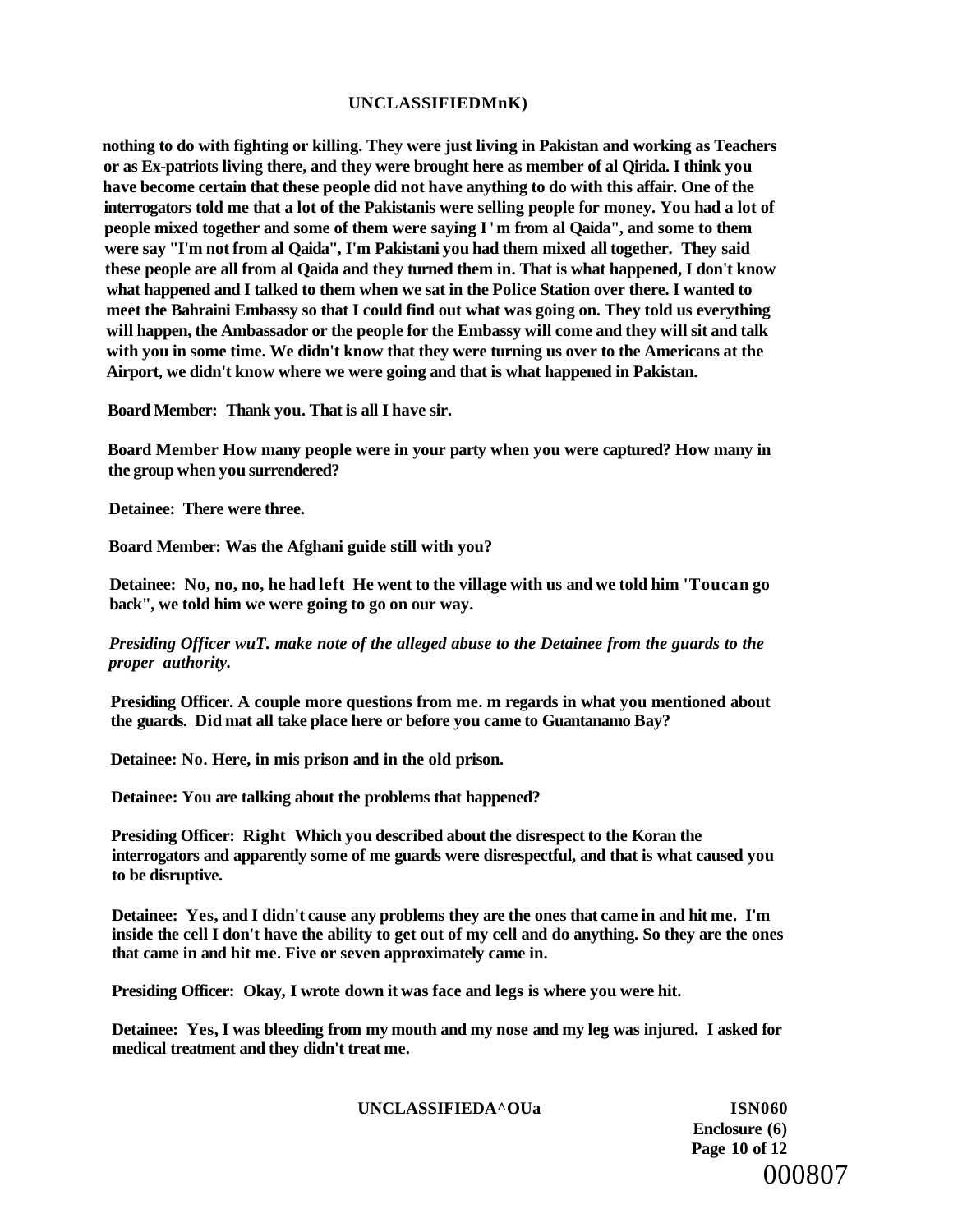**nothing to do with fighting or killing. They were just living in Pakistan and working as Teachers or as Ex-patriots living there, and they were brought here as member of al Qirida. I think you have become certain that these people did not have anything to do with this affair. One of the interrogators told me that a lot of the Pakistanis were selling people for money. You had a lot of people mixed together and some of them were saying I ' m from al Qaida", and some to them were say "I'm not from al Qaida", I'm Pakistani you had them mixed all together. They said these people are all from al Qaida and they turned them in. That is what happened, I don't know what happened and I talked to them when we sat in the Police Station over there. I wanted to meet the Bahraini Embassy so that I could find out what was going on. They told us everything will happen, the Ambassador or the people for the Embassy will come and they will sit and talk with you in some time. We didn't know that they were turning us over to the Americans at the Airport, we didn't know where we were going and that is what happened in Pakistan.**

**Board Member: Thank you. That is all I have sir.**

**Board Member How many people were in your party when you were captured? How many in the group when you surrendered?**

**Detainee: There were three.**

**Board Member: Was the Afghani guide still with you?**

**Detainee: No, no, no, he had left He went to the village with us and we told him 'Toucan go back", we told him we were going to go on our way.**

***Presiding Officer wuT. make note of the alleged abuse to the Detainee from the guards to the proper authority.***

**Presiding Officer. A couple more questions from me. m regards in what you mentioned about the guards. Did mat all take place here or before you came to Guantanamo Bay?**

**Detainee: No. Here, in mis prison and in the old prison.**

**Detainee: You are talking about the problems that happened?**

**Presiding Officer: Right Which you described about the disrespect to the Koran the interrogators and apparently some of me guards were disrespectful, and that is what caused you to be disruptive.**

**Detainee: Yes, and I didn't cause any problems they are the ones that came in and hit me. I'm inside the cell I don't have the ability to get out of my cell and do anything. So they are the ones that came in and hit me. Five or seven approximately came in.**

**Presiding Officer: Okay, I wrote down it was face and legs is where you were hit.**

**Detainee: Yes, I was bleeding from my mouth and my nose and my leg was injured. I asked for medical treatment and they didn't treat me.**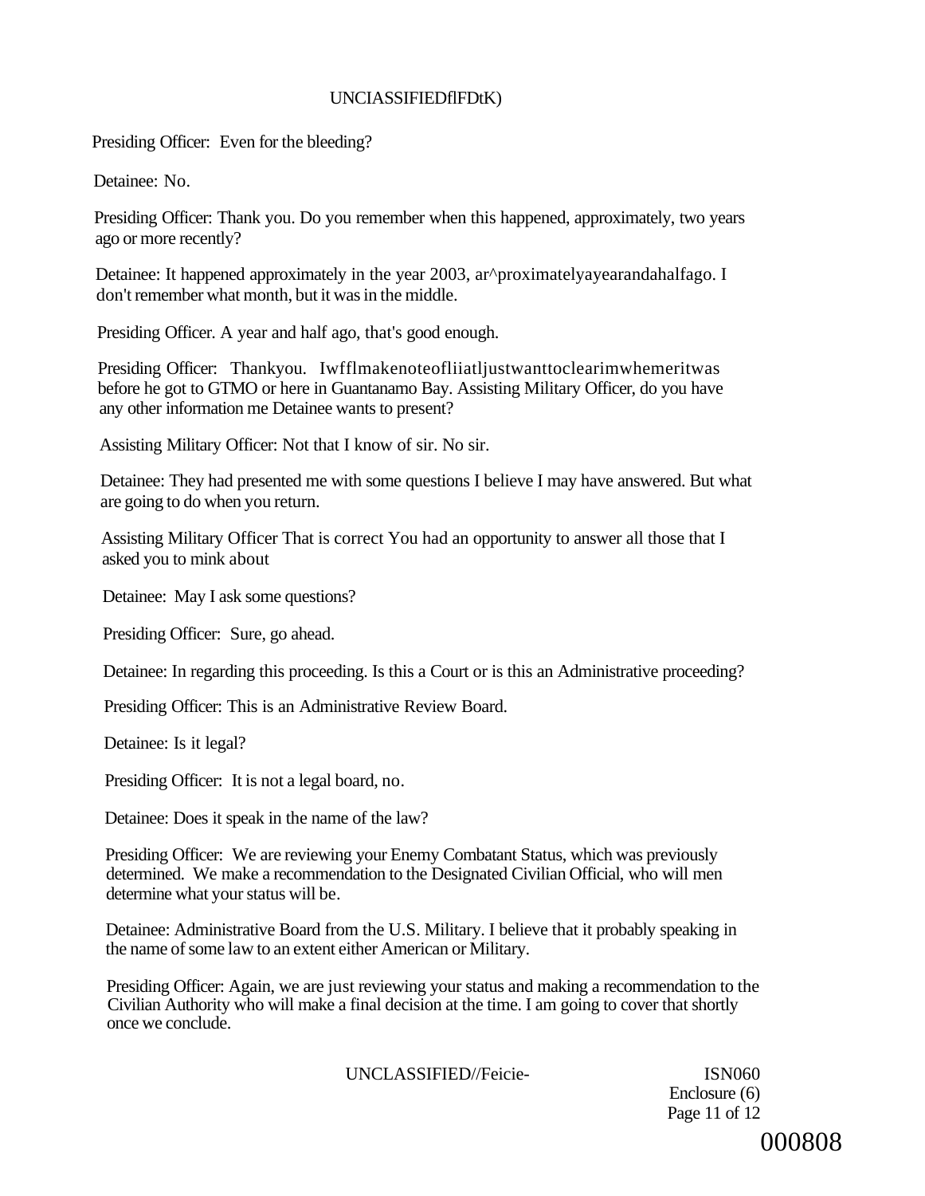Presiding Officer: Even for the bleeding?

Detainee: No.

Presiding Officer: Thank you. Do you remember when this happened, approximately, two years ago or more recently?

Detainee: It happened approximately in the year 2003, ar^proximatelyayearandahalfago. I don't remember what month, but it was in the middle.

Presiding Officer. A year and half ago, that's good enough.

Presiding Officer: Thankyou. Iwfflmakenoteofliiatljustwanttoclearimwhemeritwas before he got to GTMO or here in Guantanamo Bay. Assisting Military Officer, do you have any other information me Detainee wants to present?

Assisting Military Officer: Not that I know of sir. No sir.

Detainee: They had presented me with some questions I believe I may have answered. But what are going to do when you return.

Assisting Military Officer That is correct You had an opportunity to answer all those that I asked you to mink about

Detainee: May I ask some questions?

Presiding Officer: Sure, go ahead.

Detainee: In regarding this proceeding. Is this a Court or is this an Administrative proceeding?

Presiding Officer: This is an Administrative Review Board.

Detainee: Is it legal?

Presiding Officer: It is not a legal board, no.

Detainee: Does it speak in the name of the law?

Presiding Officer: We are reviewing your Enemy Combatant Status, which was previously determined. We make a recommendation to the Designated Civilian Official, who will men determine what your status will be.

Detainee: Administrative Board from the U.S. Military. I believe that it probably speaking in the name of some law to an extent either American or Military.

Presiding Officer: Again, we are just reviewing your status and making a recommendation to the Civilian Authority who will make a final decision at the time. I am going to cover that shortly once we conclude.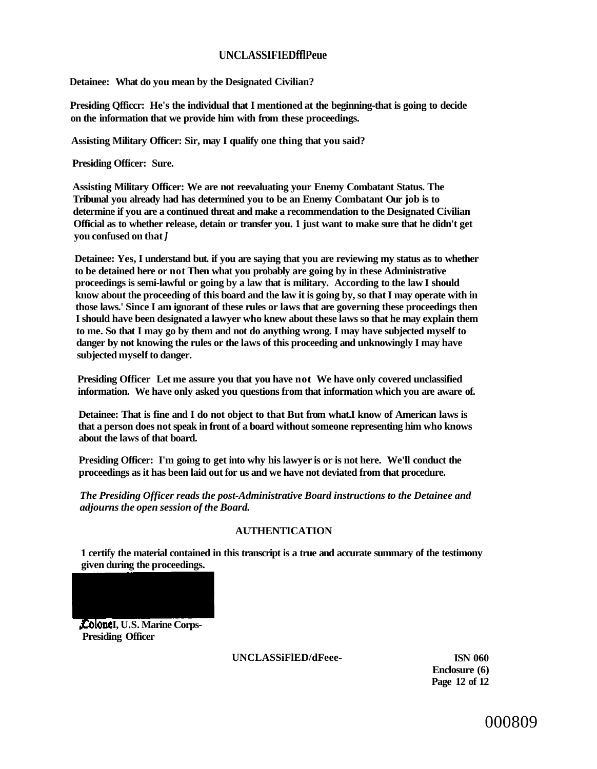**Detainee: What do you mean by the Designated Civilian?**

**Presiding Qfficcr: He's the individual that I mentioned at the beginning-that is going to decide on the information that we provide him with from these proceedings.**

**Assisting Military Officer: Sir, may I qualify one thing that you said?**

**Presiding Officer: Sure.**

**Assisting Military Officer: We are not reevaluating your Enemy Combatant Status. The Tribunal you already had has determined you to be an Enemy Combatant Our job is to determine if you are a continued threat and make a recommendation to the Designated Civilian Official as to whether release, detain or transfer you. 1 just want to make sure that he didn't get you confused on that*]***

**Detainee: Yes, I understand but. if you are saying that you are reviewing my status as to whether to be detained here or not Then what you probably are going by in these Administrative proceedings is semi-lawful or going by a law that is military. According to the law I should know about the proceeding of this board and the law it is going by, so that I may operate with in those laws.' Since I am ignorant of these rules or laws that are governing these proceedings then I should have been designated a lawyer who knew about these laws so that he may explain them to me. So that I may go by them and not do anything wrong. I may have subjected myself to danger by not knowing the rules or the laws of this proceeding and unknowingly I may have subjected myself to danger.**

**Presiding Officer Let me assure you that you have not We have only covered unclassified information. We have only asked you questions from that information which you are aware of.**

**Detainee: That is fine and I do not object to that But from what.I know of American laws is that a person does not speak in front of a board without someone representing him who knows about the laws of that board.**

**Presiding Officer: I'm going to get into why his lawyer is or is not here. We'll conduct the proceedings as it has been laid out for us and we have not deviated from that procedure.**

***The Presiding Officer reads the post-Administrative Board instructions to the Detainee and adjourns the open session of the Board.***

## AUTHENTICATION

**1 certify the material contained in this transcript is a true and accurate summary of the testimony given during the proceedings.**

**Colonel, U.S. Marine Corps-**
**Presiding Officer**

**UNCLASSiFlED/dFeee-**

**ISN 060**
**Enclosure (6)**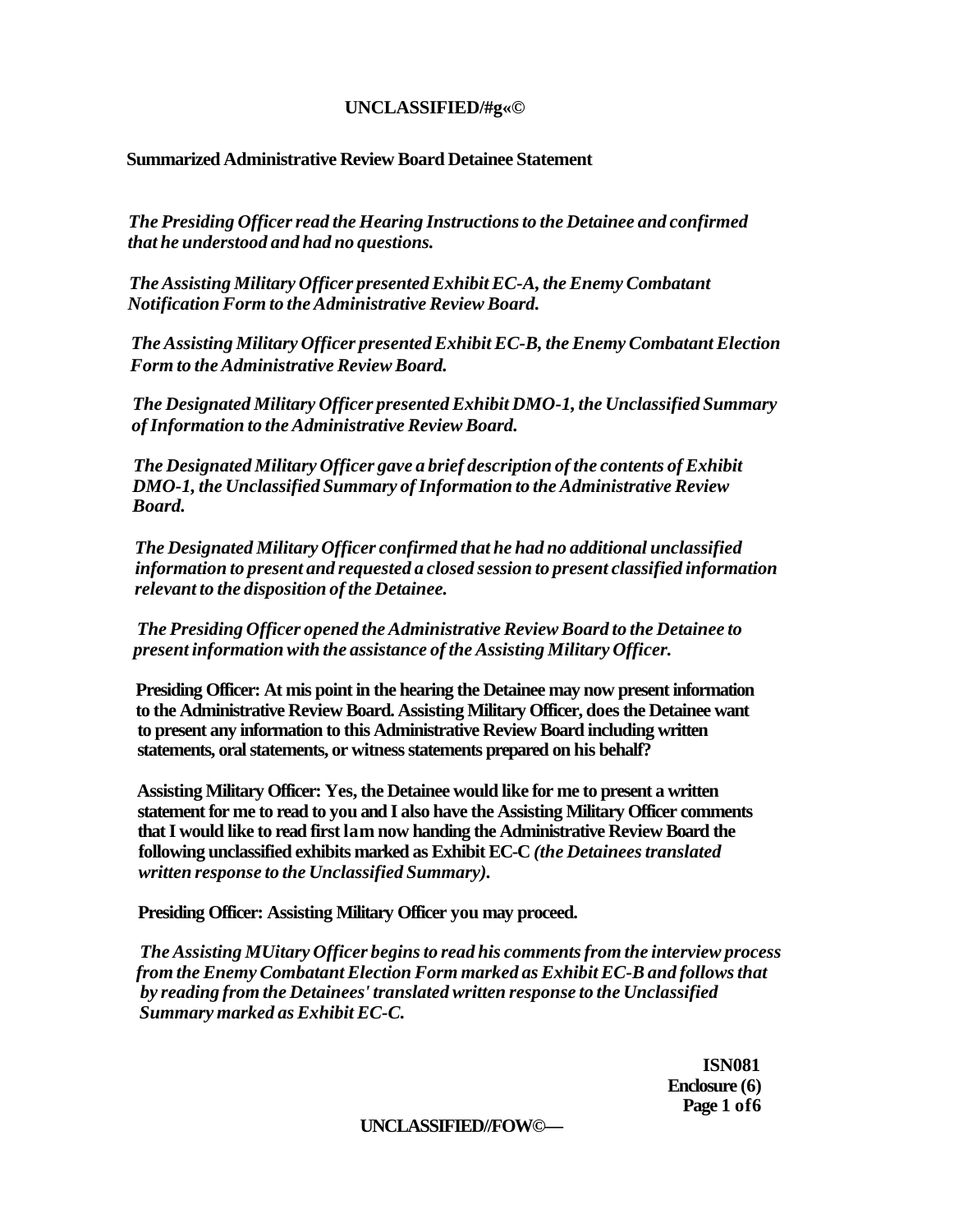**Summarized Administrative Review Board Detainee Statement**

*The Presiding Officer read the Hearing Instructions to the Detainee and confirmed that he understood and had no questions.*

*The Assisting Military Officer presented Exhibit EC-A, the Enemy Combatant Notification Form to the Administrative Review Board.*

*The Assisting Military Officer presented Exhibit EC-B, the Enemy Combatant Election Form to the Administrative Review Board.*

*The Designated Military Officer presented Exhibit DMO-1, the Unclassified Summary of Information to the Administrative Review Board.*

*The Designated Military Officer gave a brief description of the contents of Exhibit DMO-1, the Unclassified Summary of Information to the Administrative Review Board.*

*The Designated Military Officer confirmed that he had no additional unclassified information to present and requested a closed session to present classified information relevant to the disposition of the Detainee.*

*The Presiding Officer opened the Administrative Review Board to the Detainee to present information with the assistance of the Assisting Military Officer.*

**Presiding Officer: At mis point in the hearing the Detainee may now present information to the Administrative Review Board. Assisting Military Officer, does the Detainee want to present any information to this Administrative Review Board including written statements, oral statements, or witness statements prepared on his behalf?**

**Assisting Military Officer: Yes, the Detainee would like for me to present a written statement for me to read to you and I also have the Assisting Military Officer comments that I would like to read first lam now handing the Administrative Review Board the following unclassified exhibits marked as Exhibit EC-C** ***(the Detainees translated written response to the Unclassified Summary).***

**Presiding Officer: Assisting Military Officer you may proceed.**

*The Assisting MUitary Officer begins to read his comments from the interview process from the Enemy Combatant Election Form marked as Exhibit EC-B and follows that by reading from the Detainees' translated written response to the Unclassified Summary marked as Exhibit EC-C.*

**ISN081**
**Enclosure (6)**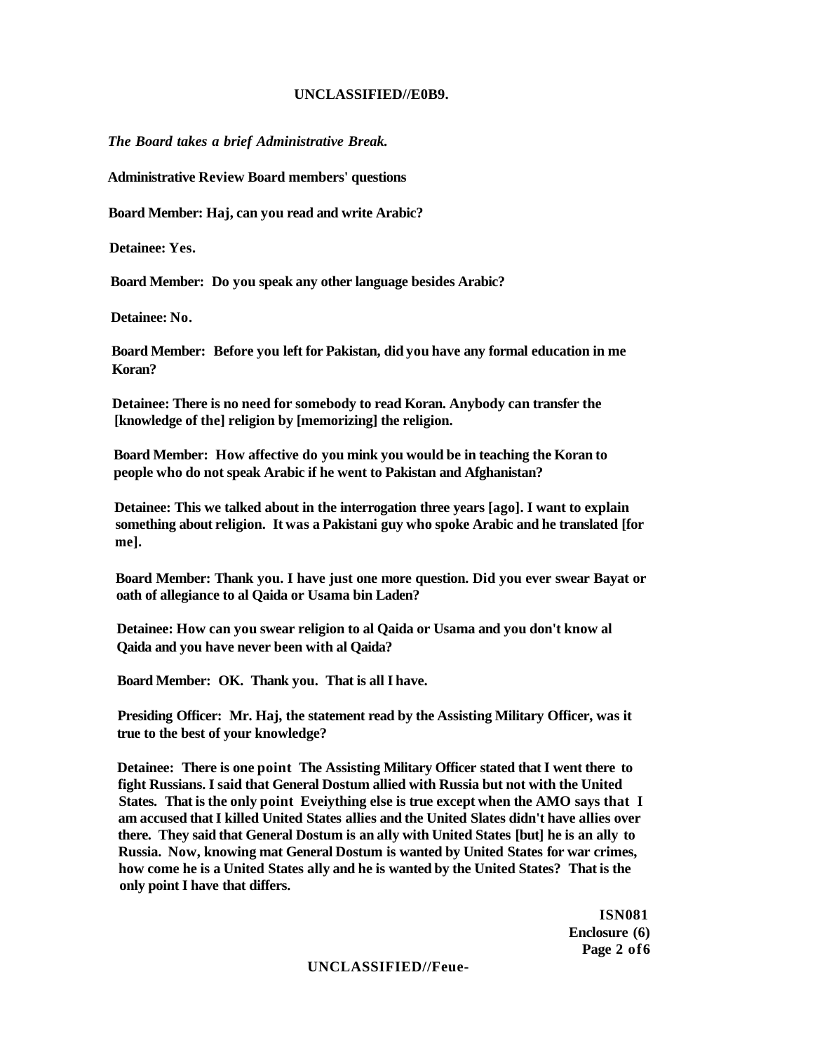*The Board takes a brief Administrative Break.*

**Administrative Review Board members' questions**

**Board Member: Haj, can you read and write Arabic?**

**Detainee: Yes.**

**Board Member: Do you speak any other language besides Arabic?**

**Detainee: No.**

**Board Member: Before you left for Pakistan, did you have any formal education in me Koran?**

**Detainee: There is no need for somebody to read Koran. Anybody can transfer the [knowledge of the] religion by [memorizing] the religion.**

**Board Member: How affective do you mink you would be in teaching the Koran to people who do not speak Arabic if he went to Pakistan and Afghanistan?**

**Detainee: This we talked about in the interrogation three years [ago]. I want to explain something about religion. It was a Pakistani guy who spoke Arabic and he translated [for me].**

**Board Member: Thank you. I have just one more question. Did you ever swear Bayat or oath of allegiance to al Qaida or Usama bin Laden?**

**Detainee: How can you swear religion to al Qaida or Usama and you don't know al Qaida and you have never been with al Qaida?**

**Board Member: OK. Thank you. That is all I have.**

**Presiding Officer: Mr. Haj, the statement read by the Assisting Military Officer, was it true to the best of your knowledge?**

**Detainee: There is one point The Assisting Military Officer stated that I went there to fight Russians. I said that General Dostum allied with Russia but not with the United States. That is the only point Eveiything else is true except when the AMO says that I am accused that I killed United States allies and the United Slates didn't have allies over there. They said that General Dostum is an ally with United States [but] he is an ally to Russia. Now, knowing mat General Dostum is wanted by United States for war crimes, how come he is a United States ally and he is wanted by the United States? That is the only point I have that differs.**

**ISN081**
**Enclosure (6)**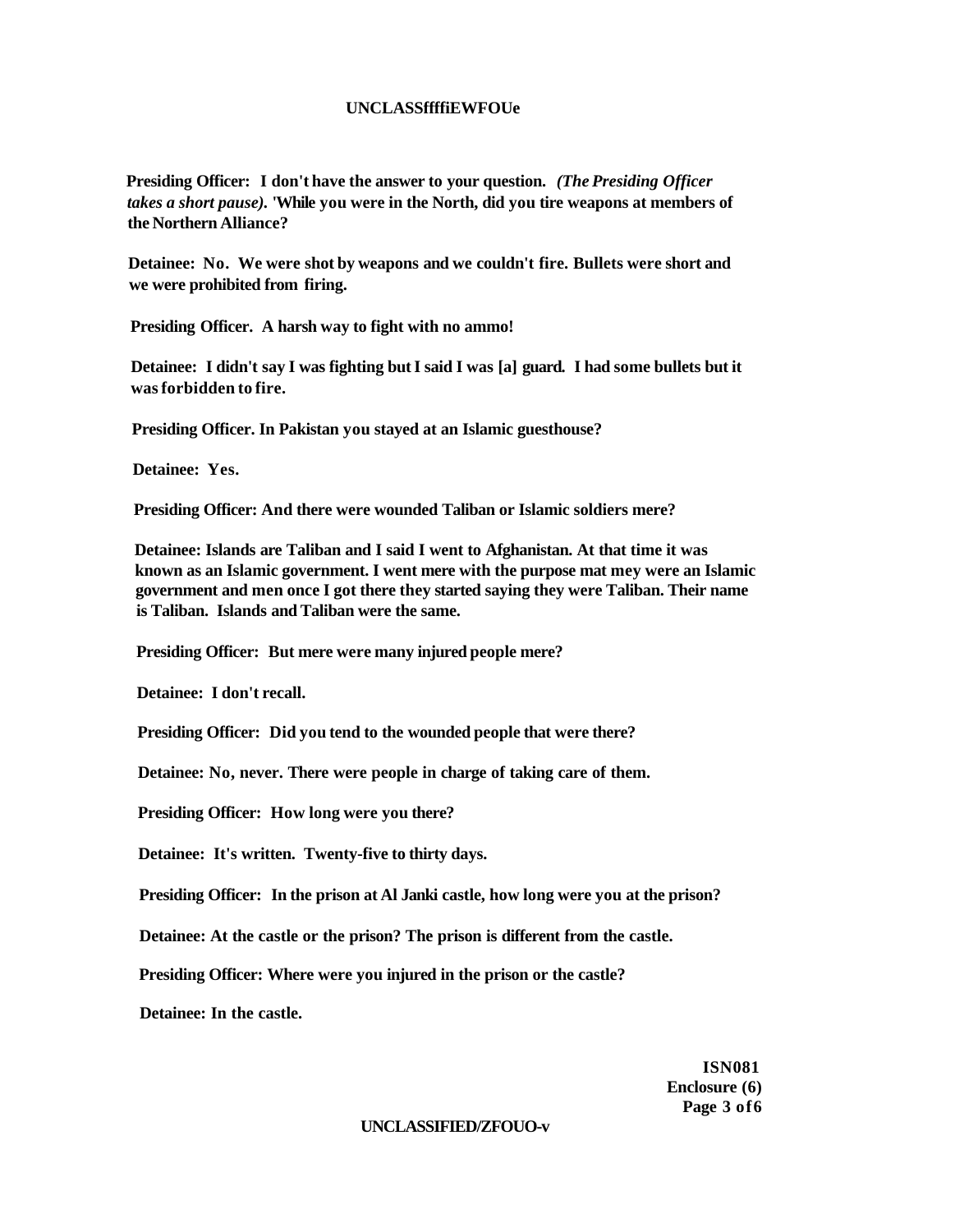**Presiding Officer: I don't have the answer to your question.** ***(The Presiding Officer takes a short pause).*** **'While you were in the North, did you tire weapons at members of the Northern Alliance?**

**Detainee: No. We were shot by weapons and we couldn't fire. Bullets were short and we were prohibited from firing.**

**Presiding Officer. A harsh way to fight with no ammo!**

**Detainee: I didn't say I was fighting but I said I was [a] guard. I had some bullets but it was forbidden to fire.**

**Presiding Officer. In Pakistan you stayed at an Islamic guesthouse?**

**Detainee: Yes.**

**Presiding Officer: And there were wounded Taliban or Islamic soldiers mere?**

**Detainee: Islands are Taliban and I said I went to Afghanistan. At that time it was known as an Islamic government. I went mere with the purpose mat mey were an Islamic government and men once I got there they started saying they were Taliban. Their name is Taliban. Islands and Taliban were the same.**

**Presiding Officer: But mere were many injured people mere?**

**Detainee: I don't recall.**

**Presiding Officer: Did you tend to the wounded people that were there?**

**Detainee: No, never. There were people in charge of taking care of them.**

**Presiding Officer: How long were you there?**

**Detainee: It's written. Twenty-five to thirty days.**

**Presiding Officer: In the prison at Al Janki castle, how long were you at the prison?**

**Detainee: At the castle or the prison? The prison is different from the castle.**

**Presiding Officer: Where were you injured in the prison or the castle?**

**Detainee: In the castle.**

**ISN081**
**Enclosure (6)**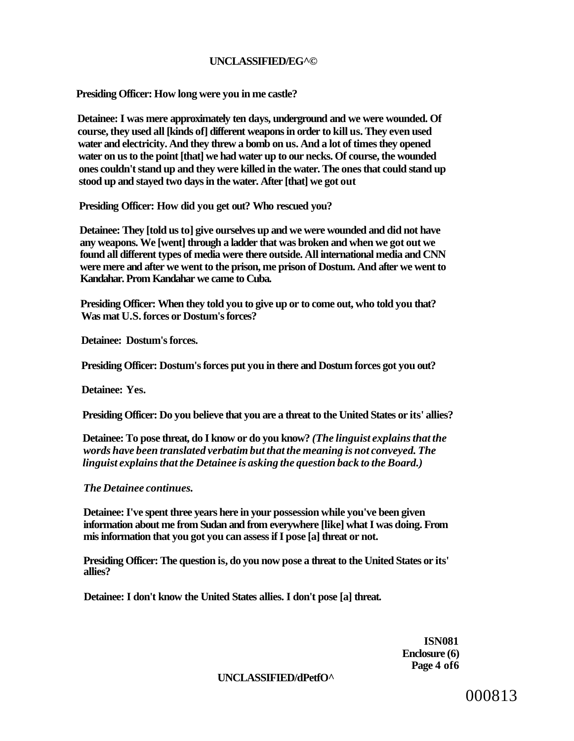**Presiding Officer: How long were you in me castle?**

**Detainee: I was mere approximately ten days, underground and we were wounded. Of course, they used all [kinds of] different weapons in order to kill us. They even used water and electricity. And they threw a bomb on us. And a lot of times they opened water on us to the point [that] we had water up to our necks. Of course, the wounded ones couldn't stand up and they were killed in the water. The ones that could stand up stood up and stayed two days in the water. After [that] we got out**

**Presiding Officer: How did you get out? Who rescued you?**

**Detainee: They [told us to] give ourselves up and we were wounded and did not have any weapons. We [went] through a ladder that was broken and when we got out we found all different types of media were there outside. All international media and CNN were mere and after we went to the prison, me prison of Dostum. And after we went to Kandahar. Prom Kandahar we came to Cuba.**

**Presiding Officer: When they told you to give up or to come out, who told you that? Was mat U.S. forces or Dostum's forces?**

**Detainee: Dostum's forces.**

**Presiding Officer: Dostum's forces put you in there and Dostum forces got you out?**

**Detainee: Yes.**

**Presiding Officer: Do you believe that you are a threat to the United States or its' allies?**

**Detainee: To pose threat, do I know or do you know?** ***(The linguist explains that the words have been translated verbatim but that the meaning is not conveyed. The linguist explains that the Detainee is asking the question back to the Board.)***

***The Detainee continues.***

**Detainee: I've spent three years here in your possession while you've been given information about me from Sudan and from everywhere [like] what I was doing. From mis information that you got you can assess if I pose [a] threat or not.**

**Presiding Officer: The question is, do you now pose a threat to the United States or its' allies?**

**Detainee: I don't know the United States allies. I don't pose [a] threat.**

**ISN081**
**Enclosure (6)**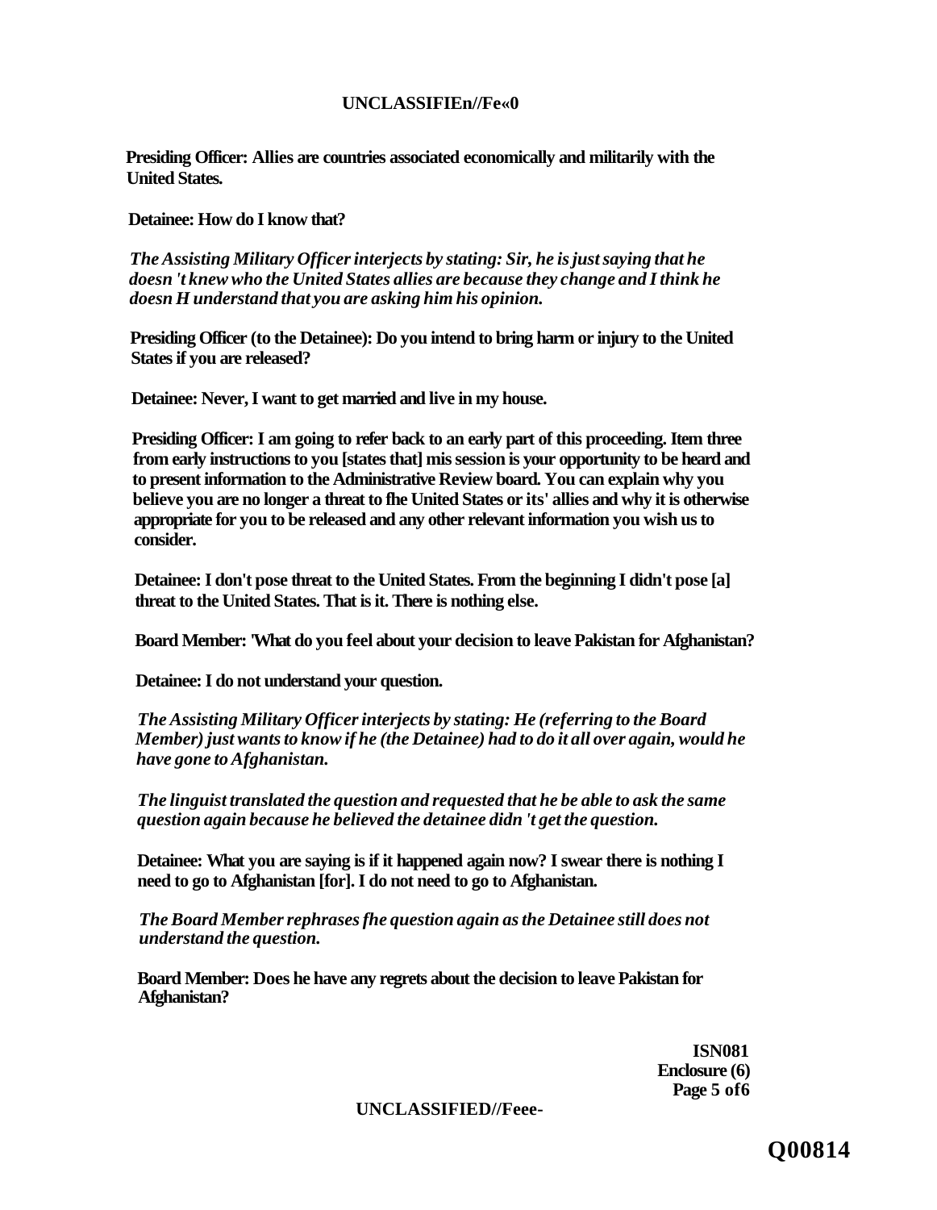**Presiding Officer: Allies are countries associated economically and militarily with the United States.**

**Detainee: How do I know that?**

*The Assisting Military Officer interjects by stating: Sir, he is just saying that he doesn't knew who the United States allies are because they change and I think he doesn H understand that you are asking him his opinion.*

**Presiding Officer (to the Detainee): Do you intend to bring harm or injury to the United States if you are released?**

**Detainee: Never, I want to get married and live in my house.**

**Presiding Officer: I am going to refer back to an early part of this proceeding. Item three from early instructions to you [states that] mis session is your opportunity to be heard and to present information to the Administrative Review board. You can explain why you believe you are no longer a threat to fhe United States or its' allies and why it is otherwise appropriate for you to be released and any other relevant information you wish us to consider.**

**Detainee: I don't pose threat to the United States. From the beginning I didn't pose [a] threat to the United States. That is it. There is nothing else.**

**Board Member: 'What do you feel about your decision to leave Pakistan for Afghanistan?**

**Detainee: I do not understand your question.**

*The Assisting Military Officer interjects by stating: He (referring to the Board Member) just wants to know if he (the Detainee) had to do it all over again, would he have gone to Afghanistan.*

*The linguist translated the question and requested that he be able to ask the same question again because he believed the detainee didn 't get the question.*

**Detainee: What you are saying is if it happened again now? I swear there is nothing I need to go to Afghanistan [for]. I do not need to go to Afghanistan.**

*The Board Member rephrases fhe question again as the Detainee still does not understand the question.*

**Board Member: Does he have any regrets about the decision to leave Pakistan for Afghanistan?**

**ISN081**
**Enclosure (6)**
**Page 5 of 6**

**Q00814**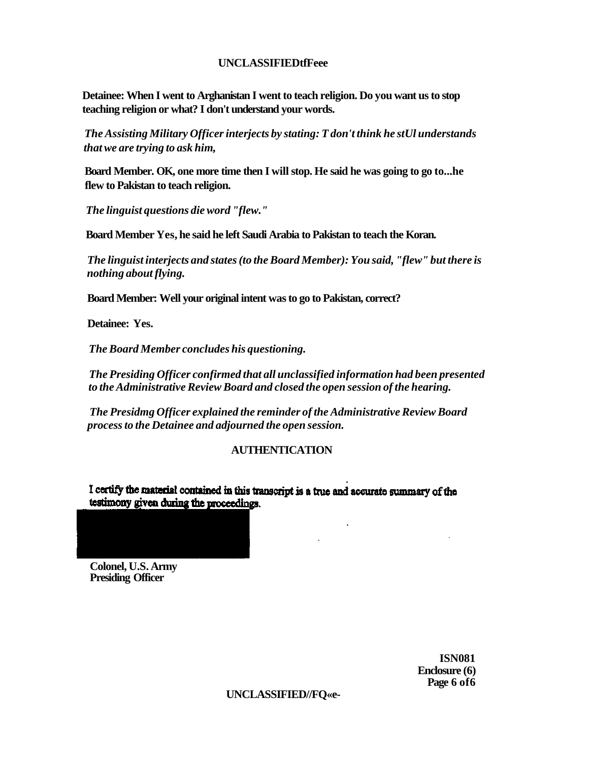**Detainee: When I went to Arghanistan I went to teach religion. Do you want us to stop teaching religion or what? I don't understand your words.**

***The Assisting Military Officer interjects by stating: T don't think he stUl understands that we are trying to ask him,***

**Board Member. OK, one more time then I will stop. He said he was going to go to...he flew to Pakistan to teach religion.**

***The linguist questions die word "flew."***

**Board Member Yes, he said he left Saudi Arabia to Pakistan to teach the Koran.**

***The linguist interjects and states (to the Board Member): You said, "flew" but there is nothing about flying.***

**Board Member: Well your original intent was to go to Pakistan, correct?**

**Detainee: Yes.**

***The Board Member concludes his questioning.***

***The Presiding Officer confirmed that all unclassified information had been presented to the Administrative Review Board and closed the open session of the hearing.***

***The Presidmg Officer explained the reminder of the Administrative Review Board process to the Detainee and adjourned the open session.***

## AUTHENTICATION

I certify the material contained in this transcript is a true and accurate summary of the testimony given during the proceedings.

**Colonel, U.S. Army**
**Presiding Officer**

**ISN081**
**Enclosure (6)**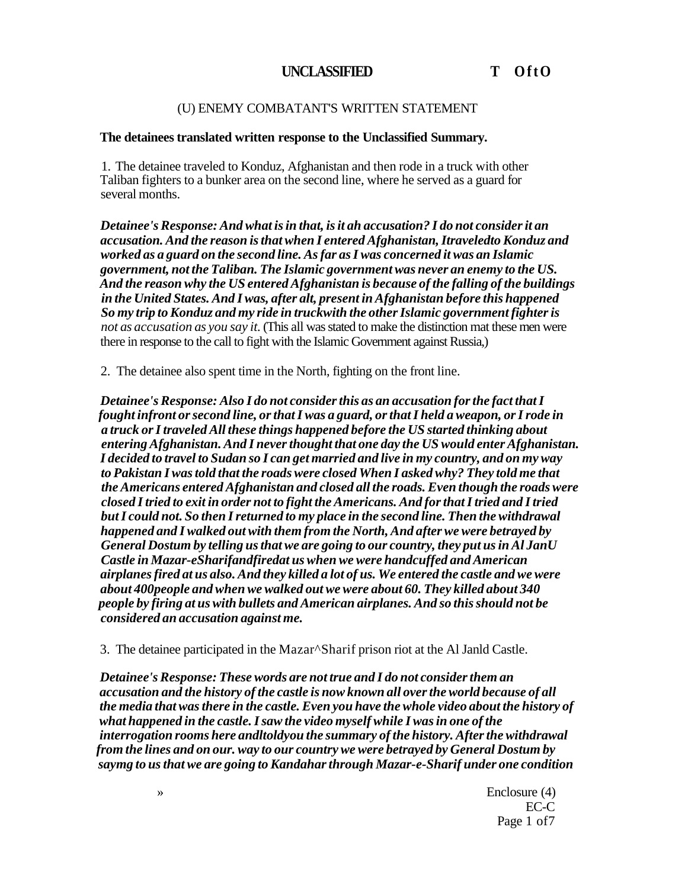**UNCLASSIFIED T OftO**

(U) ENEMY COMBATANT'S WRITTEN STATEMENT

**The detainees translated written response to the Unclassified Summary.**

1. The detainee traveled to Konduz, Afghanistan and then rode in a truck with other Taliban fighters to a bunker area on the second line, where he served as a guard for several months.

***Detainee's Response: And what is in that, is it ah accusation? I do not consider it an accusation. And the reason is that when I entered Afghanistan, Itraveledto Konduz and worked as a guard on the second line. As far as I was concerned it was an Islamic government, not the Taliban. The Islamic government was never an enemy to the US. And the reason why the US entered Afghanistan is because of the falling of the buildings in the United States. And I was, after alt, present in Afghanistan before this happened So my trip to Konduz and my ride in truckwith the other Islamic government fighter is*** *not as accusation as you say it.* (This all was stated to make the distinction mat these men were there in response to the call to fight with the Islamic Government against Russia,)

2. The detainee also spent time in the North, fighting on the front line.

***Detainee's Response: Also I do not consider this as an accusation for the fact that I fought infront or second line, or that I was a guard, or that I held a weapon, or I rode in a truck or I traveled All these things happened before the US started thinking about entering Afghanistan. And I never thought that one day the US would enter Afghanistan. I decided to travel to Sudan so I can get married and live in my country, and on my way to Pakistan I was told that the roads were closed When I asked why? They told me that the Americans entered Afghanistan and closed all the roads. Even though the roads were closed I tried to exit in order not to fight the Americans. And for that I tried and I tried but I could not. So then I returned to my place in the second line. Then the withdrawal happened and I walked out with them from the North, And after we were betrayed by General Dostum by telling us that we are going to our country, they put us in Al JanU Castle in Mazar-eSharifandfiredat us when we were handcuffed and American airplanes fired at us also. And they killed a lot of us. We entered the castle and we were about 400people and when we walked out we were about 60. They killed about 340 people by firing at us with bullets and American airplanes. And so this should not be considered an accusation against me.***

3. The detainee participated in the Mazar^Sharif prison riot at the Al Janld Castle.

***Detainee's Response: These words are not true and I do not consider them an accusation and the history of the castle is now known all over the world because of all the media that was there in the castle. Even you have the whole video about the history of what happened in the castle. I saw the video myself while I was in one of the interrogation rooms here andltoldyou the summary of the history. After the withdrawal from the lines and on our. way to our country we were betrayed by General Dostum by saymg to us that we are going to Kandahar through Mazar-e-Sharif under one condition***

» Enclosure (4)
EC-C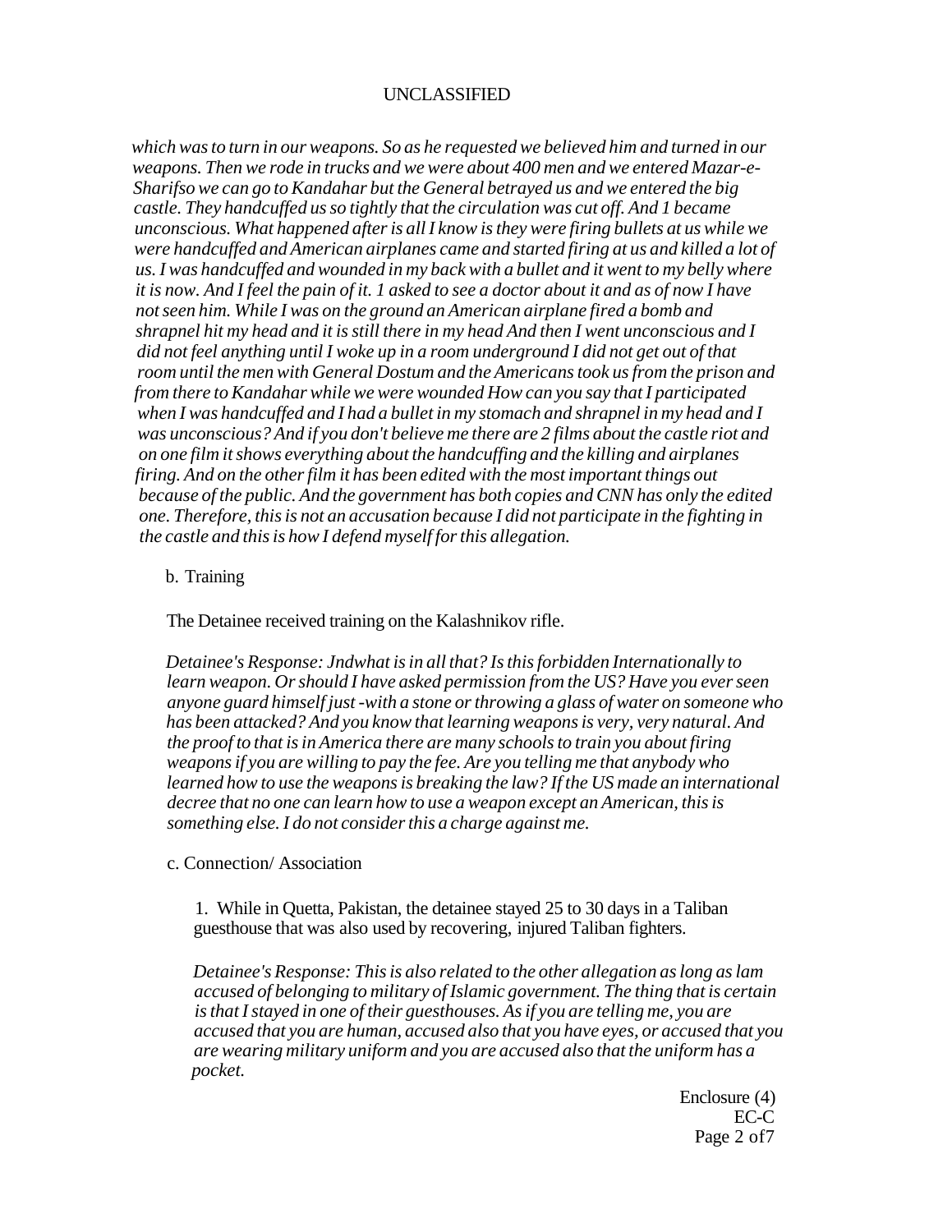*which was to turn in our weapons. So as he requested we believed him and turned in our weapons. Then we rode in trucks and we were about 400 men and we entered Mazar-e-Sharifso we can go to Kandahar but the General betrayed us and we entered the big castle. They handcuffed us so tightly that the circulation was cut off. And 1 became unconscious. What happened after is all I know is they were firing bullets at us while we were handcuffed and American airplanes came and started firing at us and killed a lot of us. I was handcuffed and wounded in my back with a bullet and it went to my belly where it is now. And I feel the pain of it. 1 asked to see a doctor about it and as of now I have not seen him. While I was on the ground an American airplane fired a bomb and shrapnel hit my head and it is still there in my head And then I went unconscious and I did not feel anything until I woke up in a room underground I did not get out of that room until the men with General Dostum and the Americans took us from the prison and from there to Kandahar while we were wounded How can you say that I participated when I was handcuffed and I had a bullet in my stomach and shrapnel in my head and I was unconscious? And if you don't believe me there are 2 films about the castle riot and on one film it shows everything about the handcuffing and the killing and airplanes firing. And on the other film it has been edited with the most important things out because of the public. And the government has both copies and CNN has only the edited one. Therefore, this is not an accusation because I did not participate in the fighting in the castle and this is how I defend myself for this allegation.*

b. Training

The Detainee received training on the Kalashnikov rifle.

*Detainee's Response: Jndwhat is in all that? Is this forbidden Internationally to learn weapon. Or should I have asked permission from the US? Have you ever seen anyone guard himself just -with a stone or throwing a glass of water on someone who has been attacked? And you know that learning weapons is very, very natural. And the proof to that is in America there are many schools to train you about firing weapons if you are willing to pay the fee. Are you telling me that anybody who learned how to use the weapons is breaking the law? If the US made an international decree that no one can learn how to use a weapon except an American, this is something else. I do not consider this a charge against me.*

c. Connection/ Association

1. While in Quetta, Pakistan, the detainee stayed 25 to 30 days in a Taliban guesthouse that was also used by recovering, injured Taliban fighters.

*Detainee's Response: This is also related to the other allegation as long as lam accused of belonging to military of Islamic government. The thing that is certain is that I stayed in one of their guesthouses. As if you are telling me, you are accused that you are human, accused also that you have eyes, or accused that you are wearing military uniform and you are accused also that the uniform has a pocket.*

Enclosure (4)
EC-C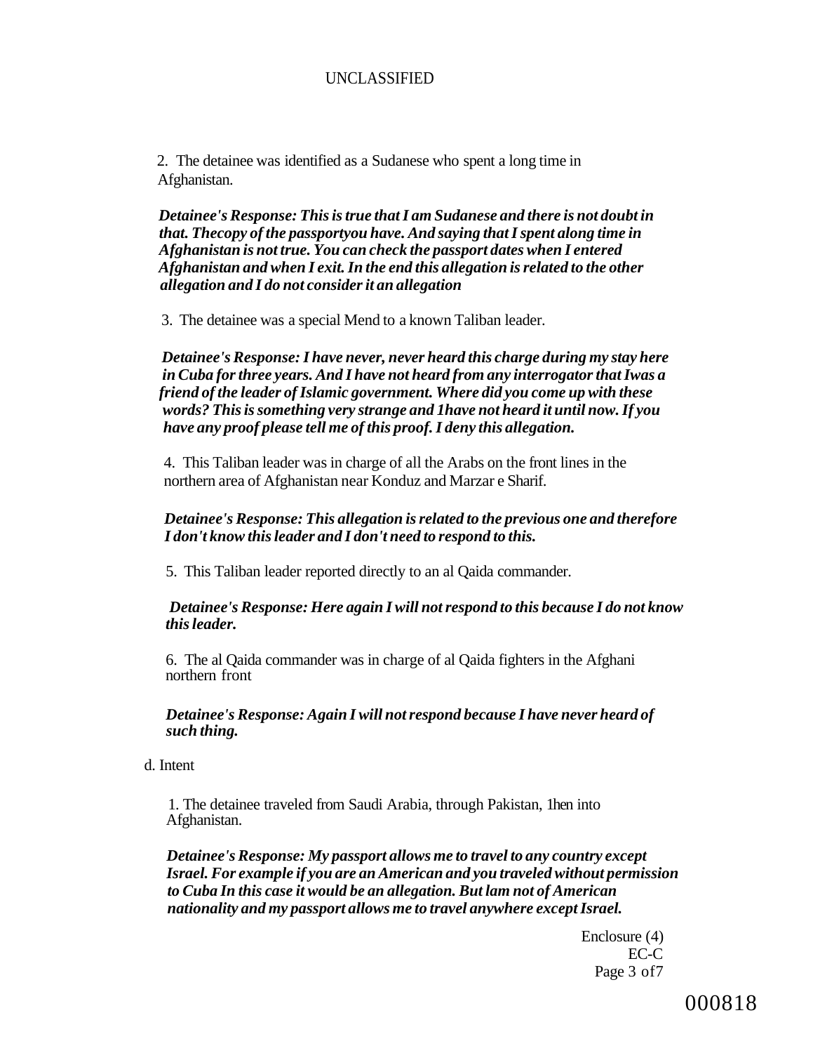2. The detainee was identified as a Sudanese who spent a long time in Afghanistan.

***Detainee's Response: This is true that I am Sudanese and there is not doubt in that. Thecopy of the passportyou have. And saying that I spent along time in Afghanistan is not true. You can check the passport dates when I entered Afghanistan and when I exit. In the end this allegation is related to the other allegation and I do not consider it an allegation***

3. The detainee was a special Mend to a known Taliban leader.

***Detainee's Response: I have never, never heard this charge during my stay here in Cuba for three years. And I have not heard from any interrogator that Iwas a friend of the leader of Islamic government. Where did you come up with these words? This is something very strange and 1have not heard it until now. If you have any proof please tell me of this proof. I deny this allegation.***

4. This Taliban leader was in charge of all the Arabs on the front lines in the northern area of Afghanistan near Konduz and Marzar e Sharif.

***Detainee's Response: This allegation is related to the previous one and therefore I don't know this leader and I don't need to respond to this.***

5. This Taliban leader reported directly to an al Qaida commander.

***Detainee's Response: Here again I will not respond to this because I do not know this leader.***

6. The al Qaida commander was in charge of al Qaida fighters in the Afghani northern front

***Detainee's Response: Again I will not respond because I have never heard of such thing.***

d. Intent

1. The detainee traveled from Saudi Arabia, through Pakistan, 1hen into Afghanistan.

***Detainee's Response: My passport allows me to travel to any country except Israel. For example if you are an American and you traveled without permission to Cuba In this case it would be an allegation. But lam not of American nationality and my passport allows me to travel anywhere except Israel.***

Enclosure (4)
EC-C
Page 3 of7

000818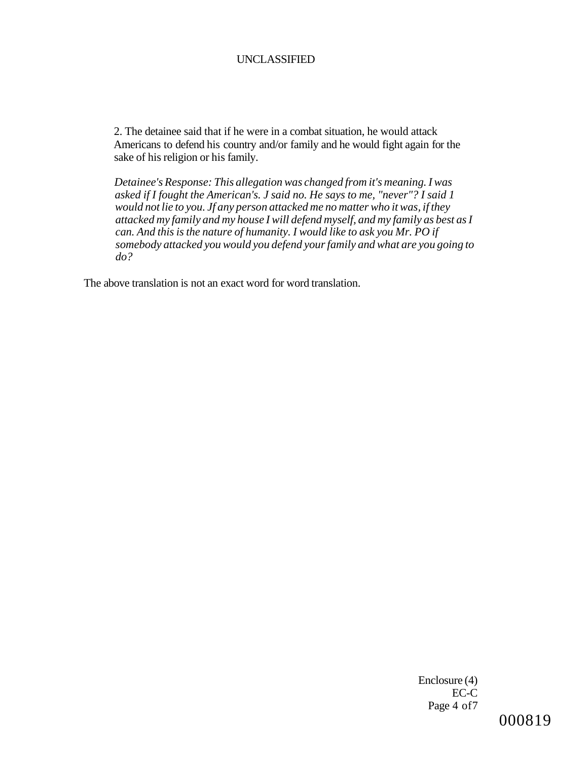2. The detainee said that if he were in a combat situation, he would attack Americans to defend his country and/or family and he would fight again for the sake of his religion or his family.

*Detainee's Response: This allegation was changed from it's meaning. I was asked if I fought the American's. J said no. He says to me, "never"? I said 1 would not lie to you. Jf any person attacked me no matter who it was, if they attacked my family and my house I will defend myself, and my family as best as I can. And this is the nature of humanity. I would like to ask you Mr. PO if somebody attacked you would you defend your family and what are you going to do?*

The above translation is not an exact word for word translation.

Enclosure (4)
EC-C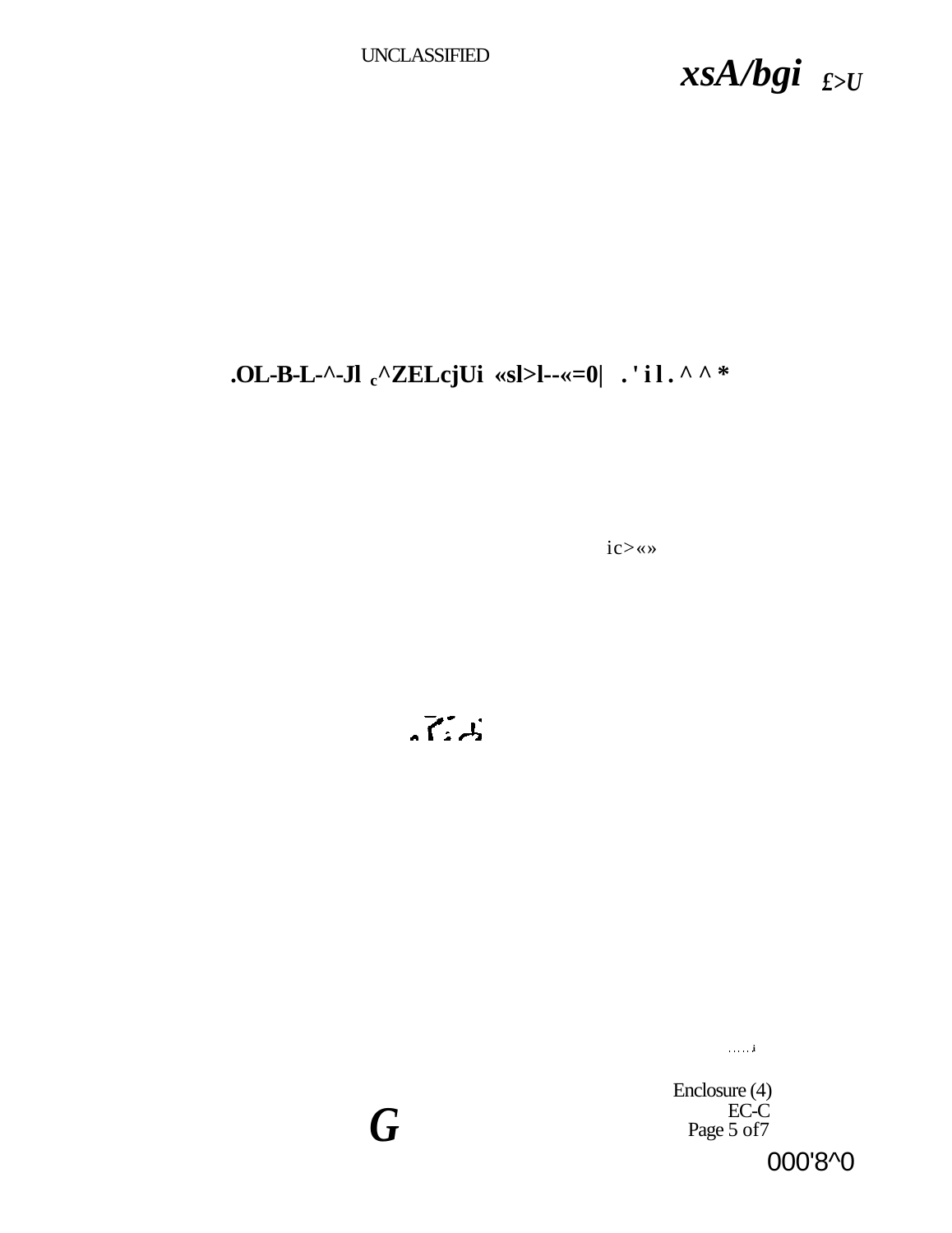UNCLASSIFIED

*xsA/bgi* £>U

**.OL-B-L-^-Jl c^ZELcjUi «sl>l--«=0| . ' i l . ^ ^ ***

ic>«»

Enclosure (4)
EC-C
Page 5 of7

000'8^0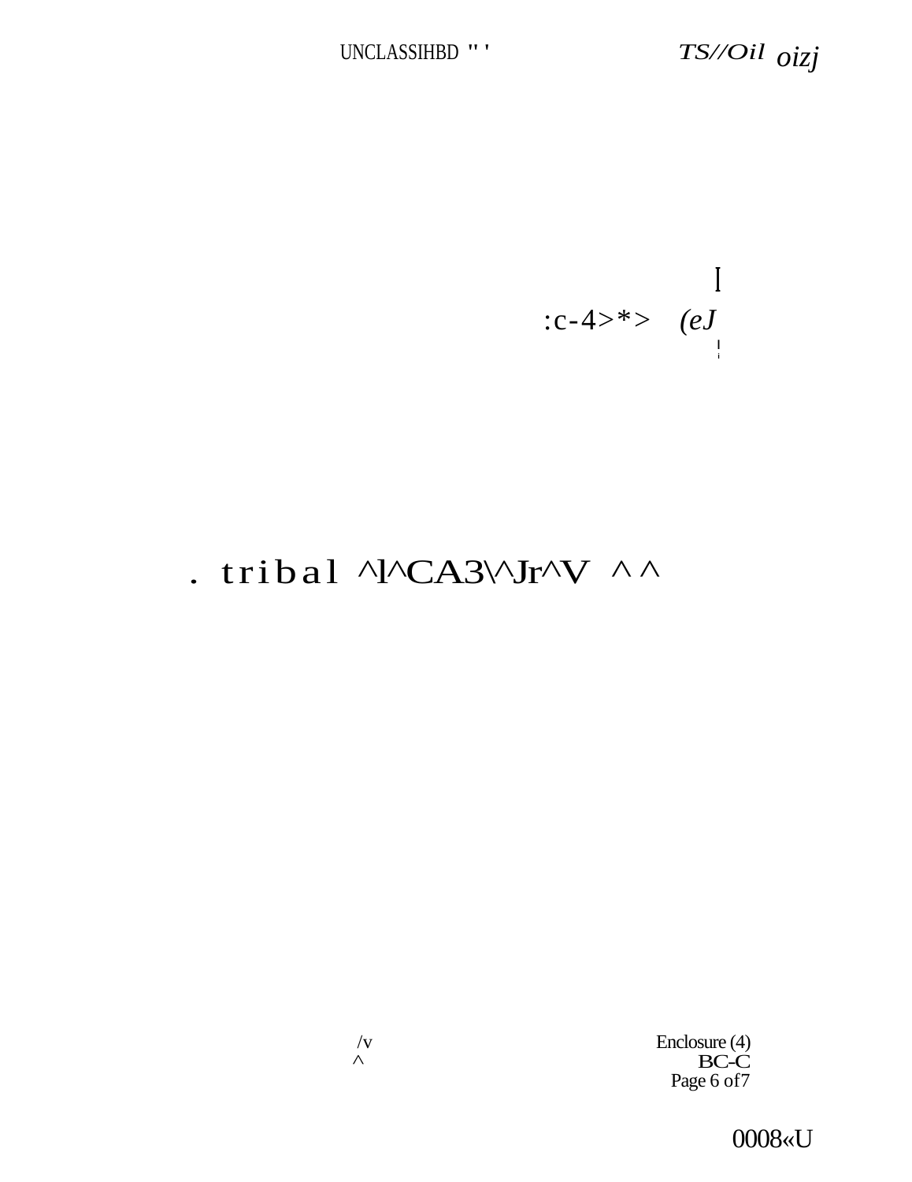:c-4>*> (eJ

. tribal ^l^CA3\^Jr^V ^ ^

/v
^

Enclosure (4)
BC-C

0008«U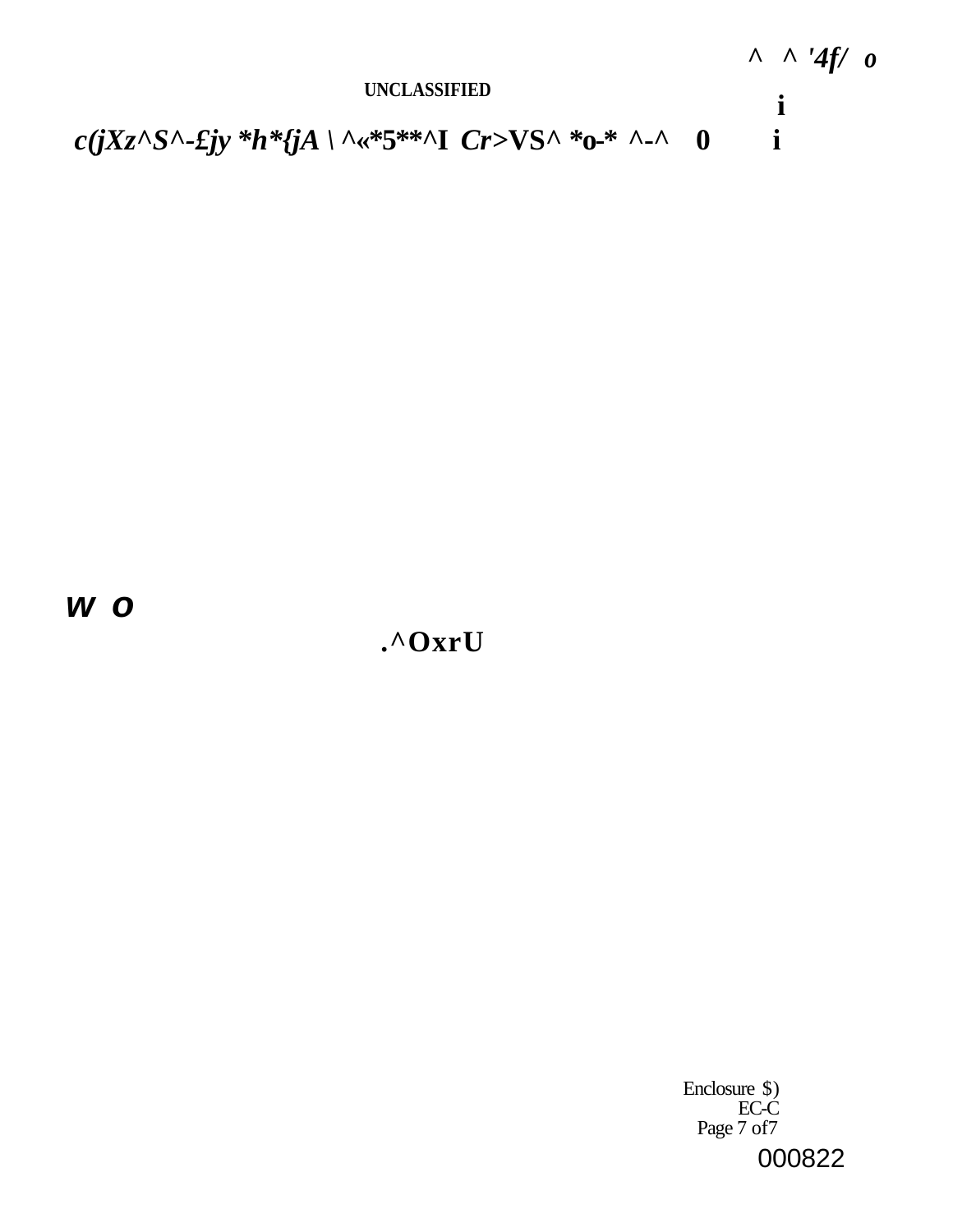^ ^ '4f/ o

UNCLASSIFIED

i

c(jXz^S^-£jy *h*{jA \ ^«*5**^I Cr>VS^ *o-* ^-^ 0 i

W O

.^OxrU

Enclosure $)
EC-C
Page 7 of7

000822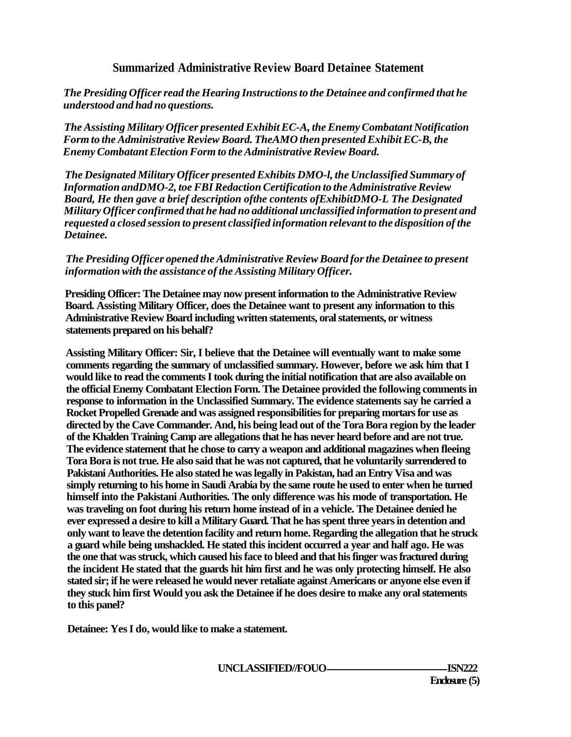## Summarized Administrative Review Board Detainee Statement

*The Presiding Officer read the Hearing Instructions to the Detainee and confirmed that he understood and had no questions.*

*The Assisting Military Officer presented Exhibit EC-A, the Enemy Combatant Notification Form to the Administrative Review Board. TheAMO then presented Exhibit EC-B, the Enemy Combatant Election Form to the Administrative Review Board.*

*The Designated Military Officer presented Exhibits DMO-l, the Unclassified Summary of Information andDMO-2, toe FBI Redaction Certification to the Administrative Review Board, He then gave a brief description ofthe contents ofExhibitDMO-L The Designated Military Officer confirmed that he had no additional unclassified information to present and requested a closed session to present classified information relevant to the disposition of the Detainee.*

*The Presiding Officer opened the Administrative Review Board for the Detainee to present information with the assistance of the Assisting Military Officer.*

**Presiding Officer: The Detainee may now present information to the Administrative Review Board. Assisting Military Officer, does the Detainee want to present any information to this Administrative Review Board including written statements, oral statements, or witness statements prepared on his behalf?**

**Assisting Military Officer: Sir, I believe that the Detainee will eventually want to make some comments regarding the summary of unclassified summary. However, before we ask him that I would like to read the comments I took during the initial notification that are also available on the official Enemy Combatant Election Form. The Detainee provided the following comments in response to information in the Unclassified Summary. The evidence statements say he carried a Rocket Propelled Grenade and was assigned responsibilities for preparing mortars for use as directed by the Cave Commander. And, his being lead out of the Tora Bora region by the leader of the Khalden Training Camp are allegations that he has never heard before and are not true. The evidence statement that he chose to carry a weapon and additional magazines when fleeing Tora Bora is not true. He also said that he was not captured, that he voluntarily surrendered to Pakistani Authorities. He also stated he was legally in Pakistan, had an Entry Visa and was simply returning to his home in Saudi Arabia by the same route he used to enter when he turned himself into the Pakistani Authorities. The only difference was his mode of transportation. He was traveling on foot during his return home instead of in a vehicle. The Detainee denied he ever expressed a desire to kill a Military Guard. That he has spent three years in detention and only want to leave the detention facility and return home. Regarding the allegation that he struck a guard while being unshackled. He stated this incident occurred a year and half ago. He was the one that was struck, which caused his face to bleed and that his finger was fractured during the incident He stated that the guards hit him first and he was only protecting himself. He also stated sir; if he were released he would never retaliate against Americans or anyone else even if they stuck him first Would you ask the Detainee if he does desire to make any oral statements to this panel?**

**Detainee: Yes I do, would like to make a statement.**

**UNCLASSIFIED//FOUO——ISN222**
**Enclosure (5)**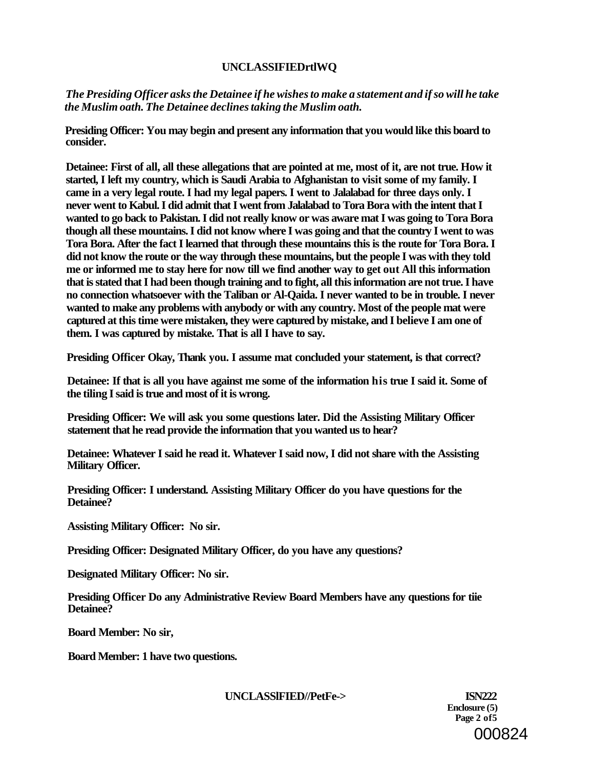*The Presiding Officer asks the Detainee if he wishes to make a statement and if so will he take the Muslim oath. The Detainee declines taking the Muslim oath.*

**Presiding Officer: You may begin and present any information that you would like this board to consider.**

**Detainee: First of all, all these allegations that are pointed at me, most of it, are not true. How it started, I left my country, which is Saudi Arabia to Afghanistan to visit some of my family. I came in a very legal route. I had my legal papers. I went to Jalalabad for three days only. I never went to Kabul. I did admit that I went from Jalalabad to Tora Bora with the intent that I wanted to go back to Pakistan. I did not really know or was aware mat I was going to Tora Bora though all these mountains. I did not know where I was going and that the country I went to was Tora Bora. After the fact I learned that through these mountains this is the route for Tora Bora. I did not know the route or the way through these mountains, but the people I was with they told me or informed me to stay here for now till we find another way to get out All this information that is stated that I had been though training and to fight, all this information are not true. I have no connection whatsoever with the Taliban or Al-Qaida. I never wanted to be in trouble. I never wanted to make any problems with anybody or with any country. Most of the people mat were captured at this time were mistaken, they were captured by mistake, and I believe I am one of them. I was captured by mistake. That is all I have to say.**

**Presiding Officer Okay, Thank you. I assume mat concluded your statement, is that correct?**

**Detainee: If that is all you have against me some of the information his true I said it. Some of the tiling I said is true and most of it is wrong.**

**Presiding Officer: We will ask you some questions later. Did the Assisting Military Officer statement that he read provide the information that you wanted us to hear?**

**Detainee: Whatever I said he read it. Whatever I said now, I did not share with the Assisting Military Officer.**

**Presiding Officer: I understand. Assisting Military Officer do you have questions for the Detainee?**

**Assisting Military Officer: No sir.**

**Presiding Officer: Designated Military Officer, do you have any questions?**

**Designated Military Officer: No sir.**

**Presiding Officer Do any Administrative Review Board Members have any questions for tiie Detainee?**

**Board Member: No sir,**

**Board Member: 1 have two questions.**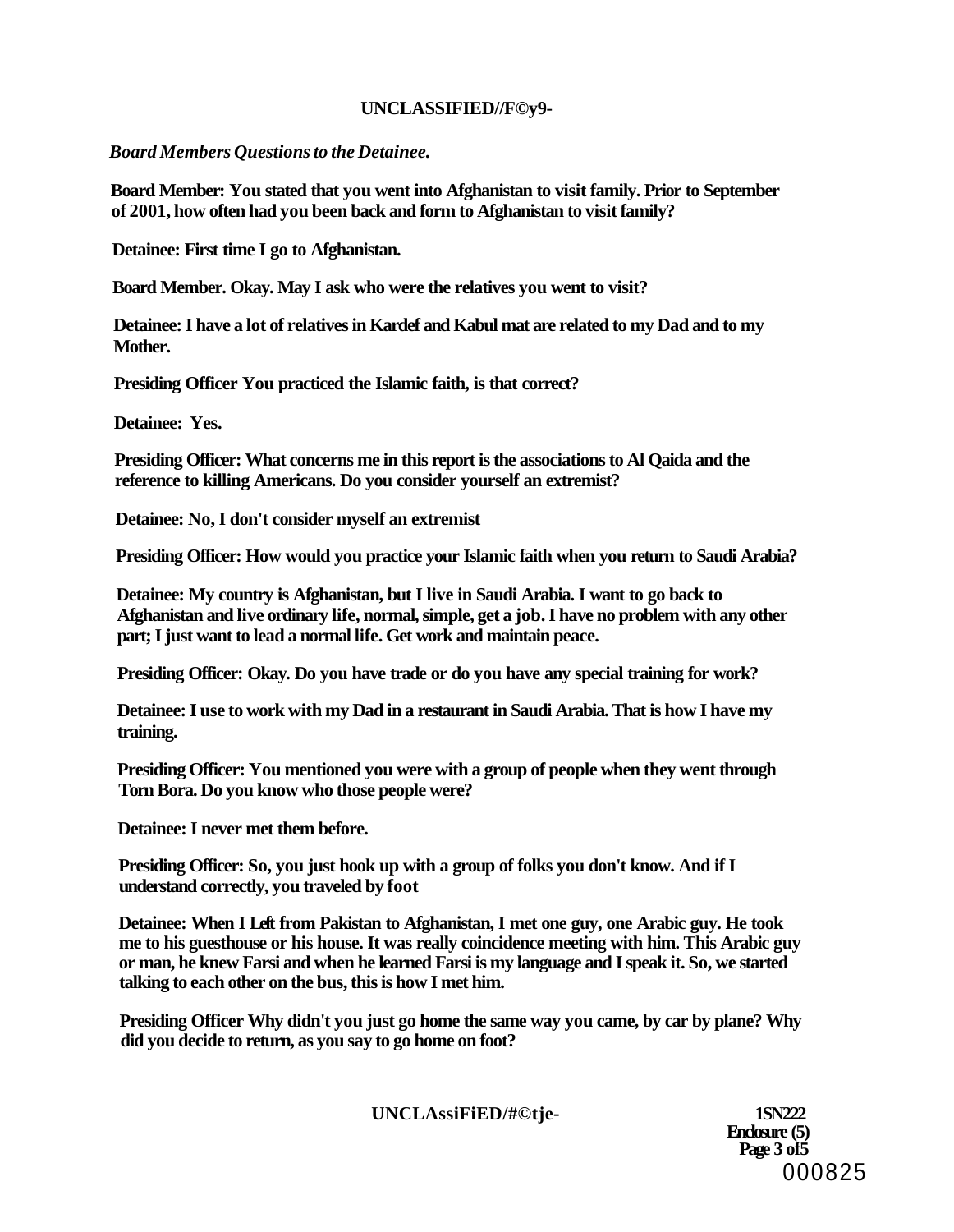*Board Members Questions to the Detainee.*

**Board Member: You stated that you went into Afghanistan to visit family. Prior to September of 2001, how often had you been back and form to Afghanistan to visit family?**

**Detainee: First time I go to Afghanistan.**

**Board Member. Okay. May I ask who were the relatives you went to visit?**

**Detainee: I have a lot of relatives in Kardef and Kabul mat are related to my Dad and to my Mother.**

**Presiding Officer You practiced the Islamic faith, is that correct?**

**Detainee: Yes.**

**Presiding Officer: What concerns me in this report is the associations to Al Qaida and the reference to killing Americans. Do you consider yourself an extremist?**

**Detainee: No, I don't consider myself an extremist**

**Presiding Officer: How would you practice your Islamic faith when you return to Saudi Arabia?**

**Detainee: My country is Afghanistan, but I live in Saudi Arabia. I want to go back to Afghanistan and live ordinary life, normal, simple, get a job. I have no problem with any other part; I just want to lead a normal life. Get work and maintain peace.**

**Presiding Officer: Okay. Do you have trade or do you have any special training for work?**

**Detainee: I use to work with my Dad in a restaurant in Saudi Arabia. That is how I have my training.**

**Presiding Officer: You mentioned you were with a group of people when they went through Torn Bora. Do you know who those people were?**

**Detainee: I never met them before.**

**Presiding Officer: So, you just hook up with a group of folks you don't know. And if I understand correctly, you traveled by foot**

**Detainee: When I Left from Pakistan to Afghanistan, I met one guy, one Arabic guy. He took me to his guesthouse or his house. It was really coincidence meeting with him. This Arabic guy or man, he knew Farsi and when he learned Farsi is my language and I speak it. So, we started talking to each other on the bus, this is how I met him.**

**Presiding Officer Why didn't you just go home the same way you came, by car by plane? Why did you decide to return, as you say to go home on foot?**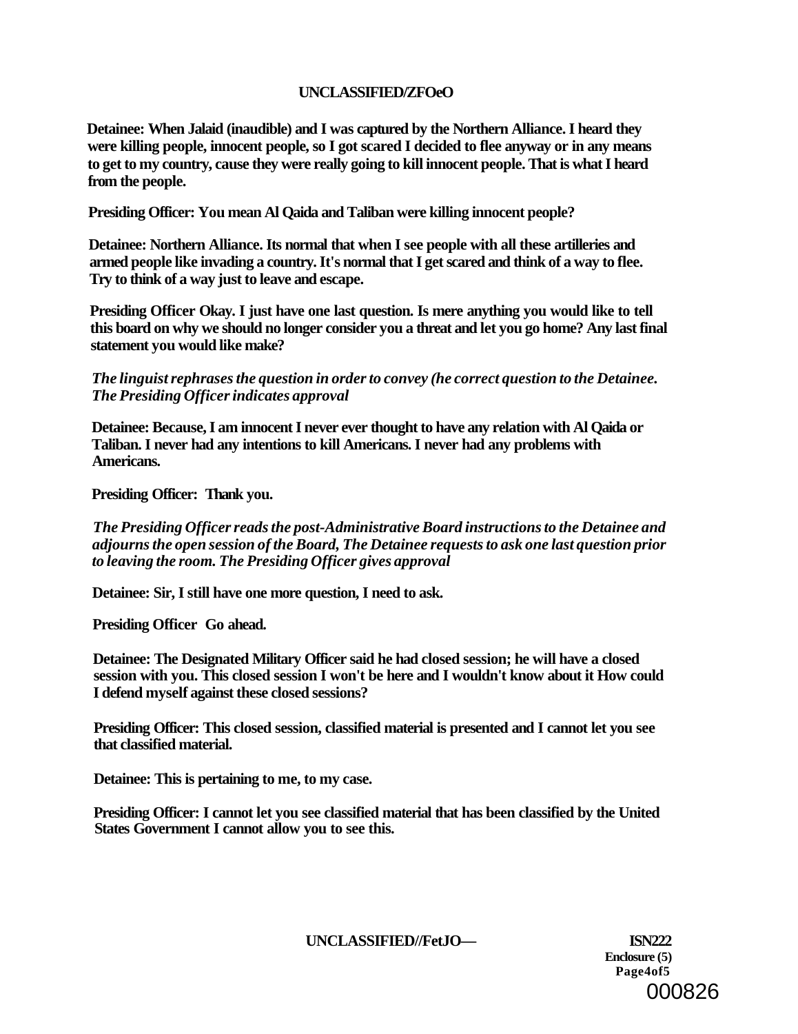**Detainee: When Jalaid (inaudible) and I was captured by the Northern Alliance. I heard they were killing people, innocent people, so I got scared I decided to flee anyway or in any means to get to my country, cause they were really going to kill innocent people. That is what I heard from the people.**

**Presiding Officer: You mean Al Qaida and Taliban were killing innocent people?**

**Detainee: Northern Alliance. Its normal that when I see people with all these artilleries and armed people like invading a country. It's normal that I get scared and think of a way to flee. Try to think of a way just to leave and escape.**

**Presiding Officer Okay. I just have one last question. Is mere anything you would like to tell this board on why we should no longer consider you a threat and let you go home? Any last final statement you would like make?**

***The linguist rephrases the question in order to convey (he correct question to the Detainee. The Presiding Officer indicates approval***

**Detainee: Because, I am innocent I never ever thought to have any relation with Al Qaida or Taliban. I never had any intentions to kill Americans. I never had any problems with Americans.**

**Presiding Officer: Thank you.**

***The Presiding Officer reads the post-Administrative Board instructions to the Detainee and adjourns the open session of the Board, The Detainee requests to ask one last question prior to leaving the room. The Presiding Officer gives approval***

**Detainee: Sir, I still have one more question, I need to ask.**

**Presiding Officer Go ahead.**

**Detainee: The Designated Military Officer said he had closed session; he will have a closed session with you. This closed session I won't be here and I wouldn't know about it How could I defend myself against these closed sessions?**

**Presiding Officer: This closed session, classified material is presented and I cannot let you see that classified material.**

**Detainee: This is pertaining to me, to my case.**

**Presiding Officer: I cannot let you see classified material that has been classified by the United States Government I cannot allow you to see this.**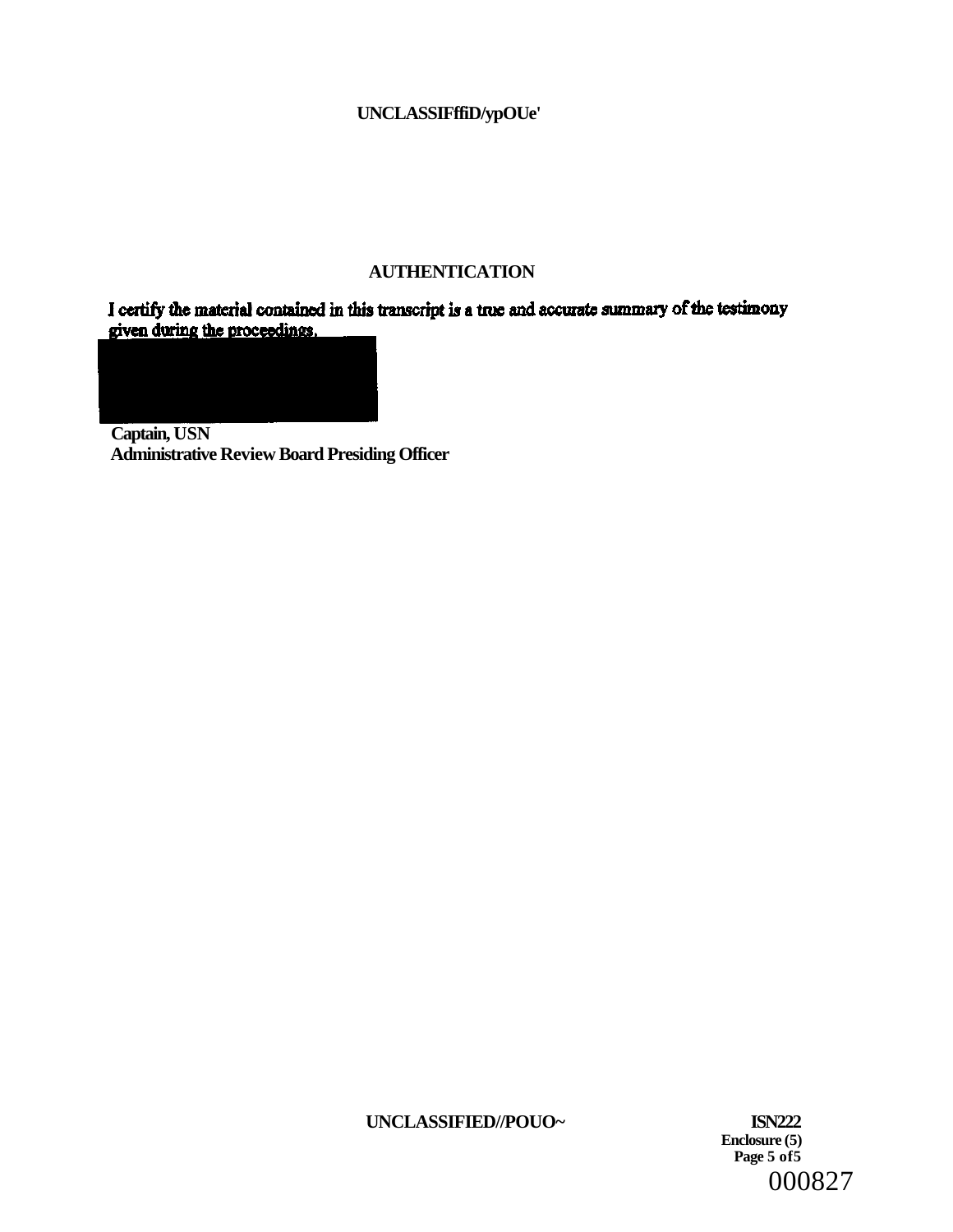## AUTHENTICATION

I certify the material contained in this transcript is a true and accurate summary of the testimony given during the proceedings.

**Captain, USN**
**Administrative Review Board Presiding Officer**

ISN222
Enclosure (5)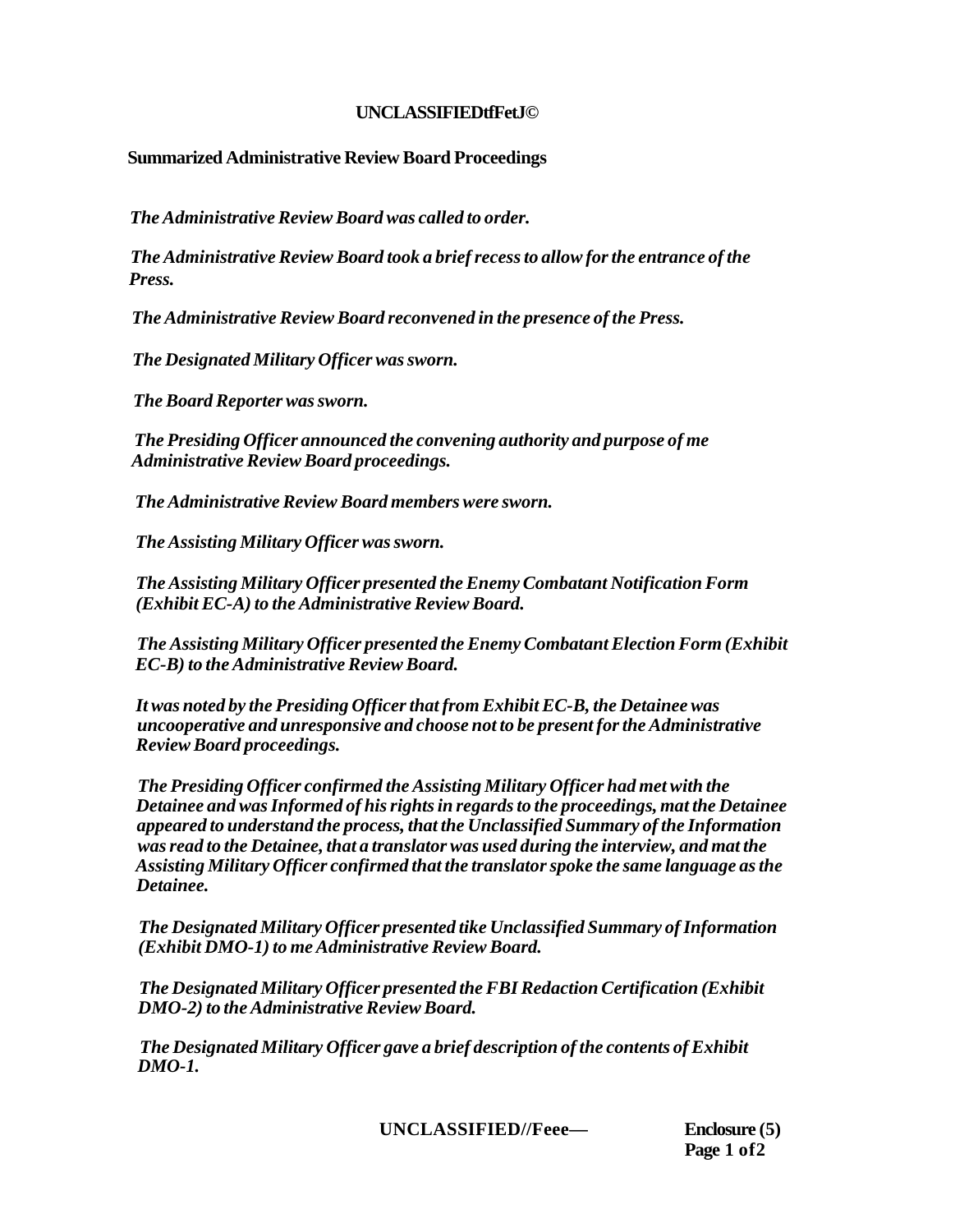**Summarized Administrative Review Board Proceedings**

*The Administrative Review Board was called to order.*

*The Administrative Review Board took a brief recess to allow for the entrance of the Press.*

*The Administrative Review Board reconvened in the presence of the Press.*

*The Designated Military Officer was sworn.*

*The Board Reporter was sworn.*

*The Presiding Officer announced the convening authority and purpose of me Administrative Review Board proceedings.*

*The Administrative Review Board members were sworn.*

*The Assisting Military Officer was sworn.*

*The Assisting Military Officer presented the Enemy Combatant Notification Form (Exhibit EC-A) to the Administrative Review Board.*

*The Assisting Military Officer presented the Enemy Combatant Election Form (Exhibit EC-B) to the Administrative Review Board.*

*It was noted by the Presiding Officer that from Exhibit EC-B, the Detainee was uncooperative and unresponsive and choose not to be present for the Administrative Review Board proceedings.*

*The Presiding Officer confirmed the Assisting Military Officer had met with the Detainee and was Informed of his rights in regards to the proceedings, mat the Detainee appeared to understand the process, that the Unclassified Summary of the Information was read to the Detainee, that a translator was used during the interview, and mat the Assisting Military Officer confirmed that the translator spoke the same language as the Detainee.*

*The Designated Military Officer presented tike Unclassified Summary of Information (Exhibit DMO-1) to me Administrative Review Board.*

*The Designated Military Officer presented the FBI Redaction Certification (Exhibit DMO-2) to the Administrative Review Board.*

*The Designated Military Officer gave a brief description of the contents of Exhibit DMO-1.*

Enclosure (5)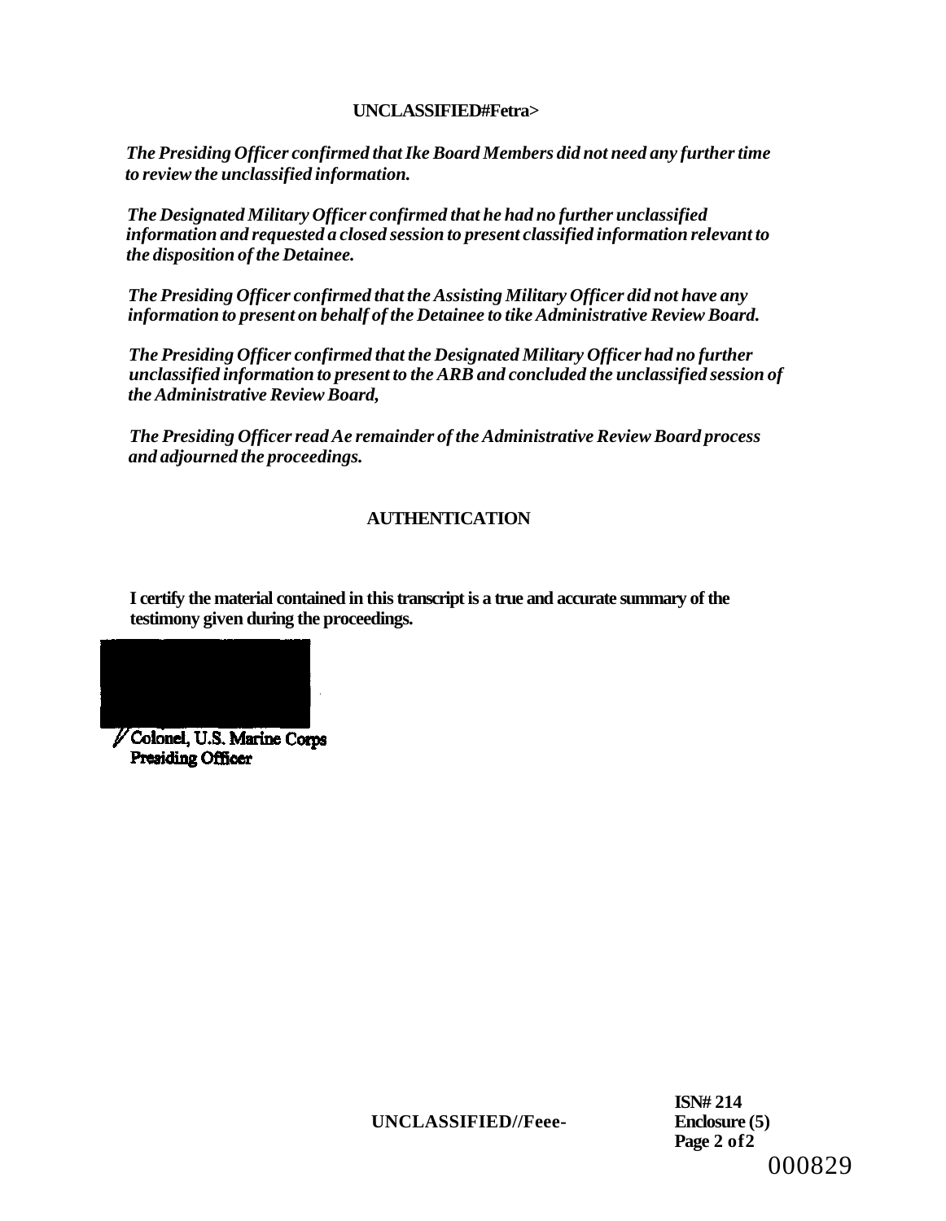*The Presiding Officer confirmed that Ike Board Members did not need any further time to review the unclassified information.*

*The Designated Military Officer confirmed that he had no further unclassified information and requested a closed session to present classified information relevant to the disposition of the Detainee.*

*The Presiding Officer confirmed that the Assisting Military Officer did not have any information to present on behalf of the Detainee to tike Administrative Review Board.*

*The Presiding Officer confirmed that the Designated Military Officer had no further unclassified information to present to the ARB and concluded the unclassified session of the Administrative Review Board,*

*The Presiding Officer read Ae remainder of the Administrative Review Board process and adjourned the proceedings.*

## AUTHENTICATION

**I certify the material contained in this transcript is a true and accurate summary of the testimony given during the proceedings.**

Colonel, U.S. Marine Corps
Presiding Officer

**ISN# 214**
**Enclosure (5)**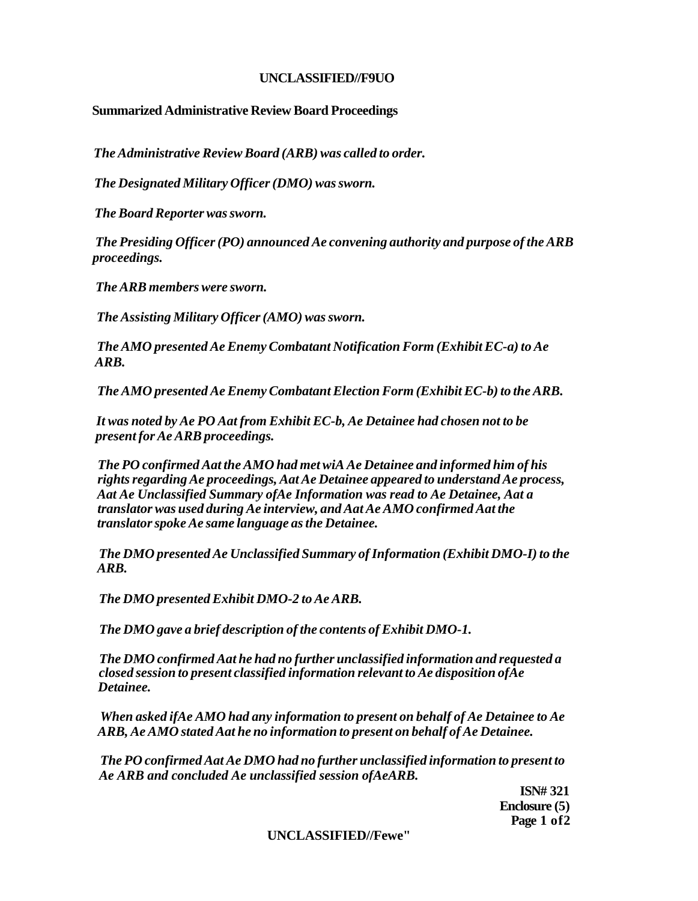**UNCLASSIFIED//F9UO**

**Summarized Administrative Review Board Proceedings**

*The Administrative Review Board (ARB) was called to order.*

*The Designated Military Officer (DMO) was sworn.*

*The Board Reporter was sworn.*

*The Presiding Officer (PO) announced Ae convening authority and purpose of the ARB proceedings.*

*The ARB members were sworn.*

*The Assisting Military Officer (AMO) was sworn.*

*The AMO presented Ae Enemy Combatant Notification Form (Exhibit EC-a) to Ae ARB.*

*The AMO presented Ae Enemy Combatant Election Form (Exhibit EC-b) to the ARB.*

*It was noted by Ae PO Aat from Exhibit EC-b, Ae Detainee had chosen not to be present for Ae ARB proceedings.*

*The PO confirmed Aat the AMO had met wiA Ae Detainee and informed him of his rights regarding Ae proceedings, Aat Ae Detainee appeared to understand Ae process, Aat Ae Unclassified Summary ofAe Information was read to Ae Detainee, Aat a translator was used during Ae interview, and Aat Ae AMO confirmed Aat the translator spoke Ae same language as the Detainee.*

*The DMO presented Ae Unclassified Summary of Information (Exhibit DMO-I) to the ARB.*

*The DMO presented Exhibit DMO-2 to Ae ARB.*

*The DMO gave a brief description of the contents of Exhibit DMO-1.*

*The DMO confirmed Aat he had no further unclassified information and requested a closed session to present classified information relevant to Ae disposition ofAe Detainee.*

*When asked ifAe AMO had any information to present on behalf of Ae Detainee to Ae ARB, Ae AMO stated Aat he no information to present on behalf of Ae Detainee.*

*The PO confirmed Aat Ae DMO had no further unclassified information to present to Ae ARB and concluded Ae unclassified session ofAeARB.*

**ISN# 321**
**Enclosure (5)**

**UNCLASSIFIED//Fewe"**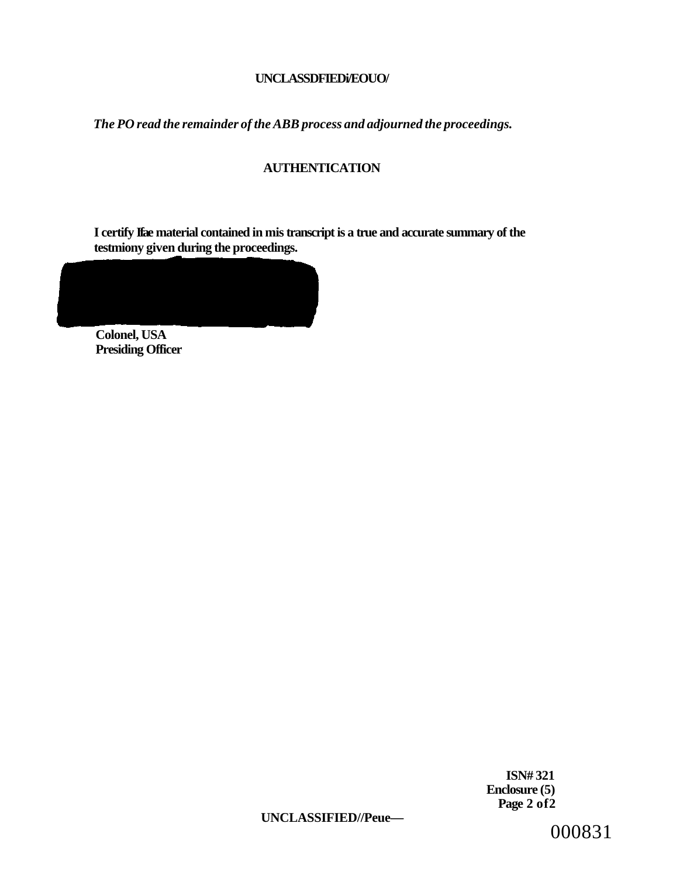*The PO read the remainder of the ABB process and adjourned the proceedings.*

## AUTHENTICATION

**I certify Ifae material contained in mis transcript is a true and accurate summary of the testmiony given during the proceedings.**

**Colonel, USA**
**Presiding Officer**

**ISN# 321**
**Enclosure (5)**
**Page 2 of2**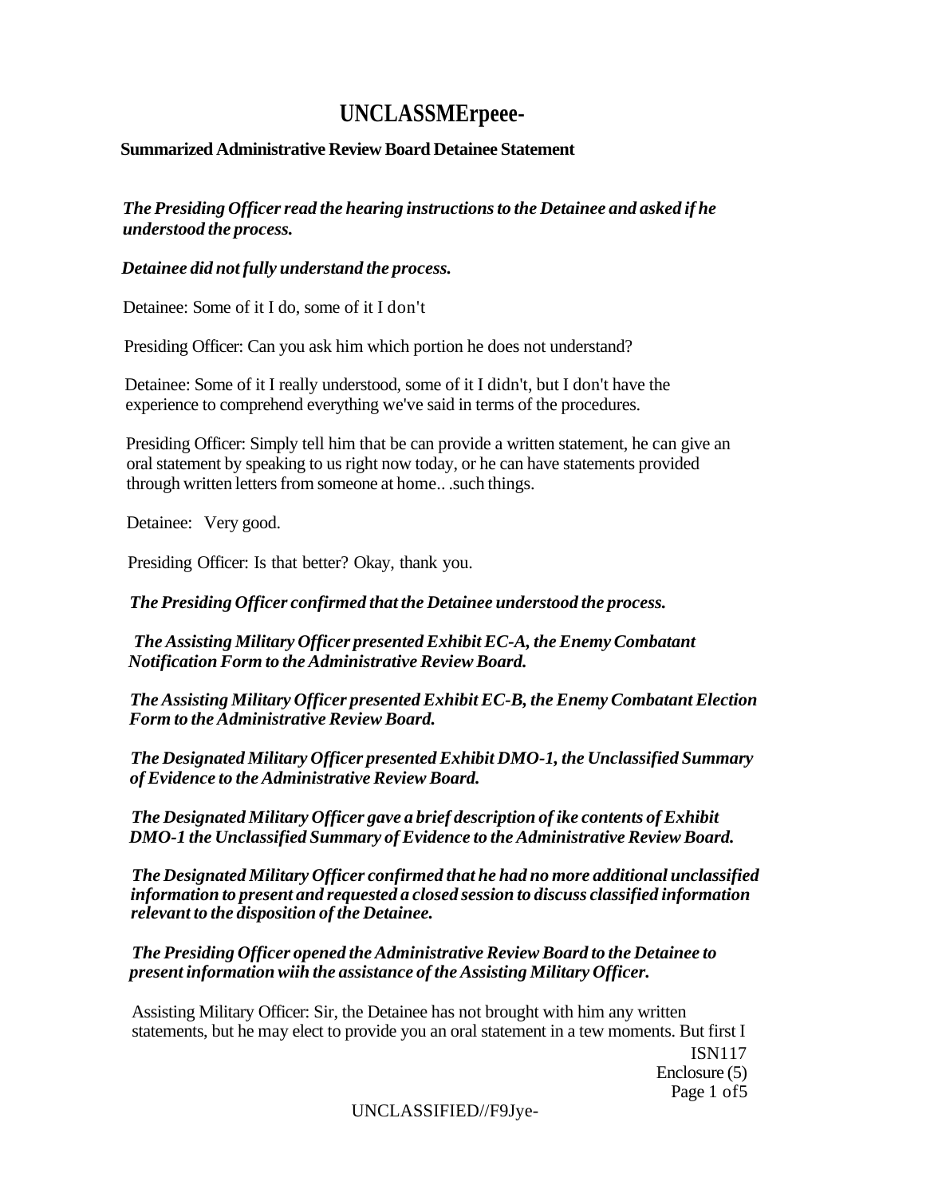**Summarized Administrative Review Board Detainee Statement**

***The Presiding Officer read the hearing instructions to the Detainee and asked if he understood the process.***

***Detainee did not fully understand the process.***

Detainee: Some of it I do, some of it I don't

Presiding Officer: Can you ask him which portion he does not understand?

Detainee: Some of it I really understood, some of it I didn't, but I don't have the experience to comprehend everything we've said in terms of the procedures.

Presiding Officer: Simply tell him that be can provide a written statement, he can give an oral statement by speaking to us right now today, or he can have statements provided through written letters from someone at home.. .such things.

Detainee: Very good.

Presiding Officer: Is that better? Okay, thank you.

***The Presiding Officer confirmed that the Detainee understood the process.***

***The Assisting Military Officer presented Exhibit EC-A, the Enemy Combatant Notification Form to the Administrative Review Board.***

***The Assisting Military Officer presented Exhibit EC-B, the Enemy Combatant Election Form to the Administrative Review Board.***

***The Designated Military Officer presented Exhibit DMO-1, the Unclassified Summary of Evidence to the Administrative Review Board.***

***The Designated Military Officer gave a brief description of ike contents of Exhibit DMO-1 the Unclassified Summary of Evidence to the Administrative Review Board.***

***The Designated Military Officer confirmed that he had no more additional unclassified information to present and requested a closed session to discuss classified information relevant to the disposition of the Detainee.***

***The Presiding Officer opened the Administrative Review Board to the Detainee to present information wiih the assistance of the Assisting Military Officer.***

Assisting Military Officer: Sir, the Detainee has not brought with him any written statements, but he may elect to provide you an oral statement in a tew moments. But first I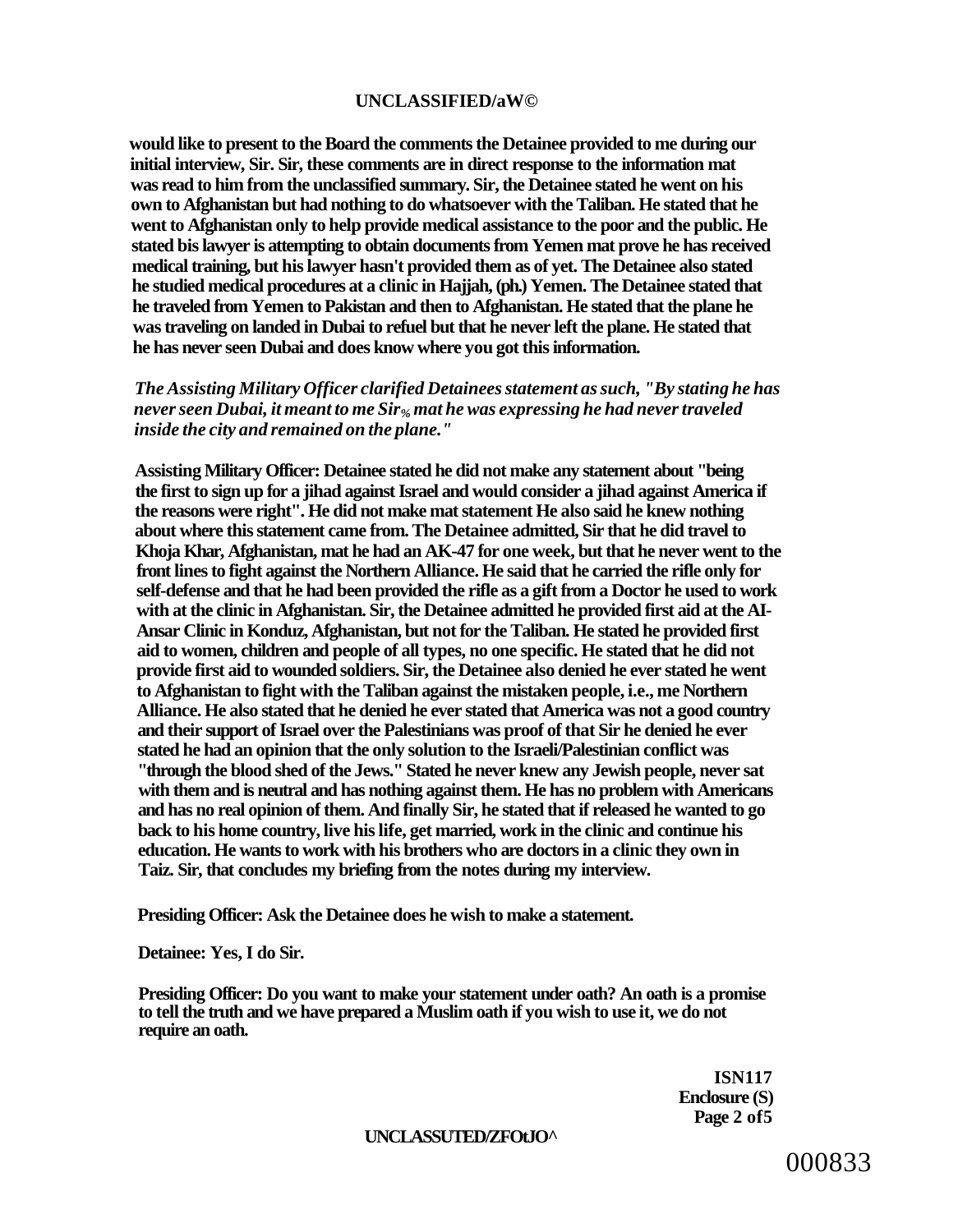**would like to present to the Board the comments the Detainee provided to me during our initial interview, Sir. Sir, these comments are in direct response to the information mat was read to him from the unclassified summary. Sir, the Detainee stated he went on his own to Afghanistan but had nothing to do whatsoever with the Taliban. He stated that he went to Afghanistan only to help provide medical assistance to the poor and the public. He stated bis lawyer is attempting to obtain documents from Yemen mat prove he has received medical training, but his lawyer hasn't provided them as of yet. The Detainee also stated he studied medical procedures at a clinic in Hajjah, (ph.) Yemen. The Detainee stated that he traveled from Yemen to Pakistan and then to Afghanistan. He stated that the plane he was traveling on landed in Dubai to refuel but that he never left the plane. He stated that he has never seen Dubai and does know where you got this information.**

***The Assisting Military Officer clarified Detainees statement as such, "By stating he has never seen Dubai, it meant to me Sir% mat he was expressing he had never traveled inside the city and remained on the plane."***

**Assisting Military Officer: Detainee stated he did not make any statement about "being the first to sign up for a jihad against Israel and would consider a jihad against America if the reasons were right". He did not make mat statement He also said he knew nothing about where this statement came from. The Detainee admitted, Sir that he did travel to Khoja Khar, Afghanistan, mat he had an AK-47 for one week, but that he never went to the front lines to fight against the Northern Alliance. He said that he carried the rifle only for self-defense and that he had been provided the rifle as a gift from a Doctor he used to work with at the clinic in Afghanistan. Sir, the Detainee admitted he provided first aid at the AI-Ansar Clinic in Konduz, Afghanistan, but not for the Taliban. He stated he provided first aid to women, children and people of all types, no one specific. He stated that he did not provide first aid to wounded soldiers. Sir, the Detainee also denied he ever stated he went to Afghanistan to fight with the Taliban against the mistaken people, i.e., me Northern Alliance. He also stated that he denied he ever stated that America was not a good country and their support of Israel over the Palestinians was proof of that Sir he denied he ever stated he had an opinion that the only solution to the Israeli/Palestinian conflict was "through the blood shed of the Jews." Stated he never knew any Jewish people, never sat with them and is neutral and has nothing against them. He has no problem with Americans and has no real opinion of them. And finally Sir, he stated that if released he wanted to go back to his home country, live his life, get married, work in the clinic and continue his education. He wants to work with his brothers who are doctors in a clinic they own in Taiz. Sir, that concludes my briefing from the notes during my interview.**

**Presiding Officer: Ask the Detainee does he wish to make a statement.**

**Detainee: Yes, I do Sir.**

**Presiding Officer: Do you want to make your statement under oath? An oath is a promise to tell the truth and we have prepared a Muslim oath if you wish to use it, we do not require an oath.**

**ISN117**
**Enclosure (S)**
**Page 2 of5**

000833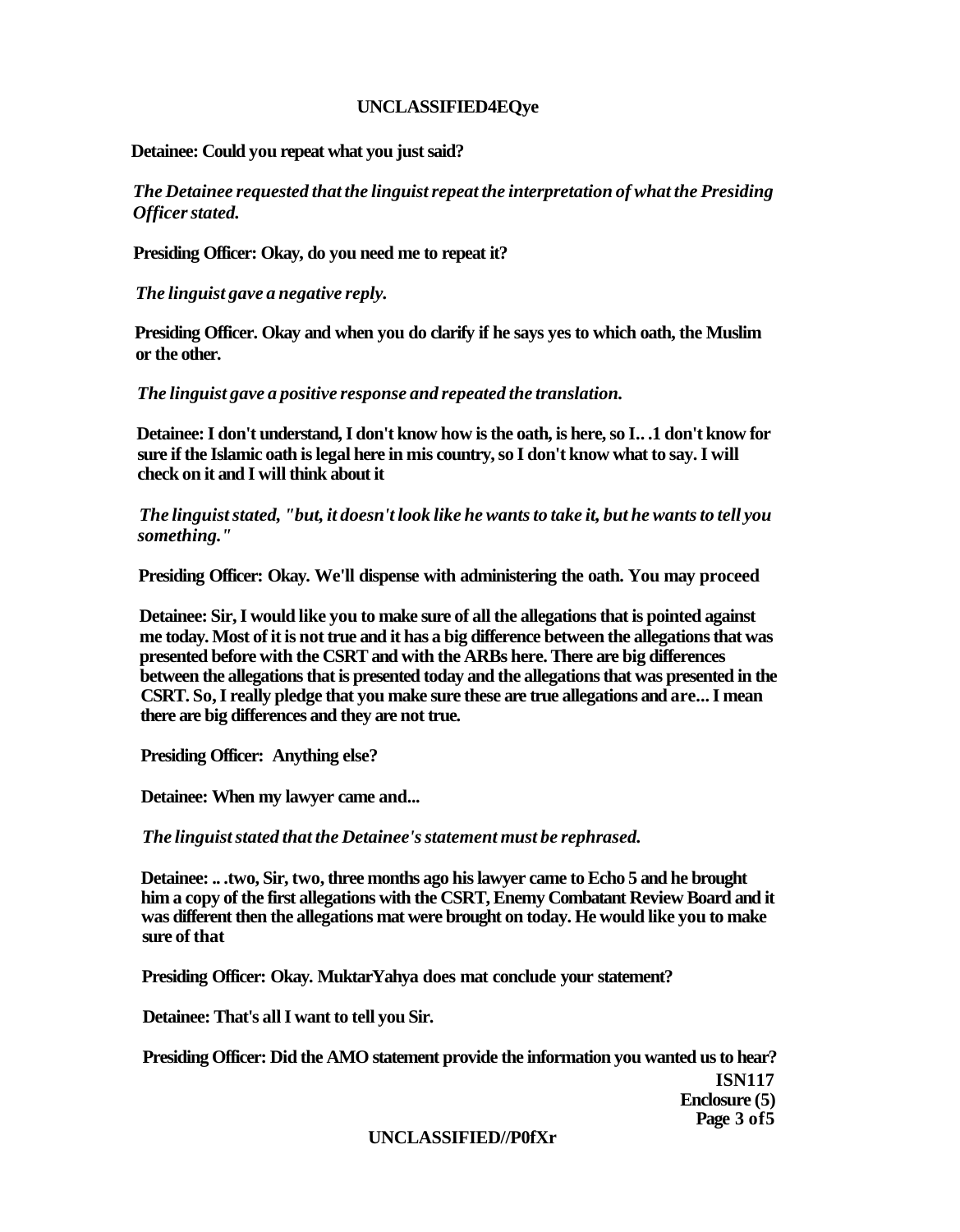**Detainee: Could you repeat what you just said?**

***The Detainee requested that the linguist repeat the interpretation of what the Presiding Officer stated.***

**Presiding Officer: Okay, do you need me to repeat it?**

***The linguist gave a negative reply.***

**Presiding Officer. Okay and when you do clarify if he says yes to which oath, the Muslim or the other.**

***The linguist gave a positive response and repeated the translation.***

**Detainee: I don't understand, I don't know how is the oath, is here, so I.. .1 don't know for sure if the Islamic oath is legal here in mis country, so I don't know what to say. I will check on it and I will think about it**

***The linguist stated, "but, it doesn't look like he wants to take it, but he wants to tell you something."***

**Presiding Officer: Okay. We'll dispense with administering the oath. You may proceed**

**Detainee: Sir, I would like you to make sure of all the allegations that is pointed against me today. Most of it is not true and it has a big difference between the allegations that was presented before with the CSRT and with the ARBs here. There are big differences between the allegations that is presented today and the allegations that was presented in the CSRT. So, I really pledge that you make sure these are true allegations and are... I mean there are big differences and they are not true.**

**Presiding Officer: Anything else?**

**Detainee: When my lawyer came and...**

***The linguist stated that the Detainee's statement must be rephrased.***

**Detainee: .. .two, Sir, two, three months ago his lawyer came to Echo 5 and he brought him a copy of the first allegations with the CSRT, Enemy Combatant Review Board and it was different then the allegations mat were brought on today. He would like you to make sure of that**

**Presiding Officer: Okay. MuktarYahya does mat conclude your statement?**

**Detainee: That's all I want to tell you Sir.**

**Presiding Officer: Did the AMO statement provide the information you wanted us to hear?**

**ISN117**
**Enclosure (5)**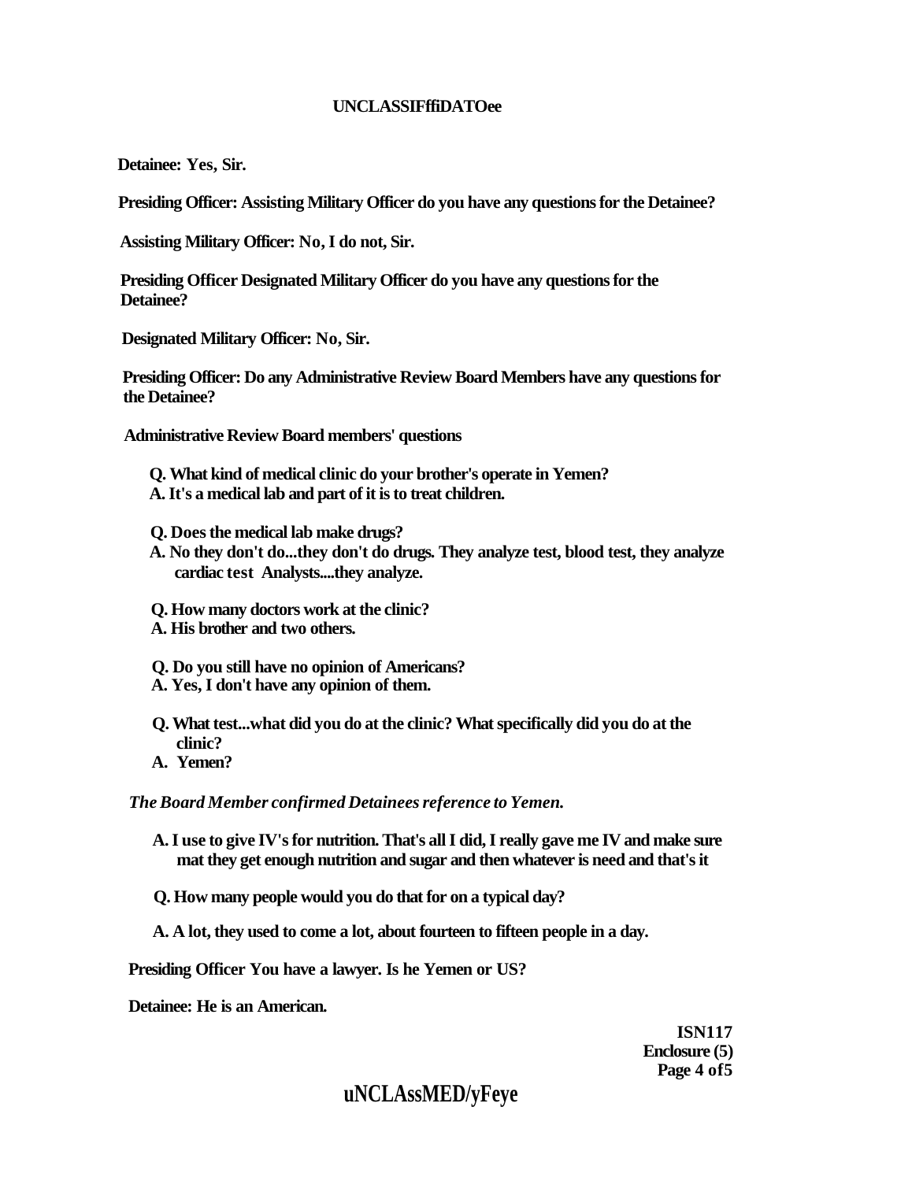**Detainee: Yes, Sir.**

**Presiding Officer: Assisting Military Officer do you have any questions for the Detainee?**

**Assisting Military Officer: No, I do not, Sir.**

**Presiding Officer Designated Military Officer do you have any questions for the Detainee?**

**Designated Military Officer: No, Sir.**

**Presiding Officer: Do any Administrative Review Board Members have any questions for the Detainee?**

**Administrative Review Board members' questions**

**Q. What kind of medical clinic do your brother's operate in Yemen?**
**A. It's a medical lab and part of it is to treat children.**

**Q. Does the medical lab make drugs?**
**A. No they don't do...they don't do drugs. They analyze test, blood test, they analyze cardiac test Analysts....they analyze.**

**Q. How many doctors work at the clinic?**
**A. His brother and two others.**

**Q. Do you still have no opinion of Americans?**
**A. Yes, I don't have any opinion of them.**

**Q. What test...what did you do at the clinic? What specifically did you do at the clinic?**
**A. Yemen?**

***The Board Member confirmed Detainees reference to Yemen.***

**A. I use to give IV's for nutrition. That's all I did, I really gave me IV and make sure mat they get enough nutrition and sugar and then whatever is need and that's it**

**Q. How many people would you do that for on a typical day?**

**A. A lot, they used to come a lot, about fourteen to fifteen people in a day.**

**Presiding Officer You have a lawyer. Is he Yemen or US?**

**Detainee: He is an American.**

**ISN117**
**Enclosure (5)**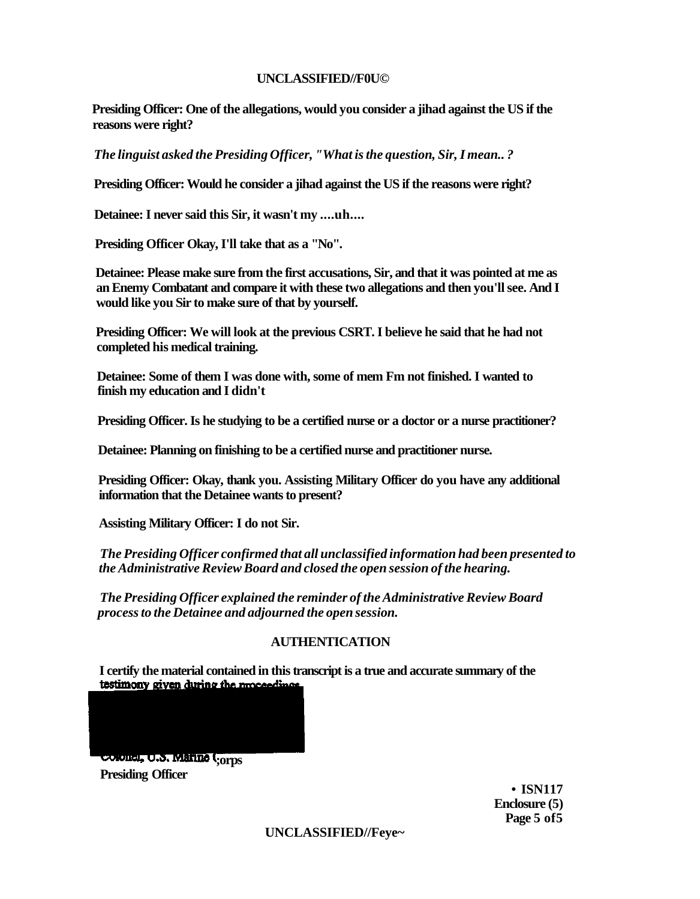**Presiding Officer: One of the allegations, would you consider a jihad against the US if the reasons were right?**

*The linguist asked the Presiding Officer, "What is the question, Sir, I mean.. ?*

**Presiding Officer: Would he consider a jihad against the US if the reasons were right?**

**Detainee: I never said this Sir, it wasn't my ....uh....**

**Presiding Officer Okay, I'll take that as a "No".**

**Detainee: Please make sure from the first accusations, Sir, and that it was pointed at me as an Enemy Combatant and compare it with these two allegations and then you'll see. And I would like you Sir to make sure of that by yourself.**

**Presiding Officer: We will look at the previous CSRT. I believe he said that he had not completed his medical training.**

**Detainee: Some of them I was done with, some of mem Fm not finished. I wanted to finish my education and I didn't**

**Presiding Officer. Is he studying to be a certified nurse or a doctor or a nurse practitioner?**

**Detainee: Planning on finishing to be a certified nurse and practitioner nurse.**

**Presiding Officer: Okay, thank you. Assisting Military Officer do you have any additional information that the Detainee wants to present?**

**Assisting Military Officer: I do not Sir.**

*The Presiding Officer confirmed that all unclassified information had been presented to the Administrative Review Board and closed the open session of the hearing.*

*The Presiding Officer explained the reminder of the Administrative Review Board process to the Detainee and adjourned the open session.*

## AUTHENTICATION

**I certify the material contained in this transcript is a true and accurate summary of the testimony given during the proceedings.**

**Colonel, U.S. Marine Corps**
**Presiding Officer**

**• ISN117**
**Enclosure (5)**
**Page 5 of 5**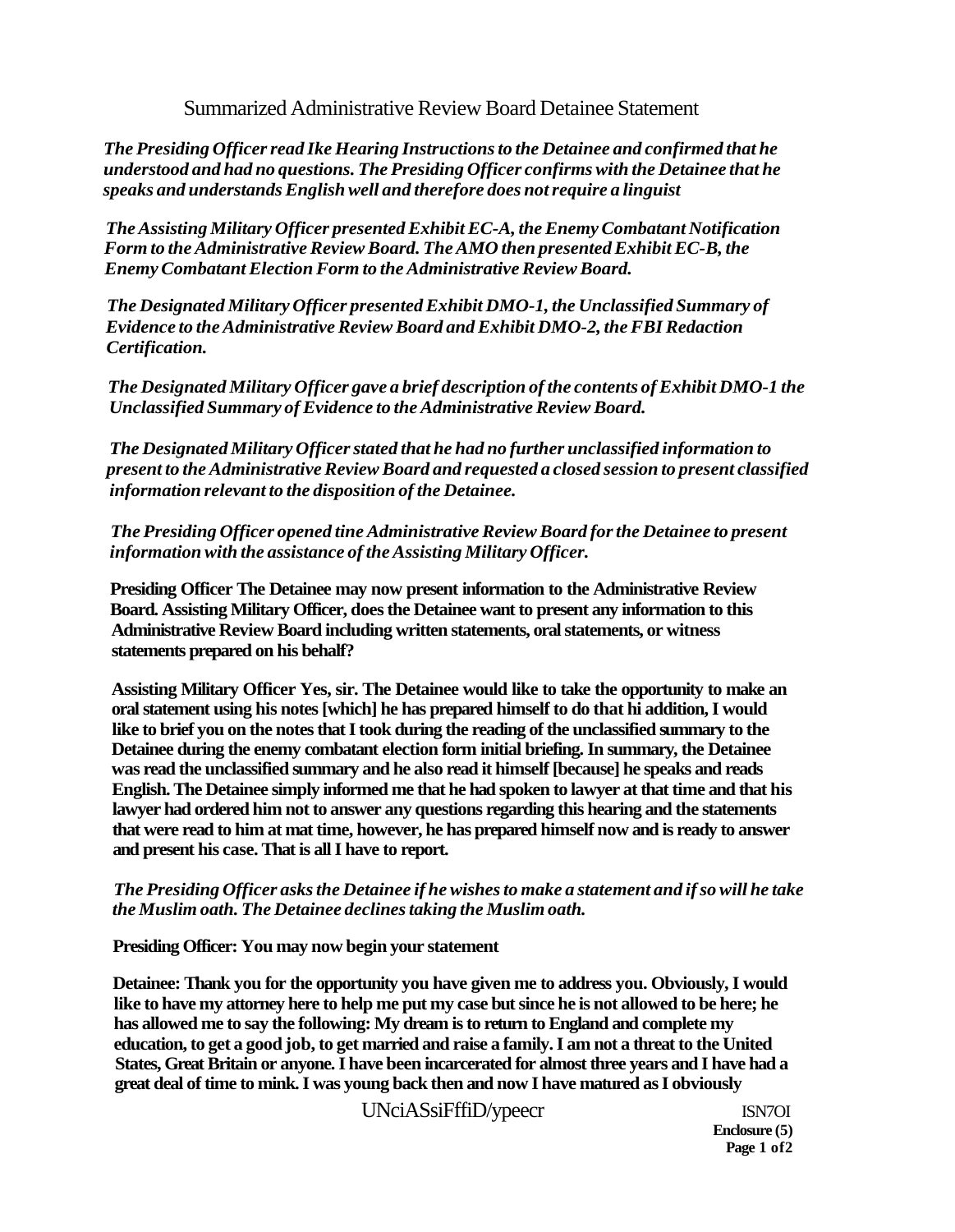Summarized Administrative Review Board Detainee Statement

*The Presiding Officer read Ike Hearing Instructions to the Detainee and confirmed that he understood and had no questions. The Presiding Officer confirms with the Detainee that he speaks and understands English well and therefore does not require a linguist*

*The Assisting Military Officer presented Exhibit EC-A, the Enemy Combatant Notification Form to the Administrative Review Board. The AMO then presented Exhibit EC-B, the Enemy Combatant Election Form to the Administrative Review Board.*

*The Designated Military Officer presented Exhibit DMO-1, the Unclassified Summary of Evidence to the Administrative Review Board and Exhibit DMO-2, the FBI Redaction Certification.*

*The Designated Military Officer gave a brief description of the contents of Exhibit DMO-1 the Unclassified Summary of Evidence to the Administrative Review Board.*

*The Designated Military Officer stated that he had no further unclassified information to present to the Administrative Review Board and requested a closed session to present classified information relevant to the disposition of the Detainee.*

*The Presiding Officer opened tine Administrative Review Board for the Detainee to present information with the assistance of the Assisting Military Officer.*

**Presiding Officer The Detainee may now present information to the Administrative Review Board. Assisting Military Officer, does the Detainee want to present any information to this Administrative Review Board including written statements, oral statements, or witness statements prepared on his behalf?**

**Assisting Military Officer Yes, sir. The Detainee would like to take the opportunity to make an oral statement using his notes [which] he has prepared himself to do that hi addition, I would like to brief you on the notes that I took during the reading of the unclassified summary to the Detainee during the enemy combatant election form initial briefing. In summary, the Detainee was read the unclassified summary and he also read it himself [because] he speaks and reads English. The Detainee simply informed me that he had spoken to lawyer at that time and that his lawyer had ordered him not to answer any questions regarding this hearing and the statements that were read to him at mat time, however, he has prepared himself now and is ready to answer and present his case. That is all I have to report.**

*The Presiding Officer asks the Detainee if he wishes to make a statement and if so will he take the Muslim oath. The Detainee declines taking the Muslim oath.*

**Presiding Officer: You may now begin your statement**

**Detainee: Thank you for the opportunity you have given me to address you. Obviously, I would like to have my attorney here to help me put my case but since he is not allowed to be here; he has allowed me to say the following: My dream is to return to England and complete my education, to get a good job, to get married and raise a family. I am not a threat to the United States, Great Britain or anyone. I have been incarcerated for almost three years and I have had a great deal of time to mink. I was young back then and now I have matured as I obviously**

UNciASsiFffiD/ypeecr ISN7OI

**Enclosure (5)**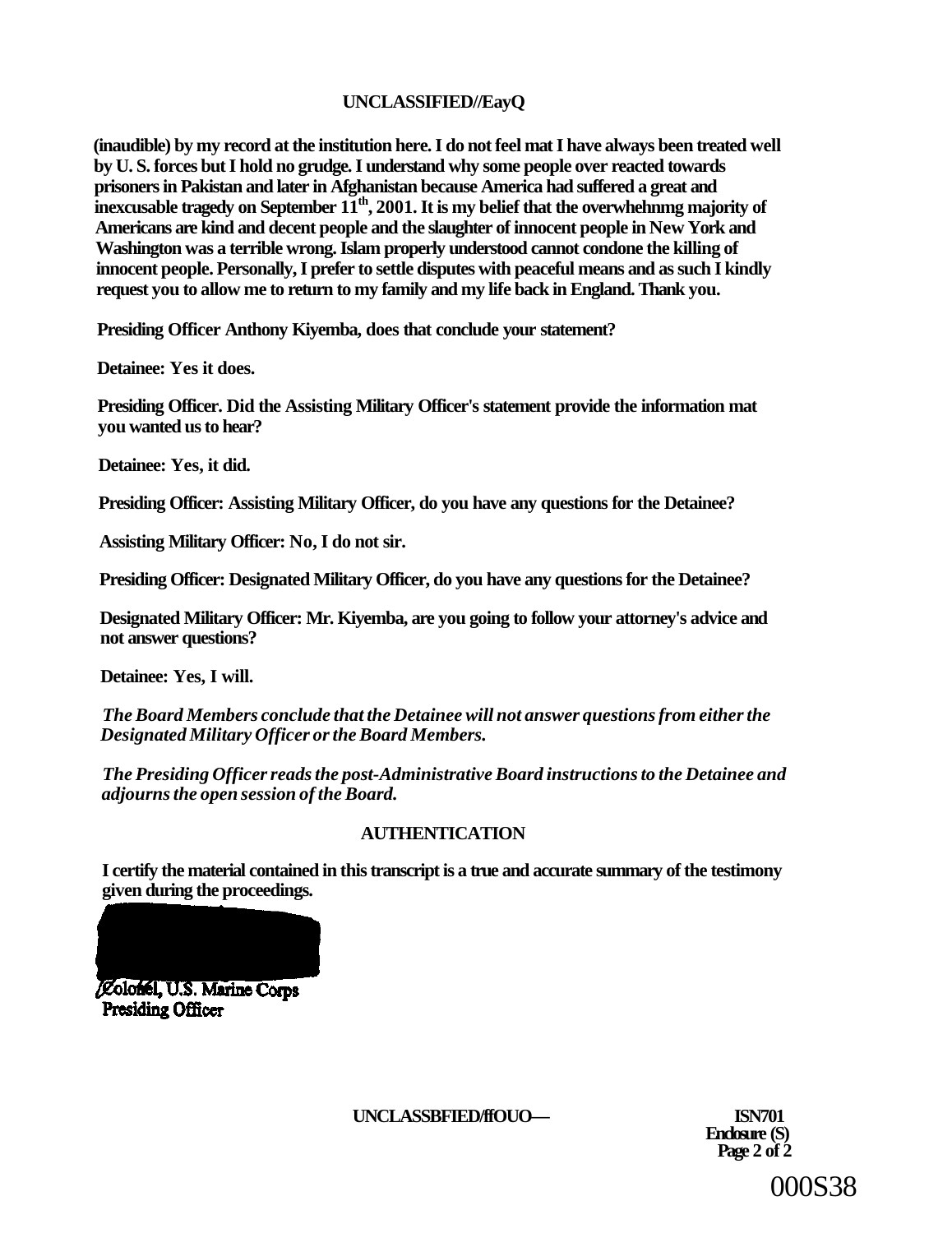(inaudible) by my record at the institution here. I do not feel mat I have always been treated well by U. S. forces but I hold no grudge. I understand why some people over reacted towards prisoners in Pakistan and later in Afghanistan because America had suffered a great and inexcusable tragedy on September 11th, 2001. It is my belief that the overwhehnmg majority of Americans are kind and decent people and the slaughter of innocent people in New York and Washington was a terrible wrong. Islam properly understood cannot condone the killing of innocent people. Personally, I prefer to settle disputes with peaceful means and as such I kindly request you to allow me to return to my family and my life back in England. Thank you.

**Presiding Officer Anthony Kiyemba, does that conclude your statement?**

**Detainee: Yes it does.**

**Presiding Officer. Did the Assisting Military Officer's statement provide the information mat you wanted us to hear?**

**Detainee: Yes, it did.**

**Presiding Officer: Assisting Military Officer, do you have any questions for the Detainee?**

**Assisting Military Officer: No, I do not sir.**

**Presiding Officer: Designated Military Officer, do you have any questions for the Detainee?**

**Designated Military Officer: Mr. Kiyemba, are you going to follow your attorney's advice and not answer questions?**

**Detainee: Yes, I will.**

***The Board Members conclude that the Detainee will not answer questions from either the Designated Military Officer or the Board Members.***

***The Presiding Officer reads the post-Administrative Board instructions to the Detainee and adjourns the open session of the Board.***

## AUTHENTICATION

**I certify the material contained in this transcript is a true and accurate summary of the testimony given during the proceedings.**

**Colonel, U.S. Marine Corps**
**Presiding Officer**

**ISN701**
**Enclosure (S)**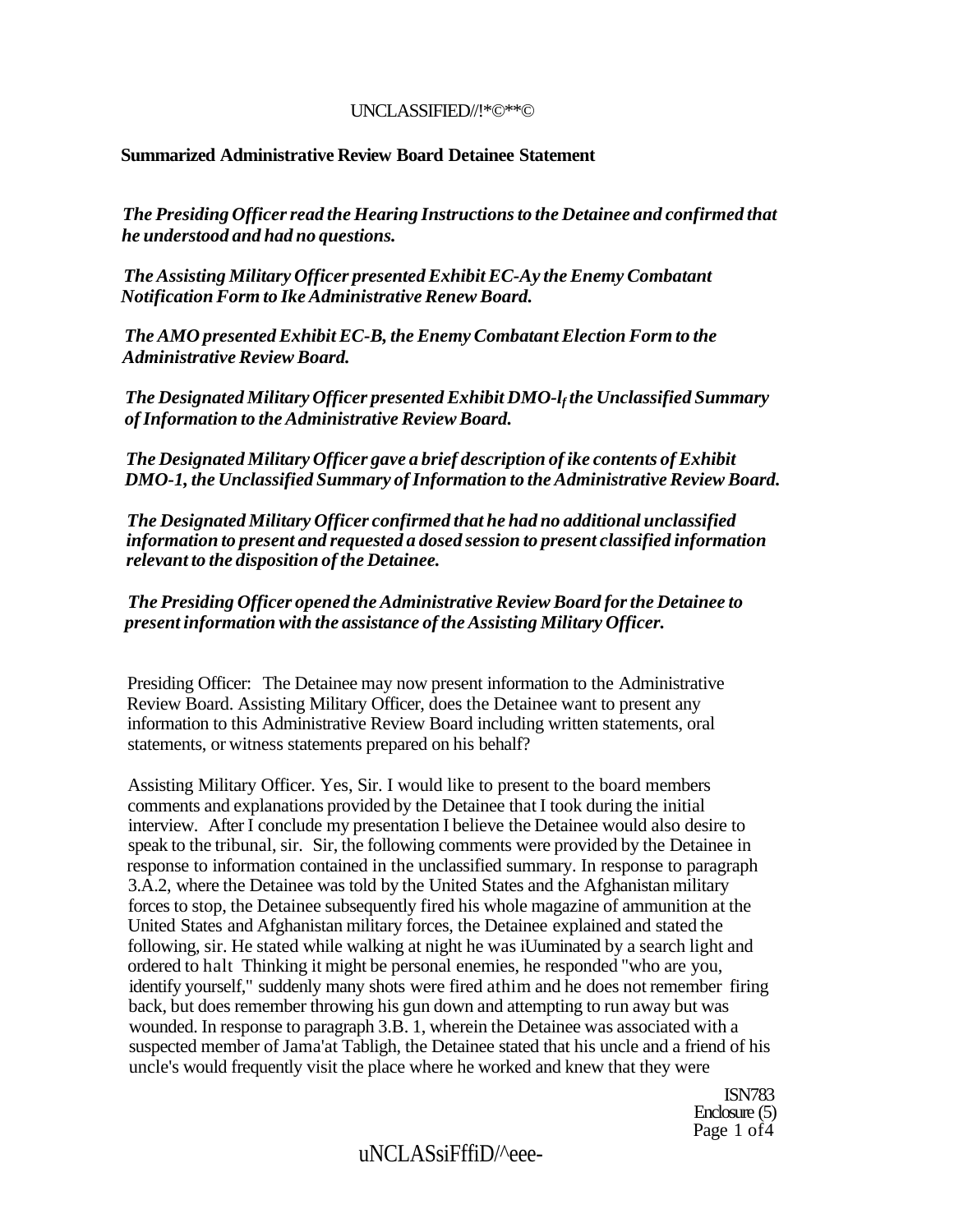**Summarized Administrative Review Board Detainee Statement**

*The Presiding Officer read the Hearing Instructions to the Detainee and confirmed that he understood and had no questions.*

*The Assisting Military Officer presented Exhibit EC-Ay the Enemy Combatant Notification Form to Ike Administrative Renew Board.*

*The AMO presented Exhibit EC-B, the Enemy Combatant Election Form to the Administrative Review Board.*

*The Designated Military Officer presented Exhibit DMO-l$_f$ the Unclassified Summary of Information to the Administrative Review Board.*

*The Designated Military Officer gave a brief description of ike contents of Exhibit DMO-1, the Unclassified Summary of Information to the Administrative Review Board.*

*The Designated Military Officer confirmed that he had no additional unclassified information to present and requested a dosed session to present classified information relevant to the disposition of the Detainee.*

*The Presiding Officer opened the Administrative Review Board for the Detainee to present information with the assistance of the Assisting Military Officer.*

Presiding Officer: The Detainee may now present information to the Administrative Review Board. Assisting Military Officer, does the Detainee want to present any information to this Administrative Review Board including written statements, oral statements, or witness statements prepared on his behalf?

Assisting Military Officer. Yes, Sir. I would like to present to the board members comments and explanations provided by the Detainee that I took during the initial interview. After I conclude my presentation I believe the Detainee would also desire to speak to the tribunal, sir. Sir, the following comments were provided by the Detainee in response to information contained in the unclassified summary. In response to paragraph 3.A.2, where the Detainee was told by the United States and the Afghanistan military forces to stop, the Detainee subsequently fired his whole magazine of ammunition at the United States and Afghanistan military forces, the Detainee explained and stated the following, sir. He stated while walking at night he was iUuminated by a search light and ordered to halt Thinking it might be personal enemies, he responded "who are you, identify yourself," suddenly many shots were fired athim and he does not remember firing back, but does remember throwing his gun down and attempting to run away but was wounded. In response to paragraph 3.B. 1, wherein the Detainee was associated with a suspected member of Jama'at Tabligh, the Detainee stated that his uncle and a friend of his uncle's would frequently visit the place where he worked and knew that they were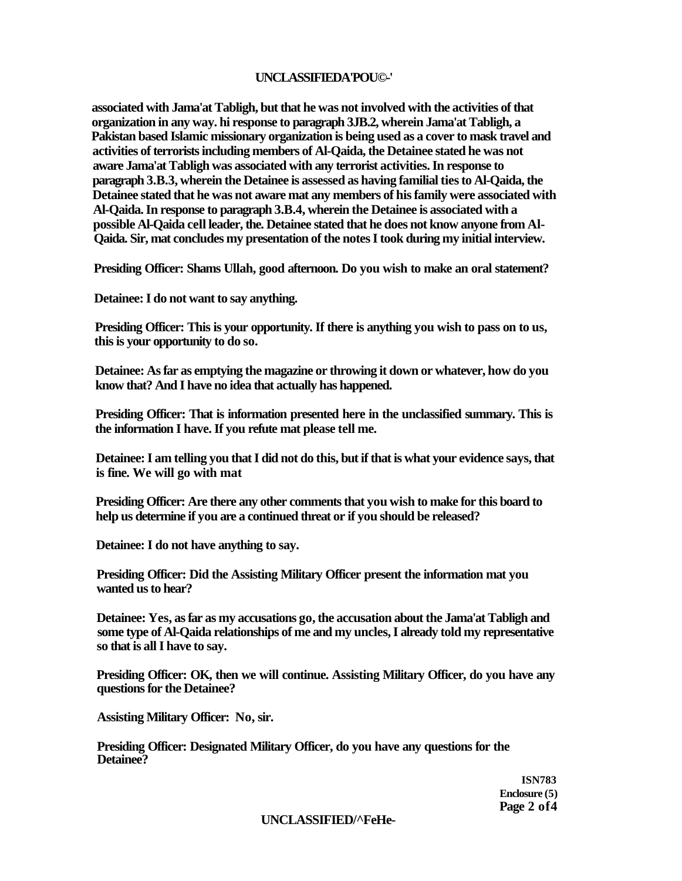associated with Jama'at Tabligh, but that he was not involved with the activities of that organization in any way. hi response to paragraph 3JB.2, wherein Jama'at Tabligh, a Pakistan based Islamic missionary organization is being used as a cover to mask travel and activities of terrorists including members of Al-Qaida, the Detainee stated he was not aware Jama'at Tabligh was associated with any terrorist activities. In response to paragraph 3.B.3, wherein the Detainee is assessed as having familial ties to Al-Qaida, the Detainee stated that he was not aware mat any members of his family were associated with Al-Qaida. In response to paragraph 3.B.4, wherein the Detainee is associated with a possible Al-Qaida cell leader, the. Detainee stated that he does not know anyone from Al-Qaida. Sir, mat concludes my presentation of the notes I took during my initial interview.

Presiding Officer: Shams Ullah, good afternoon. Do you wish to make an oral statement?

Detainee: I do not want to say anything.

Presiding Officer: This is your opportunity. If there is anything you wish to pass on to us, this is your opportunity to do so.

Detainee: As far as emptying the magazine or throwing it down or whatever, how do you know that? And I have no idea that actually has happened.

Presiding Officer: That is information presented here in the unclassified summary. This is the information I have. If you refute mat please tell me.

Detainee: I am telling you that I did not do this, but if that is what your evidence says, that is fine. We will go with mat

Presiding Officer: Are there any other comments that you wish to make for this board to help us determine if you are a continued threat or if you should be released?

Detainee: I do not have anything to say.

Presiding Officer: Did the Assisting Military Officer present the information mat you wanted us to hear?

Detainee: Yes, as far as my accusations go, the accusation about the Jama'at Tabligh and some type of Al-Qaida relationships of me and my uncles, I already told my representative so that is all I have to say.

Presiding Officer: OK, then we will continue. Assisting Military Officer, do you have any questions for the Detainee?

Assisting Military Officer: No, sir.

Presiding Officer: Designated Military Officer, do you have any questions for the Detainee?

ISN783
Enclosure (5)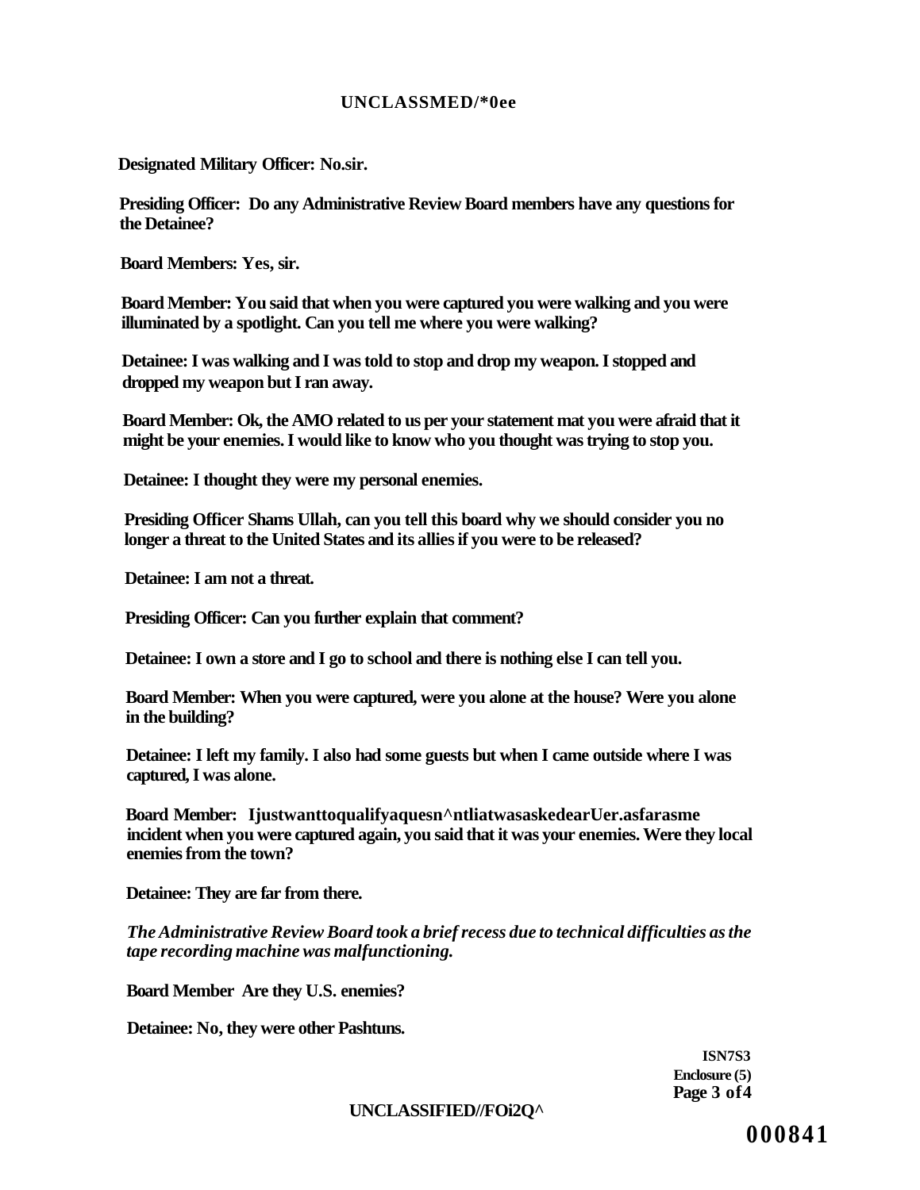**Designated Military Officer: No.sir.**

**Presiding Officer: Do any Administrative Review Board members have any questions for the Detainee?**

**Board Members: Yes, sir.**

**Board Member: You said that when you were captured you were walking and you were illuminated by a spotlight. Can you tell me where you were walking?**

**Detainee: I was walking and I was told to stop and drop my weapon. I stopped and dropped my weapon but I ran away.**

**Board Member: Ok, the AMO related to us per your statement mat you were afraid that it might be your enemies. I would like to know who you thought was trying to stop you.**

**Detainee: I thought they were my personal enemies.**

**Presiding Officer Shams Ullah, can you tell this board why we should consider you no longer a threat to the United States and its allies if you were to be released?**

**Detainee: I am not a threat.**

**Presiding Officer: Can you further explain that comment?**

**Detainee: I own a store and I go to school and there is nothing else I can tell you.**

**Board Member: When you were captured, were you alone at the house? Were you alone in the building?**

**Detainee: I left my family. I also had some guests but when I came outside where I was captured, I was alone.**

**Board Member: Ijustwanttoqualifyaquesn^ntliatwasaskedearUer.asfarasme incident when you were captured again, you said that it was your enemies. Were they local enemies from the town?**

**Detainee: They are far from there.**

***The Administrative Review Board took a brief recess due to technical difficulties as the tape recording machine was malfunctioning.***

**Board Member Are they U.S. enemies?**

**Detainee: No, they were other Pashtuns.**

**ISN7S3**
**Enclosure (5)**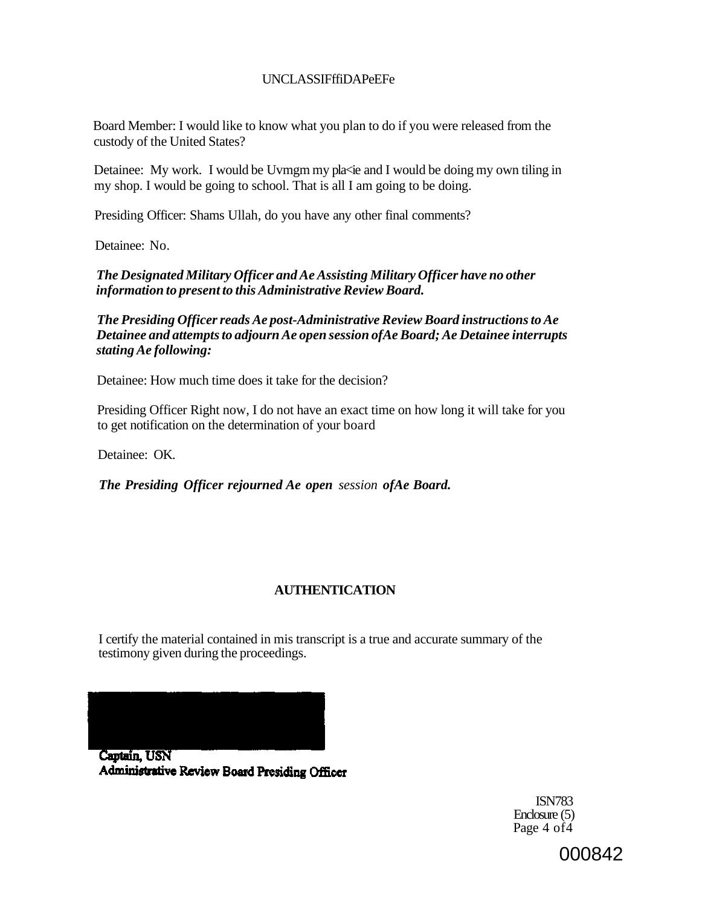Board Member: I would like to know what you plan to do if you were released from the custody of the United States?

Detainee: My work. I would be Uvmgm my pla<ie and I would be doing my own tiling in my shop. I would be going to school. That is all I am going to be doing.

Presiding Officer: Shams Ullah, do you have any other final comments?

Detainee: No.

***The Designated Military Officer and Ae Assisting Military Officer have no other information to present to this Administrative Review Board.***

***The Presiding Officer reads Ae post-Administrative Review Board instructions to Ae Detainee and attempts to adjourn Ae open session ofAe Board; Ae Detainee interrupts stating Ae following:***

Detainee: How much time does it take for the decision?

Presiding Officer Right now, I do not have an exact time on how long it will take for you to get notification on the determination of your board

Detainee: OK.

***The Presiding Officer rejourned Ae open*** *session* ***ofAe Board.***

**AUTHENTICATION**

I certify the material contained in mis transcript is a true and accurate summary of the testimony given during the proceedings.

**Captain, USN**
**Administrative Review Board Presiding Officer**

ISN783
Enclosure (5)
Page 4 of4

000842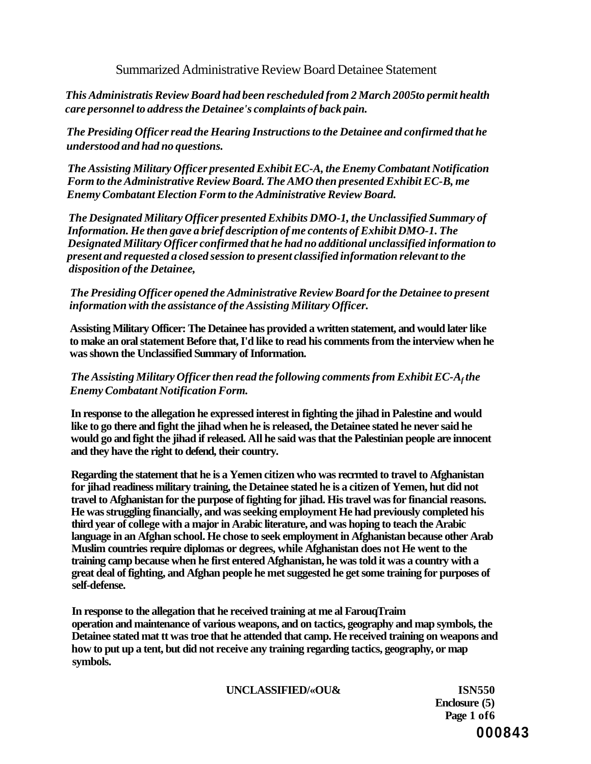# Summarized Administrative Review Board Detainee Statement

*This Administratis Review Board had been rescheduled from 2 March 2005to permit health care personnel to address the Detainee's complaints of back pain.*

*The Presiding Officer read the Hearing Instructions to the Detainee and confirmed that he understood and had no questions.*

*The Assisting Military Officer presented Exhibit EC-A, the Enemy Combatant Notification Form to the Administrative Review Board. The AMO then presented Exhibit EC-B, me Enemy Combatant Election Form to the Administrative Review Board.*

*The Designated Military Officer presented Exhibits DMO-1, the Unclassified Summary of Information. He then gave a brief description of me contents of Exhibit DMO-1. The Designated Military Officer confirmed that he had no additional unclassified information to present and requested a closed session to present classified information relevant to the disposition of the Detainee,*

*The Presiding Officer opened the Administrative Review Board for the Detainee to present information with the assistance of the Assisting Military Officer.*

**Assisting Military Officer: The Detainee has provided a written statement, and would later like to make an oral statement Before that, I'd like to read his comments from the interview when he was shown the Unclassified Summary of Information.**

*The Assisting Military Officer then read the following comments from Exhibit EC-A, the Enemy Combatant Notification Form.*

**In response to the allegation he expressed interest in fighting the jihad in Palestine and would like to go there and fight the jihad when he is released, the Detainee stated he never said he would go and fight the jihad if released. All he said was that the Palestinian people are innocent and they have the right to defend, their country.**

**Regarding the statement that he is a Yemen citizen who was recrmted to travel to Afghanistan for jihad readiness military training, the Detainee stated he is a citizen of Yemen, hut did not travel to Afghanistan for the purpose of fighting for jihad. His travel was for financial reasons. He was struggling financially, and was seeking employment He had previously completed his third year of college with a major in Arabic literature, and was hoping to teach the Arabic language in an Afghan school. He chose to seek employment in Afghanistan because other Arab Muslim countries require diplomas or degrees, while Afghanistan does not He went to the training camp because when he first entered Afghanistan, he was told it was a country with a great deal of fighting, and Afghan people he met suggested he get some training for purposes of self-defense.**

**In response to the allegation that he received training at me al FarouqTraim operation and maintenance of various weapons, and on tactics, geography and map symbols, the Detainee stated mat tt was troe that he attended that camp. He received training on weapons and how to put up a tent, but did not receive any training regarding tactics, geography, or map symbols.**

**UNCLASSIFIED/«OU&**

**ISN550**
**Enclosure (5)**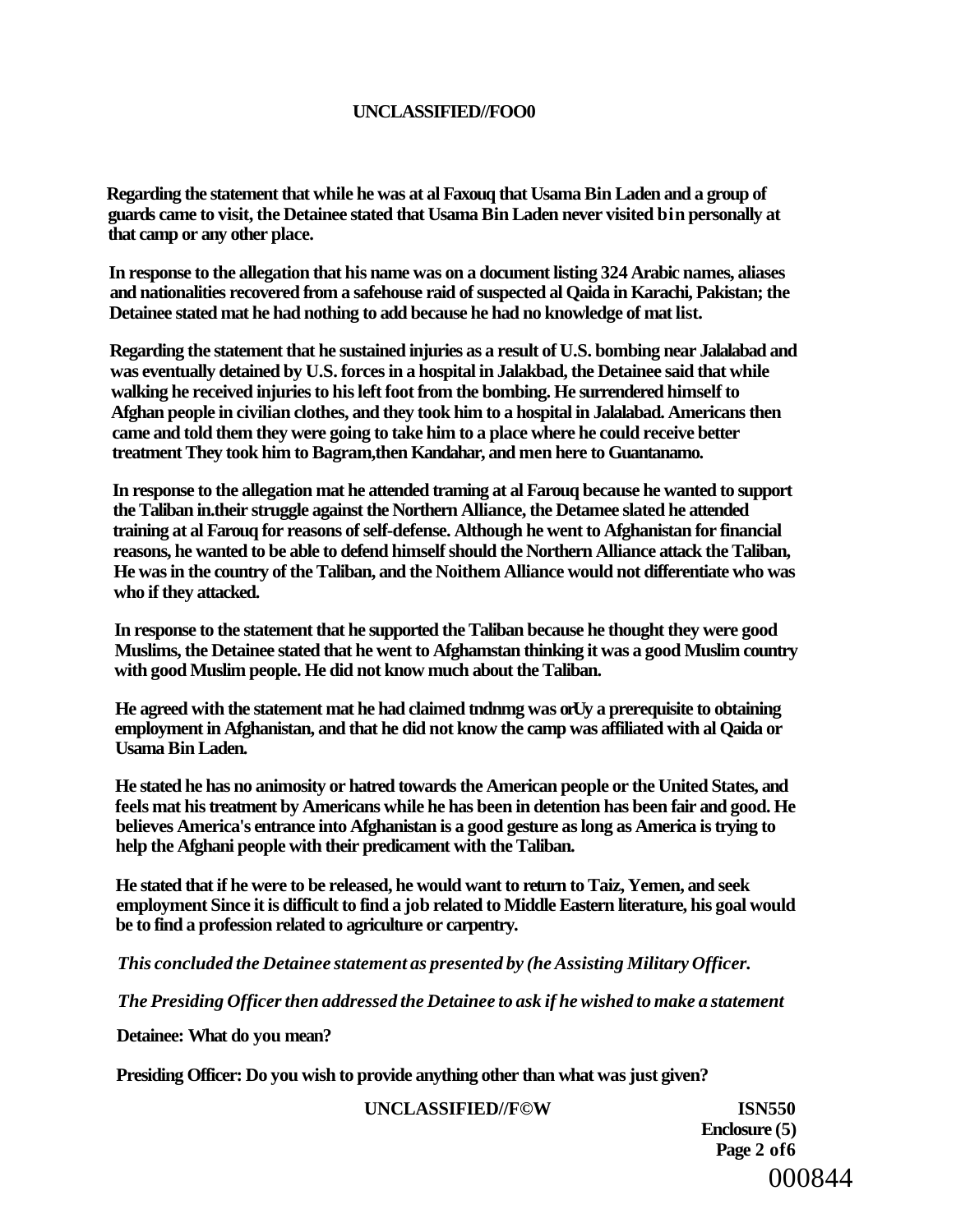Regarding the statement that while he was at al Faxouq that Usama Bin Laden and a group of guards came to visit, the Detainee stated that Usama Bin Laden never visited bin personally at that camp or any other place.

In response to the allegation that his name was on a document listing 324 Arabic names, aliases and nationalities recovered from a safehouse raid of suspected al Qaida in Karachi, Pakistan; the Detainee stated mat he had nothing to add because he had no knowledge of mat list.

Regarding the statement that he sustained injuries as a result of U.S. bombing near Jalalabad and was eventually detained by U.S. forces in a hospital in Jalakbad, the Detainee said that while walking he received injuries to his left foot from the bombing. He surrendered himself to Afghan people in civilian clothes, and they took him to a hospital in Jalalabad. Americans then came and told them they were going to take him to a place where he could receive better treatment They took him to Bagram,then Kandahar, and men here to Guantanamo.

In response to the allegation mat he attended traming at al Farouq because he wanted to support the Taliban in.their struggle against the Northern Alliance, the Detamee slated he attended training at al Farouq for reasons of self-defense. Although he went to Afghanistan for financial reasons, he wanted to be able to defend himself should the Northern Alliance attack the Taliban, He was in the country of the Taliban, and the Noithem Alliance would not differentiate who was who if they attacked.

In response to the statement that he supported the Taliban because he thought they were good Muslims, the Detainee stated that he went to Afghamstan thinking it was a good Muslim country with good Muslim people. He did not know much about the Taliban.

He agreed with the statement mat he had claimed tndnmg was orUy a prerequisite to obtaining employment in Afghanistan, and that he did not know the camp was affiliated with al Qaida or Usama Bin Laden.

He stated he has no animosity or hatred towards the American people or the United States, and feels mat his treatment by Americans while he has been in detention has been fair and good. He believes America's entrance into Afghanistan is a good gesture as long as America is trying to help the Afghani people with their predicament with the Taliban.

He stated that if he were to be released, he would want to return to Taiz, Yemen, and seek employment Since it is difficult to find a job related to Middle Eastern literature, his goal would be to find a profession related to agriculture or carpentry.

*This concluded the Detainee statement as presented by (he Assisting Military Officer.*

*The Presiding Officer then addressed the Detainee to ask if he wished to make a statement*

Detainee: What do you mean?

Presiding Officer: Do you wish to provide anything other than what was just given?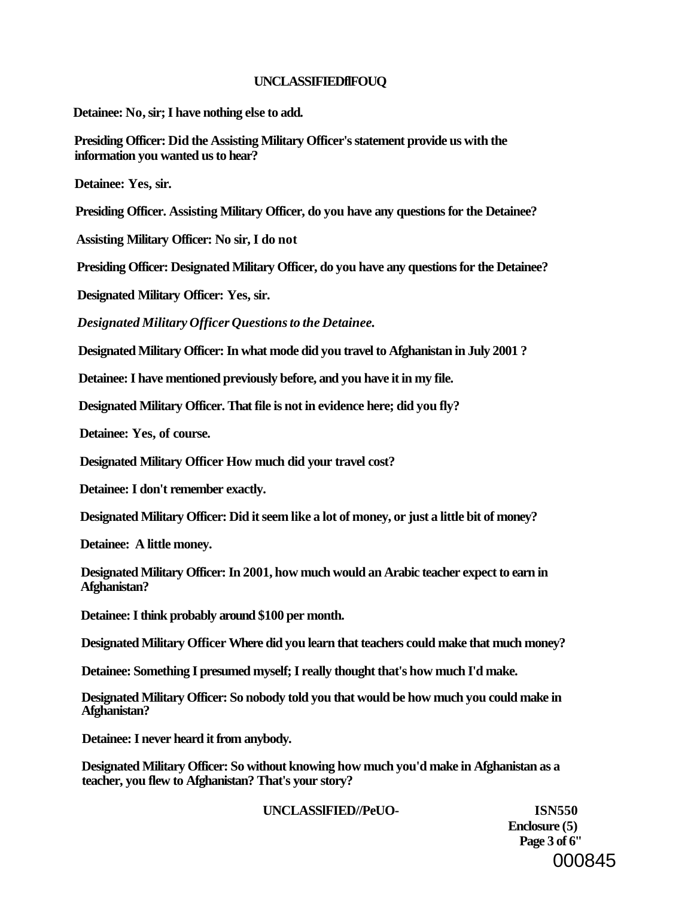**Detainee: No, sir; I have nothing else to add.**

**Presiding Officer: Did the Assisting Military Officer's statement provide us with the information you wanted us to hear?**

**Detainee: Yes, sir.**

**Presiding Officer. Assisting Military Officer, do you have any questions for the Detainee?**

**Assisting Military Officer: No sir, I do not**

**Presiding Officer: Designated Military Officer, do you have any questions for the Detainee?**

**Designated Military Officer: Yes, sir.**

***Designated Military Officer Questions to the Detainee.***

**Designated Military Officer: In what mode did you travel to Afghanistan in July 2001 ?**

**Detainee: I have mentioned previously before, and you have it in my file.**

**Designated Military Officer. That file is not in evidence here; did you fly?**

**Detainee: Yes, of course.**

**Designated Military Officer How much did your travel cost?**

**Detainee: I don't remember exactly.**

**Designated Military Officer: Did it seem like a lot of money, or just a little bit of money?**

**Detainee: A little money.**

**Designated Military Officer: In 2001, how much would an Arabic teacher expect to earn in Afghanistan?**

**Detainee: I think probably around $100 per month.**

**Designated Military Officer Where did you learn that teachers could make that much money?**

**Detainee: Something I presumed myself; I really thought that's how much I'd make.**

**Designated Military Officer: So nobody told you that would be how much you could make in Afghanistan?**

**Detainee: I never heard it from anybody.**

**Designated Military Officer: So without knowing how much you'd make in Afghanistan as a teacher, you flew to Afghanistan? That's your story?**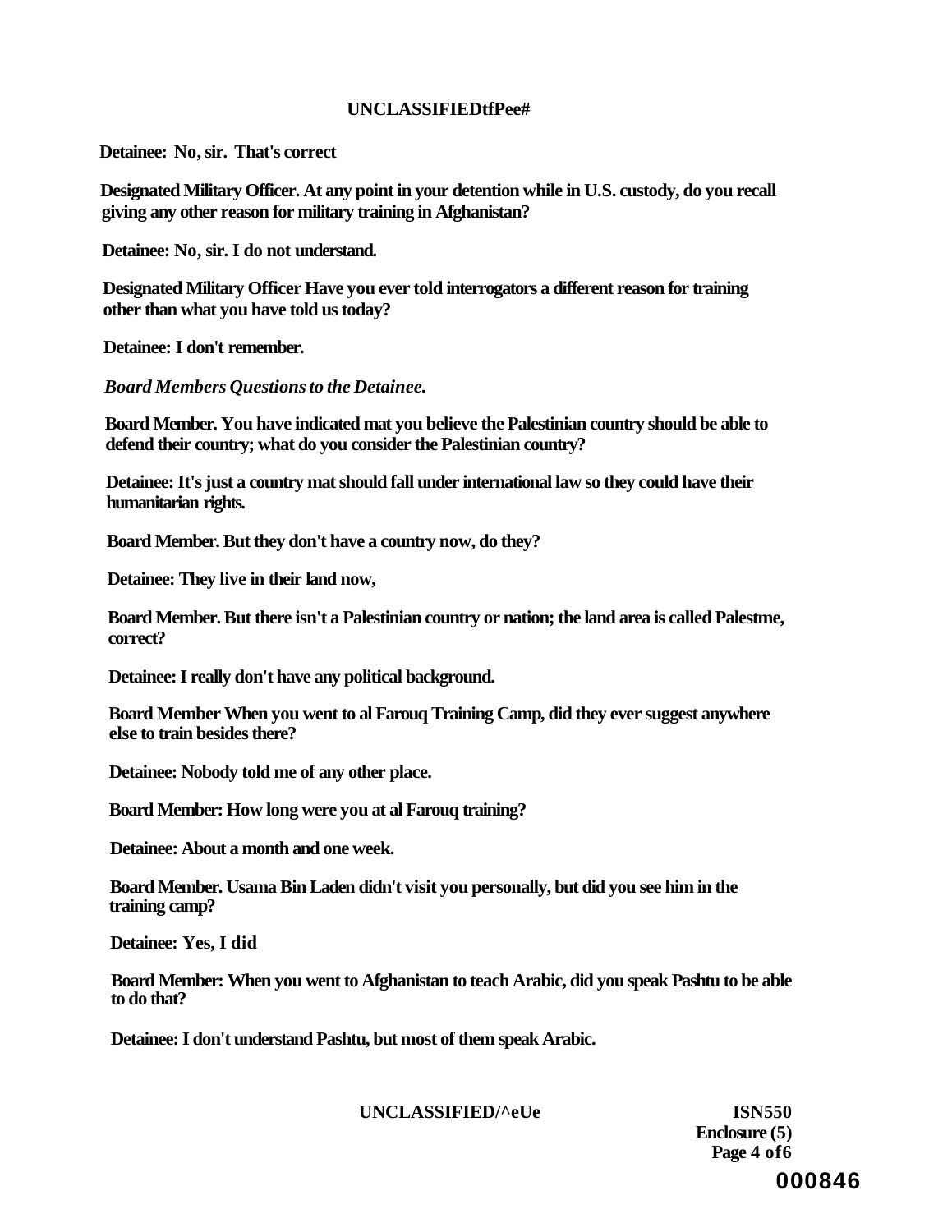**Detainee: No, sir. That's correct**

**Designated Military Officer. At any point in your detention while in U.S. custody, do you recall giving any other reason for military training in Afghanistan?**

**Detainee: No, sir. I do not understand.**

**Designated Military Officer Have you ever told interrogators a different reason for training other than what you have told us today?**

**Detainee: I don't remember.**

***Board Members Questions to the Detainee.***

**Board Member. You have indicated mat you believe the Palestinian country should be able to defend their country; what do you consider the Palestinian country?**

**Detainee: It's just a country mat should fall under international law so they could have their humanitarian rights.**

**Board Member. But they don't have a country now, do they?**

**Detainee: They live in their land now,**

**Board Member. But there isn't a Palestinian country or nation; the land area is called Palestme, correct?**

**Detainee: I really don't have any political background.**

**Board Member When you went to al Farouq Training Camp, did they ever suggest anywhere else to train besides there?**

**Detainee: Nobody told me of any other place.**

**Board Member: How long were you at al Farouq training?**

**Detainee: About a month and one week.**

**Board Member. Usama Bin Laden didn't visit you personally, but did you see him in the training camp?**

**Detainee: Yes, I did**

**Board Member: When you went to Afghanistan to teach Arabic, did you speak Pashtu to be able to do that?**

**Detainee: I don't understand Pashtu, but most of them speak Arabic.**

**ISN550**
**Enclosure (5)**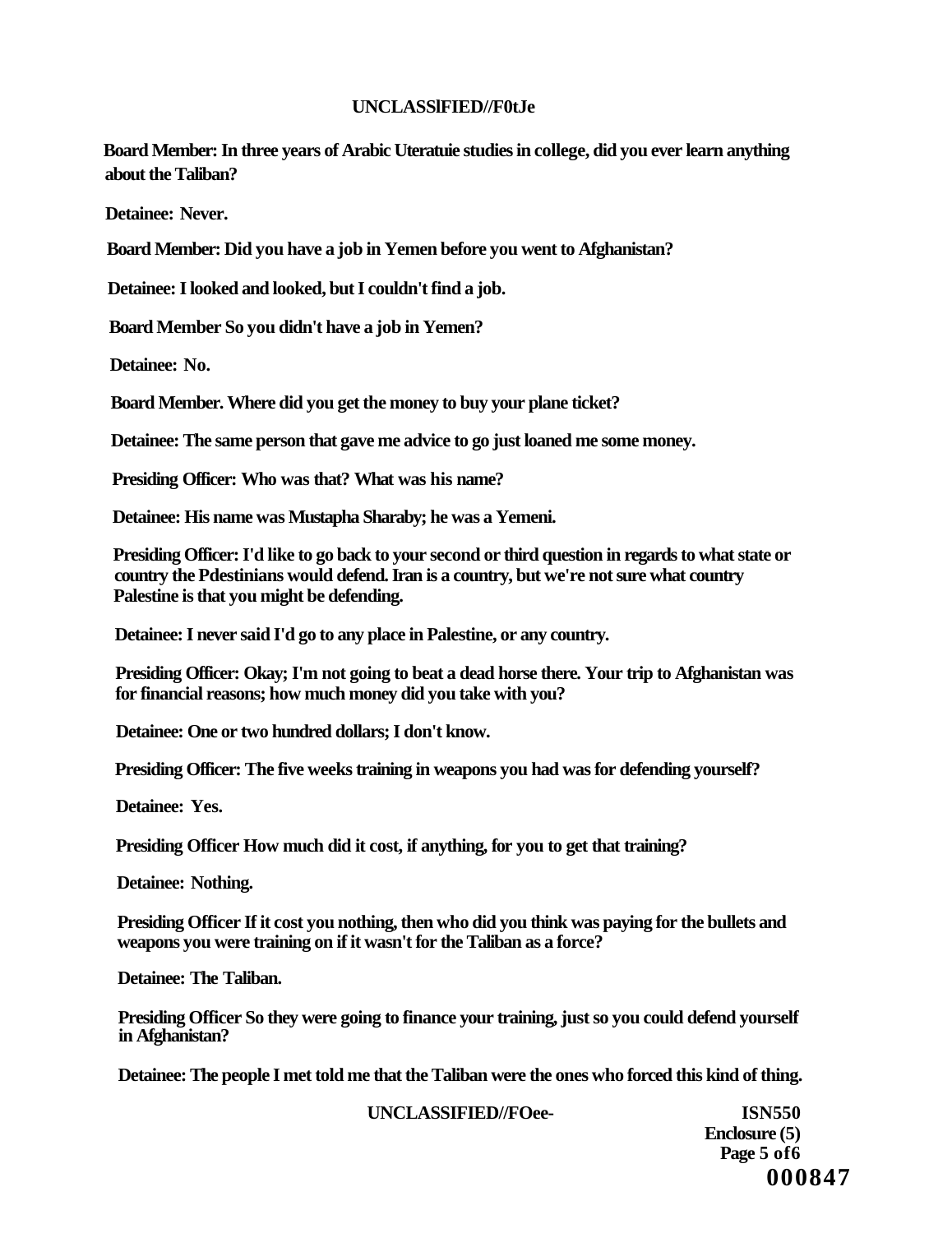**Board Member: In three years of Arabic Uteratuie studies in college, did you ever learn anything about the Taliban?**

**Detainee: Never.**

**Board Member: Did you have a job in Yemen before you went to Afghanistan?**

**Detainee: I looked and looked, but I couldn't find a job.**

**Board Member So you didn't have a job in Yemen?**

**Detainee: No.**

**Board Member. Where did you get the money to buy your plane ticket?**

**Detainee: The same person that gave me advice to go just loaned me some money.**

**Presiding Officer: Who was that? What was his name?**

**Detainee: His name was Mustapha Sharaby; he was a Yemeni.**

**Presiding Officer: I'd like to go back to your second or third question in regards to what state or country the Pdestinians would defend. Iran is a country, but we're not sure what country Palestine is that you might be defending.**

**Detainee: I never said I'd go to any place in Palestine, or any country.**

**Presiding Officer: Okay; I'm not going to beat a dead horse there. Your trip to Afghanistan was for financial reasons; how much money did you take with you?**

**Detainee: One or two hundred dollars; I don't know.**

**Presiding Officer: The five weeks training in weapons you had was for defending yourself?**

**Detainee: Yes.**

**Presiding Officer How much did it cost, if anything, for you to get that training?**

**Detainee: Nothing.**

**Presiding Officer If it cost you nothing, then who did you think was paying for the bullets and weapons you were training on if it wasn't for the Taliban as a force?**

**Detainee: The Taliban.**

**Presiding Officer So they were going to finance your training, just so you could defend yourself in Afghanistan?**

**Detainee: The people I met told me that the Taliban were the ones who forced this kind of thing.**

**ISN550**
**Enclosure (5)**
**000847**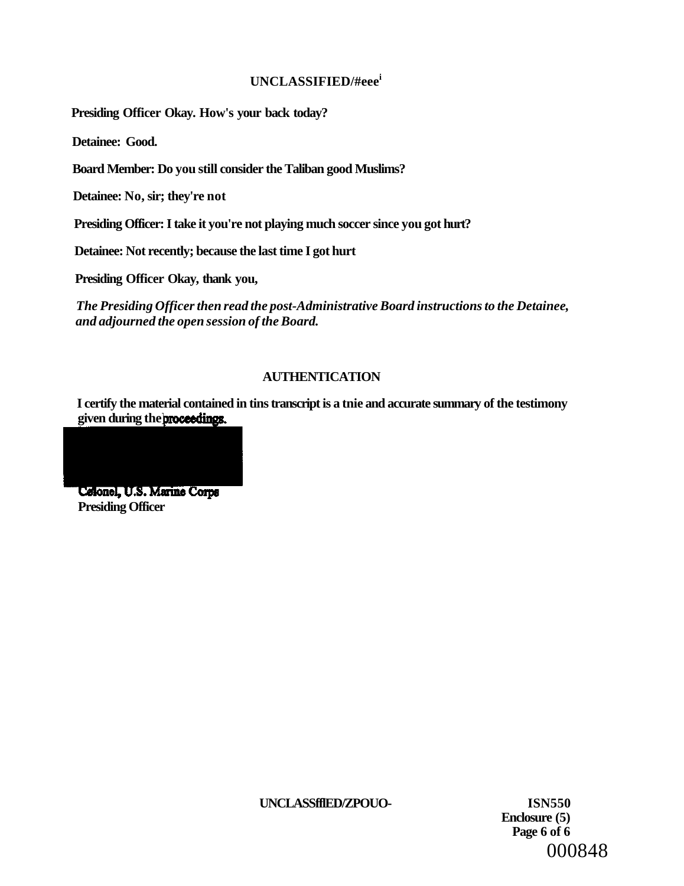Presiding Officer Okay. How's your back today?

Detainee: Good.

Board Member: Do you still consider the Taliban good Muslims?

Detainee: No, sir; they're not

Presiding Officer: I take it you're not playing much soccer since you got hurt?

Detainee: Not recently; because the last time I got hurt

Presiding Officer Okay, thank you,

*The Presiding Officer then read the post-Administrative Board instructions to the Detainee, and adjourned the open session of the Board.*

## AUTHENTICATION

I certify the material contained in tins transcript is a tnie and accurate summary of the testimony given during the proceedings.

Colonel, U.S. Marine Corps
Presiding Officer

ISN550
Enclosure (5)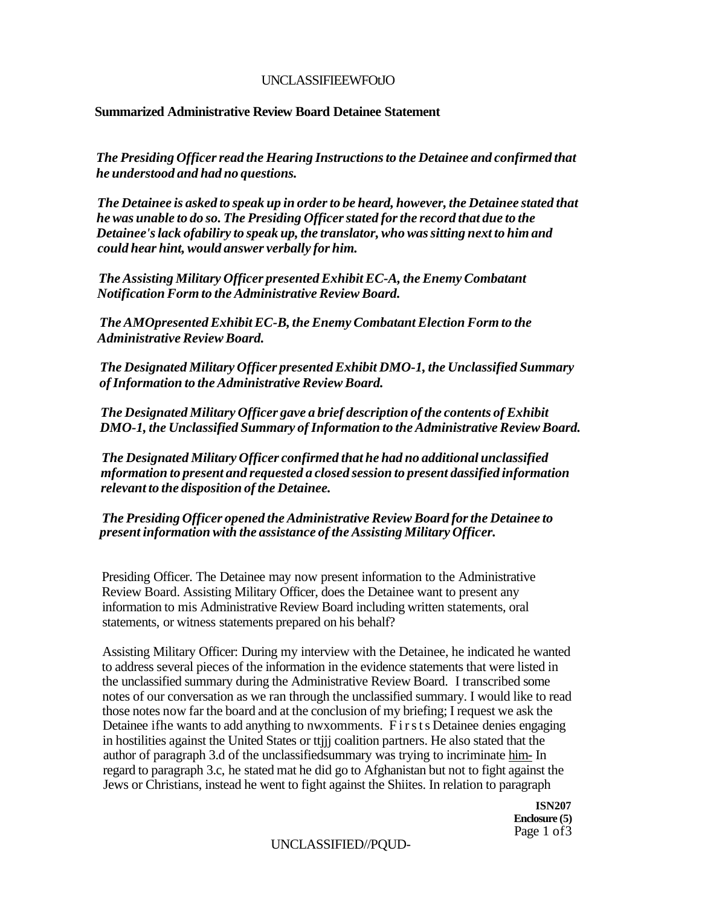**Summarized Administrative Review Board Detainee Statement**

*The Presiding Officer read the Hearing Instructions to the Detainee and confirmed that he understood and had no questions.*

*The Detainee is asked to speak up in order to be heard, however, the Detainee stated that he was unable to do so. The Presiding Officer stated for the record that due to the Detainee's lack ofabiliry to speak up, the translator, who was sitting next to him and could hear hint, would answer verbally for him.*

*The Assisting Military Officer presented Exhibit EC-A, the Enemy Combatant Notification Form to the Administrative Review Board.*

*The AMOpresented Exhibit EC-B, the Enemy Combatant Election Form to the Administrative Review Board.*

*The Designated Military Officer presented Exhibit DMO-1, the Unclassified Summary of Information to the Administrative Review Board.*

*The Designated Military Officer gave a brief description of the contents of Exhibit DMO-1, the Unclassified Summary of Information to the Administrative Review Board.*

*The Designated Military Officer confirmed that he had no additional unclassified mformation to present and requested a closed session to present dassified information relevant to the disposition of the Detainee.*

*The Presiding Officer opened the Administrative Review Board for the Detainee to present information with the assistance of the Assisting Military Officer.*

Presiding Officer. The Detainee may now present information to the Administrative Review Board. Assisting Military Officer, does the Detainee want to present any information to mis Administrative Review Board including written statements, oral statements, or witness statements prepared on his behalf?

Assisting Military Officer: During my interview with the Detainee, he indicated he wanted to address several pieces of the information in the evidence statements that were listed in the unclassified summary during the Administrative Review Board. I transcribed some notes of our conversation as we ran through the unclassified summary. I would like to read those notes now far the board and at the conclusion of my briefing; I request we ask the Detainee ifhe wants to add anything to nwxomments. F i r s t s Detainee denies engaging in hostilities against the United States or ttjjj coalition partners. He also stated that the author of paragraph 3.d of the unclassifiedsummary was trying to incriminate him- In regard to paragraph 3.c, he stated mat he did go to Afghanistan but not to fight against the Jews or Christians, instead he went to fight against the Shiites. In relation to paragraph

ISN207
Enclosure (5)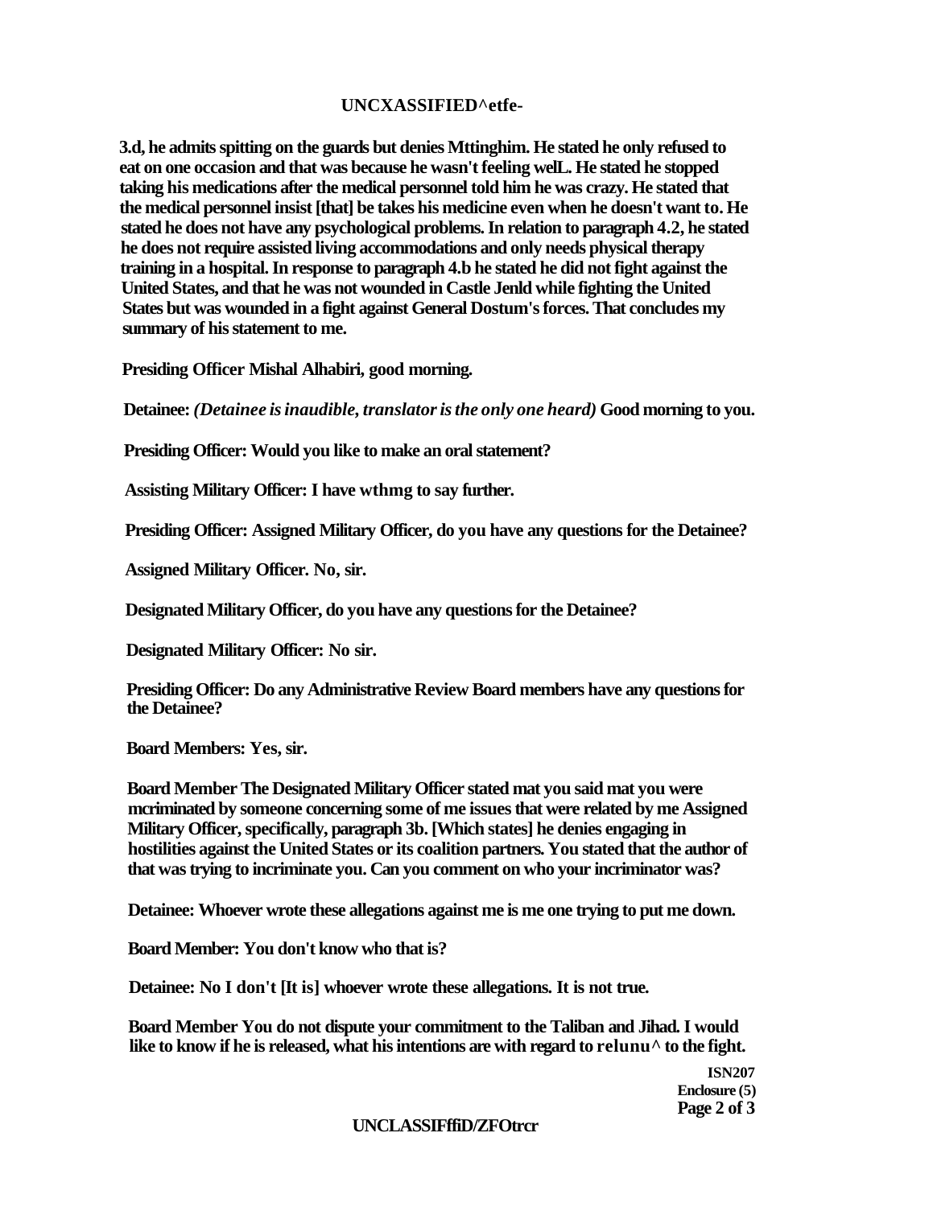3.d, he admits spitting on the guards but denies Mttinghim. He stated he only refused to eat on one occasion and that was because he wasn't feeling welL. He stated he stopped taking his medications after the medical personnel told him he was crazy. He stated that the medical personnel insist [that] be takes his medicine even when he doesn't want to. He stated he does not have any psychological problems. In relation to paragraph 4.2, he stated he does not require assisted living accommodations and only needs physical therapy training in a hospital. In response to paragraph 4.b he stated he did not fight against the United States, and that he was not wounded in Castle Jenld while fighting the United States but was wounded in a fight against General Dostum's forces. That concludes my summary of his statement to me.

**Presiding Officer Mishal Alhabiri, good morning.**

**Detainee:** *(Detainee is inaudible, translator is the only one heard)* **Good morning to you.**

**Presiding Officer: Would you like to make an oral statement?**

**Assisting Military Officer: I have wthmg to say further.**

**Presiding Officer: Assigned Military Officer, do you have any questions for the Detainee?**

**Assigned Military Officer. No, sir.**

**Designated Military Officer, do you have any questions for the Detainee?**

**Designated Military Officer: No sir.**

**Presiding Officer: Do any Administrative Review Board members have any questions for the Detainee?**

**Board Members: Yes, sir.**

**Board Member The Designated Military Officer stated mat you said mat you were mcriminated by someone concerning some of me issues that were related by me Assigned Military Officer, specifically, paragraph 3b. [Which states] he denies engaging in hostilities against the United States or its coalition partners. You stated that the author of that was trying to incriminate you. Can you comment on who your incriminator was?**

**Detainee: Whoever wrote these allegations against me is me one trying to put me down.**

**Board Member: You don't know who that is?**

**Detainee: No I don't [It is] whoever wrote these allegations. It is not true.**

**Board Member You do not dispute your commitment to the Taliban and Jihad. I would like to know if he is released, what his intentions are with regard to relunu^ to the fight.**

**ISN207**
**Enclosure (5)**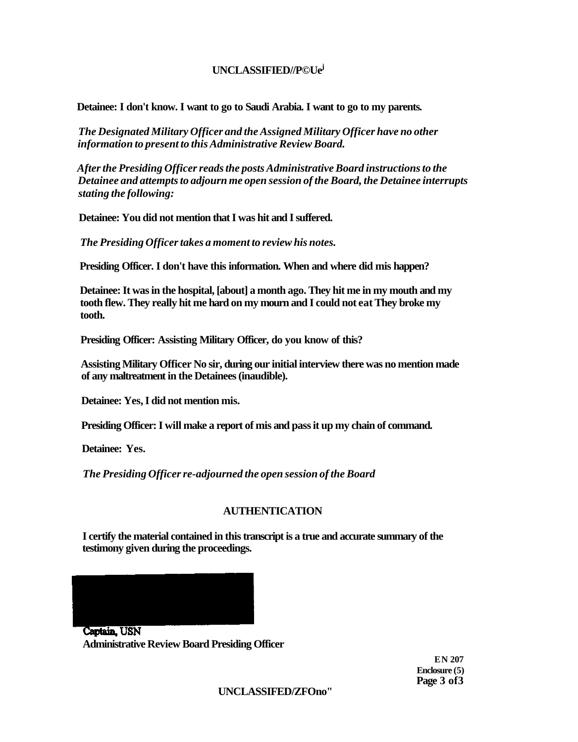**Detainee: I don't know. I want to go to Saudi Arabia. I want to go to my parents.**

***The Designated Military Officer and the Assigned Military Officer have no other information to present to this Administrative Review Board.***

***After the Presiding Officer reads the posts Administrative Board instructions to the Detainee and attempts to adjourn me open session of the Board, the Detainee interrupts stating the following:***

**Detainee: You did not mention that I was hit and I suffered.**

***The Presiding Officer takes a moment to review his notes.***

**Presiding Officer. I don't have this information. When and where did mis happen?**

**Detainee: It was in the hospital, [about] a month ago. They hit me in my mouth and my tooth flew. They really hit me hard on my mourn and I could not eat They broke my tooth.**

**Presiding Officer: Assisting Military Officer, do you know of this?**

**Assisting Military Officer No sir, during our initial interview there was no mention made of any maltreatment in the Detainees (inaudible).**

**Detainee: Yes, I did not mention mis.**

**Presiding Officer: I will make a report of mis and pass it up my chain of command.**

**Detainee: Yes.**

***The Presiding Officer re-adjourned the open session of the Board***

**AUTHENTICATION**

**I certify the material contained in this transcript is a true and accurate summary of the testimony given during the proceedings.**

**Captain, USN**
**Administrative Review Board Presiding Officer**

**EN 207**
**Enclosure (5)**
**Page 3 of 3**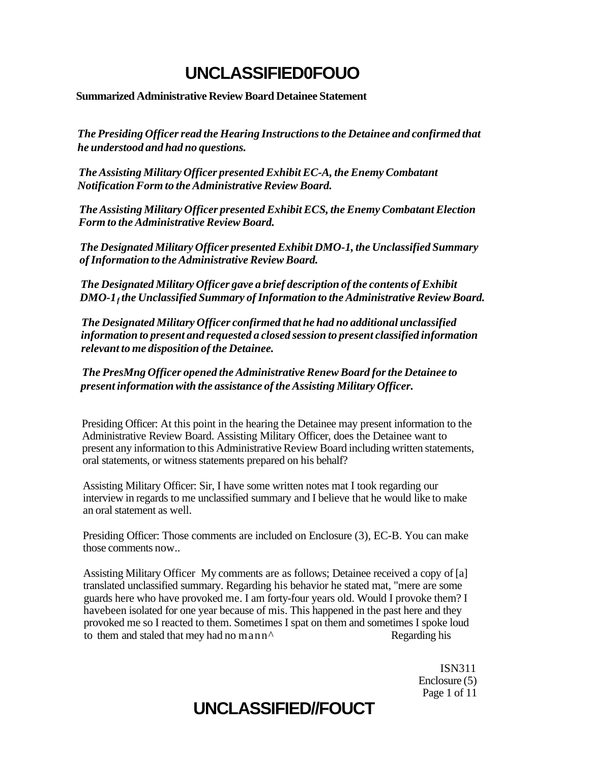# UNCLASSIFIED0FOUO

**Summarized Administrative Review Board Detainee Statement**

***The Presiding Officer read the Hearing Instructions to the Detainee and confirmed that he understood and had no questions.***

***The Assisting Military Officer presented Exhibit EC-A, the Enemy Combatant Notification Form to the Administrative Review Board.***

***The Assisting Military Officer presented Exhibit ECS, the Enemy Combatant Election Form to the Administrative Review Board.***

***The Designated Military Officer presented Exhibit DMO-1, the Unclassified Summary of Information to the Administrative Review Board.***

***The Designated Military Officer gave a brief description of the contents of Exhibit DMO-1$_f$ the Unclassified Summary of Information to the Administrative Review Board.***

***The Designated Military Officer confirmed that he had no additional unclassified information to present and requested a closed session to present classified information relevant to me disposition of the Detainee.***

***The PresMng Officer opened the Administrative Renew Board for the Detainee to present information with the assistance of the Assisting Military Officer.***

Presiding Officer: At this point in the hearing the Detainee may present information to the Administrative Review Board. Assisting Military Officer, does the Detainee want to present any information to this Administrative Review Board including written statements, oral statements, or witness statements prepared on his behalf?

Assisting Military Officer: Sir, I have some written notes mat I took regarding our interview in regards to me unclassified summary and I believe that he would like to make an oral statement as well.

Presiding Officer: Those comments are included on Enclosure (3), EC-B. You can make those comments now..

Assisting Military Officer My comments are as follows; Detainee received a copy of [a] translated unclassified summary. Regarding his behavior he stated mat, "mere are some guards here who have provoked me. I am forty-four years old. Would I provoke them? I havebeen isolated for one year because of mis. This happened in the past here and they provoked me so I reacted to them. Sometimes I spat on them and sometimes I spoke loud to them and staled that mey had no mann^ Regarding his

ISN311
Enclosure (5)

# UNCLASSIFIED//FOUCT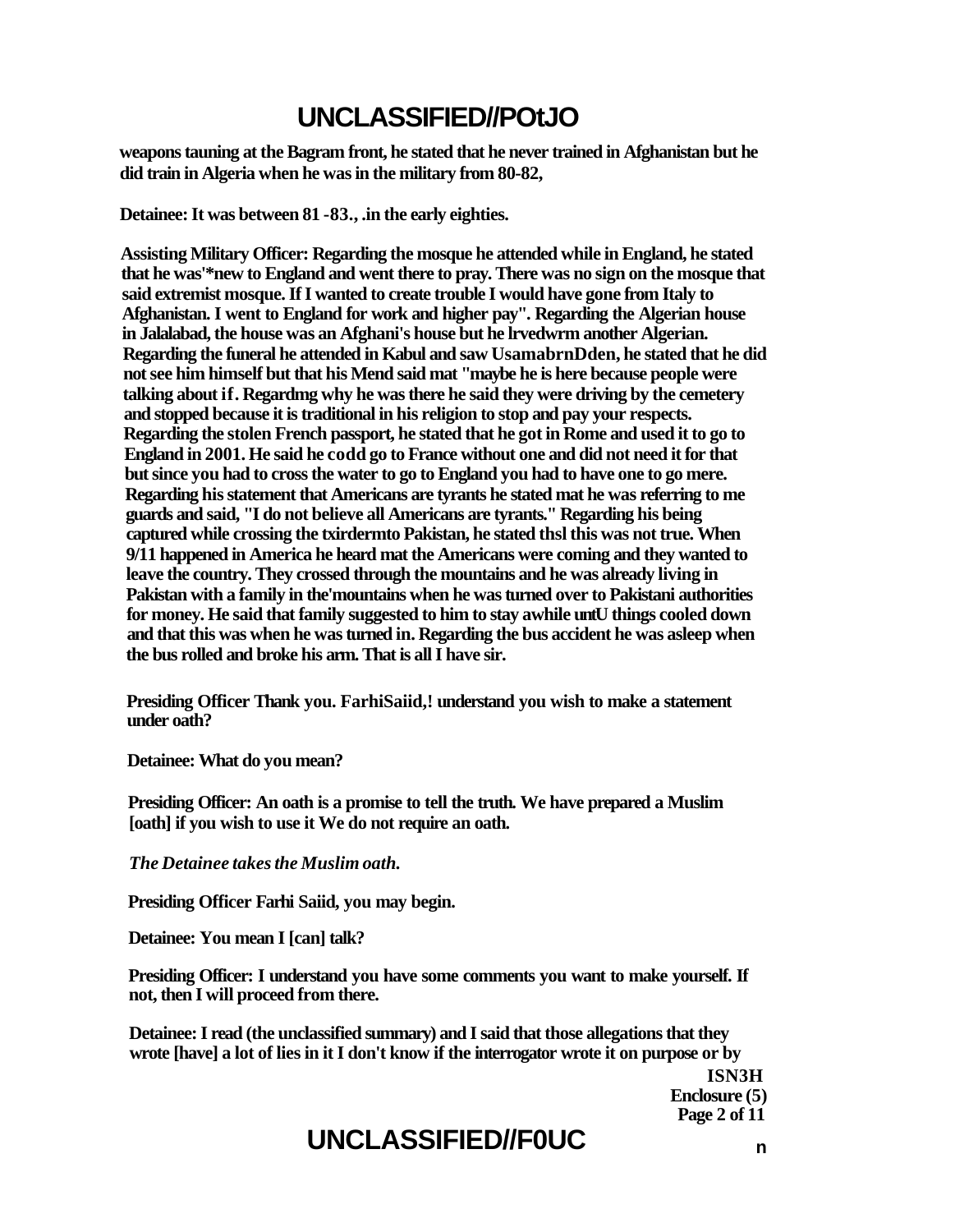**weapons tauning at the Bagram front, he stated that he never trained in Afghanistan but he did train in Algeria when he was in the military from 80-82,**

**Detainee: It was between 81 -83., .in the early eighties.**

**Assisting Military Officer: Regarding the mosque he attended while in England, he stated that he was'*new to England and went there to pray. There was no sign on the mosque that said extremist mosque. If I wanted to create trouble I would have gone from Italy to Afghanistan. I went to England for work and higher pay". Regarding the Algerian house in Jalalabad, the house was an Afghani's house but he lrvedwrm another Algerian. Regarding the funeral he attended in Kabul and saw UsamabrnDden, he stated that he did not see him himself but that his Mend said mat "maybe he is here because people were talking about if. Regardmg why he was there he said they were driving by the cemetery and stopped because it is traditional in his religion to stop and pay your respects. Regarding the stolen French passport, he stated that he got in Rome and used it to go to England in 2001. He said he codd go to France without one and did not need it for that but since you had to cross the water to go to England you had to have one to go mere. Regarding his statement that Americans are tyrants he stated mat he was referring to me guards and said, "I do not believe all Americans are tyrants." Regarding his being captured while crossing the txirdermto Pakistan, he stated thsl this was not true. When 9/11 happened in America he heard mat the Americans were coming and they wanted to leave the country. They crossed through the mountains and he was already living in Pakistan with a family in the'mountains when he was turned over to Pakistani authorities for money. He said that family suggested to him to stay awhile untU things cooled down and that this was when he was turned in. Regarding the bus accident he was asleep when the bus rolled and broke his arm. That is all I have sir.**

**Presiding Officer Thank you. FarhiSaiid,! understand you wish to make a statement under oath?**

**Detainee: What do you mean?**

**Presiding Officer: An oath is a promise to tell the truth. We have prepared a Muslim [oath] if you wish to use it We do not require an oath.**

***The Detainee takes the Muslim oath.***

**Presiding Officer Farhi Saiid, you may begin.**

**Detainee: You mean I [can] talk?**

**Presiding Officer: I understand you have some comments you want to make yourself. If not, then I will proceed from there.**

**Detainee: I read (the unclassified summary) and I said that those allegations that they wrote [have] a lot of lies in it I don't know if the interrogator wrote it on purpose or by**

**ISN3H**
**Enclosure (5)**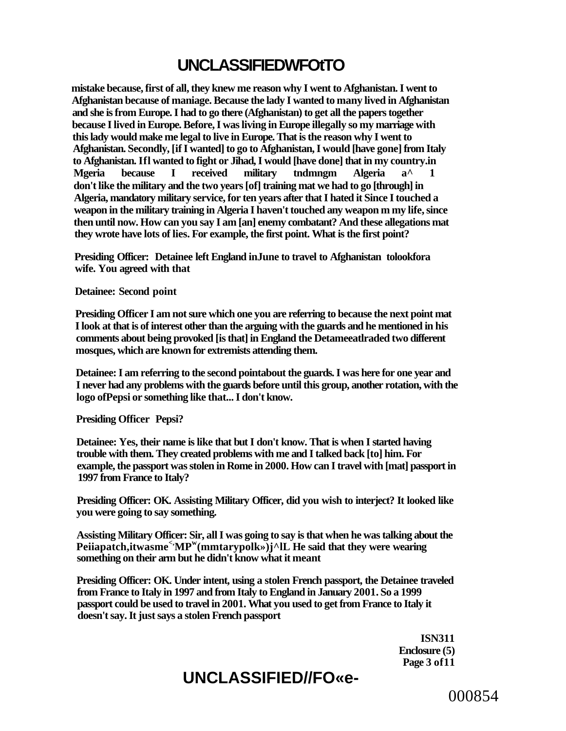mistake because, first of all, they knew me reason why I went to Afghanistan. I went to Afghanistan because of maiage. Because the lady I wanted to many lived in Afghanistan and she is from Europe. I had to go there (Afghanistan) to get all the papers together because I lived in Europe. Before, I was living in Europe illegally so my marriage with this lady would make me legal to live in Europe. That is the reason why I went to Afghanistan. Secondly, [if I wanted] to go to Afghanistan, I would [have gone] from Italy to Afghanistan. Ifl wanted to fight or Jihad, I would [have done] that in my country.in Mgeria because I received military tndmngm Algeria a^ 1 don't like the military and the two years [of] training mat we had to go [through] in Algeria, mandatory military service, for ten years after that I hated it Since I touched a weapon in the military training in Algeria I haven't touched any weapon m my life, since then until now. How can you say I am [an] enemy combatant? And these allegations mat they wrote have lots of lies. For example, the first point. What is the first point?

**Presiding Officer:** Detainee left England inJune to travel to Afghanistan tolookfora wife. You agreed with that

**Detainee:** Second point

**Presiding Officer** I am not sure which one you are referring to because the next point mat I look at that is of interest other than the arguing with the guards and he mentioned in his comments about being provoked [is that] in England the Detameeatlraded two different mosques, which are known for extremists attending them.

**Detainee:** I am referring to the second pointabout the guards. I was here for one year and I never had any problems with the guards before until this group, another rotation, with the logo ofPepsi or something like that... I don't know.

**Presiding Officer** Pepsi?

**Detainee:** Yes, their name is like that but I don't know. That is when I started having trouble with them. They created problems with me and I talked back [to] him. For example, the passport was stolen in Rome in 2000. How can I travel with [mat] passport in 1997 from France to Italy?

**Presiding Officer:** OK. Assisting Military Officer, did you wish to interject? It looked like you were going to say something.

**Assisting Military Officer:** Sir, all I was going to say is that when he was talking about the Peiiapatch,itwasme<,MPw(mmtarypolk»)j^lL He said that they were wearing something on their arm but he didn't know what it meant

**Presiding Officer:** OK. Under intent, using a stolen French passport, the Detainee traveled from France to Italy in 1997 and from Italy to England in January 2001. So a 1999 passport could be used to travel in 2001. What you used to get from France to Italy it doesn't say. It just says a stolen French passport

ISN311
Enclosure (5)
Page 3 of11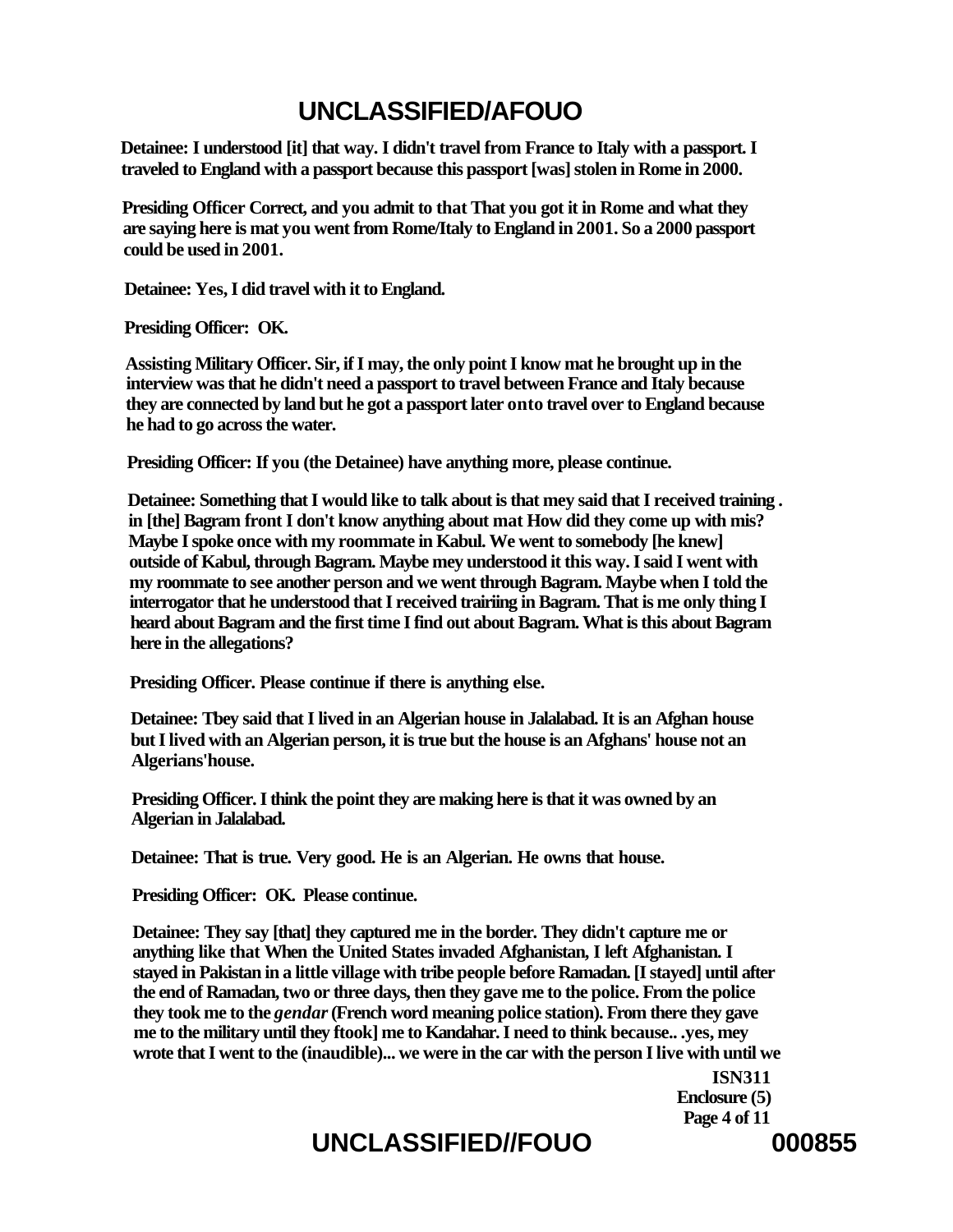Detainee: I understood [it] that way. I didn't travel from France to Italy with a passport. I traveled to England with a passport because this passport [was] stolen in Rome in 2000.

Presiding Officer Correct, and you admit to that That you got it in Rome and what they are saying here is mat you went from Rome/Italy to England in 2001. So a 2000 passport could be used in 2001.

Detainee: Yes, I did travel with it to England.

Presiding Officer: OK.

Assisting Military Officer. Sir, if I may, the only point I know mat he brought up in the interview was that he didn't need a passport to travel between France and Italy because they are connected by land but he got a passport later onto travel over to England because he had to go across the water.

Presiding Officer: If you (the Detainee) have anything more, please continue.

Detainee: Something that I would like to talk about is that mey said that I received training . in [the] Bagram front I don't know anything about mat How did they come up with mis? Maybe I spoke once with my roommate in Kabul. We went to somebody [he knew] outside of Kabul, through Bagram. Maybe mey understood it this way. I said I went with my roommate to see another person and we went through Bagram. Maybe when I told the interrogator that he understood that I received trairiing in Bagram. That is me only thing I heard about Bagram and the first time I find out about Bagram. What is this about Bagram here in the allegations?

Presiding Officer. Please continue if there is anything else.

Detainee: Tbey said that I lived in an Algerian house in Jalalabad. It is an Afghan house but I lived with an Algerian person, it is true but the house is an Afghans' house not an Algerians'house.

Presiding Officer. I think the point they are making here is that it was owned by an Algerian in Jalalabad.

Detainee: That is true. Very good. He is an Algerian. He owns that house.

Presiding Officer: OK. Please continue.

Detainee: They say [that] they captured me in the border. They didn't capture me or anything like that When the United States invaded Afghanistan, I left Afghanistan. I stayed in Pakistan in a little village with tribe people before Ramadan. [I stayed] until after the end of Ramadan, two or three days, then they gave me to the police. From the police they took me to the *gendar* (French word meaning police station). From there they gave me to the military until they ftook] me to Kandahar. I need to think because.. .yes, mey wrote that I went to the (inaudible)... we were in the car with the person I live with until we

ISN311
Enclosure (5)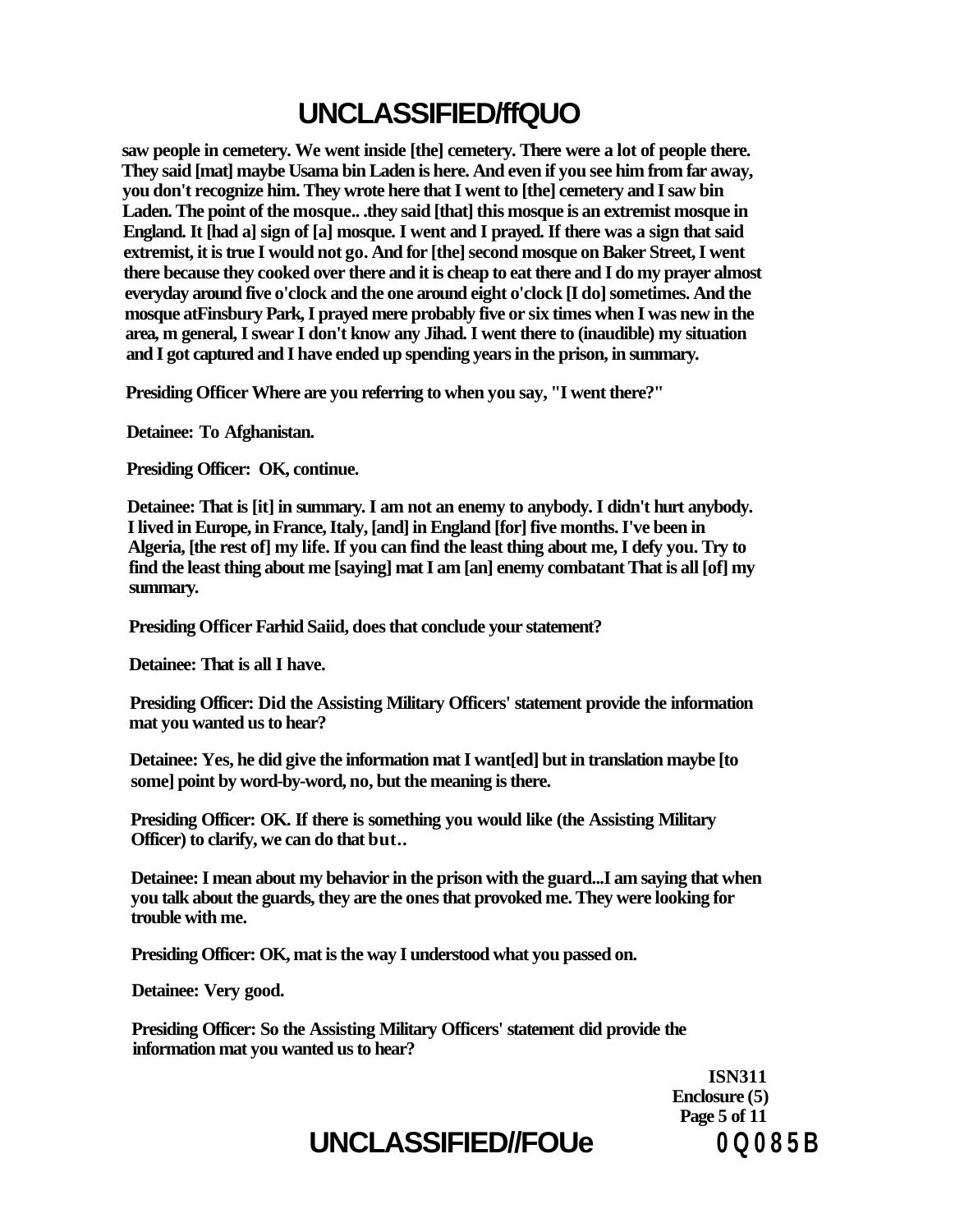saw people in cemetery. We went inside [the] cemetery. There were a lot of people there. They said [mat] maybe Usama bin Laden is here. And even if you see him from far away, you don't recognize him. They wrote here that I went to [the] cemetery and I saw bin Laden. The point of the mosque.. .they said [that] this mosque is an extremist mosque in England. It [had a] sign of [a] mosque. I went and I prayed. If there was a sign that said extremist, it is true I would not go. And for [the] second mosque on Baker Street, I went there because they cooked over there and it is cheap to eat there and I do my prayer almost everyday around five o'clock and the one around eight o'clock [I do] sometimes. And the mosque atFinsbury Park, I prayed mere probably five or six times when I was new in the area, m general, I swear I don't know any Jihad. I went there to (inaudible) my situation and I got captured and I have ended up spending years in the prison, in summary.

Presiding Officer Where are you referring to when you say, "I went there?"

Detainee: To Afghanistan.

Presiding Officer: OK, continue.

Detainee: That is [it] in summary. I am not an enemy to anybody. I didn't hurt anybody. I lived in Europe, in France, Italy, [and] in England [for] five months. I've been in Algeria, [the rest of] my life. If you can find the least thing about me, I defy you. Try to find the least thing about me [saying] mat I am [an] enemy combatant That is all [of] my summary.

Presiding Officer Farhid Saiid, does that conclude your statement?

Detainee: That is all I have.

Presiding Officer: Did the Assisting Military Officers' statement provide the information mat you wanted us to hear?

Detainee: Yes, he did give the information mat I want[ed] but in translation maybe [to some] point by word-by-word, no, but the meaning is there.

Presiding Officer: OK. If there is something you would like (the Assisting Military Officer) to clarify, we can do that but..

Detainee: I mean about my behavior in the prison with the guard...I am saying that when you talk about the guards, they are the ones that provoked me. They were looking for trouble with me.

Presiding Officer: OK, mat is the way I understood what you passed on.

Detainee: Very good.

Presiding Officer: So the Assisting Military Officers' statement did provide the information mat you wanted us to hear?

ISN311
Enclosure (5)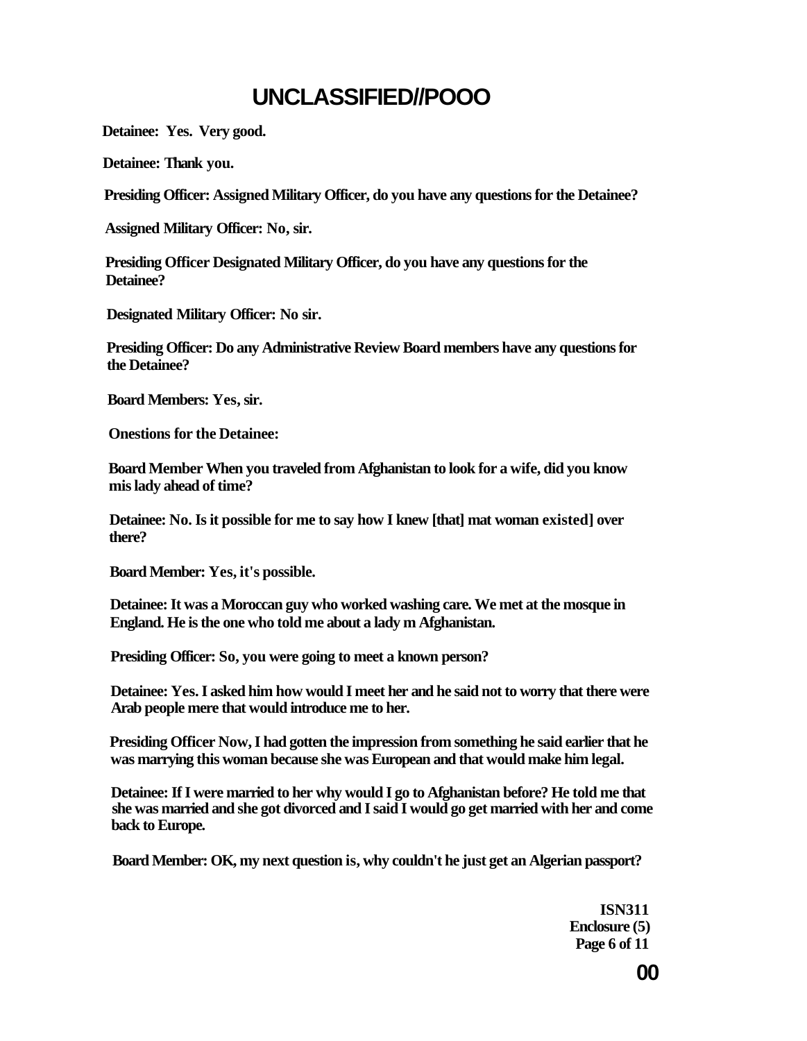**Detainee: Yes. Very good.**

**Detainee: Thank you.**

**Presiding Officer: Assigned Military Officer, do you have any questions for the Detainee?**

**Assigned Military Officer: No, sir.**

**Presiding Officer Designated Military Officer, do you have any questions for the Detainee?**

**Designated Military Officer: No sir.**

**Presiding Officer: Do any Administrative Review Board members have any questions for the Detainee?**

**Board Members: Yes, sir.**

**Onestions for the Detainee:**

**Board Member When you traveled from Afghanistan to look for a wife, did you know mis lady ahead of time?**

**Detainee: No. Is it possible for me to say how I knew [that] mat woman existed] over there?**

**Board Member: Yes, it's possible.**

**Detainee: It was a Moroccan guy who worked washing care. We met at the mosque in England. He is the one who told me about a lady m Afghanistan.**

**Presiding Officer: So, you were going to meet a known person?**

**Detainee: Yes. I asked him how would I meet her and he said not to worry that there were Arab people mere that would introduce me to her.**

**Presiding Officer Now, I had gotten the impression from something he said earlier that he was marrying this woman because she was European and that would make him legal.**

**Detainee: If I were married to her why would I go to Afghanistan before? He told me that she was married and she got divorced and I said I would go get married with her and come back to Europe.**

**Board Member: OK, my next question is, why couldn't he just get an Algerian passport?**

**ISN311**
**Enclosure (5)**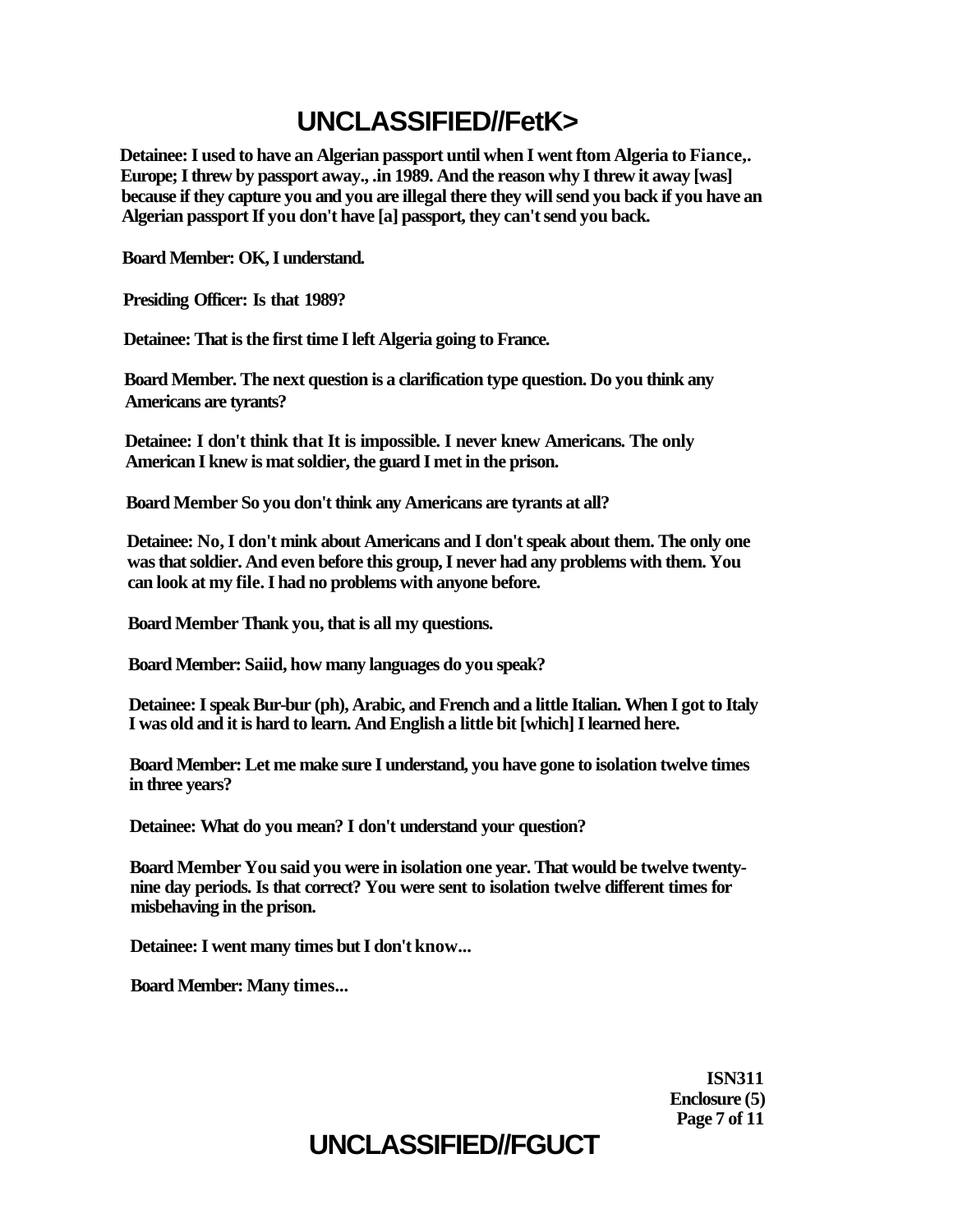Detainee: I used to have an Algerian passport until when I went ftom Algeria to Fiance,. Europe; I threw by passport away., .in 1989. And the reason why I threw it away [was] because if they capture you and you are illegal there they will send you back if you have an Algerian passport If you don't have [a] passport, they can't send you back.

Board Member: OK, I understand.

Presiding Officer: Is that 1989?

Detainee: That is the first time I left Algeria going to France.

Board Member. The next question is a clarification type question. Do you think any Americans are tyrants?

Detainee: I don't think that It is impossible. I never knew Americans. The only American I knew is mat soldier, the guard I met in the prison.

Board Member So you don't think any Americans are tyrants at all?

Detainee: No, I don't mink about Americans and I don't speak about them. The only one was that soldier. And even before this group, I never had any problems with them. You can look at my file. I had no problems with anyone before.

Board Member Thank you, that is all my questions.

Board Member: Saiid, how many languages do you speak?

Detainee: I speak Bur-bur (ph), Arabic, and French and a little Italian. When I got to Italy I was old and it is hard to learn. And English a little bit [which] I learned here.

Board Member: Let me make sure I understand, you have gone to isolation twelve times in three years?

Detainee: What do you mean? I don't understand your question?

Board Member You said you were in isolation one year. That would be twelve twenty-nine day periods. Is that correct? You were sent to isolation twelve different times for misbehaving in the prison.

Detainee: I went many times but I don't know...

Board Member: Many times...

ISN311
Enclosure (5)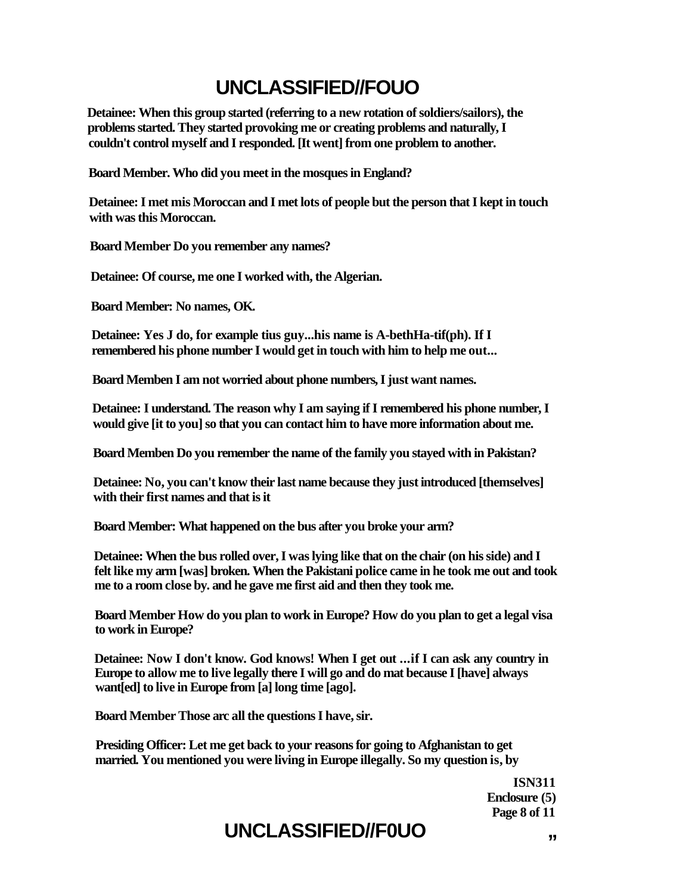**Detainee: When this group started (referring to a new rotation of soldiers/sailors), the problems started. They started provoking me or creating problems and naturally, I couldn't control myself and I responded. [It went] from one problem to another.**

**Board Member. Who did you meet in the mosques in England?**

**Detainee: I met mis Moroccan and I met lots of people but the person that I kept in touch with was this Moroccan.**

**Board Member Do you remember any names?**

**Detainee: Of course, me one I worked with, the Algerian.**

**Board Member: No names, OK.**

**Detainee: Yes J do, for example tius guy...his name is A-bethHa-tif(ph). If I remembered his phone number I would get in touch with him to help me out...**

**Board Memben I am not worried about phone numbers, I just want names.**

**Detainee: I understand. The reason why I am saying if I remembered his phone number, I would give [it to you] so that you can contact him to have more information about me.**

**Board Memben Do you remember the name of the family you stayed with in Pakistan?**

**Detainee: No, you can't know their last name because they just introduced [themselves] with their first names and that is it**

**Board Member: What happened on the bus after you broke your arm?**

**Detainee: When the bus rolled over, I was lying like that on the chair (on his side) and I felt like my arm [was] broken. When the Pakistani police came in he took me out and took me to a room close by. and he gave me first aid and then they took me.**

**Board Member How do you plan to work in Europe? How do you plan to get a legal visa to work in Europe?**

**Detainee: Now I don't know. God knows! When I get out ...if I can ask any country in Europe to allow me to live legally there I will go and do mat because I [have] always want[ed] to live in Europe from [a] long time [ago].**

**Board Member Those arc all the questions I have, sir.**

**Presiding Officer: Let me get back to your reasons for going to Afghanistan to get married. You mentioned you were living in Europe illegally. So my question is, by**

**ISN311**
**Enclosure (5)**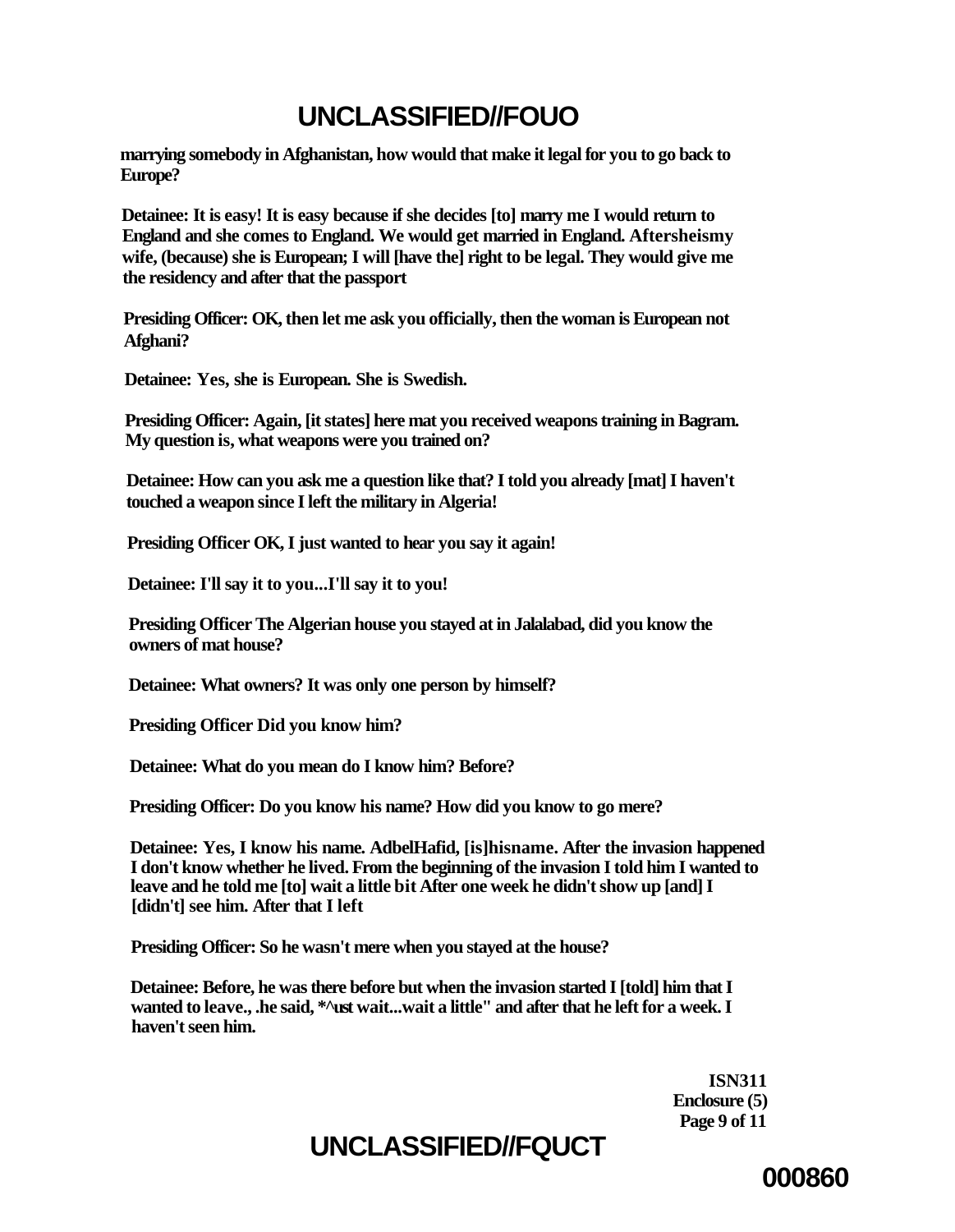marrying somebody in Afghanistan, how would that make it legal for you to go back to Europe?

Detainee: It is easy! It is easy because if she decides [to] marry me I would return to England and she comes to England. We would get married in England. Aftersheismy wife, (because) she is European; I will [have the] right to be legal. They would give me the residency and after that the passport

Presiding Officer: OK, then let me ask you officially, then the woman is European not Afghani?

Detainee: Yes, she is European. She is Swedish.

Presiding Officer: Again, [it states] here mat you received weapons training in Bagram. My question is, what weapons were you trained on?

Detainee: How can you ask me a question like that? I told you already [mat] I haven't touched a weapon since I left the military in Algeria!

Presiding Officer OK, I just wanted to hear you say it again!

Detainee: I'll say it to you...I'll say it to you!

Presiding Officer The Algerian house you stayed at in Jalalabad, did you know the owners of mat house?

Detainee: What owners? It was only one person by himself?

Presiding Officer Did you know him?

Detainee: What do you mean do I know him? Before?

Presiding Officer: Do you know his name? How did you know to go mere?

Detainee: Yes, I know his name. AdbelHafid, [is]hisname. After the invasion happened I don't know whether he lived. From the beginning of the invasion I told him I wanted to leave and he told me [to] wait a little bit After one week he didn't show up [and] I [didn't] see him. After that I left

Presiding Officer: So he wasn't mere when you stayed at the house?

Detainee: Before, he was there before but when the invasion started I [told] him that I wanted to leave., .he said, *^ust wait...wait a little" and after that he left for a week. I haven't seen him.

ISN311
Enclosure (5)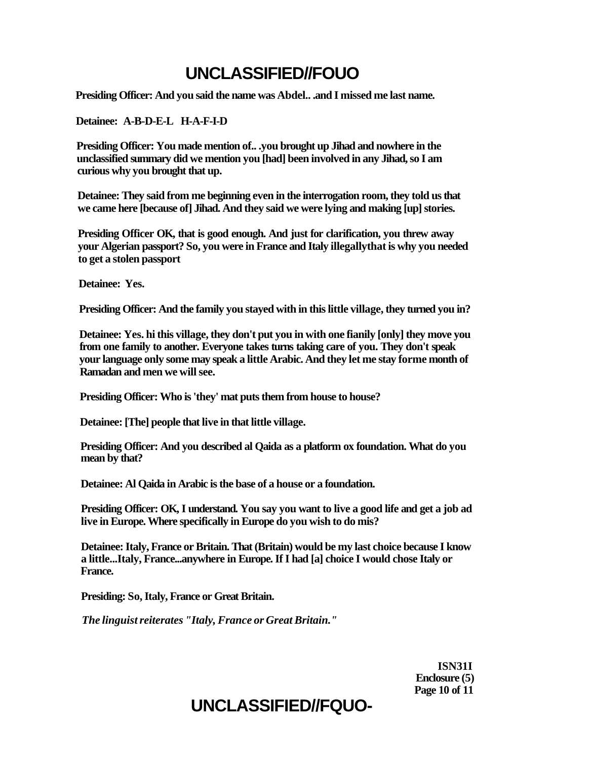**Presiding Officer: And you said the name was Abdel.. .and I missed me last name.**

**Detainee: A-B-D-E-L H-A-F-I-D**

**Presiding Officer: You made mention of.. .you brought up Jihad and nowhere in the unclassified summary did we mention you [had] been involved in any Jihad, so I am curious why you brought that up.**

**Detainee: They said from me beginning even in the interrogation room, they told us that we came here [because of] Jihad. And they said we were lying and making [up] stories.**

**Presiding Officer OK, that is good enough. And just for clarification, you threw away your Algerian passport? So, you were in France and Italy illegallythat is why you needed to get a stolen passport**

**Detainee: Yes.**

**Presiding Officer: And the family you stayed with in this little village, they turned you in?**

**Detainee: Yes. hi this village, they don't put you in with one fianily [only] they move you from one family to another. Everyone takes turns taking care of you. They don't speak your language only some may speak a little Arabic. And they let me stay forme month of Ramadan and men we will see.**

**Presiding Officer: Who is 'they' mat puts them from house to house?**

**Detainee: [The] people that live in that little village.**

**Presiding Officer: And you described al Qaida as a platform ox foundation. What do you mean by that?**

**Detainee: Al Qaida in Arabic is the base of a house or a foundation.**

**Presiding Officer: OK, I understand. You say you want to live a good life and get a job ad live in Europe. Where specifically in Europe do you wish to do mis?**

**Detainee: Italy, France or Britain. That (Britain) would be my last choice because I know a little...Italy, France...anywhere in Europe. If I had [a] choice I would chose Italy or France.**

**Presiding: So, Italy, France or Great Britain.**

***The linguist reiterates "Italy, France or Great Britain."***

**ISN31I**
**Enclosure (5)**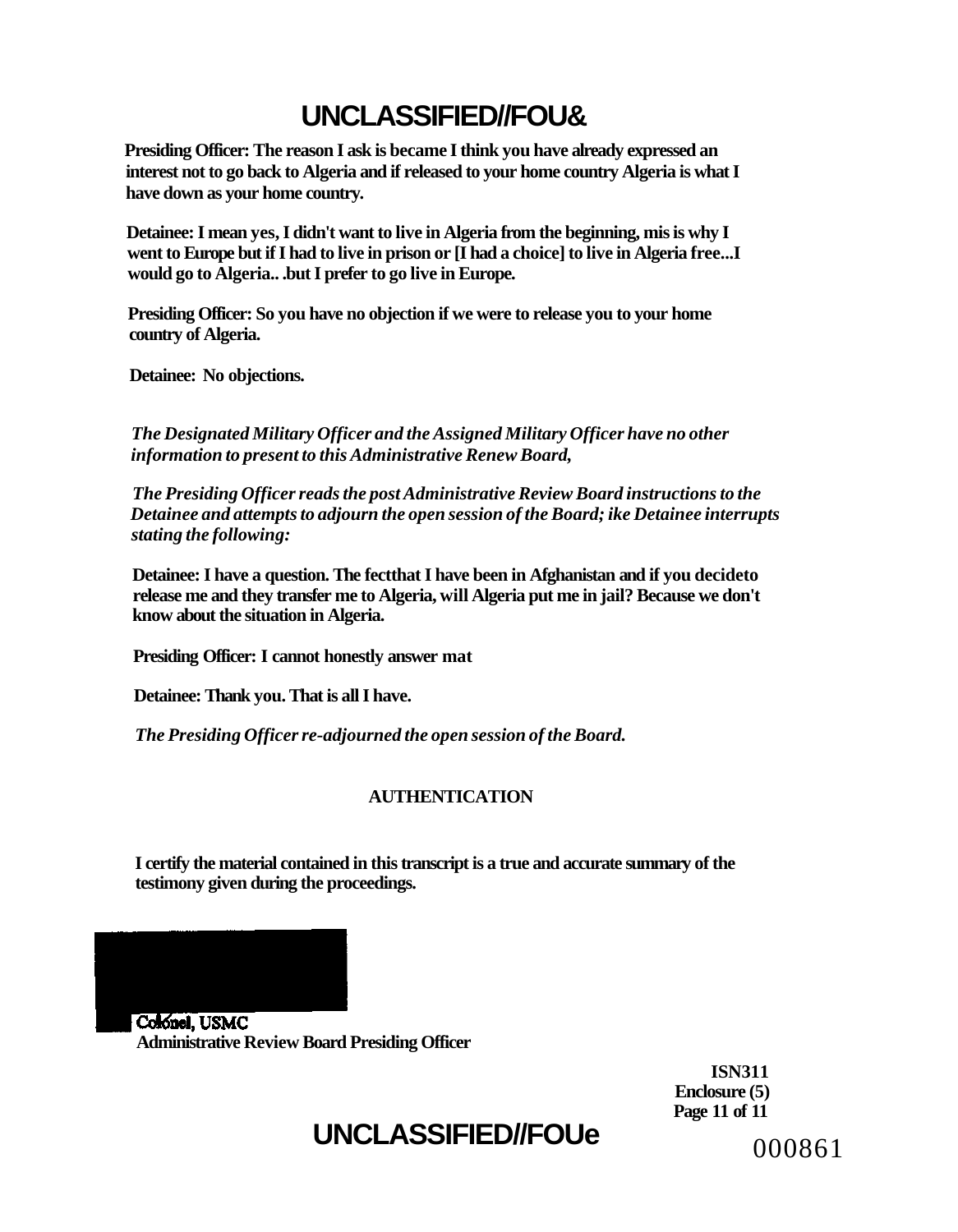**Presiding Officer: The reason I ask is became I think you have already expressed an interest not to go back to Algeria and if released to your home country Algeria is what I have down as your home country.**

**Detainee: I mean yes, I didn't want to live in Algeria from the beginning, mis is why I went to Europe but if I had to live in prison or [I had a choice] to live in Algeria free...I would go to Algeria.. .but I prefer to go live in Europe.**

**Presiding Officer: So you have no objection if we were to release you to your home country of Algeria.**

**Detainee: No objections.**

***The Designated Military Officer and the Assigned Military Officer have no other information to present to this Administrative Renew Board,***

***The Presiding Officer reads the post Administrative Review Board instructions to the Detainee and attempts to adjourn the open session of the Board; ike Detainee interrupts stating the following:***

**Detainee: I have a question. The fectthat I have been in Afghanistan and if you decideto release me and they transfer me to Algeria, will Algeria put me in jail? Because we don't know about the situation in Algeria.**

**Presiding Officer: I cannot honestly answer mat**

**Detainee: Thank you. That is all I have.**

***The Presiding Officer re-adjourned the open session of the Board.***

**AUTHENTICATION**

**I certify the material contained in this transcript is a true and accurate summary of the testimony given during the proceedings.**

**Colonel, USMC**
**Administrative Review Board Presiding Officer**

**ISN311**
**Enclosure (5)**
**Page 11 of 11**

000861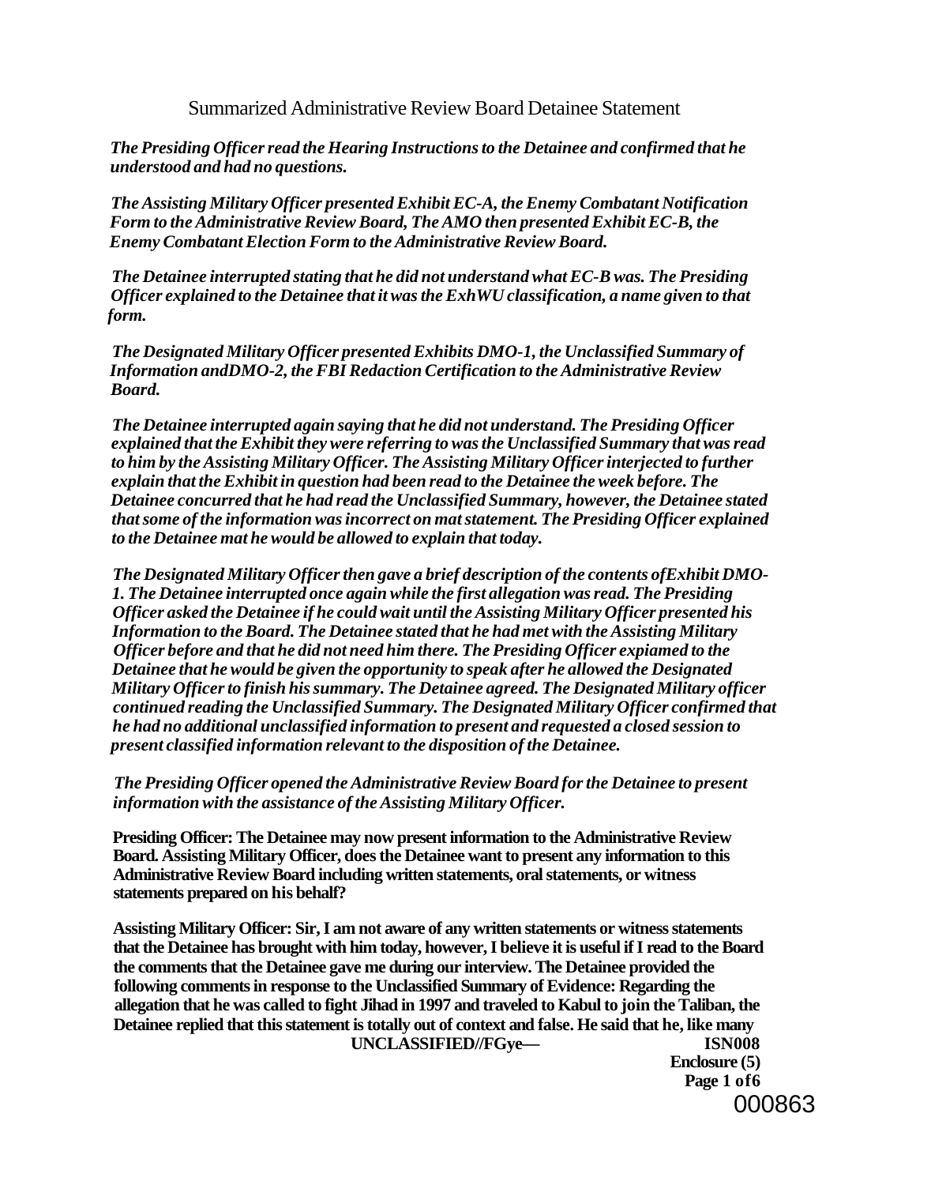# Summarized Administrative Review Board Detainee Statement

*The Presiding Officer read the Hearing Instructions to the Detainee and confirmed that he understood and had no questions.*

*The Assisting Military Officer presented Exhibit EC-A, the Enemy Combatant Notification Form to the Administrative Review Board, The AMO then presented Exhibit EC-B, the Enemy Combatant Election Form to the Administrative Review Board.*

*The Detainee interrupted stating that he did not understand what EC-B was. The Presiding Officer explained to the Detainee that it was the ExhWU classification, a name given to that form.*

*The Designated Military Officer presented Exhibits DMO-1, the Unclassified Summary of Information andDMO-2, the FBI Redaction Certification to the Administrative Review Board.*

*The Detainee interrupted again saying that he did not understand. The Presiding Officer explained that the Exhibit they were referring to was the Unclassified Summary that was read to him by the Assisting Military Officer. The Assisting Military Officer interjected to further explain that the Exhibit in question had been read to the Detainee the week before. The Detainee concurred that he had read the Unclassified Summary, however, the Detainee stated that some of the information was incorrect on mat statement. The Presiding Officer explained to the Detainee mat he would be allowed to explain that today.*

*The Designated Military Officer then gave a brief description of the contents ofExhibit DMO-1. The Detainee interrupted once again while the first allegation was read. The Presiding Officer asked the Detainee if he could wait until the Assisting Military Officer presented his Information to the Board. The Detainee stated that he had met with the Assisting Military Officer before and that he did not need him there. The Presiding Officer expiamed to the Detainee that he would be given the opportunity to speak after he allowed the Designated Military Officer to finish his summary. The Detainee agreed. The Designated Military officer continued reading the Unclassified Summary. The Designated Military Officer confirmed that he had no additional unclassified information to present and requested a closed session to present classified information relevant to the disposition of the Detainee.*

*The Presiding Officer opened the Administrative Review Board for the Detainee to present information with the assistance of the Assisting Military Officer.*

**Presiding Officer: The Detainee may now present information to the Administrative Review Board. Assisting Military Officer, does the Detainee want to present any information to this Administrative Review Board including written statements, oral statements, or witness statements prepared on his behalf?**

**Assisting Military Officer: Sir, I am not aware of any written statements or witness statements that the Detainee has brought with him today, however, I believe it is useful if I read to the Board the comments that the Detainee gave me during our interview. The Detainee provided the following comments in response to the Unclassified Summary of Evidence: Regarding the allegation that he was called to fight Jihad in 1997 and traveled to Kabul to join the Taliban, the Detainee replied that this statement is totally out of context and false. He said that he, like many**

**UNCLASSIFIED//FGye— ISN008**

**Enclosure (5)**

000863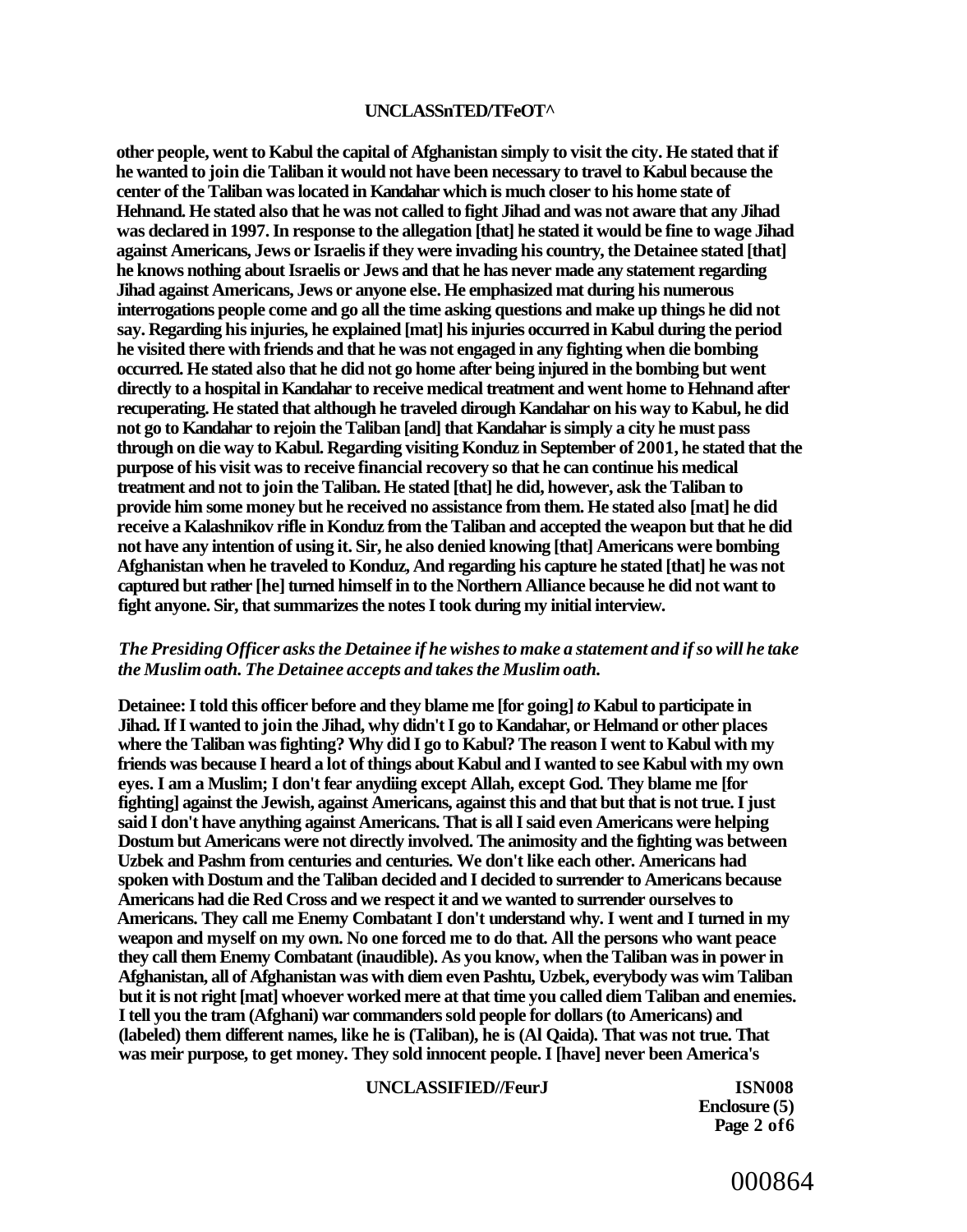**other people, went to Kabul the capital of Afghanistan simply to visit the city. He stated that if he wanted to join die Taliban it would not have been necessary to travel to Kabul because the center of the Taliban was located in Kandahar which is much closer to his home state of Hehnand. He stated also that he was not called to fight Jihad and was not aware that any Jihad was declared in 1997. In response to the allegation [that] he stated it would be fine to wage Jihad against Americans, Jews or Israelis if they were invading his country, the Detainee stated [that] he knows nothing about Israelis or Jews and that he has never made any statement regarding Jihad against Americans, Jews or anyone else. He emphasized mat during his numerous interrogations people come and go all the time asking questions and make up things he did not say. Regarding his injuries, he explained [mat] his injuries occurred in Kabul during the period he visited there with friends and that he was not engaged in any fighting when die bombing occurred. He stated also that he did not go home after being injured in the bombing but went directly to a hospital in Kandahar to receive medical treatment and went home to Hehnand after recuperating. He stated that although he traveled dirough Kandahar on his way to Kabul, he did not go to Kandahar to rejoin the Taliban [and] that Kandahar is simply a city he must pass through on die way to Kabul. Regarding visiting Konduz in September of 2001, he stated that the purpose of his visit was to receive financial recovery so that he can continue his medical treatment and not to join the Taliban. He stated [that] he did, however, ask the Taliban to provide him some money but he received no assistance from them. He stated also [mat] he did receive a Kalashnikov rifle in Konduz from the Taliban and accepted the weapon but that he did not have any intention of using it. Sir, he also denied knowing [that] Americans were bombing Afghanistan when he traveled to Konduz, And regarding his capture he stated [that] he was not captured but rather [he] turned himself in to the Northern Alliance because he did not want to fight anyone. Sir, that summarizes the notes I took during my initial interview.**

***The Presiding Officer asks the Detainee if he wishes to make a statement and if so will he take the Muslim oath. The Detainee accepts and takes the Muslim oath.***

**Detainee: I told this officer before and they blame me [for going]** ***to*** **Kabul to participate in Jihad. If I wanted to join the Jihad, why didn't I go to Kandahar, or Helmand or other places where the Taliban was fighting? Why did I go to Kabul? The reason I went to Kabul with my friends was because I heard a lot of things about Kabul and I wanted to see Kabul with my own eyes. I am a Muslim; I don't fear anydiing except Allah, except God. They blame me [for fighting] against the Jewish, against Americans, against this and that but that is not true. I just said I don't have anything against Americans. That is all I said even Americans were helping Dostum but Americans were not directly involved. The animosity and the fighting was between Uzbek and Pashm from centuries and centuries. We don't like each other. Americans had spoken with Dostum and the Taliban decided and I decided to surrender to Americans because Americans had die Red Cross and we respect it and we wanted to surrender ourselves to Americans. They call me Enemy Combatant I don't understand why. I went and I turned in my weapon and myself on my own. No one forced me to do that. All the persons who want peace they call them Enemy Combatant (inaudible). As you know, when the Taliban was in power in Afghanistan, all of Afghanistan was with diem even Pashtu, Uzbek, everybody was wim Taliban but it is not right [mat] whoever worked mere at that time you called diem Taliban and enemies. I tell you the tram (Afghani) war commanders sold people for dollars (to Americans) and (labeled) them different names, like he is (Taliban), he is (Al Qaida). That was not true. That was meir purpose, to get money. They sold innocent people. I [have] never been America's**

**ISN008**
**Enclosure (5)**
**Page 2 of6**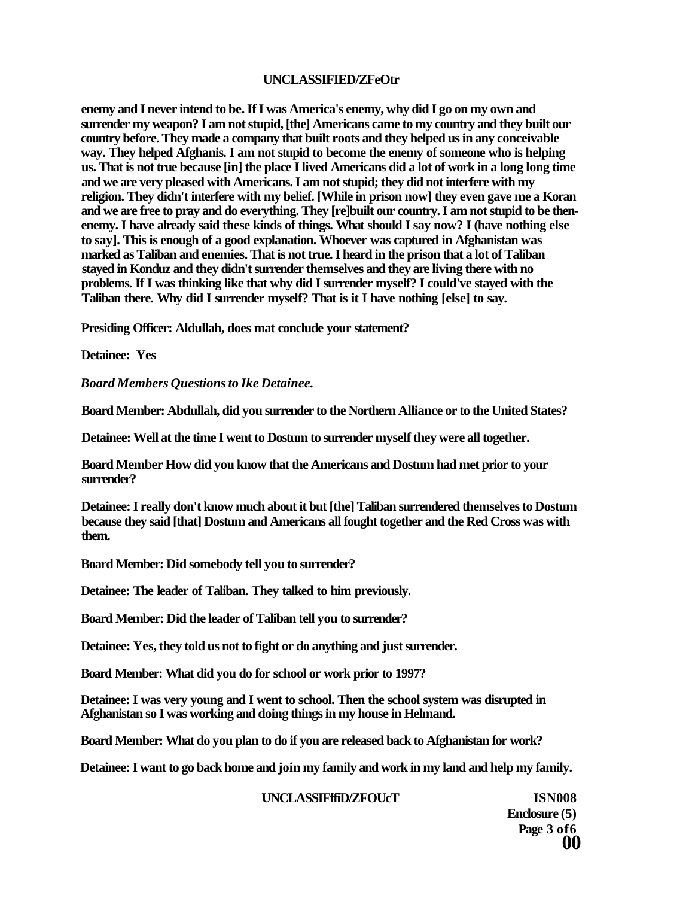**enemy and I never intend to be. If I was America's enemy, why did I go on my own and surrender my weapon? I am not stupid, [the] Americans came to my country and they built our country before. They made a company that built roots and they helped us in any conceivable way. They helped Afghanis. I am not stupid to become the enemy of someone who is helping us. That is not true because [in] the place I lived Americans did a lot of work in a long long time and we are very pleased with Americans. I am not stupid; they did not interfere with my religion. They didn't interfere with my belief. [While in prison now] they even gave me a Koran and we are free to pray and do everything. They [re]built our country. I am not stupid to be then-enemy. I have already said these kinds of things. What should I say now? I (have nothing else to say]. This is enough of a good explanation. Whoever was captured in Afghanistan was marked as Taliban and enemies. That is not true. I heard in the prison that a lot of Taliban stayed in Konduz and they didn't surrender themselves and they are living there with no problems. If I was thinking like that why did I surrender myself? I could've stayed with the Taliban there. Why did I surrender myself? That is it I have nothing [else] to say.**

**Presiding Officer: Aldullah, does mat conclude your statement?**

**Detainee: Yes**

***Board Members Questions to Ike Detainee.***

**Board Member: Abdullah, did you surrender to the Northern Alliance or to the United States?**

**Detainee: Well at the time I went to Dostum to surrender myself they were all together.**

**Board Member How did you know that the Americans and Dostum had met prior to your surrender?**

**Detainee: I really don't know much about it but [the] Taliban surrendered themselves to Dostum because they said [that] Dostum and Americans all fought together and the Red Cross was with them.**

**Board Member: Did somebody tell you to surrender?**

**Detainee: The leader of Taliban. They talked to him previously.**

**Board Member: Did the leader of Taliban tell you to surrender?**

**Detainee: Yes, they told us not to fight or do anything and just surrender.**

**Board Member: What did you do for school or work prior to 1997?**

**Detainee: I was very young and I went to school. Then the school system was disrupted in Afghanistan so I was working and doing things in my house in Helmand.**

**Board Member: What do you plan to do if you are released back to Afghanistan for work?**

**Detainee: I want to go back home and join my family and work in my land and help my family.**

**ISN008**
**Enclosure (5)**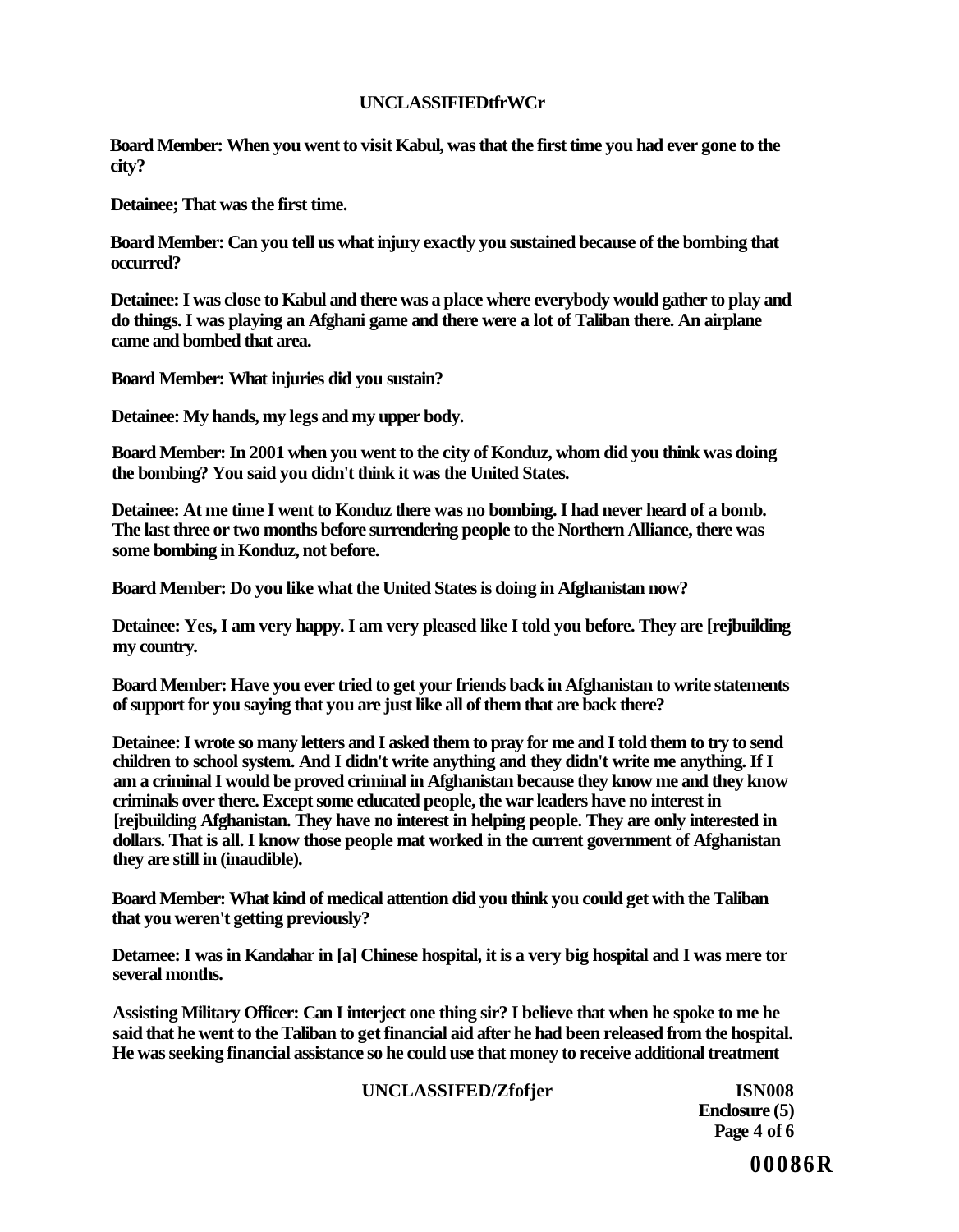**Board Member: When you went to visit Kabul, was that the first time you had ever gone to the city?**

**Detainee; That was the first time.**

**Board Member: Can you tell us what injury exactly you sustained because of the bombing that occurred?**

**Detainee: I was close to Kabul and there was a place where everybody would gather to play and do things. I was playing an Afghani game and there were a lot of Taliban there. An airplane came and bombed that area.**

**Board Member: What injuries did you sustain?**

**Detainee: My hands, my legs and my upper body.**

**Board Member: In 2001 when you went to the city of Konduz, whom did you think was doing the bombing? You said you didn't think it was the United States.**

**Detainee: At me time I went to Konduz there was no bombing. I had never heard of a bomb. The last three or two months before surrendering people to the Northern Alliance, there was some bombing in Konduz, not before.**

**Board Member: Do you like what the United States is doing in Afghanistan now?**

**Detainee: Yes, I am very happy. I am very pleased like I told you before. They are [rejbuilding my country.**

**Board Member: Have you ever tried to get your friends back in Afghanistan to write statements of support for you saying that you are just like all of them that are back there?**

**Detainee: I wrote so many letters and I asked them to pray for me and I told them to try to send children to school system. And I didn't write anything and they didn't write me anything. If I am a criminal I would be proved criminal in Afghanistan because they know me and they know criminals over there. Except some educated people, the war leaders have no interest in [rejbuilding Afghanistan. They have no interest in helping people. They are only interested in dollars. That is all. I know those people mat worked in the current government of Afghanistan they are still in (inaudible).**

**Board Member: What kind of medical attention did you think you could get with the Taliban that you weren't getting previously?**

**Detamee: I was in Kandahar in [a] Chinese hospital, it is a very big hospital and I was mere tor several months.**

**Assisting Military Officer: Can I interject one thing sir? I believe that when he spoke to me he said that he went to the Taliban to get financial aid after he had been released from the hospital. He was seeking financial assistance so he could use that money to receive additional treatment**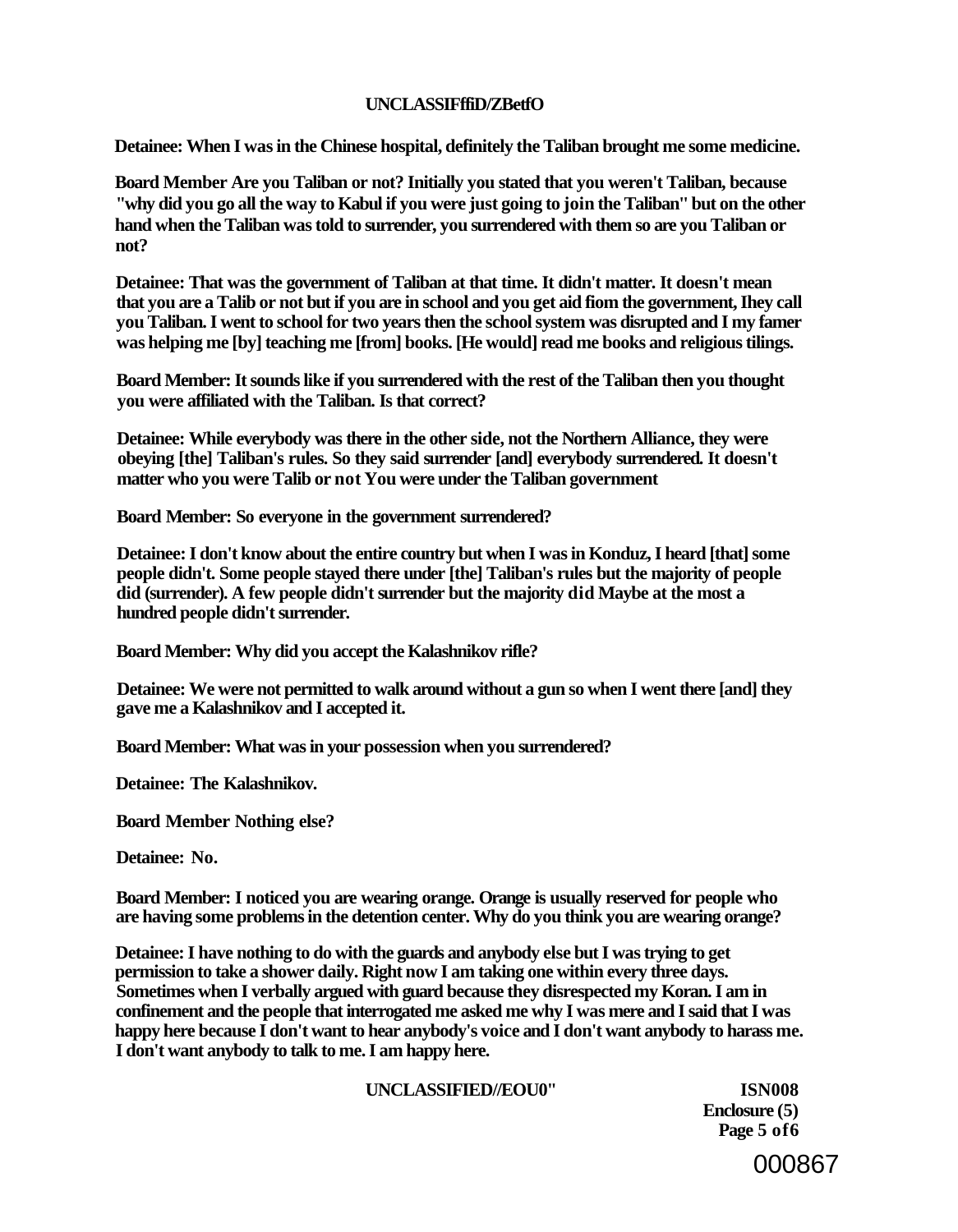**Detainee: When I was in the Chinese hospital, definitely the Taliban brought me some medicine.**

**Board Member Are you Taliban or not? Initially you stated that you weren't Taliban, because "why did you go all the way to Kabul if you were just going to join the Taliban" but on the other hand when the Taliban was told to surrender, you surrendered with them so are you Taliban or not?**

**Detainee: That was the government of Taliban at that time. It didn't matter. It doesn't mean that you are a Talib or not but if you are in school and you get aid fiom the government, Ihey call you Taliban. I went to school for two years then the school system was disrupted and I my famer was helping me [by] teaching me [from] books. [He would] read me books and religious tilings.**

**Board Member: It sounds like if you surrendered with the rest of the Taliban then you thought you were affiliated with the Taliban. Is that correct?**

**Detainee: While everybody was there in the other side, not the Northern Alliance, they were obeying [the] Taliban's rules. So they said surrender [and] everybody surrendered. It doesn't matter who you were Talib or not You were under the Taliban government**

**Board Member: So everyone in the government surrendered?**

**Detainee: I don't know about the entire country but when I was in Konduz, I heard [that] some people didn't. Some people stayed there under [the] Taliban's rules but the majority of people did (surrender). A few people didn't surrender but the majority did Maybe at the most a hundred people didn't surrender.**

**Board Member: Why did you accept the Kalashnikov rifle?**

**Detainee: We were not permitted to walk around without a gun so when I went there [and] they gave me a Kalashnikov and I accepted it.**

**Board Member: What was in your possession when you surrendered?**

**Detainee: The Kalashnikov.**

**Board Member Nothing else?**

**Detainee: No.**

**Board Member: I noticed you are wearing orange. Orange is usually reserved for people who are having some problems in the detention center. Why do you think you are wearing orange?**

**Detainee: I have nothing to do with the guards and anybody else but I was trying to get permission to take a shower daily. Right now I am taking one within every three days. Sometimes when I verbally argued with guard because they disrespected my Koran. I am in confinement and the people that interrogated me asked me why I was mere and I said that I was happy here because I don't want to hear anybody's voice and I don't want anybody to harass me. I don't want anybody to talk to me. I am happy here.**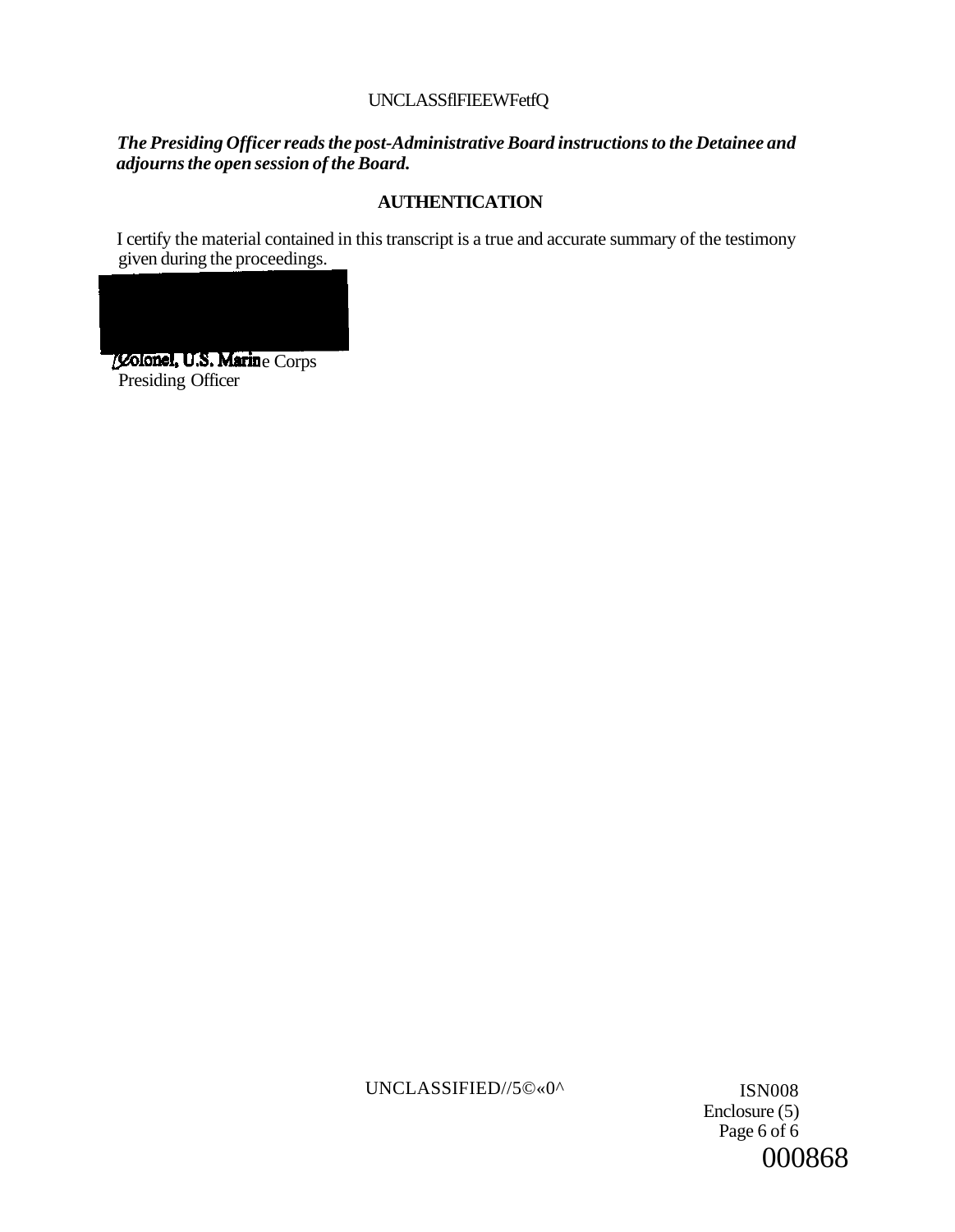*The Presiding Officer reads the post-Administrative Board instructions to the Detainee and adjourns the open session of the Board.*

**AUTHENTICATION**

I certify the material contained in this transcript is a true and accurate summary of the testimony given during the proceedings.

Colonel, U.S. Marine Corps
Presiding Officer

ISN008
Enclosure (5)
Page 6 of 6
000868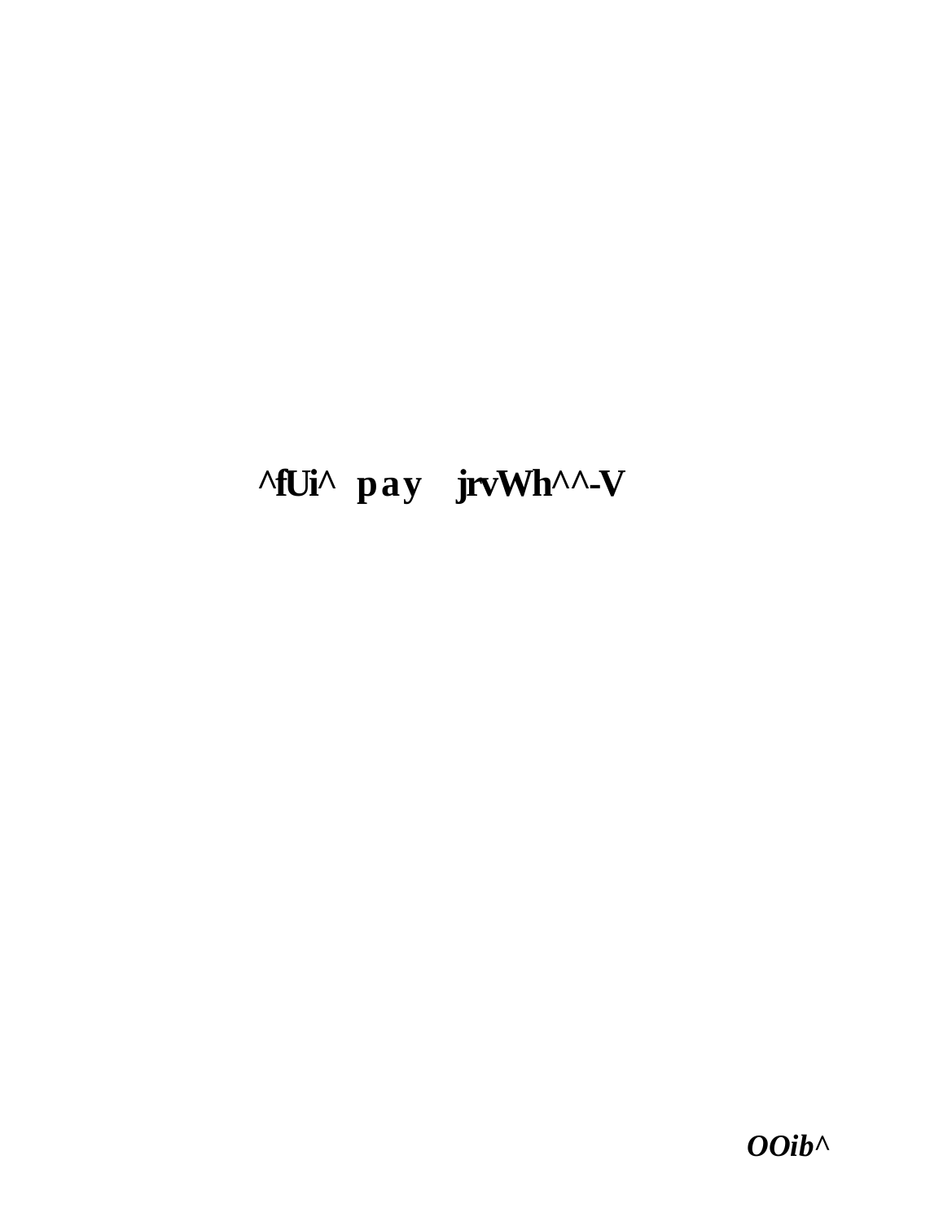**^fUi^ pay jrvWh^^-V**

***OOib^***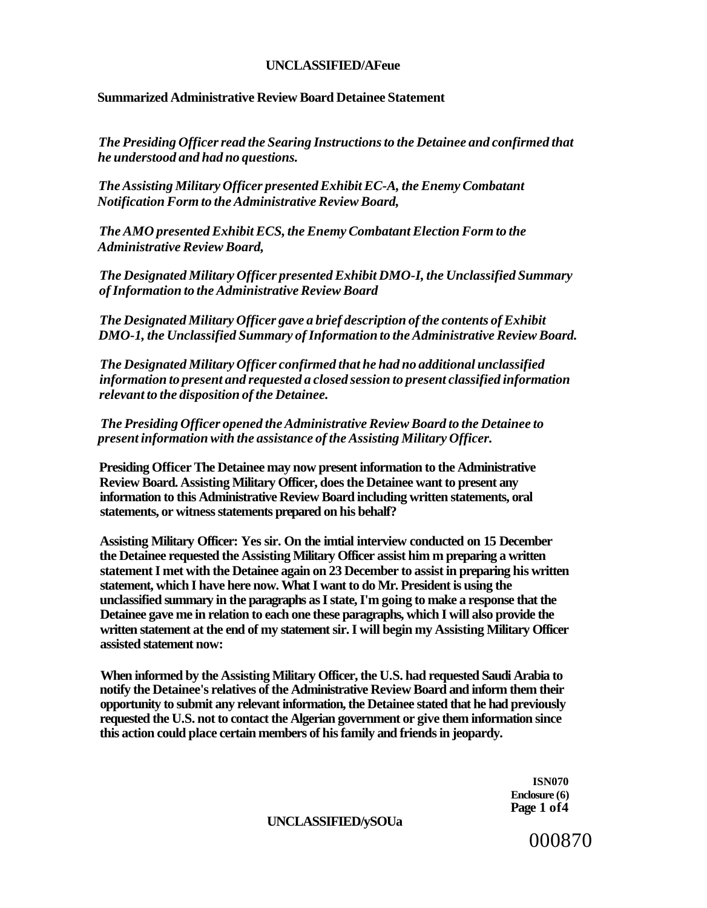**Summarized Administrative Review Board Detainee Statement**

*The Presiding Officer read the Searing Instructions to the Detainee and confirmed that he understood and had no questions.*

*The Assisting Military Officer presented Exhibit EC-A, the Enemy Combatant Notification Form to the Administrative Review Board,*

*The AMO presented Exhibit ECS, the Enemy Combatant Election Form to the Administrative Review Board,*

*The Designated Military Officer presented Exhibit DMO-I, the Unclassified Summary of Information to the Administrative Review Board*

*The Designated Military Officer gave a brief description of the contents of Exhibit DMO-1, the Unclassified Summary of Information to the Administrative Review Board.*

*The Designated Military Officer confirmed that he had no additional unclassified information to present and requested a closed session to present classified information relevant to the disposition of the Detainee.*

*The Presiding Officer opened the Administrative Review Board to the Detainee to present information with the assistance of the Assisting Military Officer.*

**Presiding Officer The Detainee may now present information to the Administrative Review Board. Assisting Military Officer, does the Detainee want to present any information to this Administrative Review Board including written statements, oral statements, or witness statements prepared on his behalf?**

**Assisting Military Officer: Yes sir. On the imtial interview conducted on 15 December the Detainee requested the Assisting Military Officer assist him m preparing a written statement I met with the Detainee again on 23 December to assist in preparing his written statement, which I have here now. What I want to do Mr. President is using the unclassified summary in the paragraphs as I state, I'm going to make a response that the Detainee gave me in relation to each one these paragraphs, which I will also provide the written statement at the end of my statement sir. I will begin my Assisting Military Officer assisted statement now:**

**When informed by the Assisting Military Officer, the U.S. had requested Saudi Arabia to notify the Detainee's relatives of the Administrative Review Board and inform them their opportunity to submit any relevant information, the Detainee stated that he had previously requested the U.S. not to contact the Algerian government or give them information since this action could place certain members of his family and friends in jeopardy.**

**ISN070**
**Enclosure (6)**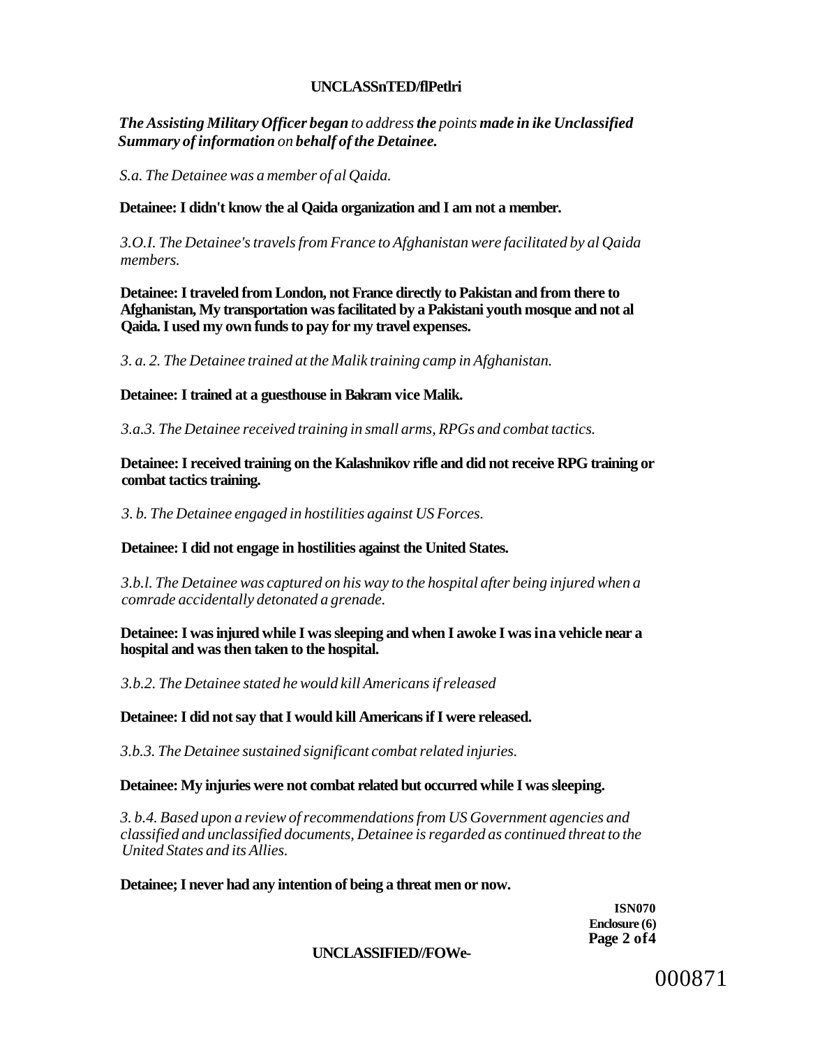***The Assisting Military Officer began** to address **the** points **made in ike Unclassified Summary of information** on **behalf of the Detainee.***

*S.a. The Detainee was a member of al Qaida.*

**Detainee: I didn't know the al Qaida organization and I am not a member.**

*3.O.I. The Detainee's travels from France to Afghanistan were facilitated by al Qaida members.*

**Detainee: I traveled from London, not France directly to Pakistan and from there to Afghanistan, My transportation was facilitated by a Pakistani youth mosque and not al Qaida. I used my own funds to pay for my travel expenses.**

*3. a. 2. The Detainee trained at the Malik training camp in Afghanistan.*

**Detainee: I trained at a guesthouse in Bakram vice Malik.**

*3.a.3. The Detainee received training in small arms, RPGs and combat tactics.*

**Detainee: I received training on the Kalashnikov rifle and did not receive RPG training or combat tactics training.**

*3. b. The Detainee engaged in hostilities against US Forces.*

**Detainee: I did not engage in hostilities against the United States.**

*3.b.l. The Detainee was captured on his way to the hospital after being injured when a comrade accidentally detonated a grenade.*

**Detainee: I was injured while I was sleeping and when I awoke I was ina vehicle near a hospital and was then taken to the hospital.**

*3.b.2. The Detainee stated he would kill Americans if released*

**Detainee: I did not say that I would kill Americans if I were released.**

*3.b.3. The Detainee sustained significant combat related injuries.*

**Detainee: My injuries were not combat related but occurred while I was sleeping.**

*3. b.4. Based upon a review of recommendations from US Government agencies and classified and unclassified documents, Detainee is regarded as continued threat to the United States and its Allies.*

**Detainee; I never had any intention of being a threat men or now.**

**ISN070**
**Enclosure (6)**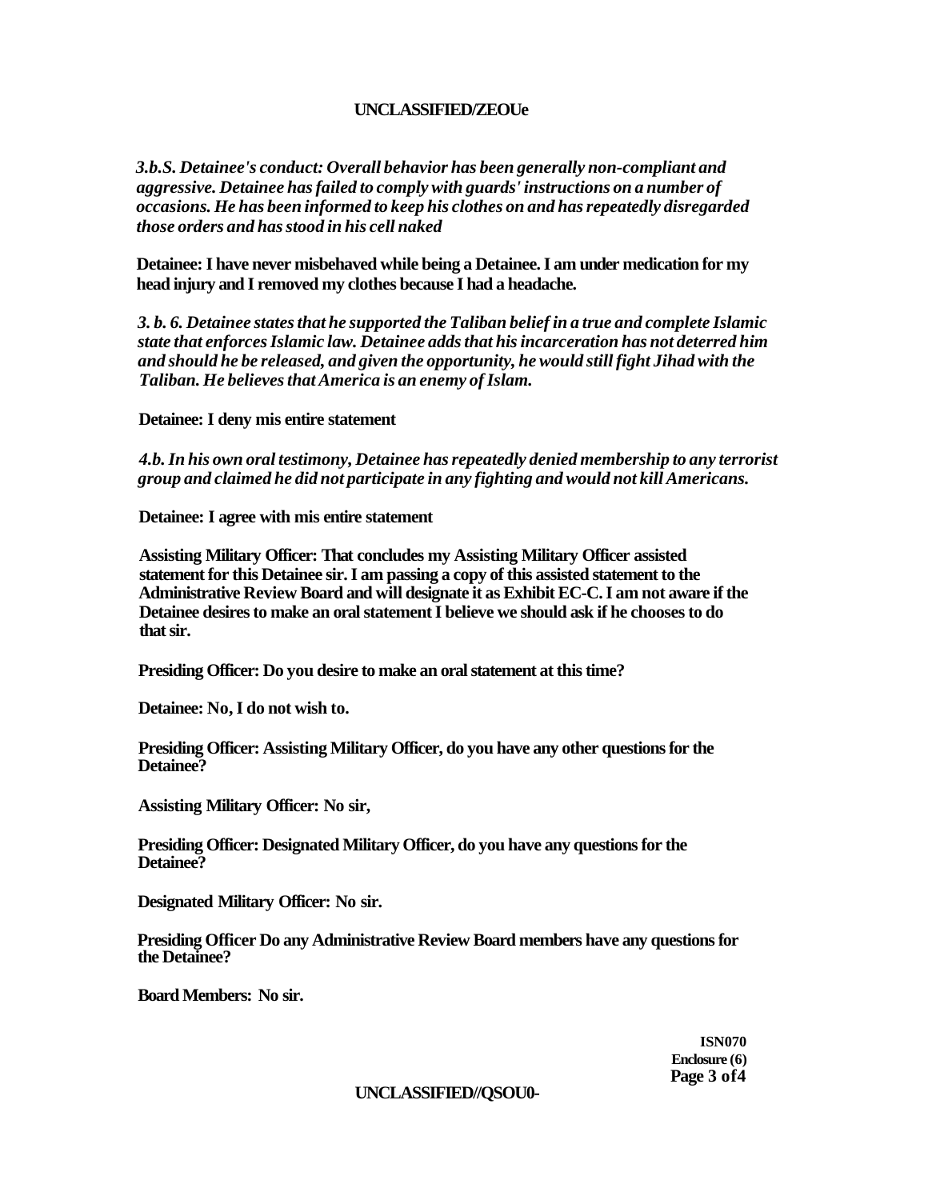*3.b.S. Detainee's conduct: Overall behavior has been generally non-compliant and aggressive. Detainee has failed to comply with guards' instructions on a number of occasions. He has been informed to keep his clothes on and has repeatedly disregarded those orders and has stood in his cell naked*

**Detainee: I have never misbehaved while being a Detainee. I am under medication for my head injury and I removed my clothes because I had a headache.**

*3. b. 6. Detainee states that he supported the Taliban belief in a true and complete Islamic state that enforces Islamic law. Detainee adds that his incarceration has not deterred him and should he be released, and given the opportunity, he would still fight Jihad with the Taliban. He believes that America is an enemy of Islam.*

**Detainee: I deny mis entire statement**

*4.b. In his own oral testimony, Detainee has repeatedly denied membership to any terrorist group and claimed he did not participate in any fighting and would not kill Americans.*

**Detainee: I agree with mis entire statement**

**Assisting Military Officer: That concludes my Assisting Military Officer assisted statement for this Detainee sir. I am passing a copy of this assisted statement to the Administrative Review Board and will designate it as Exhibit EC-C. I am not aware if the Detainee desires to make an oral statement I believe we should ask if he chooses to do that sir.**

**Presiding Officer: Do you desire to make an oral statement at this time?**

**Detainee: No, I do not wish to.**

**Presiding Officer: Assisting Military Officer, do you have any other questions for the Detainee?**

**Assisting Military Officer: No sir,**

**Presiding Officer: Designated Military Officer, do you have any questions for the Detainee?**

**Designated Military Officer: No sir.**

**Presiding Officer Do any Administrative Review Board members have any questions for the Detainee?**

**Board Members: No sir.**

**ISN070**
**Enclosure (6)**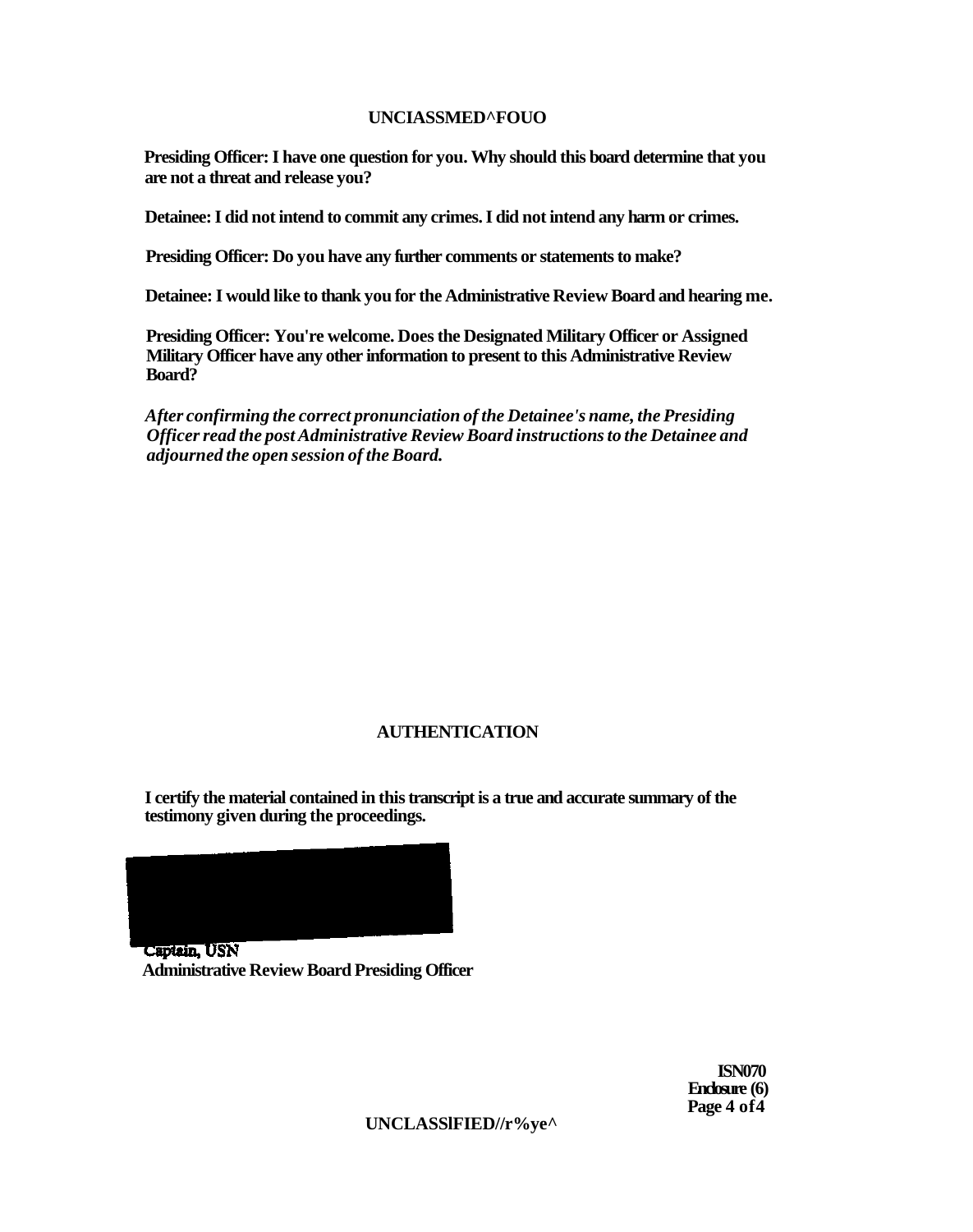**Presiding Officer: I have one question for you. Why should this board determine that you are not a threat and release you?**

**Detainee: I did not intend to commit any crimes. I did not intend any harm or crimes.**

**Presiding Officer: Do you have any further comments or statements to make?**

**Detainee: I would like to thank you for the Administrative Review Board and hearing me.**

**Presiding Officer: You're welcome. Does the Designated Military Officer or Assigned Military Officer have any other information to present to this Administrative Review Board?**

***After confirming the correct pronunciation of the Detainee's name, the Presiding Officer read the post Administrative Review Board instructions to the Detainee and adjourned the open session of the Board.***

## AUTHENTICATION

**I certify the material contained in this transcript is a true and accurate summary of the testimony given during the proceedings.**

**Captain, USN**
**Administrative Review Board Presiding Officer**

**ISN070**
**Enclosure (6)**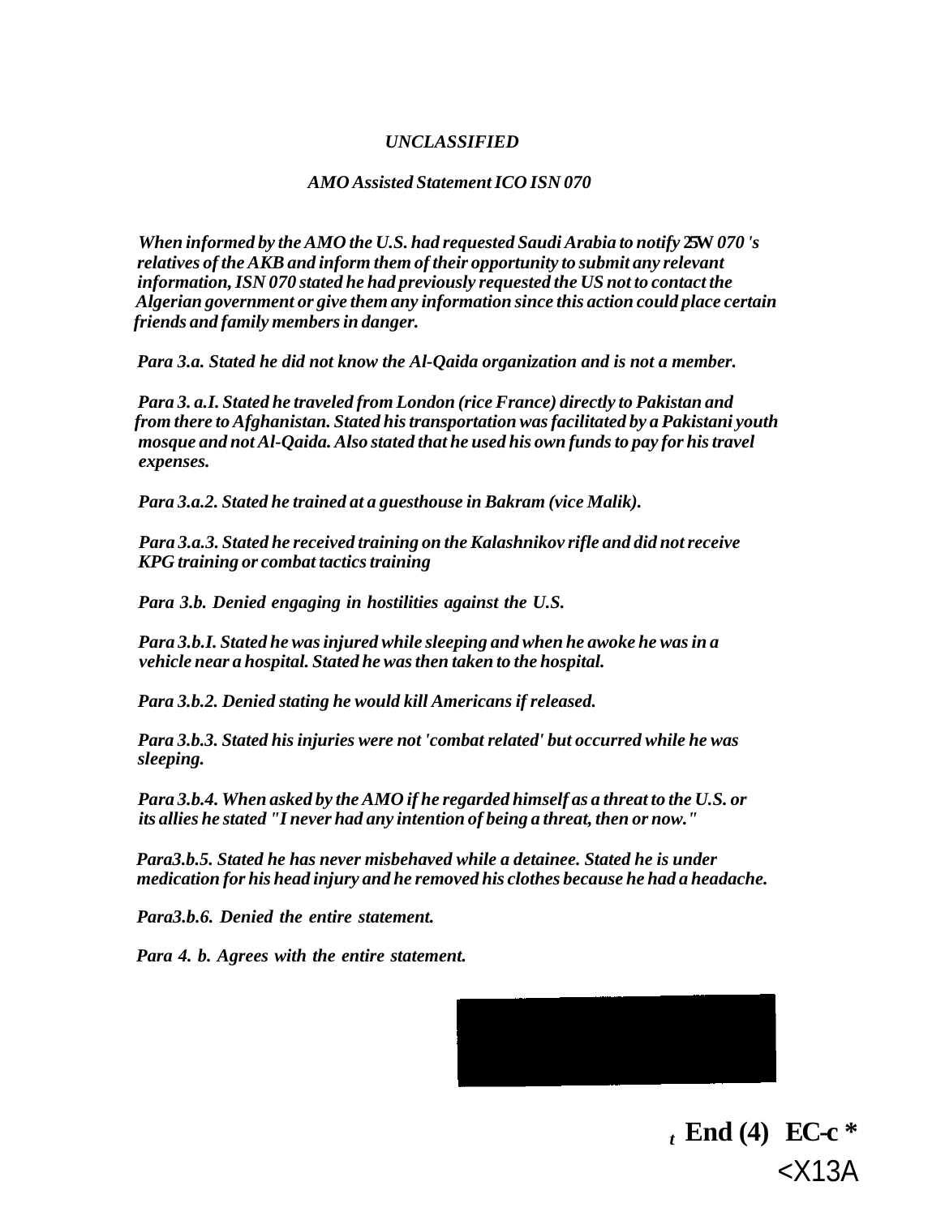*UNCLASSIFIED*

*AMO Assisted Statement ICO ISN 070*

*When informed by the AMO the U.S. had requested Saudi Arabia to notify 25W 070 's relatives of the AKB and inform them of their opportunity to submit any relevant information, ISN 070 stated he had previously requested the US not to contact the Algerian government or give them any information since this action could place certain friends and family members in danger.*

*Para 3.a. Stated he did not know the Al-Qaida organization and is not a member.*

*Para 3. a.I. Stated he traveled from London (rice France) directly to Pakistan and from there to Afghanistan. Stated his transportation was facilitated by a Pakistani youth mosque and not Al-Qaida. Also stated that he used his own funds to pay for his travel expenses.*

*Para 3.a.2. Stated he trained at a guesthouse in Bakram (vice Malik).*

*Para 3.a.3. Stated he received training on the Kalashnikov rifle and did not receive KPG training or combat tactics training*

*Para 3.b. Denied engaging in hostilities against the U.S.*

*Para 3.b.I. Stated he was injured while sleeping and when he awoke he was in a vehicle near a hospital. Stated he was then taken to the hospital.*

*Para 3.b.2. Denied stating he would kill Americans if released.*

*Para 3.b.3. Stated his injuries were not 'combat related' but occurred while he was sleeping.*

*Para 3.b.4. When asked by the AMO if he regarded himself as a threat to the U.S. or its allies he stated "I never had any intention of being a threat, then or now."*

*Para3.b.5. Stated he has never misbehaved while a detainee. Stated he is under medication for his head injury and he removed his clothes because he had a headache.*

*Para3.b.6. Denied the entire statement.*

*Para 4. b. Agrees with the entire statement.*

**End (4) EC-c \***

<X13A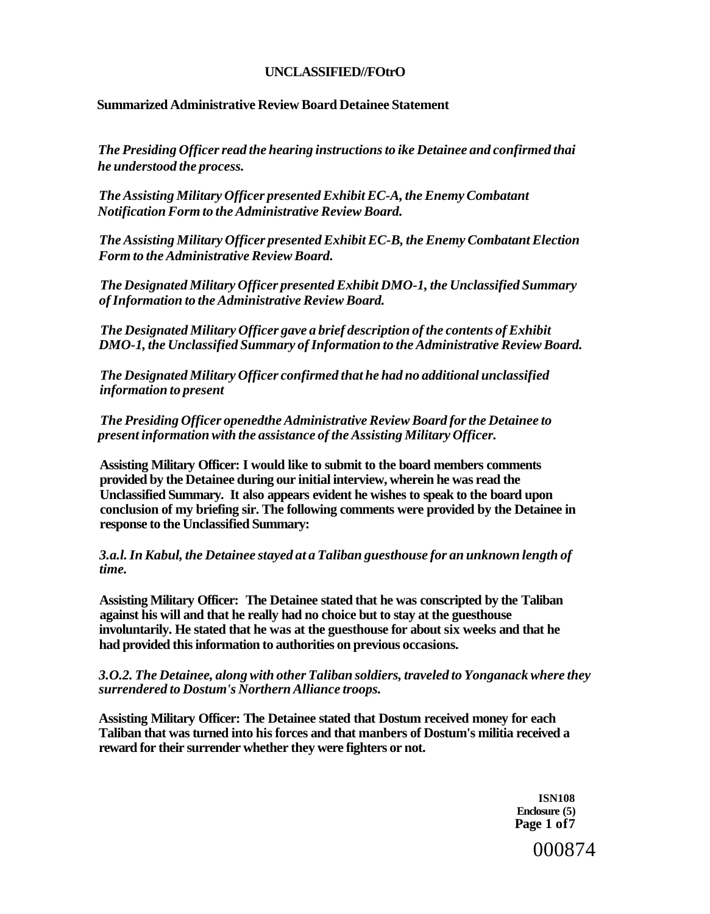UNCLASSIFIED//FOtrO

**Summarized Administrative Review Board Detainee Statement**

*The Presiding Officer read the hearing instructions to ike Detainee and confirmed thai he understood the process.*

*The Assisting Military Officer presented Exhibit EC-A, the Enemy Combatant Notification Form to the Administrative Review Board.*

*The Assisting Military Officer presented Exhibit EC-B, the Enemy Combatant Election Form to the Administrative Review Board.*

*The Designated Military Officer presented Exhibit DMO-1, the Unclassified Summary of Information to the Administrative Review Board.*

*The Designated Military Officer gave a brief description of the contents of Exhibit DMO-1, the Unclassified Summary of Information to the Administrative Review Board.*

*The Designated Military Officer confirmed that he had no additional unclassified information to present*

*The Presiding Officer openedthe Administrative Review Board for the Detainee to present information with the assistance of the Assisting Military Officer.*

**Assisting Military Officer: I would like to submit to the board members comments provided by the Detainee during our initial interview, wherein he was read the Unclassified Summary. It also appears evident he wishes to speak to the board upon conclusion of my briefing sir. The following comments were provided by the Detainee in response to the Unclassified Summary:**

*3.a.l. In Kabul, the Detainee stayed at a Taliban guesthouse for an unknown length of time.*

**Assisting Military Officer: The Detainee stated that he was conscripted by the Taliban against his will and that he really had no choice but to stay at the guesthouse involuntarily. He stated that he was at the guesthouse for about six weeks and that he had provided this information to authorities on previous occasions.**

*3.O.2. The Detainee, along with other Taliban soldiers, traveled to Yonganack where they surrendered to Dostum's Northern Alliance troops.*

**Assisting Military Officer: The Detainee stated that Dostum received money for each Taliban that was turned into his forces and that manbers of Dostum's militia received a reward for their surrender whether they were fighters or not.**

**ISN108**
**Enclosure (5)**

000874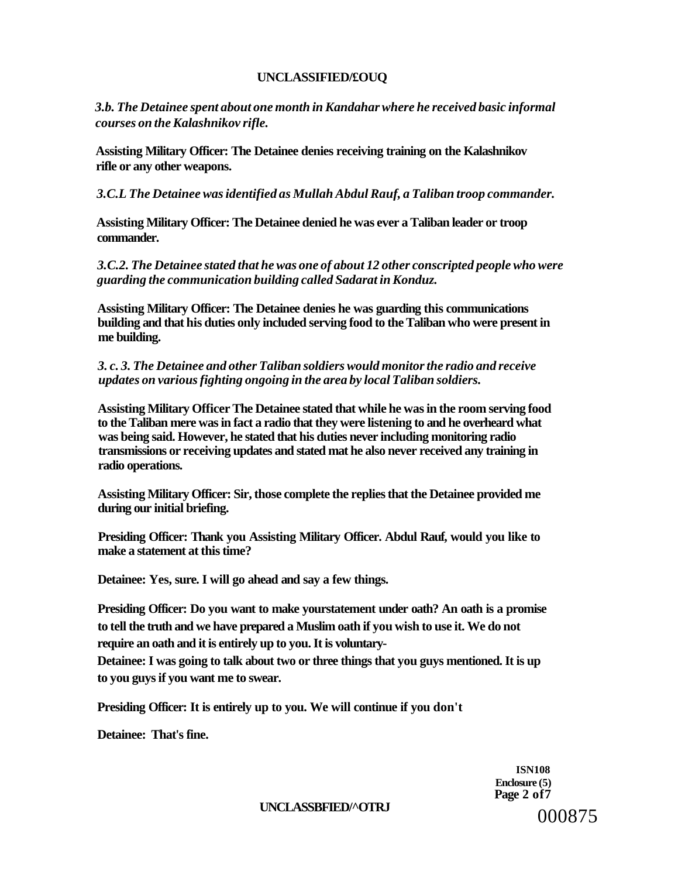*3.b. The Detainee spent about one month in Kandahar where he received basic informal courses on the Kalashnikov rifle.*

**Assisting Military Officer: The Detainee denies receiving training on the Kalashnikov rifle or any other weapons.**

*3.C.L The Detainee was identified as Mullah Abdul Rauf, a Taliban troop commander.*

**Assisting Military Officer: The Detainee denied he was ever a Taliban leader or troop commander.**

*3.C.2. The Detainee stated that he was one of about 12 other conscripted people who were guarding the communication building called Sadarat in Konduz.*

**Assisting Military Officer: The Detainee denies he was guarding this communications building and that his duties only included serving food to the Taliban who were present in me building.**

*3. c. 3. The Detainee and other Taliban soldiers would monitor the radio and receive updates on various fighting ongoing in the area by local Taliban soldiers.*

**Assisting Military Officer The Detainee stated that while he was in the room serving food to the Taliban mere was in fact a radio that they were listening to and he overheard what was being said. However, he stated that his duties never including monitoring radio transmissions or receiving updates and stated mat he also never received any training in radio operations.**

**Assisting Military Officer: Sir, those complete the replies that the Detainee provided me during our initial briefing.**

**Presiding Officer: Thank you Assisting Military Officer. Abdul Rauf, would you like to make a statement at this time?**

**Detainee: Yes, sure. I will go ahead and say a few things.**

**Presiding Officer: Do you want to make yourstatement under oath? An oath is a promise to tell the truth and we have prepared a Muslim oath if you wish to use it. We do not require an oath and it is entirely up to you. It is voluntary-**

**Detainee: I was going to talk about two or three things that you guys mentioned. It is up to you guys if you want me to swear.**

**Presiding Officer: It is entirely up to you. We will continue if you don't**

**Detainee: That's fine.**

**ISN108**
**Enclosure (5)**

000875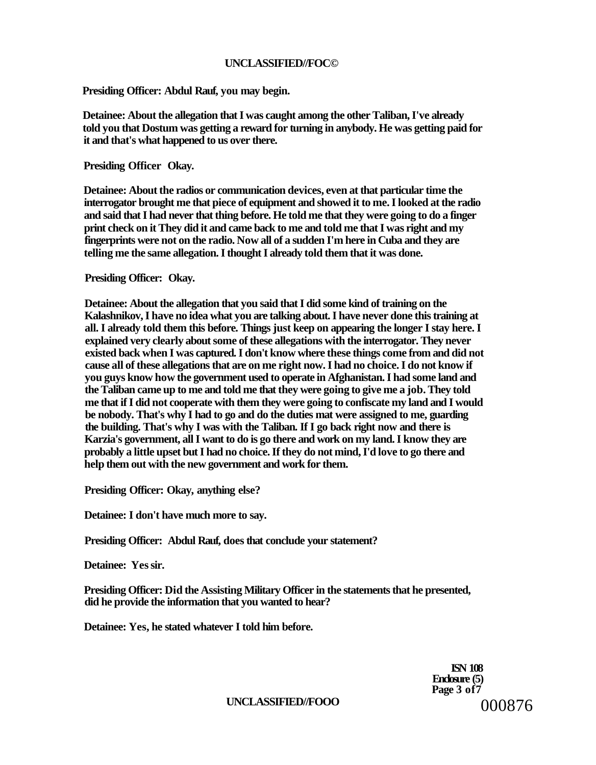**Presiding Officer: Abdul Rauf, you may begin.**

**Detainee: About the allegation that I was caught among the other Taliban, I've already told you that Dostum was getting a reward for turning in anybody. He was getting paid for it and that's what happened to us over there.**

**Presiding Officer Okay.**

**Detainee: About the radios or communication devices, even at that particular time the interrogator brought me that piece of equipment and showed it to me. I looked at the radio and said that I had never that thing before. He told me that they were going to do a finger print check on it They did it and came back to me and told me that I was right and my fingerprints were not on the radio. Now all of a sudden I'm here in Cuba and they are telling me the same allegation. I thought I already told them that it was done.**

**Presiding Officer: Okay.**

**Detainee: About the allegation that you said that I did some kind of training on the Kalashnikov, I have no idea what you are talking about. I have never done this training at all. I already told them this before. Things just keep on appearing the longer I stay here. I explained very clearly about some of these allegations with the interrogator. They never existed back when I was captured. I don't know where these things come from and did not cause all of these allegations that are on me right now. I had no choice. I do not know if you guys know how the government used to operate in Afghanistan. I had some land and the Taliban came up to me and told me that they were going to give me a job. They told me that if I did not cooperate with them they were going to confiscate my land and I would be nobody. That's why I had to go and do the duties mat were assigned to me, guarding the building. That's why I was with the Taliban. If I go back right now and there is Karzia's government, all I want to do is go there and work on my land. I know they are probably a little upset but I had no choice. If they do not mind, I'd love to go there and help them out with the new government and work for them.**

**Presiding Officer: Okay, anything else?**

**Detainee: I don't have much more to say.**

**Presiding Officer: Abdul Rauf, does that conclude your statement?**

**Detainee: Yes sir.**

**Presiding Officer: Did the Assisting Military Officer in the statements that he presented, did he provide the information that you wanted to hear?**

**Detainee: Yes, he stated whatever I told him before.**

**ISN 108**
**Enclosure (5)**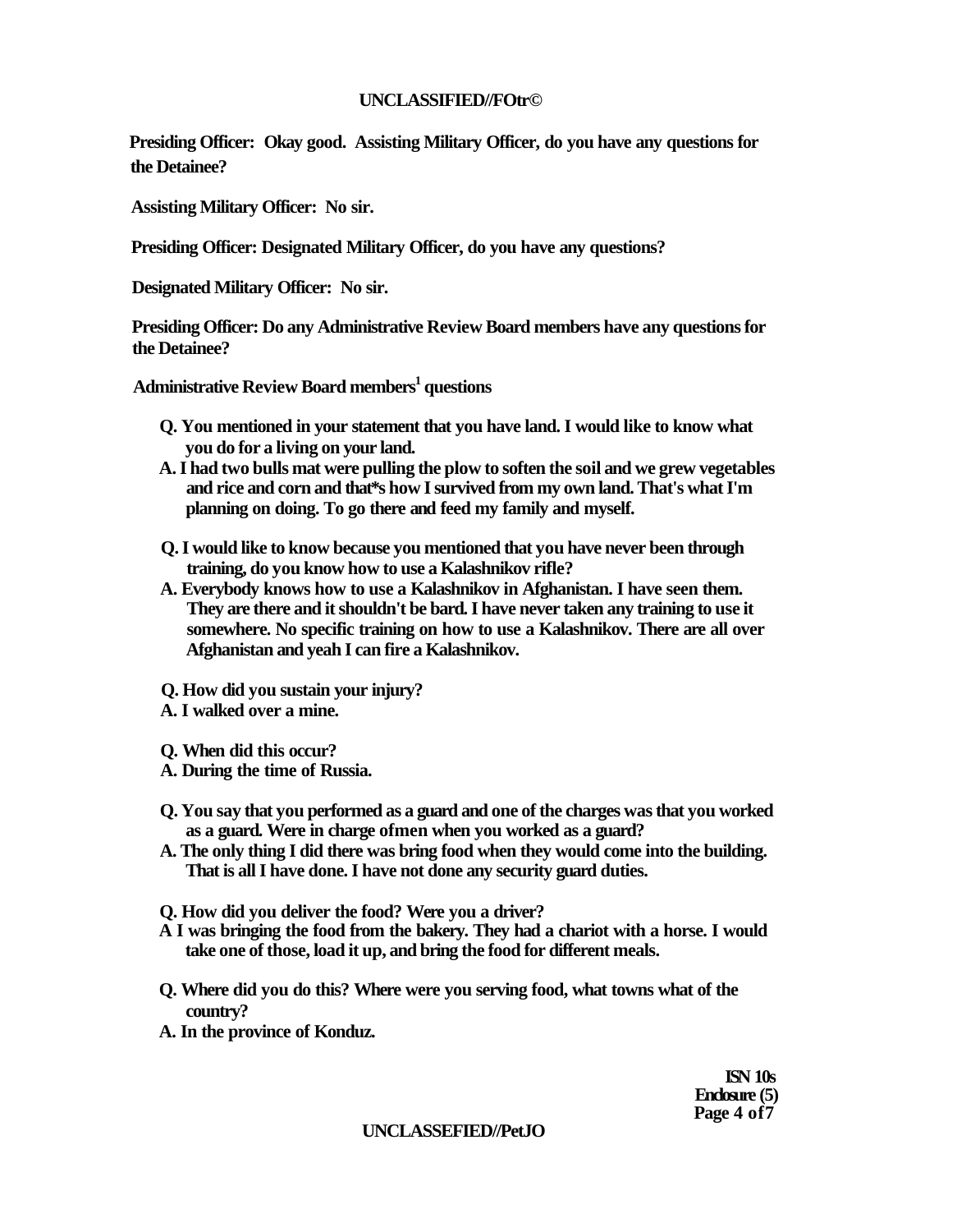**Presiding Officer: Okay good. Assisting Military Officer, do you have any questions for the Detainee?**

**Assisting Military Officer: No sir.**

**Presiding Officer: Designated Military Officer, do you have any questions?**

**Designated Military Officer: No sir.**

**Presiding Officer: Do any Administrative Review Board members have any questions for the Detainee?**

**Administrative Review Board members[1] questions**

**Q. You mentioned in your statement that you have land. I would like to know what you do for a living on your land.**
**A. I had two bulls mat were pulling the plow to soften the soil and we grew vegetables and rice and corn and that*s how I survived from my own land. That's what I'm planning on doing. To go there and feed my family and myself.**

**Q. I would like to know because you mentioned that you have never been through training, do you know how to use a Kalashnikov rifle?**
**A. Everybody knows how to use a Kalashnikov in Afghanistan. I have seen them. They are there and it shouldn't be bard. I have never taken any training to use it somewhere. No specific training on how to use a Kalashnikov. There are all over Afghanistan and yeah I can fire a Kalashnikov.**

**Q. How did you sustain your injury?**
**A. I walked over a mine.**

**Q. When did this occur?**
**A. During the time of Russia.**

**Q. You say that you performed as a guard and one of the charges was that you worked as a guard. Were in charge ofmen when you worked as a guard?**
**A. The only thing I did there was bring food when they would come into the building. That is all I have done. I have not done any security guard duties.**

**Q. How did you deliver the food? Were you a driver?**
**A I was bringing the food from the bakery. They had a chariot with a horse. I would take one of those, load it up, and bring the food for different meals.**

**Q. Where did you do this? Where were you serving food, what towns what of the country?**
**A. In the province of Konduz.**

**ISN 10s**
**Enclosure (5)**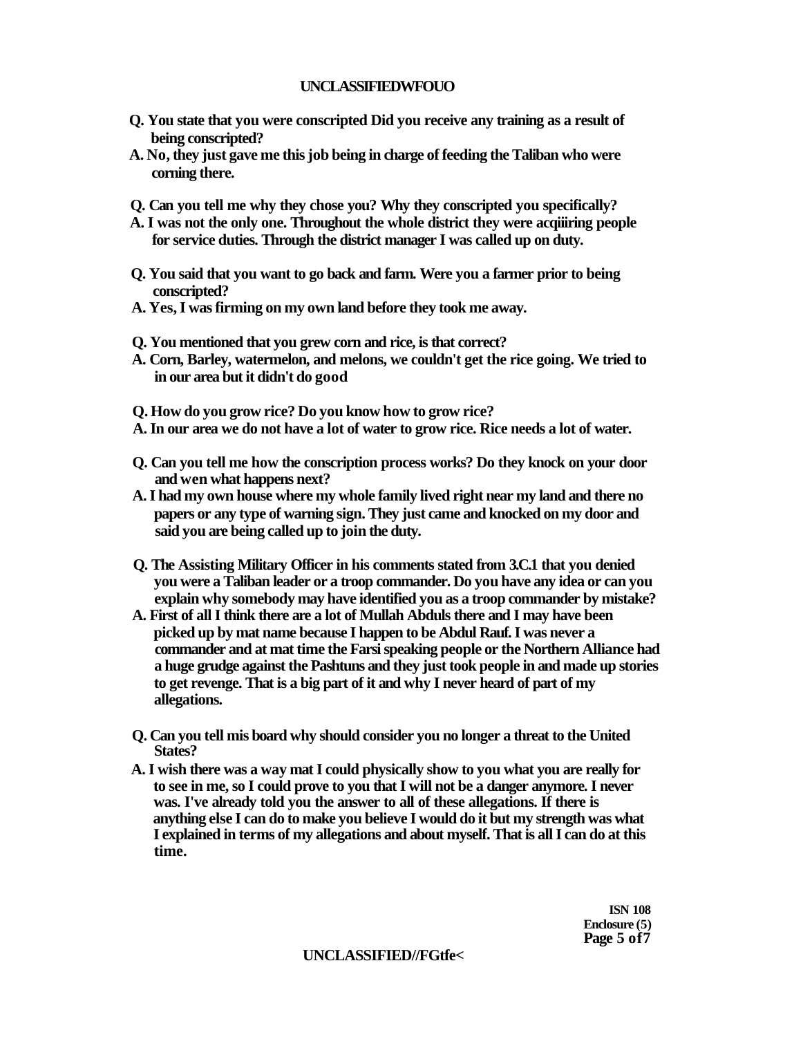**Q. You state that you were conscripted Did you receive any training as a result of being conscripted?**

**A. No, they just gave me this job being in charge of feeding the Taliban who were corning there.**

**Q. Can you tell me why they chose you? Why they conscripted you specifically?**

**A. I was not the only one. Throughout the whole district they were acqiiiring people for service duties. Through the district manager I was called up on duty.**

**Q. You said that you want to go back and farm. Were you a farmer prior to being conscripted?**

**A. Yes, I was firming on my own land before they took me away.**

**Q. You mentioned that you grew corn and rice, is that correct?**

**A. Corn, Barley, watermelon, and melons, we couldn't get the rice going. We tried to in our area but it didn't do good**

**Q. How do you grow rice? Do you know how to grow rice?**

**A. In our area we do not have a lot of water to grow rice. Rice needs a lot of water.**

**Q. Can you tell me how the conscription process works? Do they knock on your door and wen what happens next?**

**A. I had my own house where my whole family lived right near my land and there no papers or any type of warning sign. They just came and knocked on my door and said you are being called up to join the duty.**

**Q. The Assisting Military Officer in his comments stated from 3.C.1 that you denied you were a Taliban leader or a troop commander. Do you have any idea or can you explain why somebody may have identified you as a troop commander by mistake?**

**A. First of all I think there are a lot of Mullah Abduls there and I may have been picked up by mat name because I happen to be Abdul Rauf. I was never a commander and at mat time the Farsi speaking people or the Northern Alliance had a huge grudge against the Pashtuns and they just took people in and made up stories to get revenge. That is a big part of it and why I never heard of part of my allegations.**

**Q. Can you tell mis board why should consider you no longer a threat to the United States?**

**A. I wish there was a way mat I could physically show to you what you are really for to see in me, so I could prove to you that I will not be a danger anymore. I never was. I've already told you the answer to all of these allegations. If there is anything else I can do to make you believe I would do it but my strength was what I explained in terms of my allegations and about myself. That is all I can do at this time.**

**ISN 108**
**Enclosure (5)**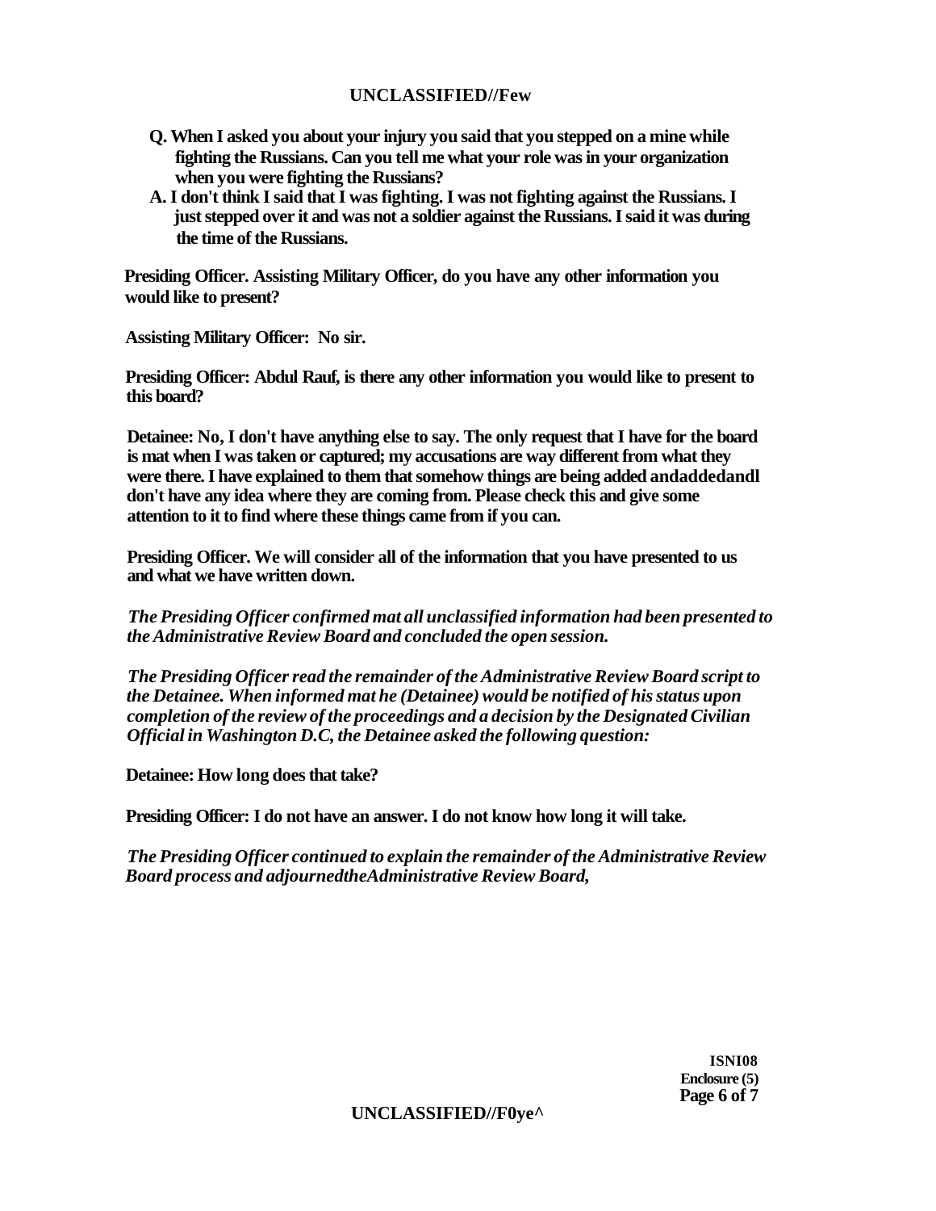**Q. When I asked you about your injury you said that you stepped on a mine while fighting the Russians. Can you tell me what your role was in your organization when you were fighting the Russians?**

**A. I don't think I said that I was fighting. I was not fighting against the Russians. I just stepped over it and was not a soldier against the Russians. I said it was during the time of the Russians.**

**Presiding Officer. Assisting Military Officer, do you have any other information you would like to present?**

**Assisting Military Officer: No sir.**

**Presiding Officer: Abdul Rauf, is there any other information you would like to present to this board?**

**Detainee: No, I don't have anything else to say. The only request that I have for the board is mat when I was taken or captured; my accusations are way different from what they were there. I have explained to them that somehow things are being added andaddedandl don't have any idea where they are coming from. Please check this and give some attention to it to find where these things came from if you can.**

**Presiding Officer. We will consider all of the information that you have presented to us and what we have written down.**

***The Presiding Officer confirmed mat all unclassified information had been presented to the Administrative Review Board and concluded the open session.***

***The Presiding Officer read the remainder of the Administrative Review Board script to the Detainee. When informed mat he (Detainee) would be notified of his status upon completion of the review of the proceedings and a decision by the Designated Civilian Official in Washington D.C, the Detainee asked the following question:***

**Detainee: How long does that take?**

**Presiding Officer: I do not have an answer. I do not know how long it will take.**

***The Presiding Officer continued to explain the remainder of the Administrative Review Board process and adjournedtheAdministrative Review Board,***

**ISNI08**
**Enclosure (5)**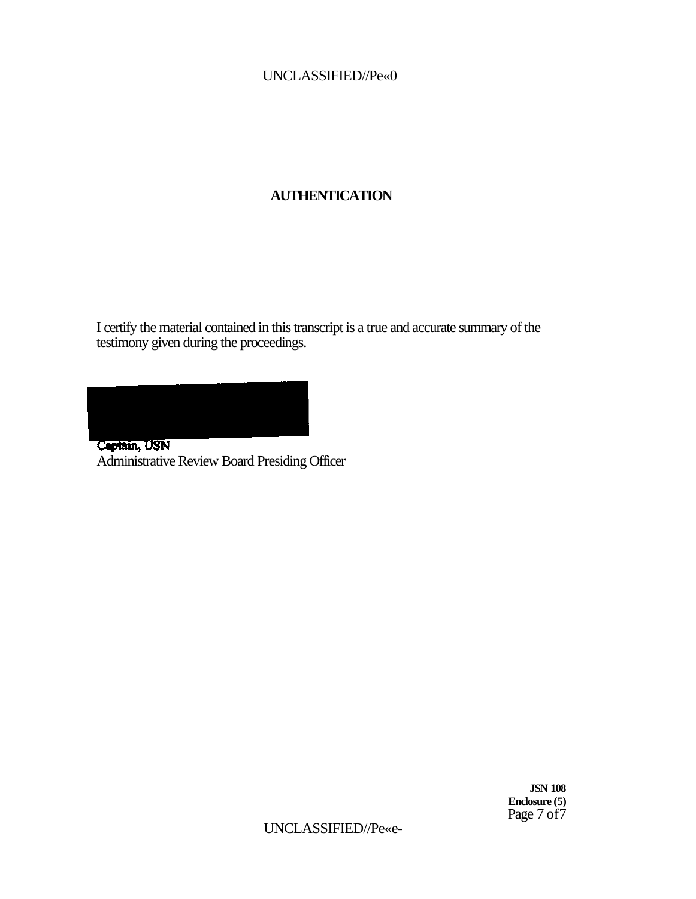## AUTHENTICATION

I certify the material contained in this transcript is a true and accurate summary of the testimony given during the proceedings.

Captain, USN
Administrative Review Board Presiding Officer

**JSN 108**
**Enclosure (5)**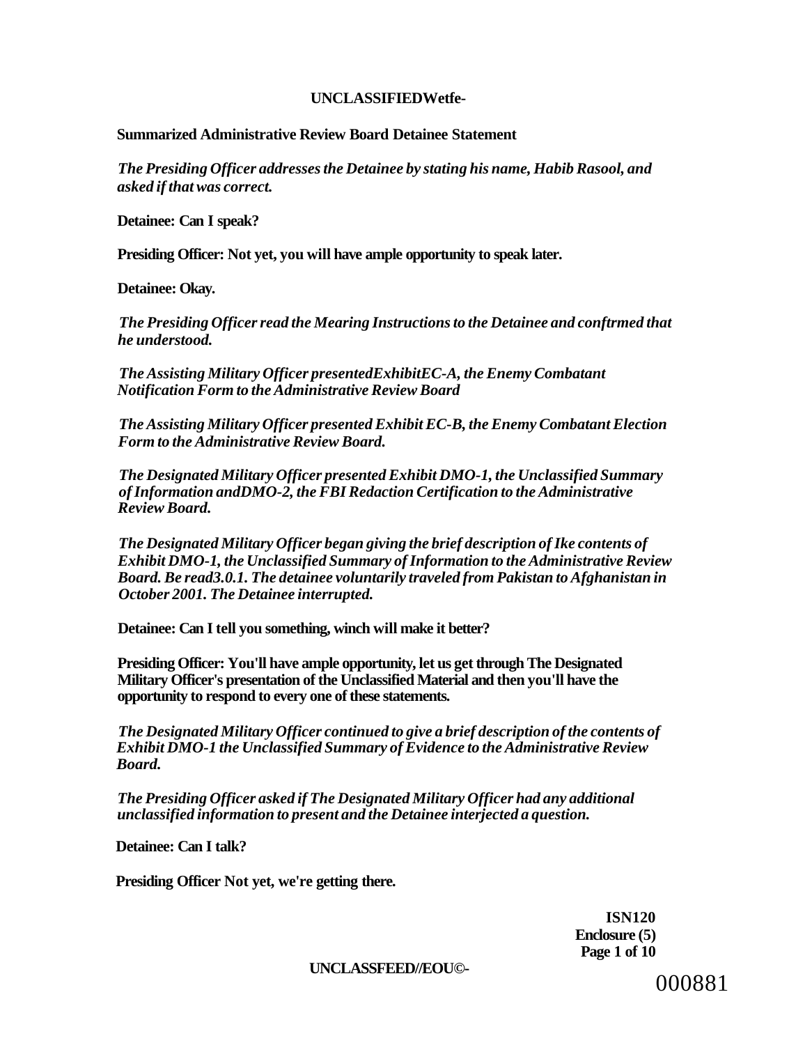**Summarized Administrative Review Board Detainee Statement**

*The Presiding Officer addresses the Detainee by stating his name, Habib Rasool, and asked if that was correct.*

**Detainee: Can I speak?**

**Presiding Officer: Not yet, you will have ample opportunity to speak later.**

**Detainee: Okay.**

*The Presiding Officer read the Mearing Instructions to the Detainee and conftrmed that he understood.*

*The Assisting Military Officer presentedExhibitEC-A, the Enemy Combatant Notification Form to the Administrative Review Board*

*The Assisting Military Officer presented Exhibit EC-B, the Enemy Combatant Election Form to the Administrative Review Board.*

*The Designated Military Officer presented Exhibit DMO-1, the Unclassified Summary of Information andDMO-2, the FBI Redaction Certification to the Administrative Review Board.*

*The Designated Military Officer began giving the brief description of Ike contents of Exhibit DMO-1, the Unclassified Summary of Information to the Administrative Review Board. Be read3.0.1. The detainee voluntarily traveled from Pakistan to Afghanistan in October 2001. The Detainee interrupted.*

**Detainee: Can I tell you something, winch will make it better?**

**Presiding Officer: You'll have ample opportunity, let us get through The Designated Military Officer's presentation of the Unclassified Material and then you'll have the opportunity to respond to every one of these statements.**

*The Designated Military Officer continued to give a brief description of the contents of Exhibit DMO-1 the Unclassified Summary of Evidence to the Administrative Review Board.*

*The Presiding Officer asked if The Designated Military Officer had any additional unclassified information to present and the Detainee interjected a question.*

**Detainee: Can I talk?**

**Presiding Officer Not yet, we're getting there.**

**ISN120**
**Enclosure (5)**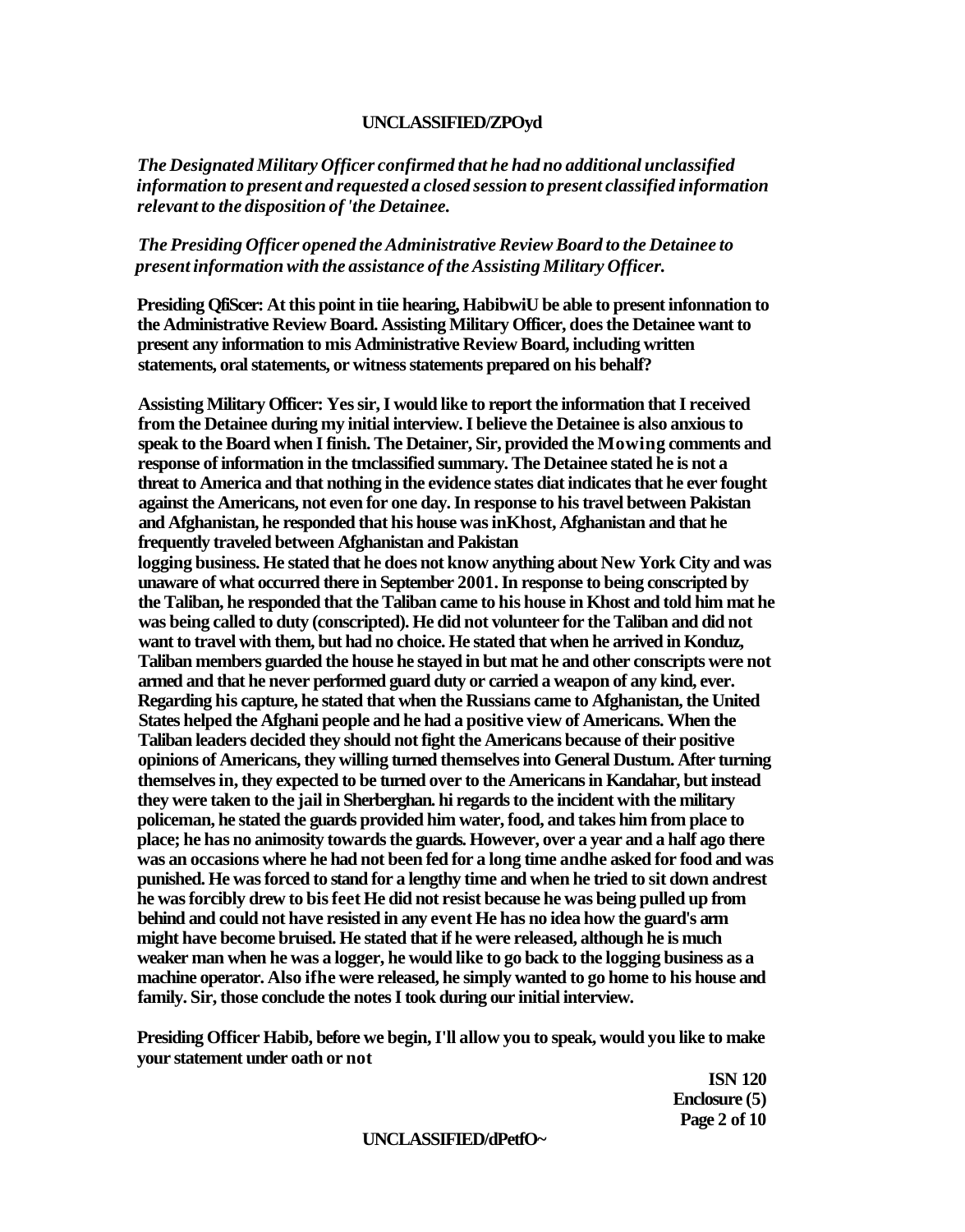*The Designated Military Officer confirmed that he had no additional unclassified information to present and requested a closed session to present classified information relevant to the disposition of 'the Detainee.*

*The Presiding Officer opened the Administrative Review Board to the Detainee to present information with the assistance of the Assisting Military Officer.*

**Presiding QfiScer: At this point in tiie hearing, HabibwiU be able to present infonnation to the Administrative Review Board. Assisting Military Officer, does the Detainee want to present any information to mis Administrative Review Board, including written statements, oral statements, or witness statements prepared on his behalf?**

**Assisting Military Officer: Yes sir, I would like to report the information that I received from the Detainee during my initial interview. I believe the Detainee is also anxious to speak to the Board when I finish. The Detainer, Sir, provided the Mowing comments and response of information in the tmclassified summary. The Detainee stated he is not a threat to America and that nothing in the evidence states diat indicates that he ever fought against the Americans, not even for one day. In response to his travel between Pakistan and Afghanistan, he responded that his house was inKhost, Afghanistan and that he frequently traveled between Afghanistan and Pakistan logging business. He stated that he does not know anything about New York City and was unaware of what occurred there in September 2001. In response to being conscripted by the Taliban, he responded that the Taliban came to his house in Khost and told him mat he was being called to duty (conscripted). He did not volunteer for the Taliban and did not want to travel with them, but had no choice. He stated that when he arrived in Konduz, Taliban members guarded the house he stayed in but mat he and other conscripts were not armed and that he never performed guard duty or carried a weapon of any kind, ever. Regarding his capture, he stated that when the Russians came to Afghanistan, the United States helped the Afghani people and he had a positive view of Americans. When the Taliban leaders decided they should not fight the Americans because of their positive opinions of Americans, they willing turned themselves into General Dustum. After turning themselves in, they expected to be turned over to the Americans in Kandahar, but instead they were taken to the jail in Sherberghan. hi regards to the incident with the military policeman, he stated the guards provided him water, food, and takes him from place to place; he has no animosity towards the guards. However, over a year and a half ago there was an occasions where he had not been fed for a long time andhe asked for food and was punished. He was forced to stand for a lengthy time and when he tried to sit down andrest he was forcibly drew to bis feet He did not resist because he was being pulled up from behind and could not have resisted in any event He has no idea how the guard's arm might have become bruised. He stated that if he were released, although he is much weaker man when he was a logger, he would like to go back to the logging business as a machine operator. Also ifhe were released, he simply wanted to go home to his house and family. Sir, those conclude the notes I took during our initial interview.**

**Presiding Officer Habib, before we begin, I'll allow you to speak, would you like to make your statement under oath or not**

**ISN 120**
**Enclosure (5)**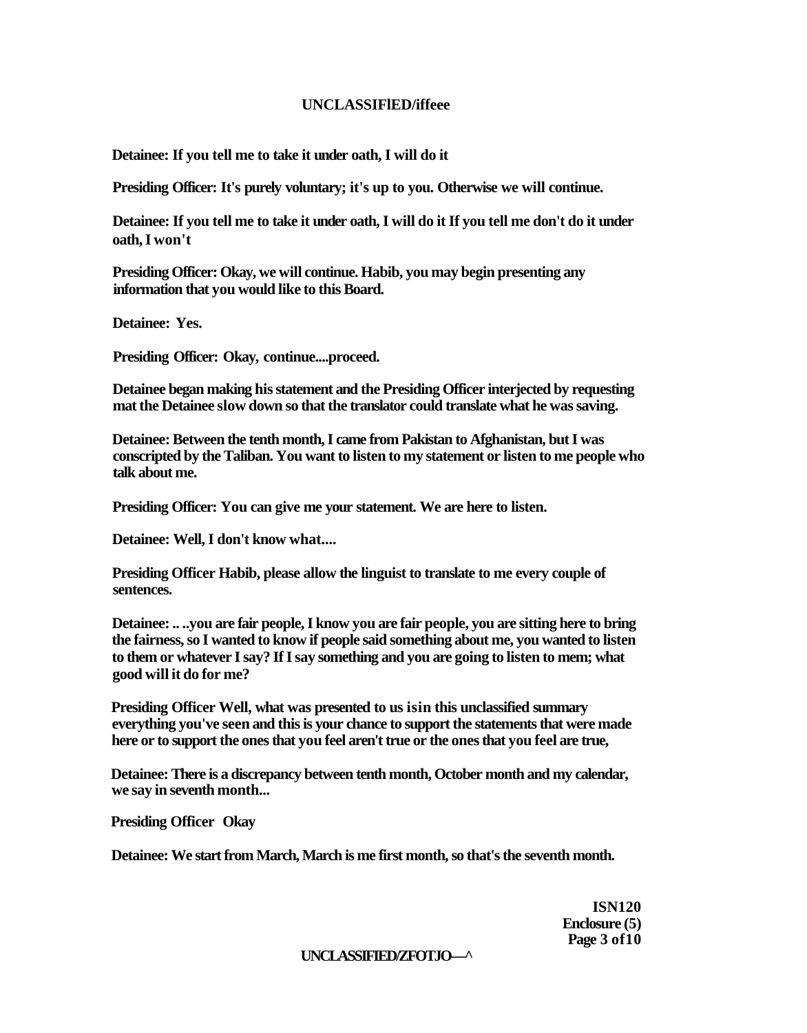**Detainee: If you tell me to take it under oath, I will do it**

**Presiding Officer: It's purely voluntary; it's up to you. Otherwise we will continue.**

**Detainee: If you tell me to take it under oath, I will do it If you tell me don't do it under oath, I won't**

**Presiding Officer: Okay, we will continue. Habib, you may begin presenting any information that you would like to this Board.**

**Detainee: Yes.**

**Presiding Officer: Okay, continue....proceed.**

**Detainee began making his statement and the Presiding Officer interjected by requesting mat the Detainee slow down so that the translator could translate what he was saving.**

**Detainee: Between the tenth month, I came from Pakistan to Afghanistan, but I was conscripted by the Taliban. You want to listen to my statement or listen to me people who talk about me.**

**Presiding Officer: You can give me your statement. We are here to listen.**

**Detainee: Well, I don't know what....**

**Presiding Officer Habib, please allow the linguist to translate to me every couple of sentences.**

**Detainee: .. ..you are fair people, I know you are fair people, you are sitting here to bring the fairness, so I wanted to know if people said something about me, you wanted to listen to them or whatever I say? If I say something and you are going to listen to mem; what good will it do for me?**

**Presiding Officer Well, what was presented to us isin this unclassified summary everything you've seen and this is your chance to support the statements that were made here or to support the ones that you feel aren't true or the ones that you feel are true,**

**Detainee: There is a discrepancy between tenth month, October month and my calendar, we say in seventh month...**

**Presiding Officer Okay**

**Detainee: We start from March, March is me first month, so that's the seventh month.**

**ISN120**
**Enclosure (5)**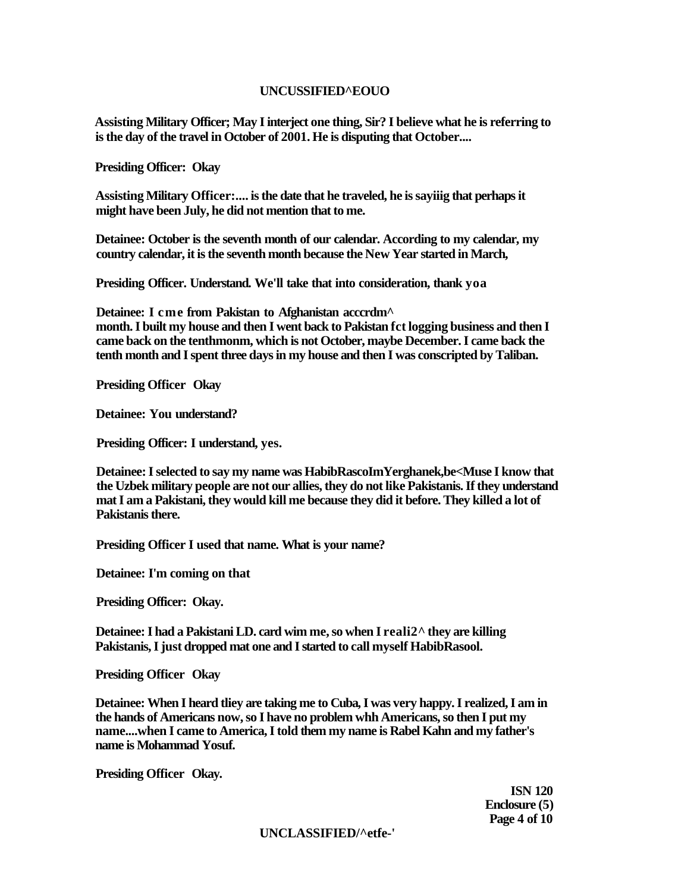**Assisting Military Officer; May I interject one thing, Sir? I believe what he is referring to is the day of the travel in October of 2001. He is disputing that October....**

**Presiding Officer: Okay**

**Assisting Military Officer:.... is the date that he traveled, he is sayiiig that perhaps it might have been July, he did not mention that to me.**

**Detainee: October is the seventh month of our calendar. According to my calendar, my country calendar, it is the seventh month because the New Year started in March,**

**Presiding Officer. Understand. We'll take that into consideration, thank yoa**

**Detainee: I cme from Pakistan to Afghanistan acccrdm^ month. I built my house and then I went back to Pakistan fct logging business and then I came back on the tenthmonm, which is not October, maybe December. I came back the tenth month and I spent three days in my house and then I was conscripted by Taliban.**

**Presiding Officer Okay**

**Detainee: You understand?**

**Presiding Officer: I understand, yes.**

**Detainee: I selected to say my name was HabibRascoImYerghanek,be<Muse I know that the Uzbek military people are not our allies, they do not like Pakistanis. If they understand mat I am a Pakistani, they would kill me because they did it before. They killed a lot of Pakistanis there.**

**Presiding Officer I used that name. What is your name?**

**Detainee: I'm coming on that**

**Presiding Officer: Okay.**

**Detainee: I had a Pakistani LD. card wim me, so when I reali2^ they are killing Pakistanis, I just dropped mat one and I started to call myself HabibRasool.**

**Presiding Officer Okay**

**Detainee: When I heard tliey are taking me to Cuba, I was very happy. I realized, I am in the hands of Americans now, so I have no problem whh Americans, so then I put my name....when I came to America, I told them my name is Rabel Kahn and my father's name is Mohammad Yosuf.**

**Presiding Officer Okay.**

**ISN 120**
**Enclosure (5)**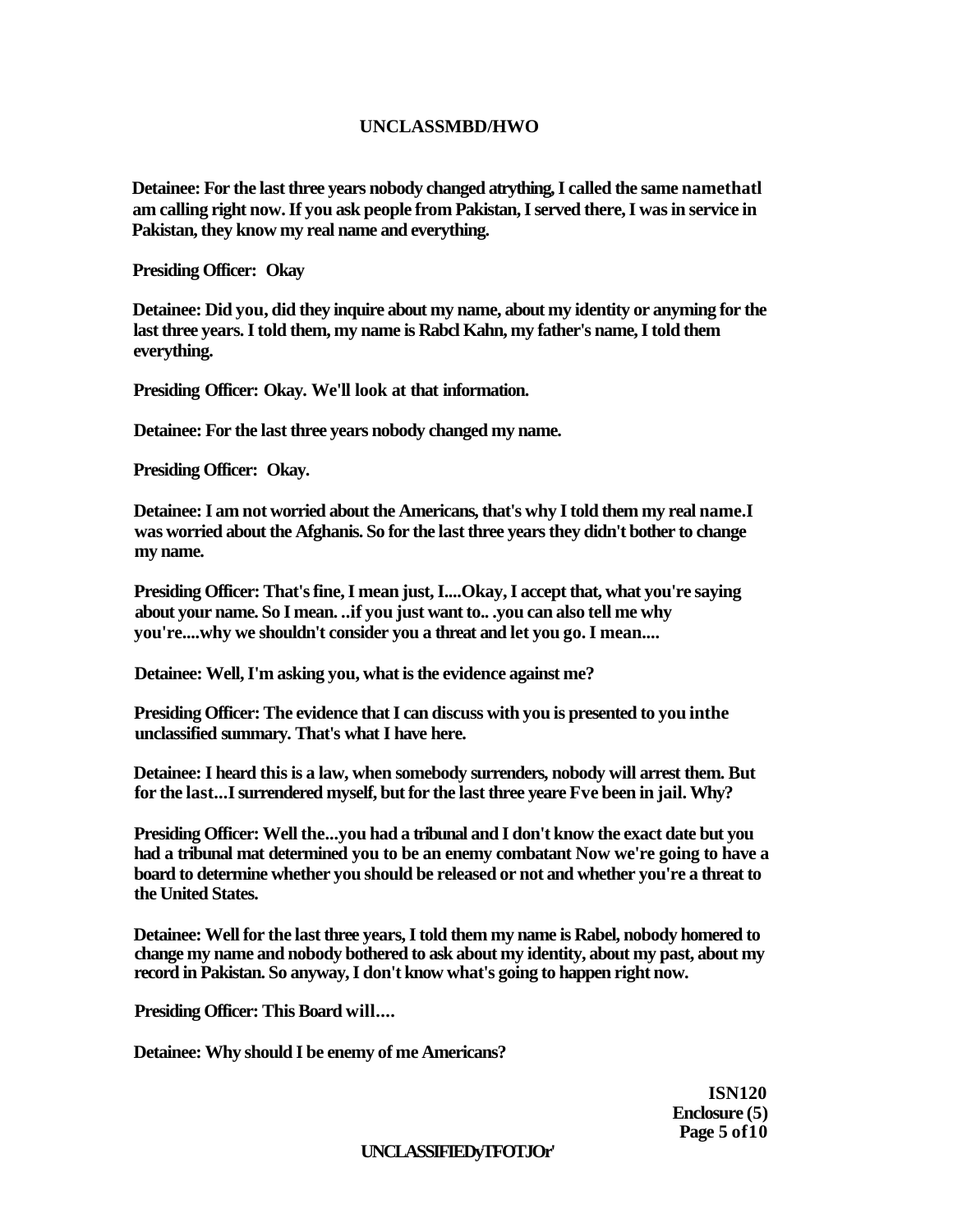**Detainee: For the last three years nobody changed atrything, I called the same namethatl am calling right now. If you ask people from Pakistan, I served there, I was in service in Pakistan, they know my real name and everything.**

**Presiding Officer: Okay**

**Detainee: Did you, did they inquire about my name, about my identity or anyming for the last three years. I told them, my name is Rabcl Kahn, my father's name, I told them everything.**

**Presiding Officer: Okay. We'll look at that information.**

**Detainee: For the last three years nobody changed my name.**

**Presiding Officer: Okay.**

**Detainee: I am not worried about the Americans, that's why I told them my real name.I was worried about the Afghanis. So for the last three years they didn't bother to change my name.**

**Presiding Officer: That's fine, I mean just, I....Okay, I accept that, what you're saying about your name. So I mean. ..if you just want to.. .you can also tell me why you're....why we shouldn't consider you a threat and let you go. I mean....**

**Detainee: Well, I'm asking you, what is the evidence against me?**

**Presiding Officer: The evidence that I can discuss with you is presented to you inthe unclassified summary. That's what I have here.**

**Detainee: I heard this is a law, when somebody surrenders, nobody will arrest them. But for the last...I surrendered myself, but for the last three yeare Fve been in jail. Why?**

**Presiding Officer: Well the...you had a tribunal and I don't know the exact date but you had a tribunal mat determined you to be an enemy combatant Now we're going to have a board to determine whether you should be released or not and whether you're a threat to the United States.**

**Detainee: Well for the last three years, I told them my name is Rabel, nobody homered to change my name and nobody bothered to ask about my identity, about my past, about my record in Pakistan. So anyway, I don't know what's going to happen right now.**

**Presiding Officer: This Board will....**

**Detainee: Why should I be enemy of me Americans?**

**ISN120**
**Enclosure (5)**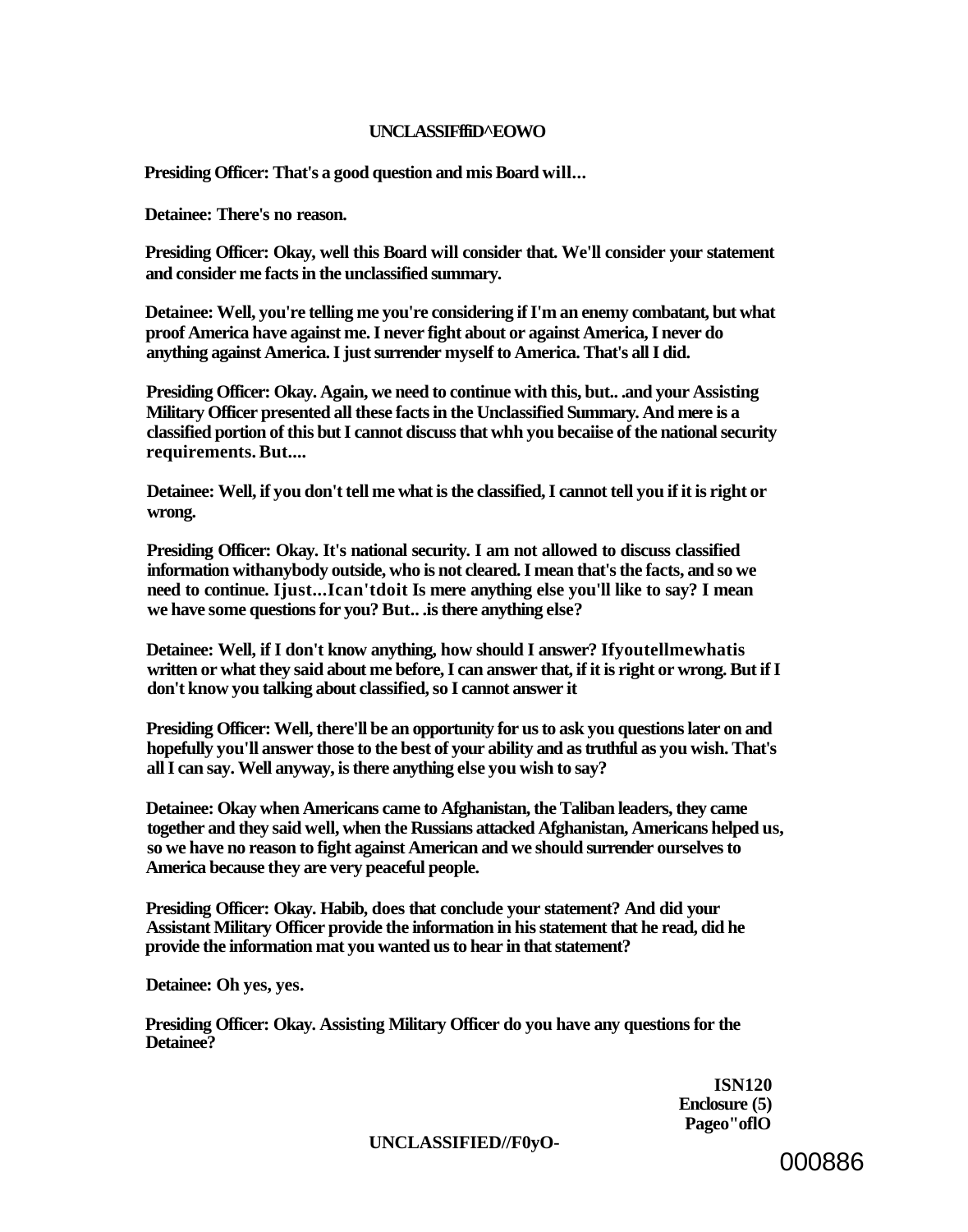**Presiding Officer: That's a good question and mis Board will...**

**Detainee: There's no reason.**

**Presiding Officer: Okay, well this Board will consider that. We'll consider your statement and consider me facts in the unclassified summary.**

**Detainee: Well, you're telling me you're considering if I'm an enemy combatant, but what proof America have against me. I never fight about or against America, I never do anything against America. I just surrender myself to America. That's all I did.**

**Presiding Officer: Okay. Again, we need to continue with this, but.. .and your Assisting Military Officer presented all these facts in the Unclassified Summary. And mere is a classified portion of this but I cannot discuss that whh you becaiise of the national security requirements. But....**

**Detainee: Well, if you don't tell me what is the classified, I cannot tell you if it is right or wrong.**

**Presiding Officer: Okay. It's national security. I am not allowed to discuss classified information withanybody outside, who is not cleared. I mean that's the facts, and so we need to continue. Ijust...Ican'tdoit Is mere anything else you'll like to say? I mean we have some questions for you? But.. .is there anything else?**

**Detainee: Well, if I don't know anything, how should I answer? Ifyoutellmewhatis written or what they said about me before, I can answer that, if it is right or wrong. But if I don't know you talking about classified, so I cannot answer it**

**Presiding Officer: Well, there'll be an opportunity for us to ask you questions later on and hopefully you'll answer those to the best of your ability and as truthful as you wish. That's all I can say. Well anyway, is there anything else you wish to say?**

**Detainee: Okay when Americans came to Afghanistan, the Taliban leaders, they came together and they said well, when the Russians attacked Afghanistan, Americans helped us, so we have no reason to fight against American and we should surrender ourselves to America because they are very peaceful people.**

**Presiding Officer: Okay. Habib, does that conclude your statement? And did your Assistant Military Officer provide the information in his statement that he read, did he provide the information mat you wanted us to hear in that statement?**

**Detainee: Oh yes, yes.**

**Presiding Officer: Okay. Assisting Military Officer do you have any questions for the Detainee?**

**ISN120**
**Enclosure (5)**
**Pageo"oflO**

000886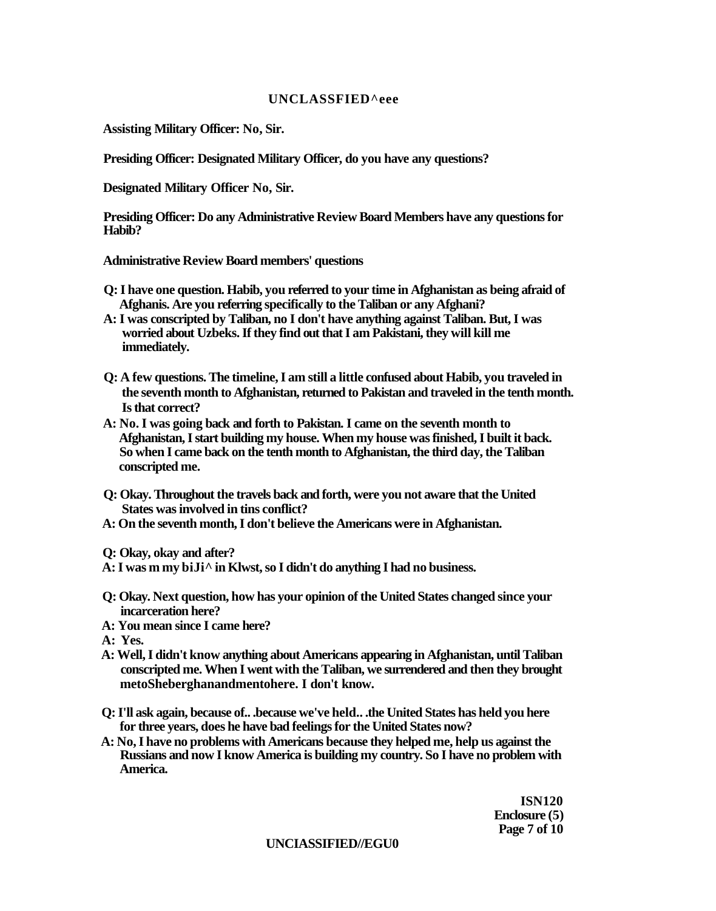**Assisting Military Officer: No, Sir.**

**Presiding Officer: Designated Military Officer, do you have any questions?**

**Designated Military Officer No, Sir.**

**Presiding Officer: Do any Administrative Review Board Members have any questions for Habib?**

**Administrative Review Board members' questions**

**Q: I have one question. Habib, you referred to your time in Afghanistan as being afraid of Afghanis. Are you referring specifically to the Taliban or any Afghani?**
**A: I was conscripted by Taliban, no I don't have anything against Taliban. But, I was worried about Uzbeks. If they find out that I am Pakistani, they will kill me immediately.**

**Q: A few questions. The timeline, I am still a little confused about Habib, you traveled in the seventh month to Afghanistan, returned to Pakistan and traveled in the tenth month. Is that correct?**
**A: No. I was going back and forth to Pakistan. I came on the seventh month to Afghanistan, I start building my house. When my house was finished, I built it back. So when I came back on the tenth month to Afghanistan, the third day, the Taliban conscripted me.**

**Q: Okay. Throughout the travels back and forth, were you not aware that the United States was involved in tins conflict?**
**A: On the seventh month, I don't believe the Americans were in Afghanistan.**

**Q: Okay, okay and after?**
**A: I was m my biJi^ in Klwst, so I didn't do anything I had no business.**

**Q: Okay. Next question, how has your opinion of the United States changed since your incarceration here?**
**A: You mean since I came here?**
**A: Yes.**
**A: Well, I didn't know anything about Americans appearing in Afghanistan, until Taliban conscripted me. When I went with the Taliban, we surrendered and then they brought metoSheberghanandmentohere. I don't know.**

**Q: I'll ask again, because of.. .because we've held.. .the United States has held you here for three years, does he have bad feelings for the United States now?**
**A: No, I have no problems with Americans because they helped me, help us against the Russians and now I know America is building my country. So I have no problem with America.**

**ISN120**
**Enclosure (5)**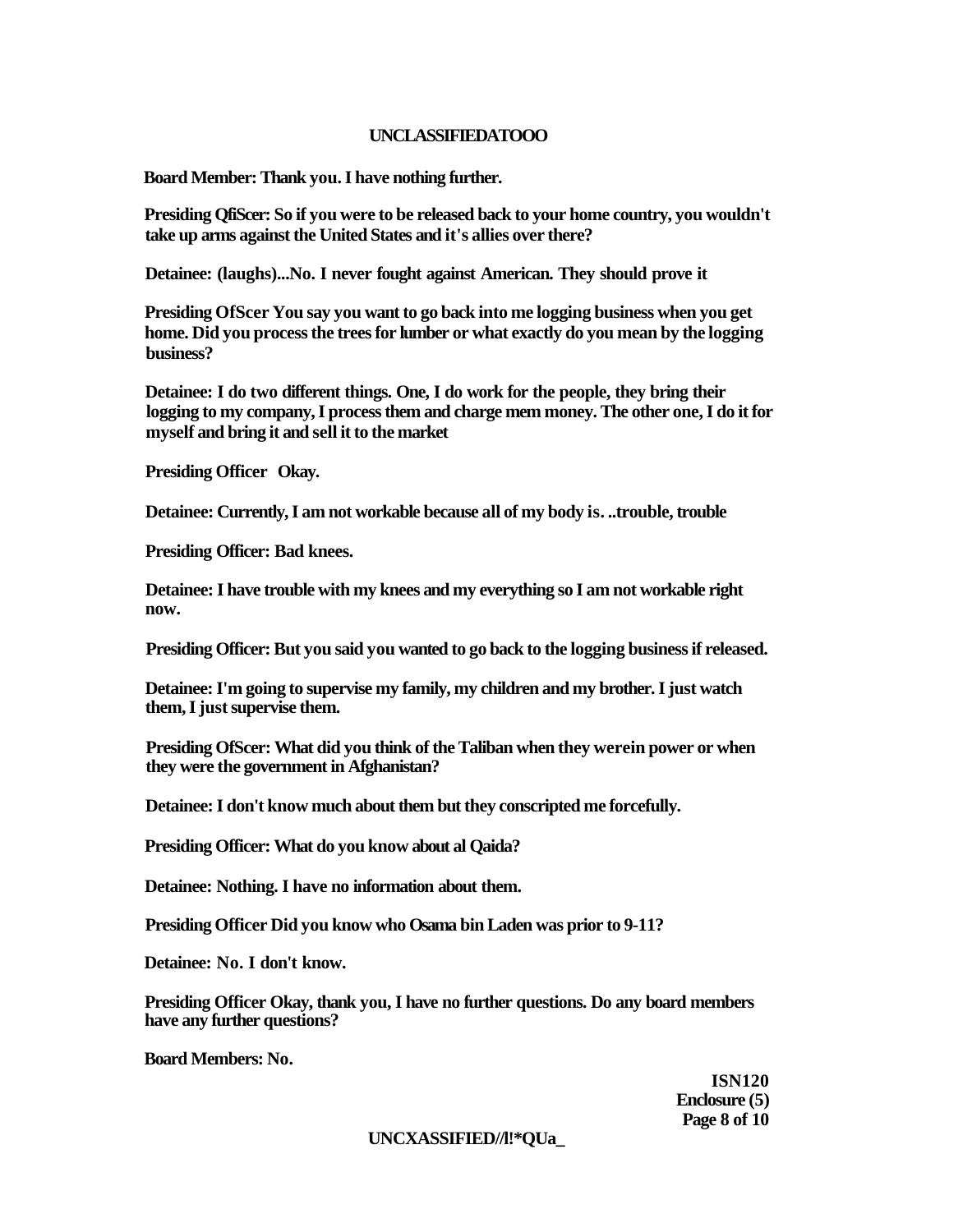**Board Member: Thank you. I have nothing further.**

**Presiding QfiScer: So if you were to be released back to your home country, you wouldn't take up arms against the United States and it's allies over there?**

**Detainee: (laughs)...No. I never fought against American. They should prove it**

**Presiding OfScer You say you want to go back into me logging business when you get home. Did you process the trees for lumber or what exactly do you mean by the logging business?**

**Detainee: I do two different things. One, I do work for the people, they bring their logging to my company, I process them and charge mem money. The other one, I do it for myself and bring it and sell it to the market**

**Presiding Officer Okay.**

**Detainee: Currently, I am not workable because all of my body is. ..trouble, trouble**

**Presiding Officer: Bad knees.**

**Detainee: I have trouble with my knees and my everything so I am not workable right now.**

**Presiding Officer: But you said you wanted to go back to the logging business if released.**

**Detainee: I'm going to supervise my family, my children and my brother. I just watch them, I just supervise them.**

**Presiding OfScer: What did you think of the Taliban when they werein power or when they were the government in Afghanistan?**

**Detainee: I don't know much about them but they conscripted me forcefully.**

**Presiding Officer: What do you know about al Qaida?**

**Detainee: Nothing. I have no information about them.**

**Presiding Officer Did you know who Osama bin Laden was prior to 9-11?**

**Detainee: No. I don't know.**

**Presiding Officer Okay, thank you, I have no further questions. Do any board members have any further questions?**

**Board Members: No.**

**ISN120**
**Enclosure (5)**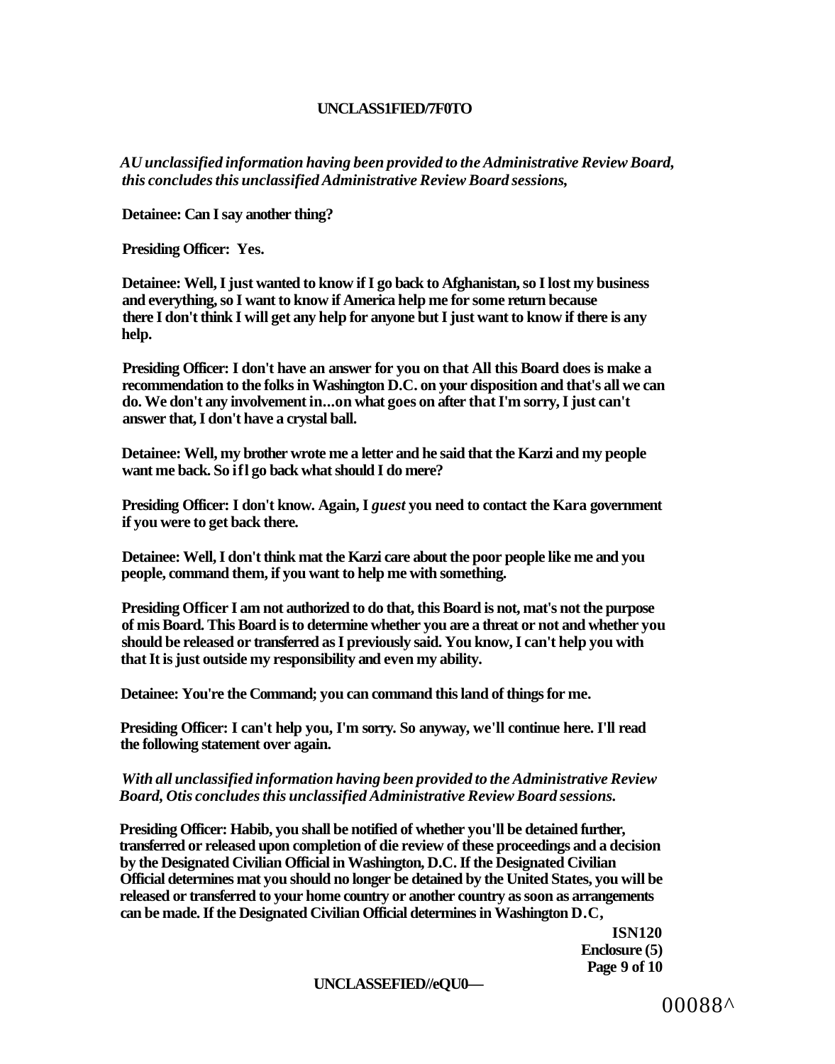*AU unclassified information having been provided to the Administrative Review Board, this concludes this unclassified Administrative Review Board sessions,*

**Detainee: Can I say another thing?**

**Presiding Officer: Yes.**

**Detainee: Well, I just wanted to know if I go back to Afghanistan, so I lost my business and everything, so I want to know if America help me for some return because there I don't think I will get any help for anyone but I just want to know if there is any help.**

**Presiding Officer: I don't have an answer for you on that All this Board does is make a recommendation to the folks in Washington D.C. on your disposition and that's all we can do. We don't any involvement in...on what goes on after that I'm sorry, I just can't answer that, I don't have a crystal ball.**

**Detainee: Well, my brother wrote me a letter and he said that the Karzi and my people want me back. So ifl go back what should I do mere?**

**Presiding Officer: I don't know. Again, I *guest* you need to contact the Kara government if you were to get back there.**

**Detainee: Well, I don't think mat the Karzi care about the poor people like me and you people, command them, if you want to help me with something.**

**Presiding Officer I am not authorized to do that, this Board is not, mat's not the purpose of mis Board. This Board is to determine whether you are a threat or not and whether you should be released or transferred as I previously said. You know, I can't help you with that It is just outside my responsibility and even my ability.**

**Detainee: You're the Command; you can command this land of things for me.**

**Presiding Officer: I can't help you, I'm sorry. So anyway, we'll continue here. I'll read the following statement over again.**

*With all unclassified information having been provided to the Administrative Review Board, Otis concludes this unclassified Administrative Review Board sessions.*

**Presiding Officer: Habib, you shall be notified of whether you'll be detained further, transferred or released upon completion of die review of these proceedings and a decision by the Designated Civilian Official in Washington, D.C. If the Designated Civilian Official determines mat you should no longer be detained by the United States, you will be released or transferred to your home country or another country as soon as arrangements can be made. If the Designated Civilian Official determines in Washington D.C,**

**ISN120**
**Enclosure (5)**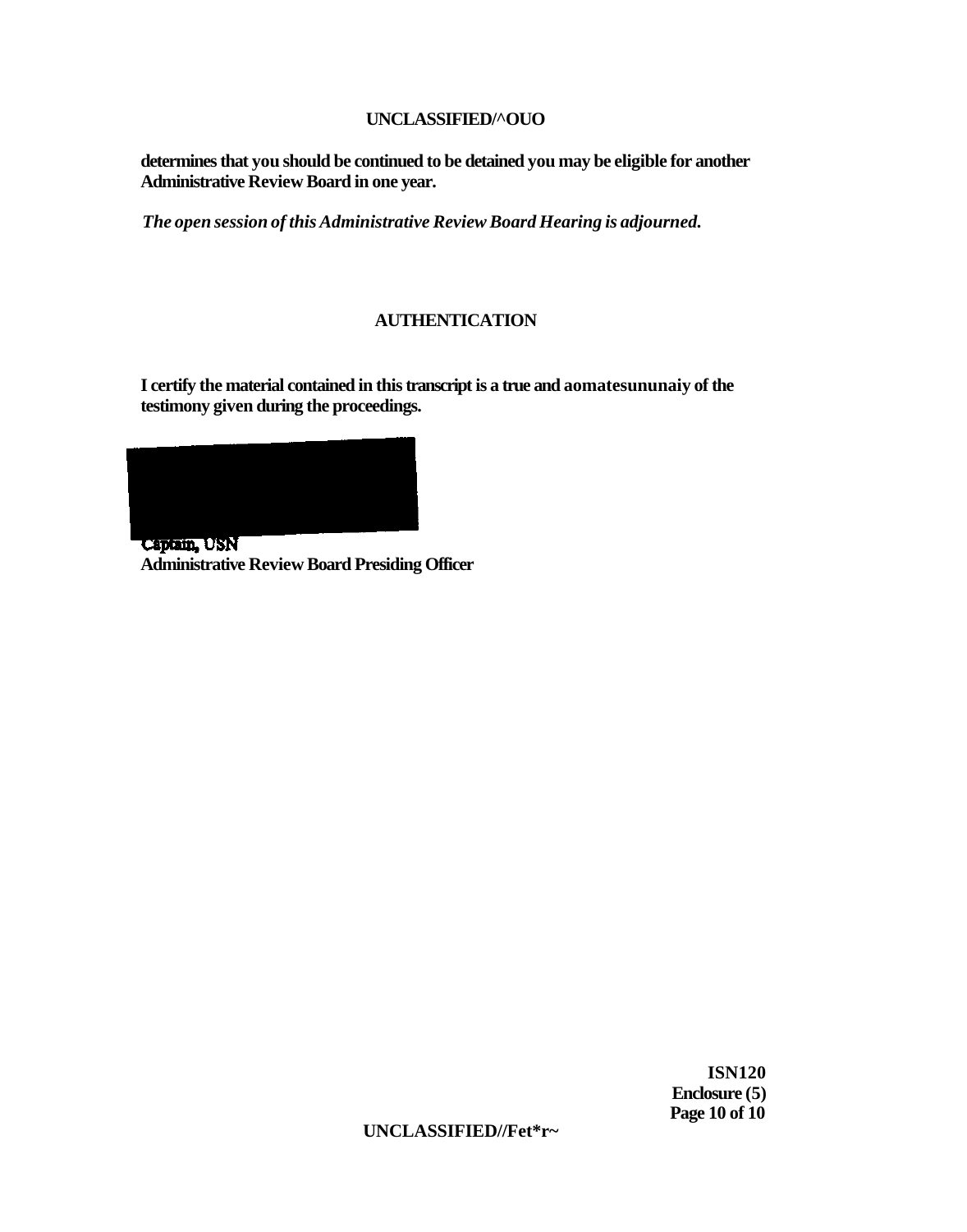**determines that you should be continued to be detained you may be eligible for another Administrative Review Board in one year.**

***The open session of this Administrative Review Board Hearing is adjourned.***

**AUTHENTICATION**

**I certify the material contained in this transcript is a true and aomatesununaiy of the testimony given during the proceedings.**

**Captain, USN**
**Administrative Review Board Presiding Officer**

**ISN120**
**Enclosure (5)**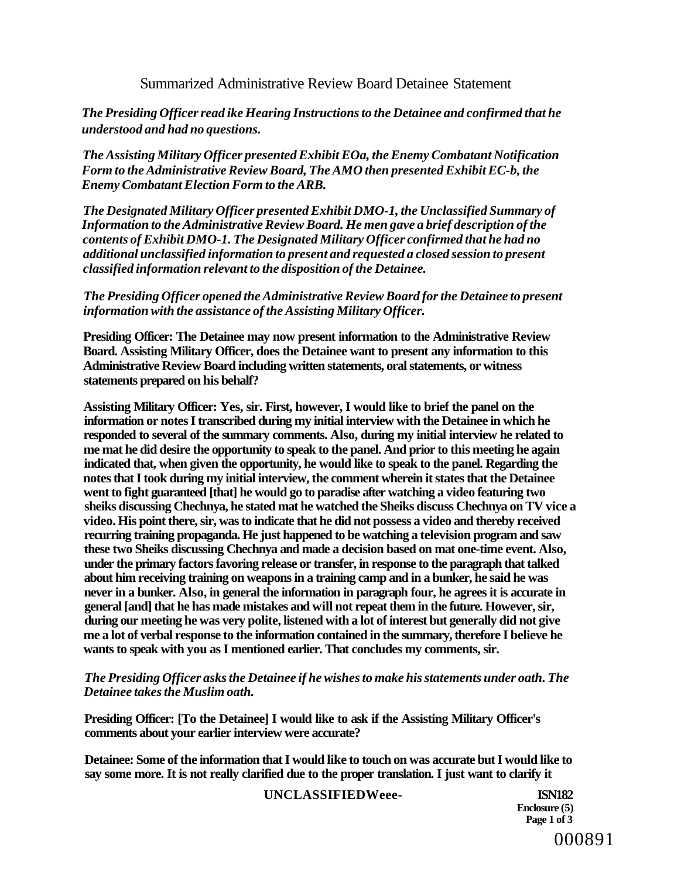Summarized Administrative Review Board Detainee Statement

*The Presiding Officer read ike Hearing Instructions to the Detainee and confirmed that he understood and had no questions.*

*The Assisting Military Officer presented Exhibit EOa, the Enemy Combatant Notification Form to the Administrative Review Board, The AMO then presented Exhibit EC-b, the Enemy Combatant Election Form to the ARB.*

*The Designated Military Officer presented Exhibit DMO-1, the Unclassified Summary of Information to the Administrative Review Board. He men gave a brief description of the contents of Exhibit DMO-1. The Designated Military Officer confirmed that he had no additional unclassified information to present and requested a closed session to present classified information relevant to the disposition of the Detainee.*

*The Presiding Officer opened the Administrative Review Board for the Detainee to present information with the assistance of the Assisting Military Officer.*

**Presiding Officer: The Detainee may now present information to the Administrative Review Board. Assisting Military Officer, does the Detainee want to present any information to this Administrative Review Board including written statements, oral statements, or witness statements prepared on his behalf?**

**Assisting Military Officer: Yes, sir. First, however, I would like to brief the panel on the information or notes I transcribed during my initial interview with the Detainee in which he responded to several of the summary comments. Also, during my initial interview he related to me mat he did desire the opportunity to speak to the panel. And prior to this meeting he again indicated that, when given the opportunity, he would like to speak to the panel. Regarding the notes that I took during my initial interview, the comment wherein it states that the Detainee went to fight guaranteed [that] he would go to paradise after watching a video featuring two sheiks discussing Chechnya, he stated mat he watched the Sheiks discuss Chechnya on TV vice a video. His point there, sir, was to indicate that he did not possess a video and thereby received recurring training propaganda. He just happened to be watching a television program and saw these two Sheiks discussing Chechnya and made a decision based on mat one-time event. Also, under the primary factors favoring release or transfer, in response to the paragraph that talked about him receiving training on weapons in a training camp and in a bunker, he said he was never in a bunker. Also, in general the information in paragraph four, he agrees it is accurate in general [and] that he has made mistakes and will not repeat them in the future. However, sir, during our meeting he was very polite, listened with a lot of interest but generally did not give me a lot of verbal response to the information contained in the summary, therefore I believe he wants to speak with you as I mentioned earlier. That concludes my comments, sir.**

*The Presiding Officer asks the Detainee if he wishes to make his statements under oath. The Detainee takes the Muslim oath.*

**Presiding Officer: [To the Detainee] I would like to ask if the Assisting Military Officer's comments about your earlier interview were accurate?**

**Detainee: Some of the information that I would like to touch on was accurate but I would like to say some more. It is not really clarified due to the proper translation. I just want to clarify it**

**UNCLASSIFIEDWeee-** **ISN182**
**Enclosure (5)**

000891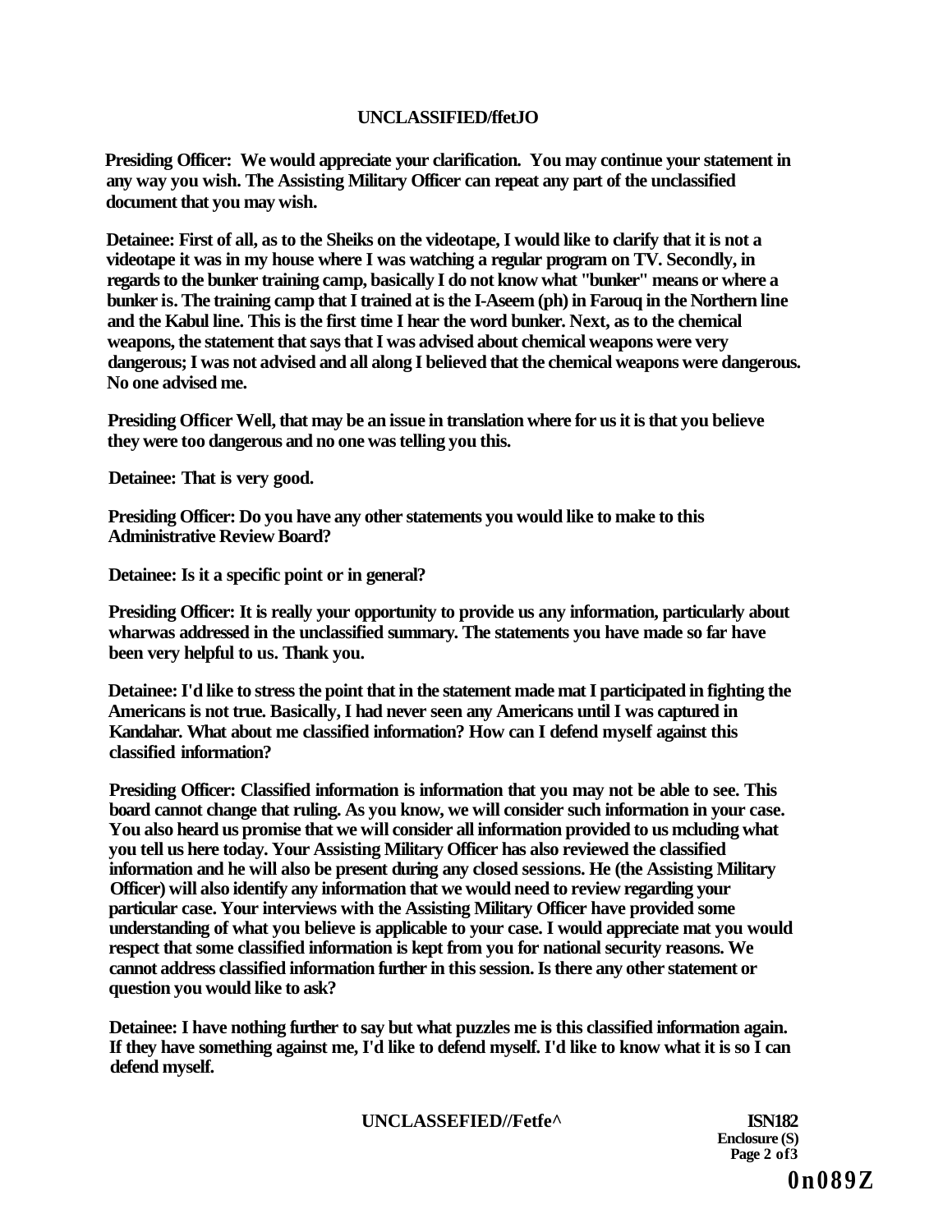**Presiding Officer: We would appreciate your clarification. You may continue your statement in any way you wish. The Assisting Military Officer can repeat any part of the unclassified document that you may wish.**

**Detainee: First of all, as to the Sheiks on the videotape, I would like to clarify that it is not a videotape it was in my house where I was watching a regular program on TV. Secondly, in regards to the bunker training camp, basically I do not know what "bunker" means or where a bunker is. The training camp that I trained at is the I-Aseem (ph) in Farouq in the Northern line and the Kabul line. This is the first time I hear the word bunker. Next, as to the chemical weapons, the statement that says that I was advised about chemical weapons were very dangerous; I was not advised and all along I believed that the chemical weapons were dangerous. No one advised me.**

**Presiding Officer Well, that may be an issue in translation where for us it is that you believe they were too dangerous and no one was telling you this.**

**Detainee: That is very good.**

**Presiding Officer: Do you have any other statements you would like to make to this Administrative Review Board?**

**Detainee: Is it a specific point or in general?**

**Presiding Officer: It is really your opportunity to provide us any information, particularly about wharwas addressed in the unclassified summary. The statements you have made so far have been very helpful to us. Thank you.**

**Detainee: I'd like to stress the point that in the statement made mat I participated in fighting the Americans is not true. Basically, I had never seen any Americans until I was captured in Kandahar. What about me classified information? How can I defend myself against this classified information?**

**Presiding Officer: Classified information is information that you may not be able to see. This board cannot change that ruling. As you know, we will consider such information in your case. You also heard us promise that we will consider all information provided to us mcluding what you tell us here today. Your Assisting Military Officer has also reviewed the classified information and he will also be present during any closed sessions. He (the Assisting Military Officer) will also identify any information that we would need to review regarding your particular case. Your interviews with the Assisting Military Officer have provided some understanding of what you believe is applicable to your case. I would appreciate mat you would respect that some classified information is kept from you for national security reasons. We cannot address classified information further in this session. Is there any other statement or question you would like to ask?**

**Detainee: I have nothing further to say but what puzzles me is this classified information again. If they have something against me, I'd like to defend myself. I'd like to know what it is so I can defend myself.**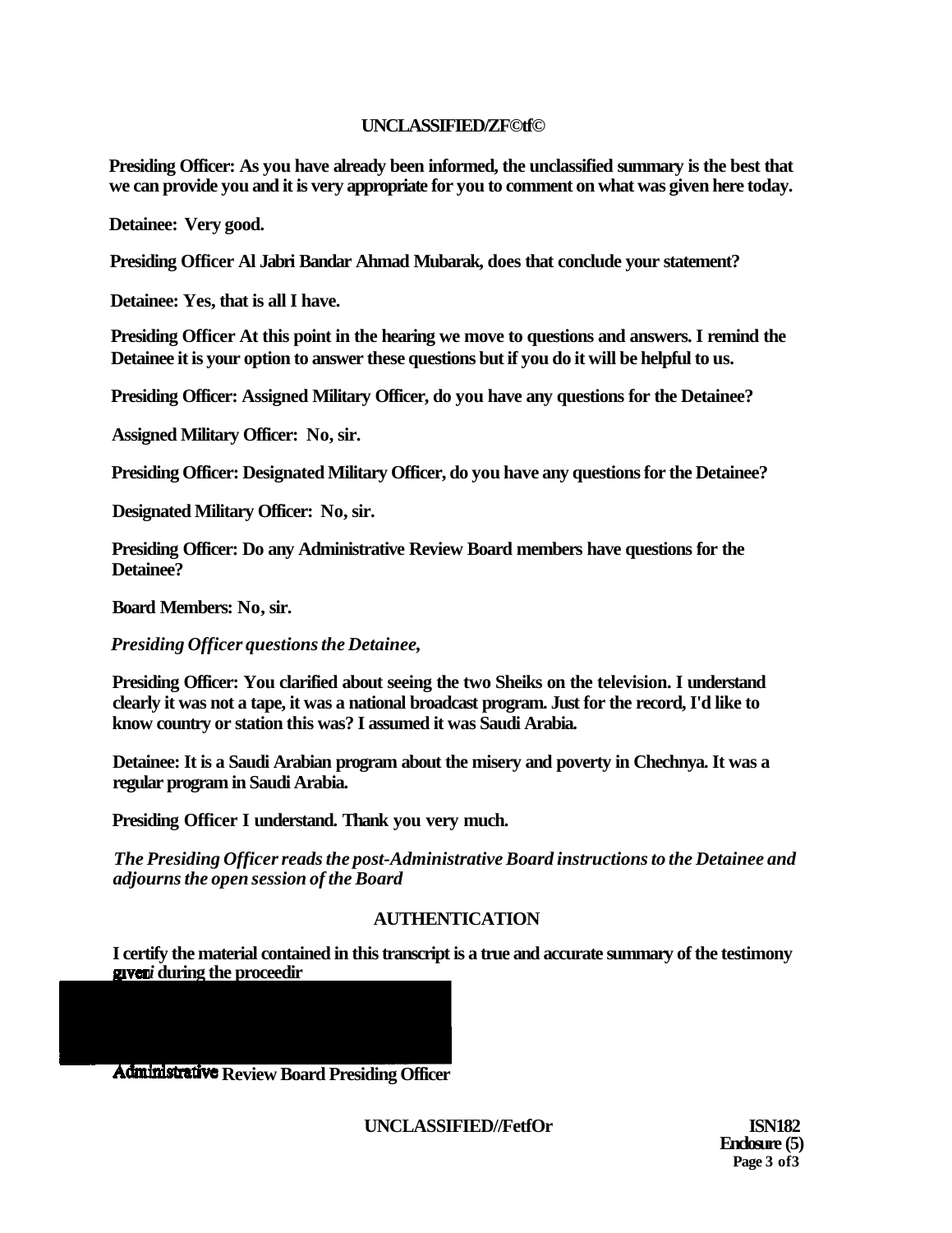Presiding Officer: As you have already been informed, the unclassified summary is the best that we can provide you and it is very appropriate for you to comment on what was given here today.

Detainee: Very good.

Presiding Officer Al Jabri Bandar Ahmad Mubarak, does that conclude your statement?

Detainee: Yes, that is all I have.

Presiding Officer At this point in the hearing we move to questions and answers. I remind the Detainee it is your option to answer these questions but if you do it will be helpful to us.

Presiding Officer: Assigned Military Officer, do you have any questions for the Detainee?

Assigned Military Officer: No, sir.

Presiding Officer: Designated Military Officer, do you have any questions for the Detainee?

Designated Military Officer: No, sir.

Presiding Officer: Do any Administrative Review Board members have questions for the Detainee?

Board Members: No, sir.

*Presiding Officer questions the Detainee,*

Presiding Officer: You clarified about seeing the two Sheiks on the television. I understand clearly it was not a tape, it was a national broadcast program. Just for the record, I'd like to know country or station this was? I assumed it was Saudi Arabia.

Detainee: It is a Saudi Arabian program about the misery and poverty in Chechnya. It was a regular program in Saudi Arabia.

Presiding Officer I understand. Thank you very much.

*The Presiding Officer reads the post-Administrative Board instructions to the Detainee and adjourns the open session of the Board*

## AUTHENTICATION

I certify the material contained in this transcript is a true and accurate summary of the testimony given during the proceedir

Administrative Review Board Presiding Officer

ISN182
Enclosure (5)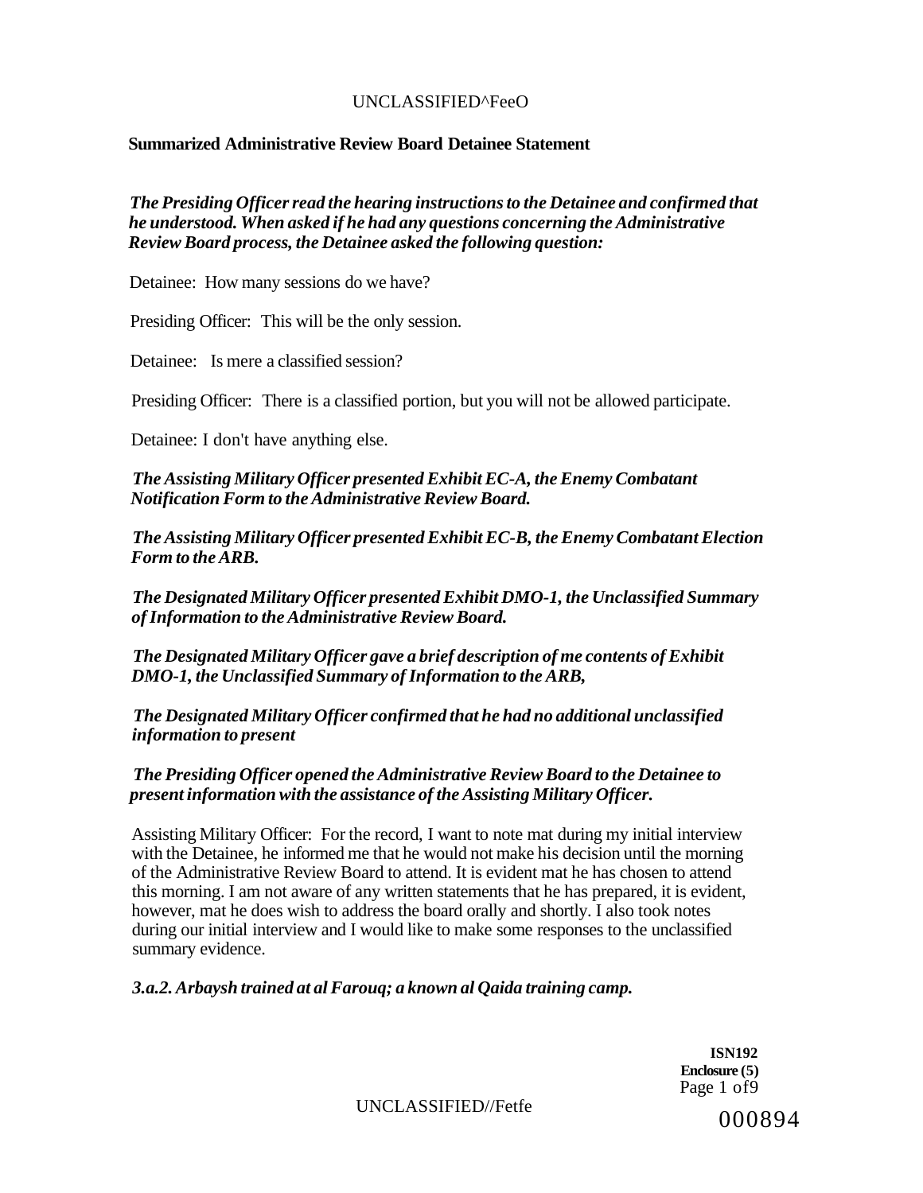## Summarized Administrative Review Board Detainee Statement

***The Presiding Officer read the hearing instructions to the Detainee and confirmed that he understood. When asked if he had any questions concerning the Administrative Review Board process, the Detainee asked the following question:***

Detainee: How many sessions do we have?

Presiding Officer: This will be the only session.

Detainee: Is mere a classified session?

Presiding Officer: There is a classified portion, but you will not be allowed participate.

Detainee: I don't have anything else.

***The Assisting Military Officer presented Exhibit EC-A, the Enemy Combatant Notification Form to the Administrative Review Board.***

***The Assisting Military Officer presented Exhibit EC-B, the Enemy Combatant Election Form to the ARB.***

***The Designated Military Officer presented Exhibit DMO-1, the Unclassified Summary of Information to the Administrative Review Board.***

***The Designated Military Officer gave a brief description of me contents of Exhibit DMO-1, the Unclassified Summary of Information to the ARB,***

***The Designated Military Officer confirmed that he had no additional unclassified information to present***

***The Presiding Officer opened the Administrative Review Board to the Detainee to present information with the assistance of the Assisting Military Officer.***

Assisting Military Officer: For the record, I want to note mat during my initial interview with the Detainee, he informed me that he would not make his decision until the morning of the Administrative Review Board to attend. It is evident mat he has chosen to attend this morning. I am not aware of any written statements that he has prepared, it is evident, however, mat he does wish to address the board orally and shortly. I also took notes during our initial interview and I would like to make some responses to the unclassified summary evidence.

***3.a.2. Arbaysh trained at al Farouq; a known al Qaida training camp.***

**ISN192**
**Enclosure (5)**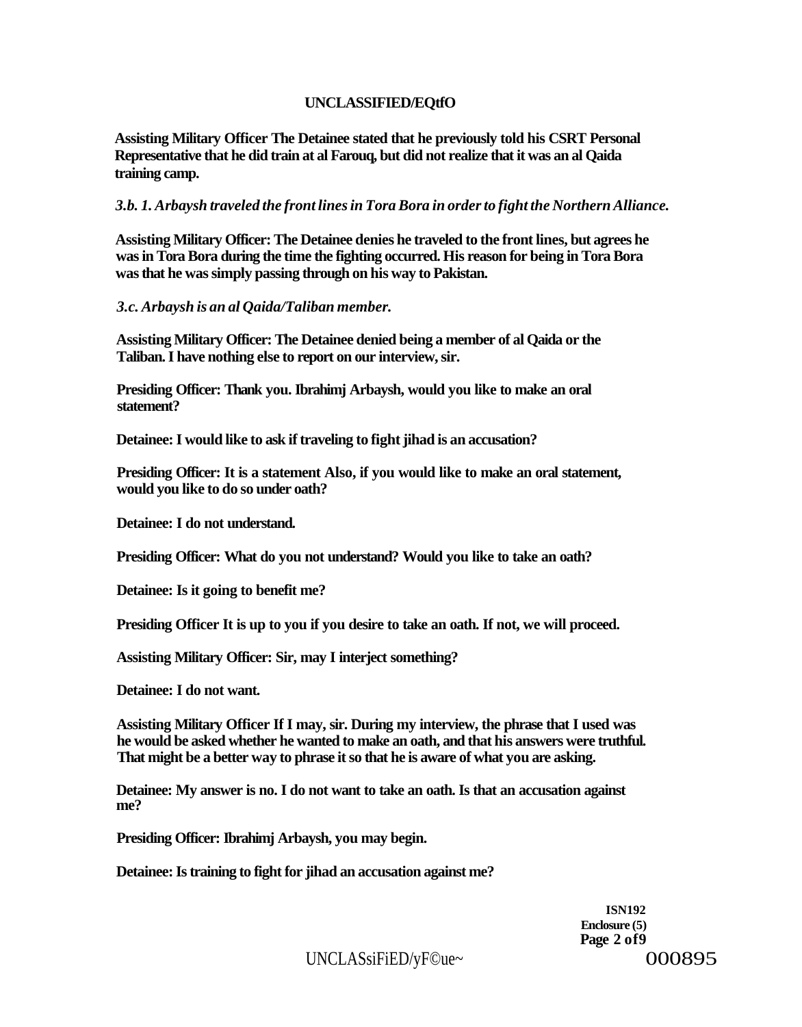**Assisting Military Officer The Detainee stated that he previously told his CSRT Personal Representative that he did train at al Farouq, but did not realize that it was an al Qaida training camp.**

***3.b. 1. Arbaysh traveled the front lines in Tora Bora in order to fight the Northern Alliance.***

**Assisting Military Officer: The Detainee denies he traveled to the front lines, but agrees he was in Tora Bora during the time the fighting occurred. His reason for being in Tora Bora was that he was simply passing through on his way to Pakistan.**

***3.c. Arbaysh is an al Qaida/Taliban member.***

**Assisting Military Officer: The Detainee denied being a member of al Qaida or the Taliban. I have nothing else to report on our interview, sir.**

**Presiding Officer: Thank you. Ibrahimj Arbaysh, would you like to make an oral statement?**

**Detainee: I would like to ask if traveling to fight jihad is an accusation?**

**Presiding Officer: It is a statement Also, if you would like to make an oral statement, would you like to do so under oath?**

**Detainee: I do not understand.**

**Presiding Officer: What do you not understand? Would you like to take an oath?**

**Detainee: Is it going to benefit me?**

**Presiding Officer It is up to you if you desire to take an oath. If not, we will proceed.**

**Assisting Military Officer: Sir, may I interject something?**

**Detainee: I do not want.**

**Assisting Military Officer If I may, sir. During my interview, the phrase that I used was he would be asked whether he wanted to make an oath, and that his answers were truthful. That might be a better way to phrase it so that he is aware of what you are asking.**

**Detainee: My answer is no. I do not want to take an oath. Is that an accusation against me?**

**Presiding Officer: Ibrahimj Arbaysh, you may begin.**

**Detainee: Is training to fight for jihad an accusation against me?**

**ISN192**
**Enclosure (5)**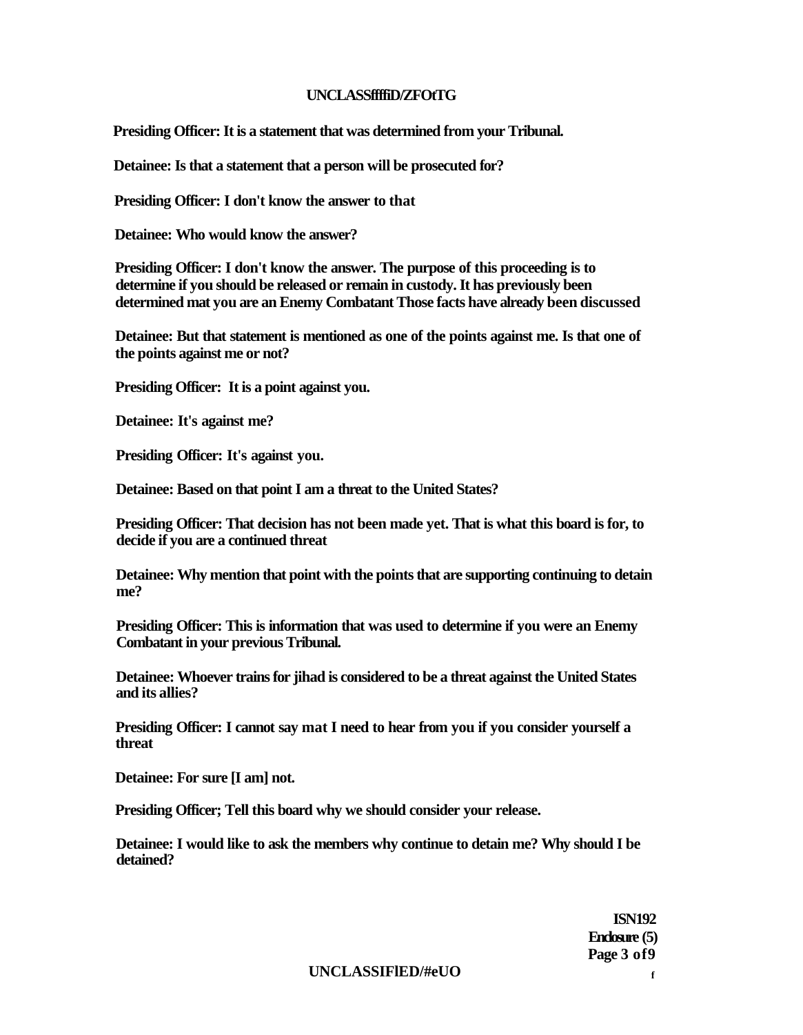**Presiding Officer: It is a statement that was determined from your Tribunal.**

**Detainee: Is that a statement that a person will be prosecuted for?**

**Presiding Officer: I don't know the answer to that**

**Detainee: Who would know the answer?**

**Presiding Officer: I don't know the answer. The purpose of this proceeding is to determine if you should be released or remain in custody. It has previously been determined mat you are an Enemy Combatant Those facts have already been discussed**

**Detainee: But that statement is mentioned as one of the points against me. Is that one of the points against me or not?**

**Presiding Officer: It is a point against you.**

**Detainee: It's against me?**

**Presiding Officer: It's against you.**

**Detainee: Based on that point I am a threat to the United States?**

**Presiding Officer: That decision has not been made yet. That is what this board is for, to decide if you are a continued threat**

**Detainee: Why mention that point with the points that are supporting continuing to detain me?**

**Presiding Officer: This is information that was used to determine if you were an Enemy Combatant in your previous Tribunal.**

**Detainee: Whoever trains for jihad is considered to be a threat against the United States and its allies?**

**Presiding Officer: I cannot say mat I need to hear from you if you consider yourself a threat**

**Detainee: For sure [I am] not.**

**Presiding Officer; Tell this board why we should consider your release.**

**Detainee: I would like to ask the members why continue to detain me? Why should I be detained?**

**ISN192**
**Enclosure (5)**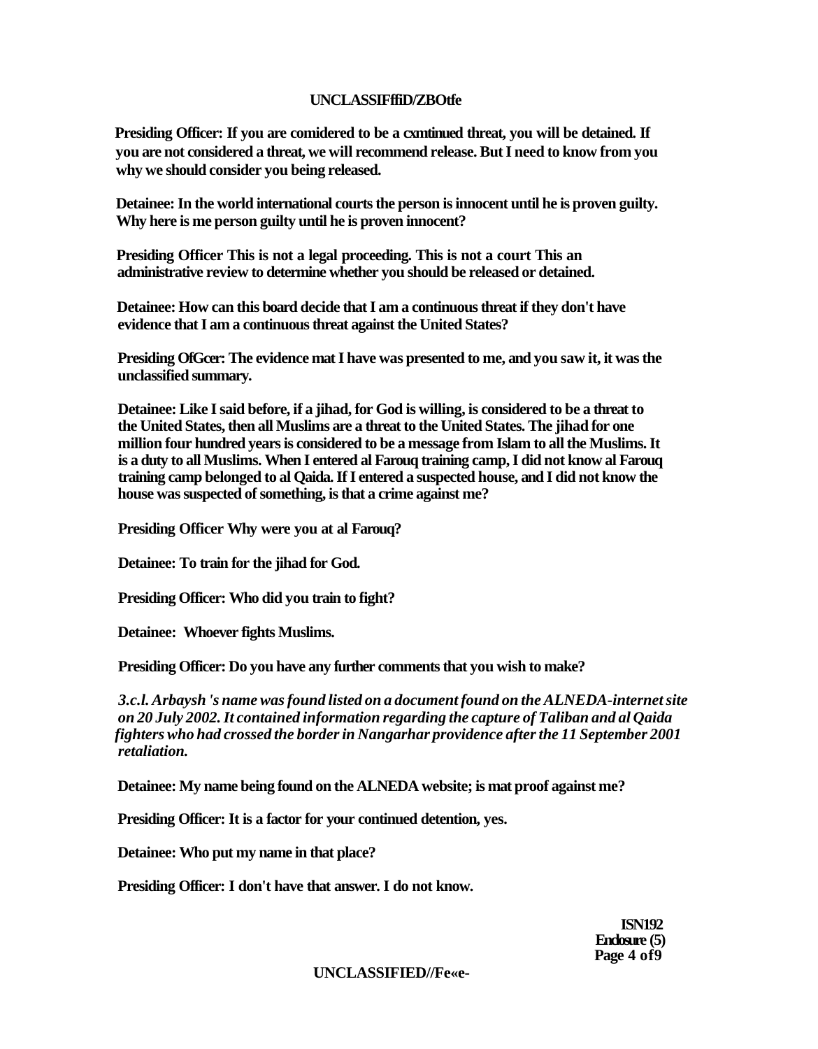**Presiding Officer: If you are comidered to be a cxmtinued threat, you will be detained. If you are not considered a threat, we will recommend release. But I need to know from you why we should consider you being released.**

**Detainee: In the world international courts the person is innocent until he is proven guilty. Why here is me person guilty until he is proven innocent?**

**Presiding Officer This is not a legal proceeding. This is not a court This an administrative review to determine whether you should be released or detained.**

**Detainee: How can this board decide that I am a continuous threat if they don't have evidence that I am a continuous threat against the United States?**

**Presiding OfGcer: The evidence mat I have was presented to me, and you saw it, it was the unclassified summary.**

**Detainee: Like I said before, if a jihad, for God is willing, is considered to be a threat to the United States, then all Muslims are a threat to the United States. The jihad for one million four hundred years is considered to be a message from Islam to all the Muslims. It is a duty to all Muslims. When I entered al Farouq training camp, I did not know al Farouq training camp belonged to al Qaida. If I entered a suspected house, and I did not know the house was suspected of something, is that a crime against me?**

**Presiding Officer Why were you at al Farouq?**

**Detainee: To train for the jihad for God.**

**Presiding Officer: Who did you train to fight?**

**Detainee: Whoever fights Muslims.**

**Presiding Officer: Do you have any further comments that you wish to make?**

***3.c.l. Arbaysh 's name was found listed on a document found on the ALNEDA-internet site on 20 July 2002. It contained information regarding the capture of Taliban and al Qaida fighters who had crossed the border in Nangarhar providence after the 11 September 2001 retaliation.***

**Detainee: My name being found on the ALNEDA website; is mat proof against me?**

**Presiding Officer: It is a factor for your continued detention, yes.**

**Detainee: Who put my name in that place?**

**Presiding Officer: I don't have that answer. I do not know.**

**ISN192**
**Endosure (5)**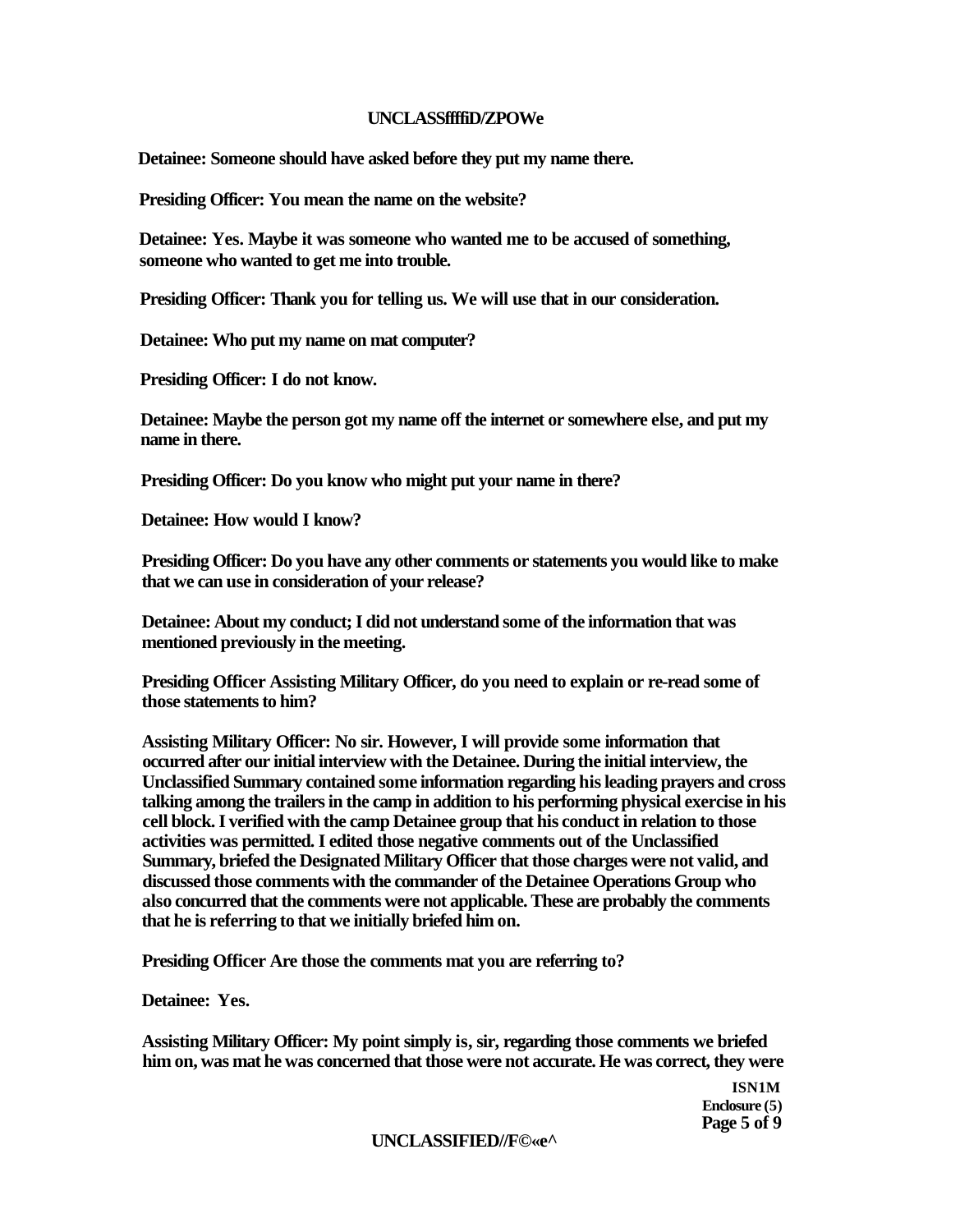**Detainee: Someone should have asked before they put my name there.**

**Presiding Officer: You mean the name on the website?**

**Detainee: Yes. Maybe it was someone who wanted me to be accused of something, someone who wanted to get me into trouble.**

**Presiding Officer: Thank you for telling us. We will use that in our consideration.**

**Detainee: Who put my name on mat computer?**

**Presiding Officer: I do not know.**

**Detainee: Maybe the person got my name off the internet or somewhere else, and put my name in there.**

**Presiding Officer: Do you know who might put your name in there?**

**Detainee: How would I know?**

**Presiding Officer: Do you have any other comments or statements you would like to make that we can use in consideration of your release?**

**Detainee: About my conduct; I did not understand some of the information that was mentioned previously in the meeting.**

**Presiding Officer Assisting Military Officer, do you need to explain or re-read some of those statements to him?**

**Assisting Military Officer: No sir. However, I will provide some information that occurred after our initial interview with the Detainee. During the initial interview, the Unclassified Summary contained some information regarding his leading prayers and cross talking among the trailers in the camp in addition to his performing physical exercise in his cell block. I verified with the camp Detainee group that his conduct in relation to those activities was permitted. I edited those negative comments out of the Unclassified Summary, briefed the Designated Military Officer that those charges were not valid, and discussed those comments with the commander of the Detainee Operations Group who also concurred that the comments were not applicable. These are probably the comments that he is referring to that we initially briefed him on.**

**Presiding Officer Are those the comments mat you are referring to?**

**Detainee: Yes.**

**Assisting Military Officer: My point simply is, sir, regarding those comments we briefed him on, was mat he was concerned that those were not accurate. He was correct, they were**

**ISN1M**
**Enclosure (5)**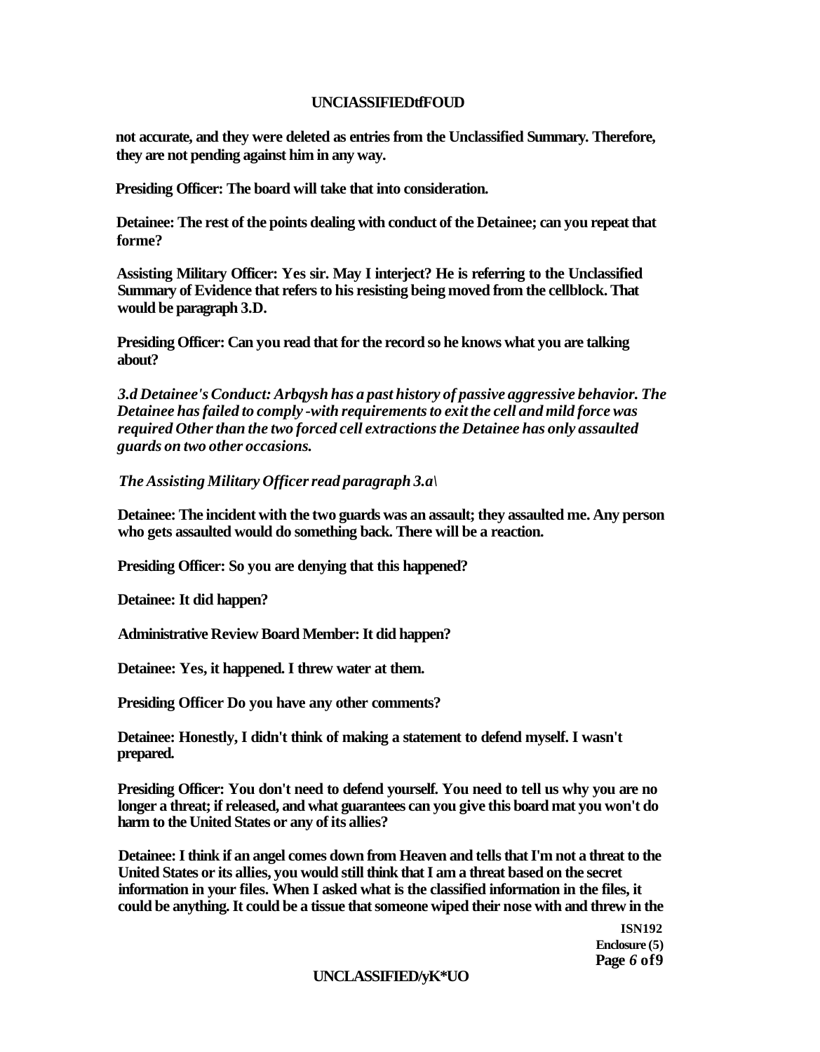**not accurate, and they were deleted as entries from the Unclassified Summary. Therefore, they are not pending against him in any way.**

**Presiding Officer: The board will take that into consideration.**

**Detainee: The rest of the points dealing with conduct of the Detainee; can you repeat that forme?**

**Assisting Military Officer: Yes sir. May I interject? He is referring to the Unclassified Summary of Evidence that refers to his resisting being moved from the cellblock. That would be paragraph 3.D.**

**Presiding Officer: Can you read that for the record so he knows what you are talking about?**

***3.d Detainee's Conduct: Arbqysh has a past history of passive aggressive behavior. The Detainee has failed to comply -with requirements to exit the cell and mild force was required Other than the two forced cell extractions the Detainee has only assaulted guards on two other occasions.***

***The Assisting Military Officer read paragraph 3.a\***

**Detainee: The incident with the two guards was an assault; they assaulted me. Any person who gets assaulted would do something back. There will be a reaction.**

**Presiding Officer: So you are denying that this happened?**

**Detainee: It did happen?**

**Administrative Review Board Member: It did happen?**

**Detainee: Yes, it happened. I threw water at them.**

**Presiding Officer Do you have any other comments?**

**Detainee: Honestly, I didn't think of making a statement to defend myself. I wasn't prepared.**

**Presiding Officer: You don't need to defend yourself. You need to tell us why you are no longer a threat; if released, and what guarantees can you give this board mat you won't do harm to the United States or any of its allies?**

**Detainee: I think if an angel comes down from Heaven and tells that I'm not a threat to the United States or its allies, you would still think that I am a threat based on the secret information in your files. When I asked what is the classified information in the files, it could be anything. It could be a tissue that someone wiped their nose with and threw in the**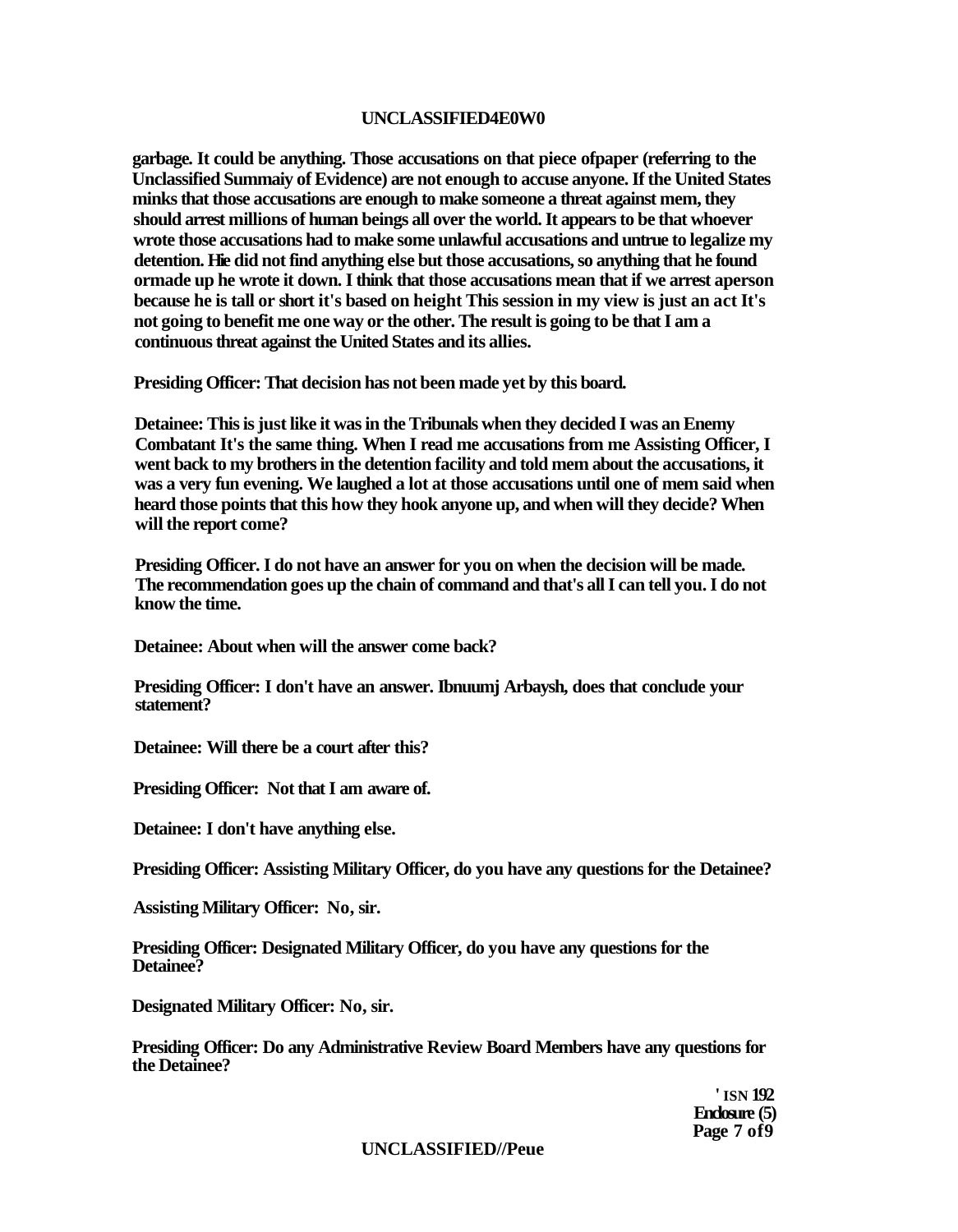garbage. It could be anything. Those accusations on that piece ofpaper (referring to the Unclassified Summaiy of Evidence) are not enough to accuse anyone. If the United States minks that those accusations are enough to make someone a threat against mem, they should arrest millions of human beings all over the world. It appears to be that whoever wrote those accusations had to make some unlawful accusations and untrue to legalize my detention. Hie did not find anything else but those accusations, so anything that he found ormade up he wrote it down. I think that those accusations mean that if we arrest aperson because he is tall or short it's based on height This session in my view is just an act It's not going to benefit me one way or the other. The result is going to be that I am a continuous threat against the United States and its allies.

Presiding Officer: That decision has not been made yet by this board.

Detainee: This is just like it was in the Tribunals when they decided I was an Enemy Combatant It's the same thing. When I read me accusations from me Assisting Officer, I went back to my brothers in the detention facility and told mem about the accusations, it was a very fun evening. We laughed a lot at those accusations until one of mem said when heard those points that this how they hook anyone up, and when will they decide? When will the report come?

Presiding Officer. I do not have an answer for you on when the decision will be made. The recommendation goes up the chain of command and that's all I can tell you. I do not know the time.

Detainee: About when will the answer come back?

Presiding Officer: I don't have an answer. Ibnuumj Arbaysh, does that conclude your statement?

Detainee: Will there be a court after this?

Presiding Officer: Not that I am aware of.

Detainee: I don't have anything else.

Presiding Officer: Assisting Military Officer, do you have any questions for the Detainee?

Assisting Military Officer: No, sir.

Presiding Officer: Designated Military Officer, do you have any questions for the Detainee?

Designated Military Officer: No, sir.

Presiding Officer: Do any Administrative Review Board Members have any questions for the Detainee?

ISN 192
Enclosure (5)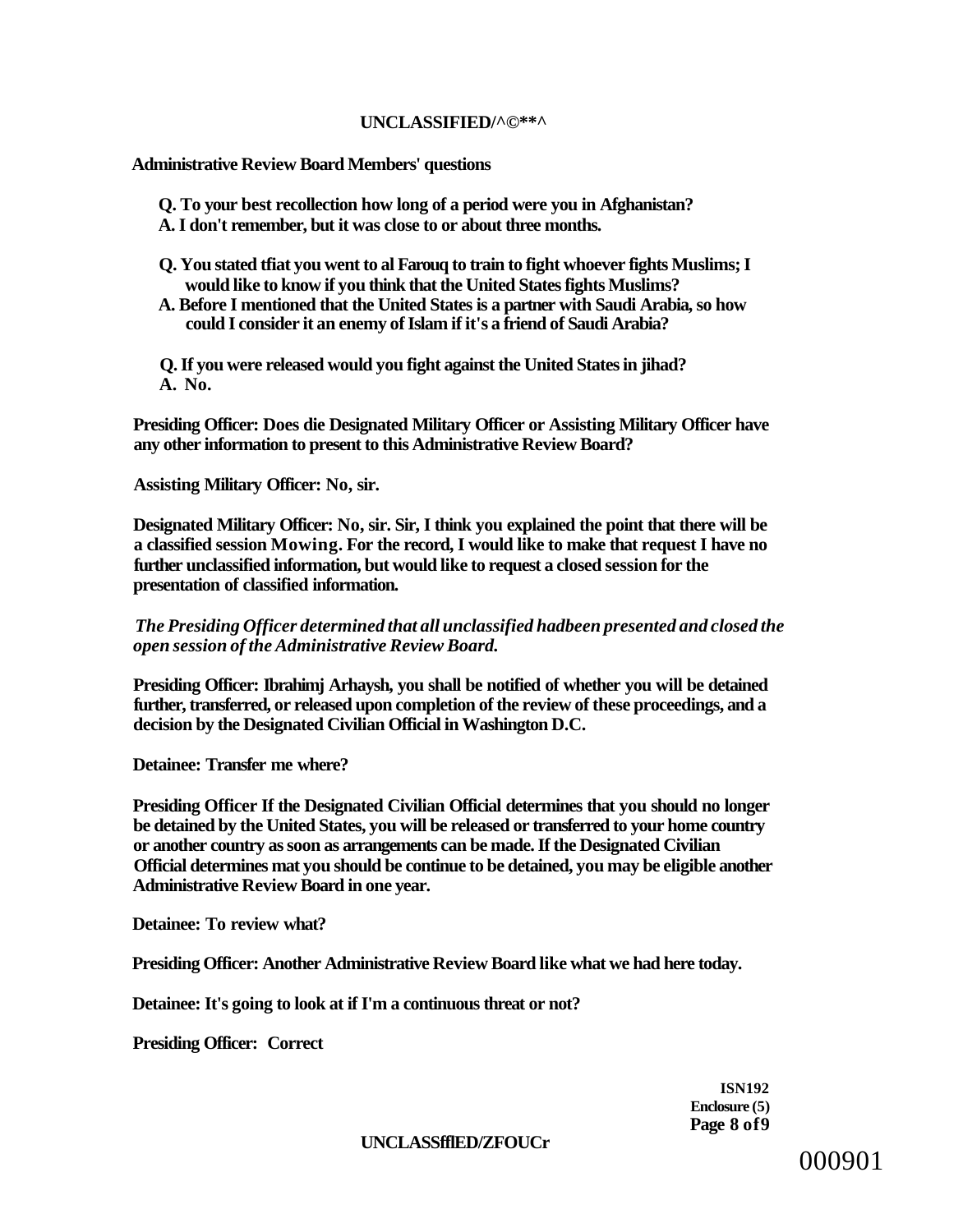**Administrative Review Board Members' questions**

**Q. To your best recollection how long of a period were you in Afghanistan?**
**A. I don't remember, but it was close to or about three months.**

**Q. You stated tfiat you went to al Farouq to train to fight whoever fights Muslims; I would like to know if you think that the United States fights Muslims?**
**A. Before I mentioned that the United States is a partner with Saudi Arabia, so how could I consider it an enemy of Islam if it's a friend of Saudi Arabia?**

**Q. If you were released would you fight against the United States in jihad?**
**A. No.**

**Presiding Officer: Does die Designated Military Officer or Assisting Military Officer have any other information to present to this Administrative Review Board?**

**Assisting Military Officer: No, sir.**

**Designated Military Officer: No, sir. Sir, I think you explained the point that there will be a classified session Mowing. For the record, I would like to make that request I have no further unclassified information, but would like to request a closed session for the presentation of classified information.**

***The Presiding Officer determined that all unclassified hadbeen presented and closed the open session of the Administrative Review Board.***

**Presiding Officer: Ibrahimj Arhaysh, you shall be notified of whether you will be detained further, transferred, or released upon completion of the review of these proceedings, and a decision by the Designated Civilian Official in Washington D.C.**

**Detainee: Transfer me where?**

**Presiding Officer If the Designated Civilian Official determines that you should no longer be detained by the United States, you will be released or transferred to your home country or another country as soon as arrangements can be made. If the Designated Civilian Official determines mat you should be continue to be detained, you may be eligible another Administrative Review Board in one year.**

**Detainee: To review what?**

**Presiding Officer: Another Administrative Review Board like what we had here today.**

**Detainee: It's going to look at if I'm a continuous threat or not?**

**Presiding Officer: Correct**

**ISN192**
**Enclosure (5)**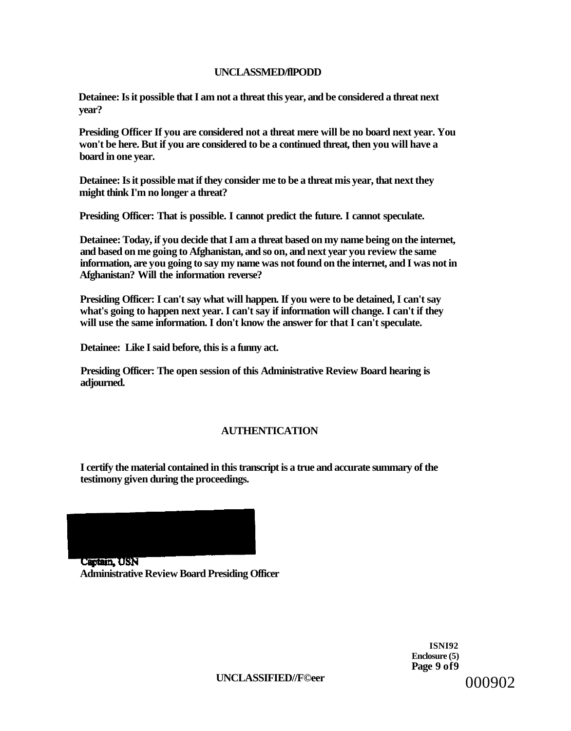Detainee: Is it possible that I am not a threat this year, and be considered a threat next year?

Presiding Officer If you are considered not a threat mere will be no board next year. You won't be here. But if you are considered to be a continued threat, then you will have a board in one year.

Detainee: Is it possible mat if they consider me to be a threat mis year, that next they might think I'm no longer a threat?

Presiding Officer: That is possible. I cannot predict the future. I cannot speculate.

Detainee: Today, if you decide that I am a threat based on my name being on the internet, and based on me going to Afghanistan, and so on, and next year you review the same information, are you going to say my name was not found on the internet, and I was not in Afghanistan? Will the information reverse?

Presiding Officer: I can't say what will happen. If you were to be detained, I can't say what's going to happen next year. I can't say if information will change. I can't if they will use the same information. I don't know the answer for that I can't speculate.

Detainee: Like I said before, this is a funny act.

Presiding Officer: The open session of this Administrative Review Board hearing is adjourned.

## AUTHENTICATION

I certify the material contained in this transcript is a true and accurate summary of the testimony given during the proceedings.

Captain, USN
Administrative Review Board Presiding Officer

ISNI92
Enclosure (5)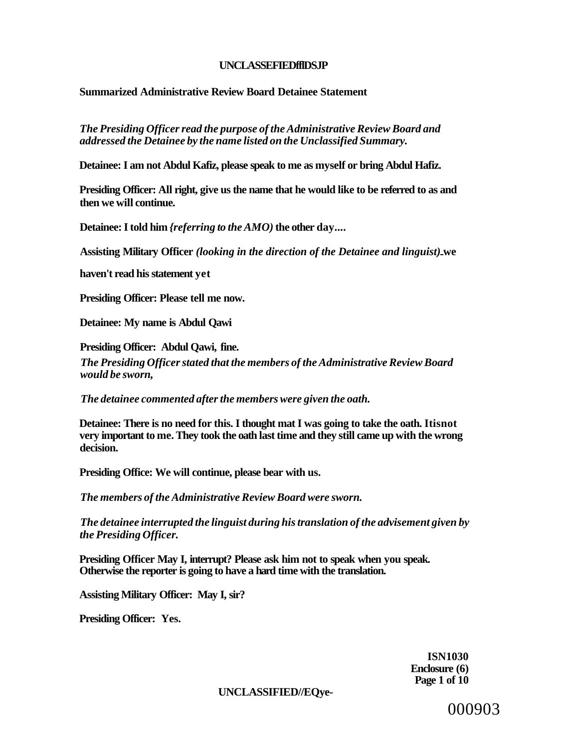**Summarized Administrative Review Board Detainee Statement**

*The Presiding Officer read the purpose of the Administrative Review Board and addressed the Detainee by the name listed on the Unclassified Summary.*

**Detainee: I am not Abdul Kafiz, please speak to me as myself or bring Abdul Hafiz.**

**Presiding Officer: All right, give us the name that he would like to be referred to as and then we will continue.**

**Detainee: I told him *{referring to the AMO)* the other day....**

**Assisting Military Officer *(looking in the direction of the Detainee and linguist)* we haven't read his statement yet**

**Presiding Officer: Please tell me now.**

**Detainee: My name is Abdul Qawi**

**Presiding Officer: Abdul Qawi, fine.**

*The Presiding Officer stated that the members of the Administrative Review Board would be sworn,*

*The detainee commented after the members were given the oath.*

**Detainee: There is no need for this. I thought mat I was going to take the oath. It is not very important to me. They took the oath last time and they still came up with the wrong decision.**

**Presiding Office: We will continue, please bear with us.**

*The members of the Administrative Review Board were sworn.*

*The detainee interrupted the linguist during his translation of the advisement given by the Presiding Officer.*

**Presiding Officer May I, interrupt? Please ask him not to speak when you speak. Otherwise the reporter is going to have a hard time with the translation.**

**Assisting Military Officer: May I, sir?**

**Presiding Officer: Yes.**

**ISN1030**
**Enclosure (6)**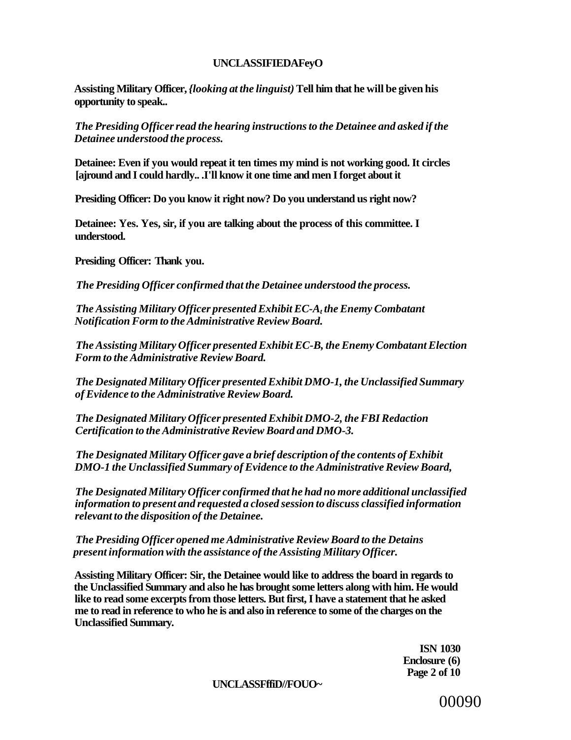**Assisting Military Officer,** ***(looking at the linguist)*** **Tell him that he will be given his opportunity to speak..**

***The Presiding Officer read the hearing instructions to the Detainee and asked if the Detainee understood the process.***

**Detainee: Even if you would repeat it ten times my mind is not working good. It circles [ajround and I could hardly.. .I'll know it one time and men I forget about it**

**Presiding Officer: Do you know it right now? Do you understand us right now?**

**Detainee: Yes. Yes, sir, if you are talking about the process of this committee. I understood.**

**Presiding Officer: Thank you.**

***The Presiding Officer confirmed that the Detainee understood the process.***

***The Assisting Military Officer presented Exhibit EC-A, the Enemy Combatant Notification Form to the Administrative Review Board.***

***The Assisting Military Officer presented Exhibit EC-B, the Enemy Combatant Election Form to the Administrative Review Board.***

***The Designated Military Officer presented Exhibit DMO-1, the Unclassified Summary of Evidence to the Administrative Review Board.***

***The Designated Military Officer presented Exhibit DMO-2, the FBI Redaction Certification to the Administrative Review Board and DMO-3.***

***The Designated Military Officer gave a brief description of the contents of Exhibit DMO-1 the Unclassified Summary of Evidence to the Administrative Review Board,***

***The Designated Military Officer confirmed that he had no more additional unclassified information to present and requested a closed session to discuss classified information relevant to the disposition of the Detainee.***

***The Presiding Officer opened me Administrative Review Board to the Detains present information with the assistance of the Assisting Military Officer.***

**Assisting Military Officer: Sir, the Detainee would like to address the board in regards to the Unclassified Summary and also he has brought some letters along with him. He would like to read some excerpts from those letters. But first, I have a statement that he asked me to read in reference to who he is and also in reference to some of the charges on the Unclassified Summary.**

**ISN 1030**
**Enclosure (6)**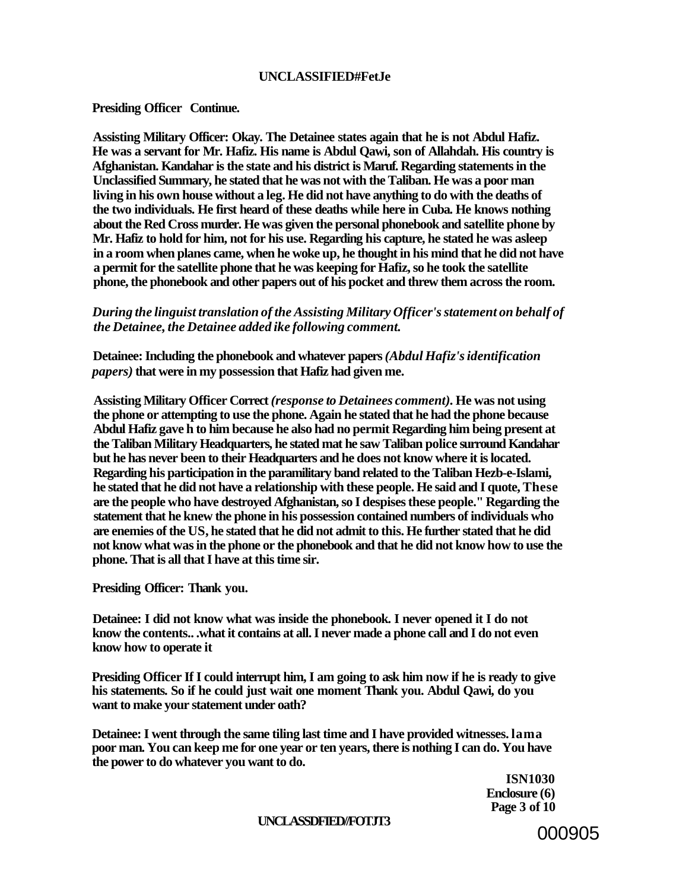**Presiding Officer Continue.**

**Assisting Military Officer: Okay. The Detainee states again that he is not Abdul Hafiz. He was a servant for Mr. Hafiz. His name is Abdul Qawi, son of Allahdah. His country is Afghanistan. Kandahar is the state and his district is Maruf. Regarding statements in the Unclassified Summary, he stated that he was not with the Taliban. He was a poor man living in his own house without a leg. He did not have anything to do with the deaths of the two individuals. He first heard of these deaths while here in Cuba. He knows nothing about the Red Cross murder. He was given the personal phonebook and satellite phone by Mr. Hafiz to hold for him, not for his use. Regarding his capture, he stated he was asleep in a room when planes came, when he woke up, he thought in his mind that he did not have a permit for the satellite phone that he was keeping for Hafiz, so he took the satellite phone, the phonebook and other papers out of his pocket and threw them across the room.**

***During the linguist translation of the Assisting Military Officer's statement on behalf of the Detainee, the Detainee added ike following comment.***

**Detainee: Including the phonebook and whatever papers *(Abdul Hafiz's identification papers)* that were in my possession that Hafiz had given me.**

**Assisting Military Officer Correct *(response to Detainees comment)*. He was not using the phone or attempting to use the phone. Again he stated that he had the phone because Abdul Hafiz gave h to him because he also had no permit Regarding him being present at the Taliban Military Headquarters, he stated mat he saw Taliban police surround Kandahar but he has never been to their Headquarters and he does not know where it is located. Regarding his participation in the paramilitary band related to the Taliban Hezb-e-Islami, he stated that he did not have a relationship with these people. He said and I quote, These are the people who have destroyed Afghanistan, so I despises these people." Regarding the statement that he knew the phone in his possession contained numbers of individuals who are enemies of the US, he stated that he did not admit to this. He further stated that he did not know what was in the phone or the phonebook and that he did not know how to use the phone. That is all that I have at this time sir.**

**Presiding Officer: Thank you.**

**Detainee: I did not know what was inside the phonebook. I never opened it I do not know the contents.. .what it contains at all. I never made a phone call and I do not even know how to operate it**

**Presiding Officer If I could interrupt him, I am going to ask him now if he is ready to give his statements. So if he could just wait one moment Thank you. Abdul Qawi, do you want to make your statement under oath?**

**Detainee: I went through the same tiling last time and I have provided witnesses. lama poor man. You can keep me for one year or ten years, there is nothing I can do. You have the power to do whatever you want to do.**

**ISN1030**
**Enclosure (6)**
**Page 3 of 10**

000905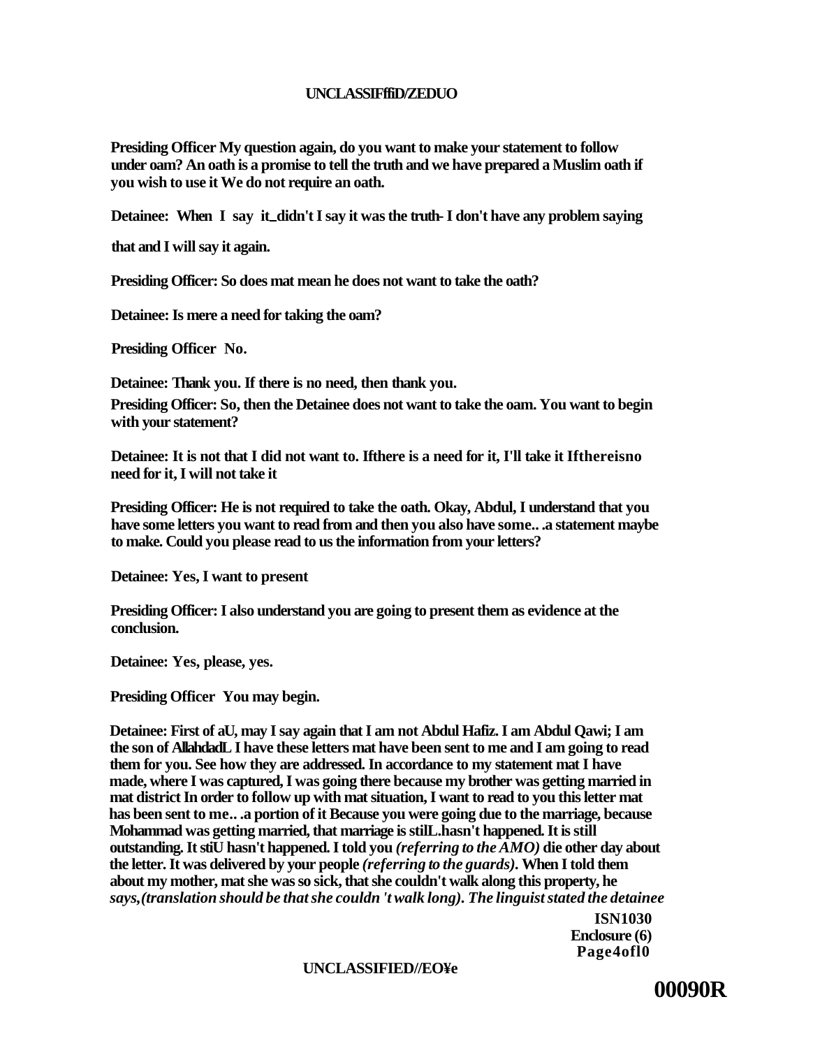**Presiding Officer My question again, do you want to make your statement to follow under oam? An oath is a promise to tell the truth and we have prepared a Muslim oath if you wish to use it We do not require an oath.**

**Detainee: When I say it_didn't I say it was the truth- I don't have any problem saying that and I will say it again.**

**Presiding Officer: So does mat mean he does not want to take the oath?**

**Detainee: Is mere a need for taking the oam?**

**Presiding Officer No.**

**Detainee: Thank you. If there is no need, then thank you.**

**Presiding Officer: So, then the Detainee does not want to take the oam. You want to begin with your statement?**

**Detainee: It is not that I did not want to. Ifthere is a need for it, I'll take it Ifthereisno need for it, I will not take it**

**Presiding Officer: He is not required to take the oath. Okay, Abdul, I understand that you have some letters you want to read from and then you also have some.. .a statement maybe to make. Could you please read to us the information from your letters?**

**Detainee: Yes, I want to present**

**Presiding Officer: I also understand you are going to present them as evidence at the conclusion.**

**Detainee: Yes, please, yes.**

**Presiding Officer You may begin.**

**Detainee: First of aU, may I say again that I am not Abdul Hafiz. I am Abdul Qawi; I am the son of AllahdadL I have these letters mat have been sent to me and I am going to read them for you. See how they are addressed. In accordance to my statement mat I have made, where I was captured, I was going there because my brother was getting married in mat district In order to follow up with mat situation, I want to read to you this letter mat has been sent to me.. .a portion of it Because you were going due to the marriage, because Mohammad was getting married, that marriage is stilL.hasn't happened. It is still outstanding. It stiU hasn't happened. I told you** ***(referring to the AMO)*** **die other day about the letter. It was delivered by your people** ***(referring to the guards).*** **When I told them about my mother, mat she was so sick, that she couldn't walk along this property, he** ***says,(translation should be that she couldn 't walk long). The linguist stated the detainee***

**ISN1030**
**Enclosure (6)**
**Page4ofl0**

**00090R**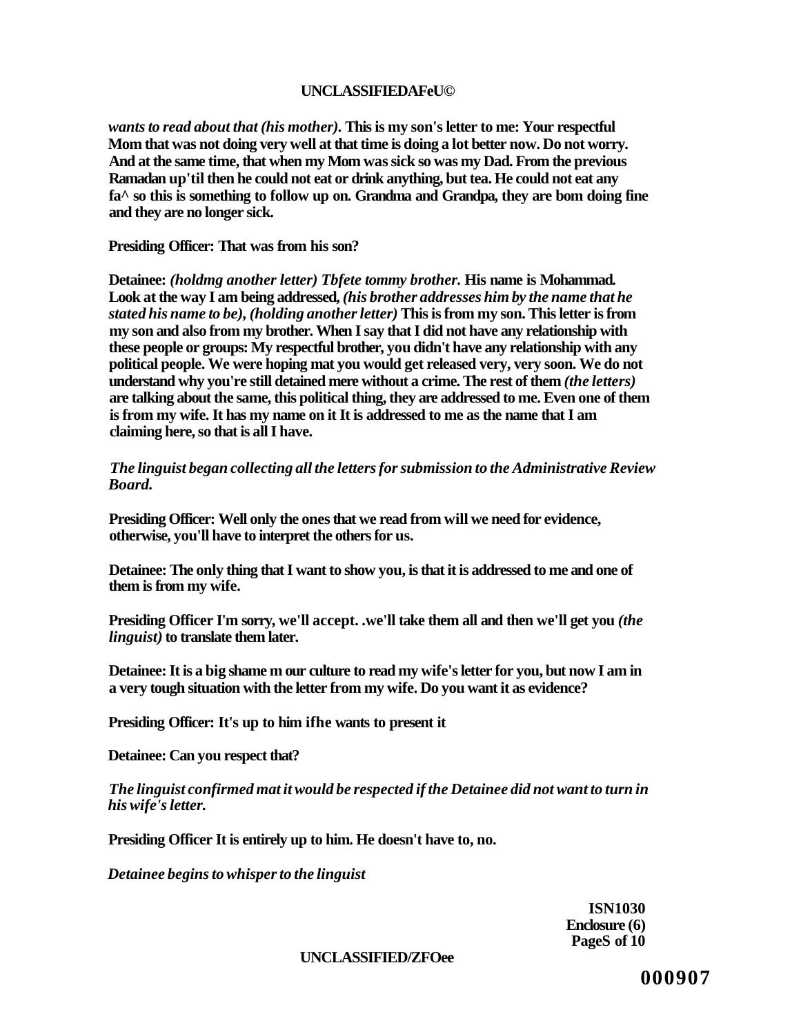*wants to read about that (his mother).* **This is my son's letter to me: Your respectful Mom that was not doing very well at that time is doing a lot better now. Do not worry. And at the same time, that when my Mom was sick so was my Dad. From the previous Ramadan up'til then he could not eat or drink anything, but tea. He could not eat any fa^ so this is something to follow up on. Grandma and Grandpa, they are bom doing fine and they are no longer sick.**

**Presiding Officer: That was from his son?**

**Detainee:** ***(holdmg another letter) Tbfete tommy brother.*** **His name is Mohammad. Look at the way I am being addressed,** ***(his brother addresses him by the name that he stated his name to be), (holding another letter)*** **This is from my son. This letter is from my son and also from my brother. When I say that I did not have any relationship with these people or groups: My respectful brother, you didn't have any relationship with any political people. We were hoping mat you would get released very, very soon. We do not understand why you're still detained mere without a crime. The rest of them** ***(the letters)*** **are talking about the same, this political thing, they are addressed to me. Even one of them is from my wife. It has my name on it It is addressed to me as the name that I am claiming here, so that is all I have.**

***The linguist began collecting all the letters for submission to the Administrative Review Board.***

**Presiding Officer: Well only the ones that we read from will we need for evidence, otherwise, you'll have to interpret the others for us.**

**Detainee: The only thing that I want to show you, is that it is addressed to me and one of them is from my wife.**

**Presiding Officer I'm sorry, we'll accept. .we'll take them all and then we'll get you** ***(the linguist)*** **to translate them later.**

**Detainee: It is a big shame m our culture to read my wife's letter for you, but now I am in a very tough situation with the letter from my wife. Do you want it as evidence?**

**Presiding Officer: It's up to him ifhe wants to present it**

**Detainee: Can you respect that?**

***The linguist confirmed mat it would be respected if the Detainee did not want to turn in his wife's letter.***

**Presiding Officer It is entirely up to him. He doesn't have to, no.**

***Detainee begins to whisper to the linguist***

**ISN1030**
**Enclosure (6)**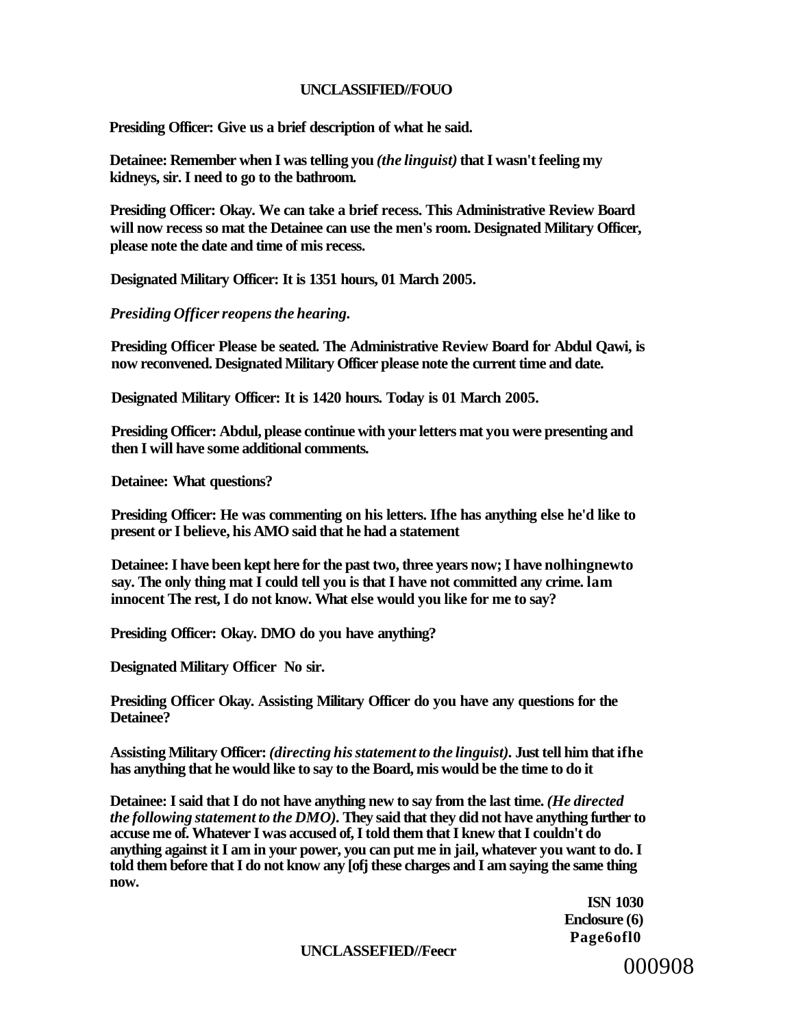**Presiding Officer: Give us a brief description of what he said.**

**Detainee: Remember when I was telling you *(the linguist)* that I wasn't feeling my kidneys, sir. I need to go to the bathroom.**

**Presiding Officer: Okay. We can take a brief recess. This Administrative Review Board will now recess so mat the Detainee can use the men's room. Designated Military Officer, please note the date and time of mis recess.**

**Designated Military Officer: It is 1351 hours, 01 March 2005.**

***Presiding Officer reopens the hearing.***

**Presiding Officer Please be seated. The Administrative Review Board for Abdul Qawi, is now reconvened. Designated Military Officer please note the current time and date.**

**Designated Military Officer: It is 1420 hours. Today is 01 March 2005.**

**Presiding Officer: Abdul, please continue with your letters mat you were presenting and then I will have some additional comments.**

**Detainee: What questions?**

**Presiding Officer: He was commenting on his letters. Ifhe has anything else he'd like to present or I believe, his AMO said that he had a statement**

**Detainee: I have been kept here for the past two, three years now; I have nolhingnewto say. The only thing mat I could tell you is that I have not committed any crime. lam innocent The rest, I do not know. What else would you like for me to say?**

**Presiding Officer: Okay. DMO do you have anything?**

**Designated Military Officer No sir.**

**Presiding Officer Okay. Assisting Military Officer do you have any questions for the Detainee?**

**Assisting Military Officer: *(directing his statement to the linguist)*. Just tell him that ifhe has anything that he would like to say to the Board, mis would be the time to do it**

**Detainee: I said that I do not have anything new to say from the last time. *(He directed the following statement to the DMO)*. They said that they did not have anything further to accuse me of. Whatever I was accused of, I told them that I knew that I couldn't do anything against it I am in your power, you can put me in jail, whatever you want to do. I told them before that I do not know any [ofj these charges and I am saying the same thing now.**

**ISN 1030**
**Enclosure (6)**
**Page6ofl0**

000908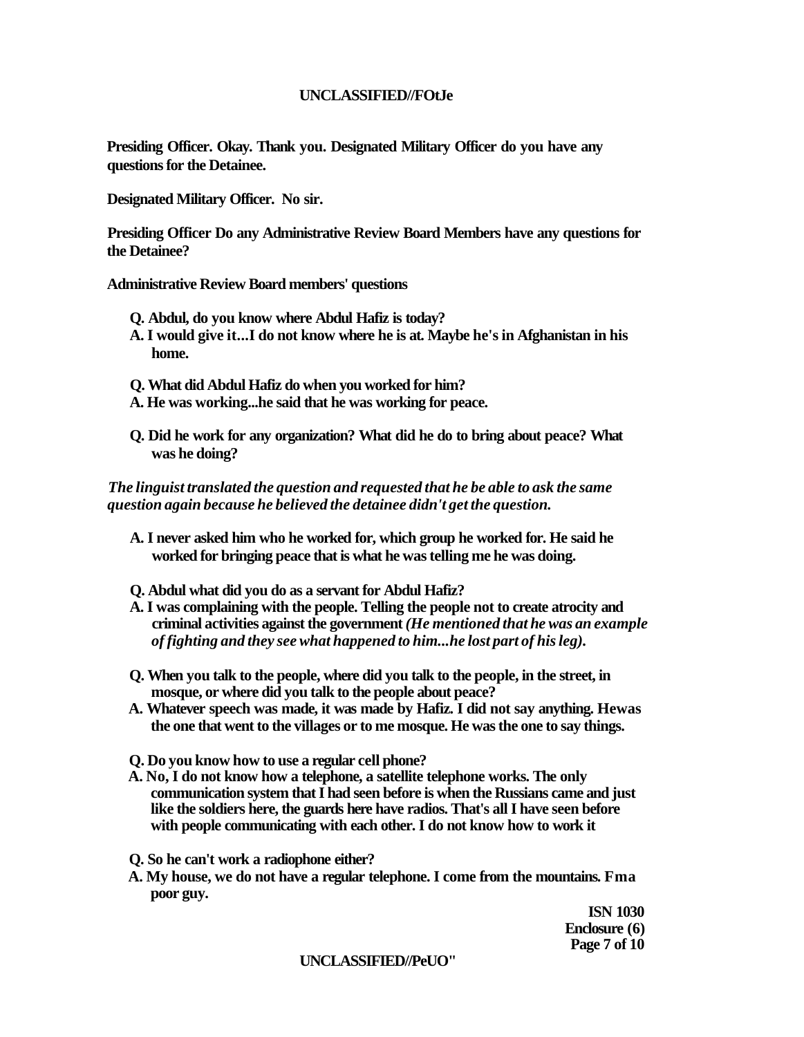**Presiding Officer. Okay. Thank you. Designated Military Officer do you have any questions for the Detainee.**

**Designated Military Officer. No sir.**

**Presiding Officer Do any Administrative Review Board Members have any questions for the Detainee?**

**Administrative Review Board members' questions**

**Q. Abdul, do you know where Abdul Hafiz is today?**
**A. I would give it...I do not know where he is at. Maybe he's in Afghanistan in his home.**

**Q. What did Abdul Hafiz do when you worked for him?**
**A. He was working...he said that he was working for peace.**

**Q. Did he work for any organization? What did he do to bring about peace? What was he doing?**

***The linguist translated the question and requested that he be able to ask the same question again because he believed the detainee didn't get the question.***

**A. I never asked him who he worked for, which group he worked for. He said he worked for bringing peace that is what he was telling me he was doing.**

**Q. Abdul what did you do as a servant for Abdul Hafiz?**
**A. I was complaining with the people. Telling the people not to create atrocity and criminal activities against the government *(He mentioned that he was an example of fighting and they see what happened to him...he lost part of his leg).***

**Q. When you talk to the people, where did you talk to the people, in the street, in mosque, or where did you talk to the people about peace?**
**A. Whatever speech was made, it was made by Hafiz. I did not say anything. Hewas the one that went to the villages or to me mosque. He was the one to say things.**

**Q. Do you know how to use a regular cell phone?**
**A. No, I do not know how a telephone, a satellite telephone works. The only communication system that I had seen before is when the Russians came and just like the soldiers here, the guards here have radios. That's all I have seen before with people communicating with each other. I do not know how to work it**

**Q. So he can't work a radiophone either?**
**A. My house, we do not have a regular telephone. I come from the mountains. Fma poor guy.**

**ISN 1030**
**Enclosure (6)**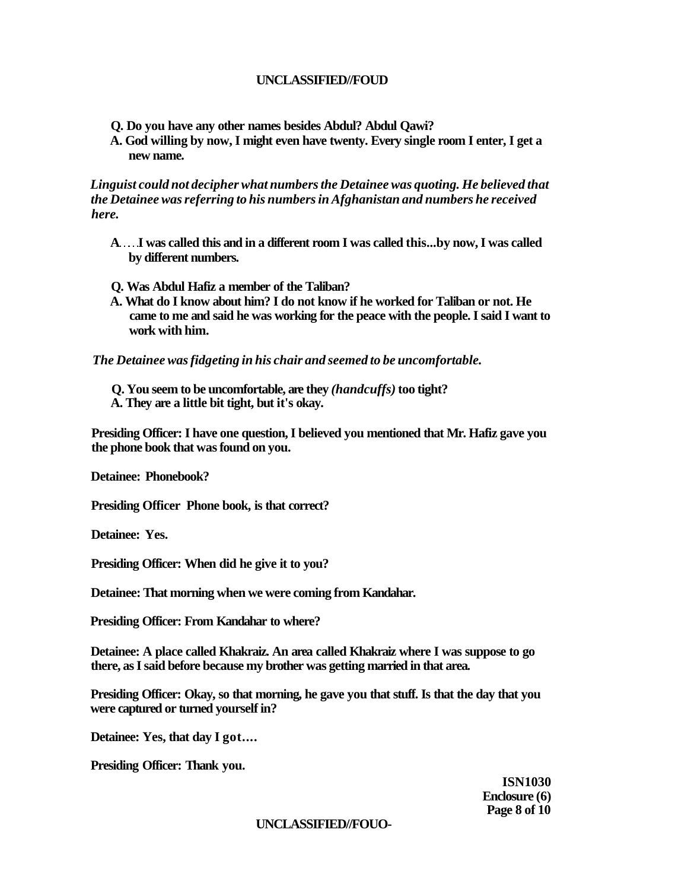**Q. Do you have any other names besides Abdul? Abdul Qawi?**

**A. God willing by now, I might even have twenty. Every single room I enter, I get a new name.**

***Linguist could not decipher what numbers the Detainee was quoting. He believed that the Detainee was referring to his numbers in Afghanistan and numbers he received here.***

**A.....I was called this and in a different room I was called this...by now, I was called by different numbers.**

**Q. Was Abdul Hafiz a member of the Taliban?**

**A. What do I know about him? I do not know if he worked for Taliban or not. He came to me and said he was working for the peace with the people. I said I want to work with him.**

***The Detainee was fidgeting in his chair and seemed to be uncomfortable.***

**Q. You seem to be uncomfortable, are they *(handcuffs)* too tight?**

**A. They are a little bit tight, but it's okay.**

**Presiding Officer: I have one question, I believed you mentioned that Mr. Hafiz gave you the phone book that was found on you.**

**Detainee: Phonebook?**

**Presiding Officer Phone book, is that correct?**

**Detainee: Yes.**

**Presiding Officer: When did he give it to you?**

**Detainee: That morning when we were coming from Kandahar.**

**Presiding Officer: From Kandahar to where?**

**Detainee: A place called Khakraiz. An area called Khakraiz where I was suppose to go there, as I said before because my brother was getting married in that area.**

**Presiding Officer: Okay, so that morning, he gave you that stuff. Is that the day that you were captured or turned yourself in?**

**Detainee: Yes, that day I got....**

**Presiding Officer: Thank you.**

**ISN1030**
**Enclosure (6)**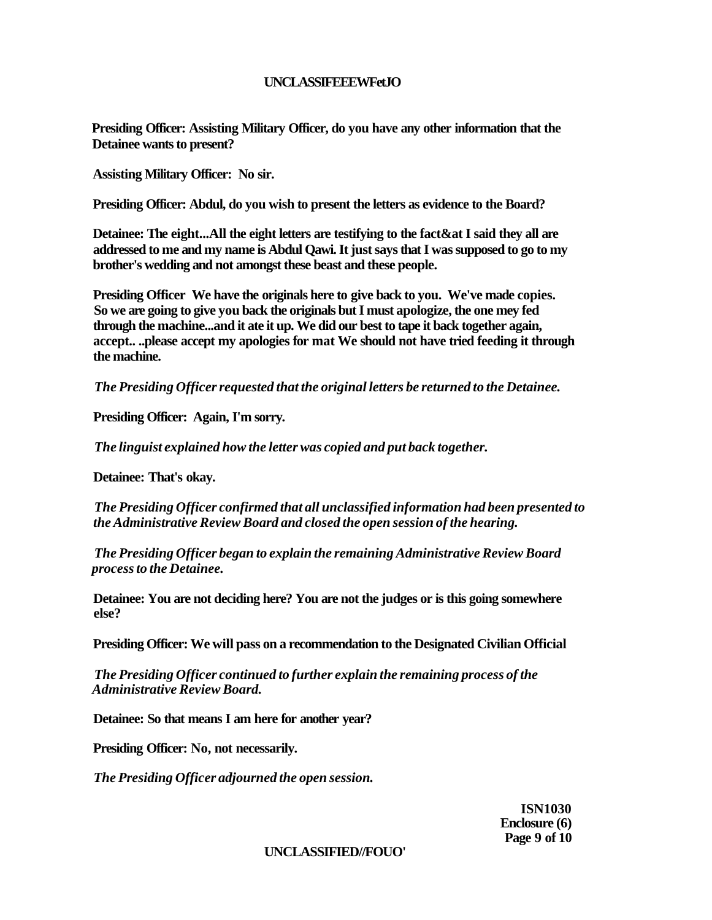**Presiding Officer: Assisting Military Officer, do you have any other information that the Detainee wants to present?**

**Assisting Military Officer: No sir.**

**Presiding Officer: Abdul, do you wish to present the letters as evidence to the Board?**

**Detainee: The eight...All the eight letters are testifying to the fact&at I said they all are addressed to me and my name is Abdul Qawi. It just says that I was supposed to go to my brother's wedding and not amongst these beast and these people.**

**Presiding Officer We have the originals here to give back to you. We've made copies. So we are going to give you back the originals but I must apologize, the one mey fed through the machine...and it ate it up. We did our best to tape it back together again, accept.. ..please accept my apologies for mat We should not have tried feeding it through the machine.**

***The Presiding Officer requested that the original letters be returned to the Detainee.***

**Presiding Officer: Again, I'm sorry.**

***The linguist explained how the letter was copied and put back together.***

**Detainee: That's okay.**

***The Presiding Officer confirmed that all unclassified information had been presented to the Administrative Review Board and closed the open session of the hearing.***

***The Presiding Officer began to explain the remaining Administrative Review Board process to the Detainee.***

**Detainee: You are not deciding here? You are not the judges or is this going somewhere else?**

**Presiding Officer: We will pass on a recommendation to the Designated Civilian Official**

***The Presiding Officer continued to further explain the remaining process of the Administrative Review Board.***

**Detainee: So that means I am here for another year?**

**Presiding Officer: No, not necessarily.**

***The Presiding Officer adjourned the open session.***

**ISN1030**
**Enclosure (6)**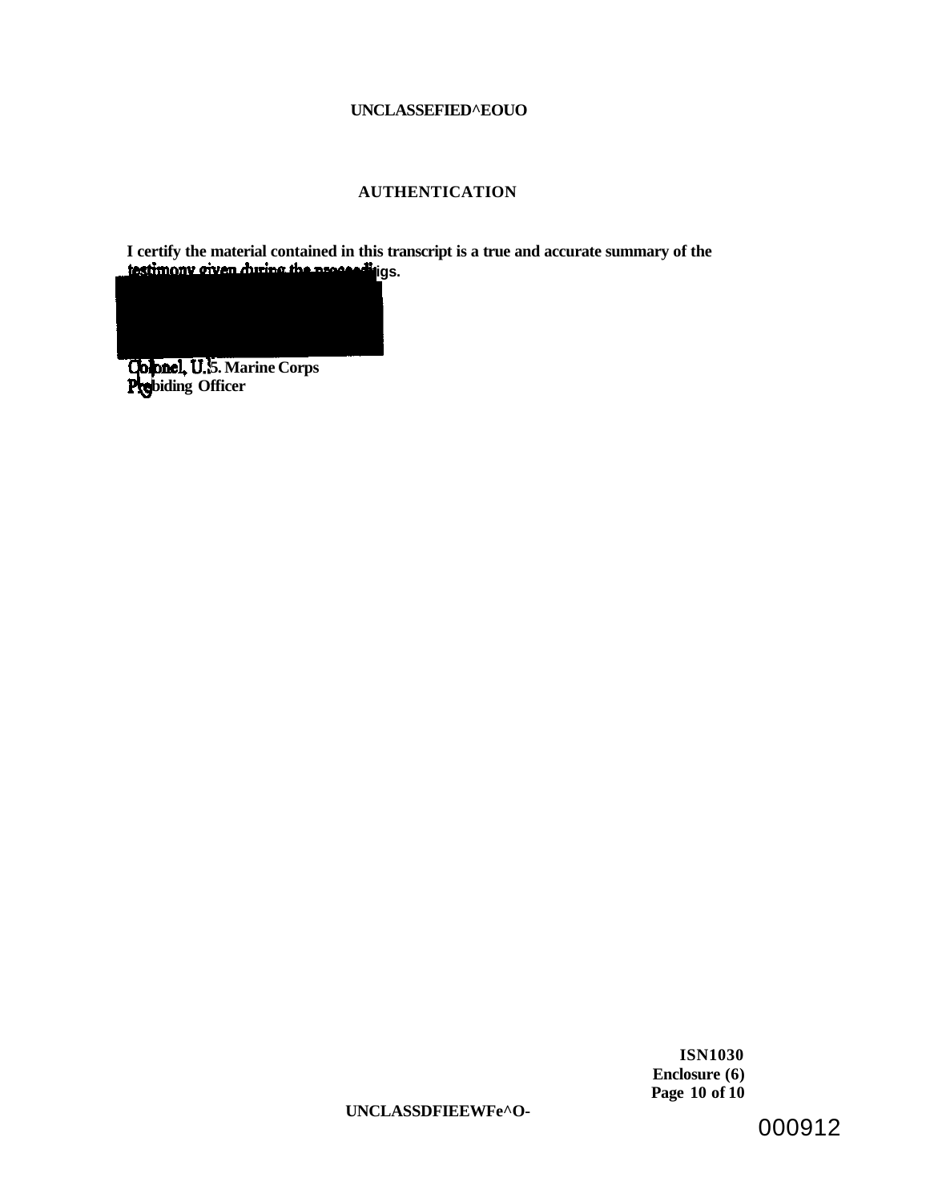UNCLASSEFIED^EOUO

## AUTHENTICATION

I certify the material contained in this transcript is a true and accurate summary of the testimony given during the proceedings.

Colonel, U.S. Marine Corps
Presiding Officer

ISN1030
Enclosure (6)

UNCLASSDFIEEWFe^O-

000912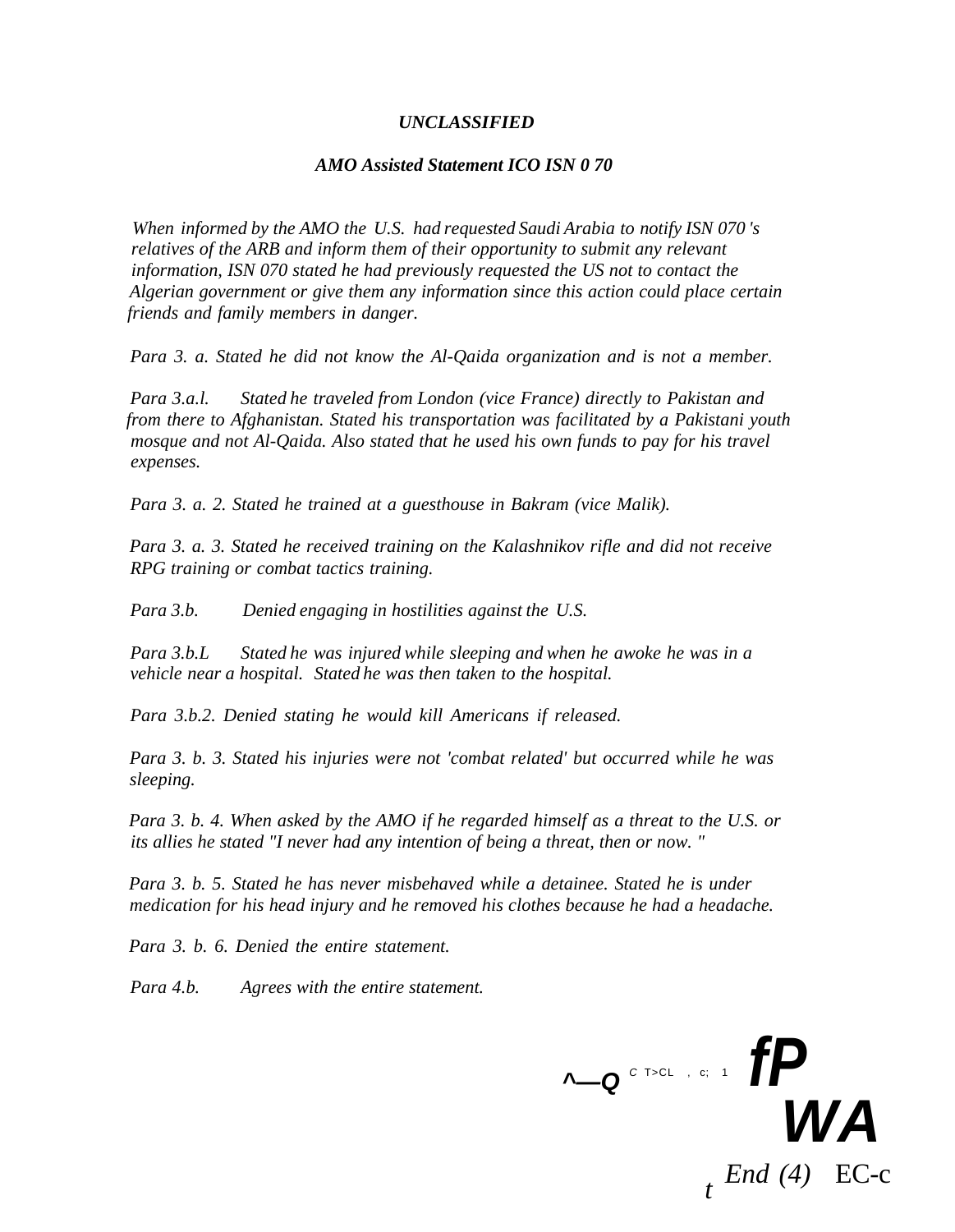*UNCLASSIFIED*

***AMO Assisted Statement ICO ISN 0 70***

*When informed by the AMO the U.S. had requested Saudi Arabia to notify ISN 070 's relatives of the ARB and inform them of their opportunity to submit any relevant information, ISN 070 stated he had previously requested the US not to contact the Algerian government or give them any information since this action could place certain friends and family members in danger.*

*Para 3. a. Stated he did not know the Al-Qaida organization and is not a member.*

*Para 3.a.l. Stated he traveled from London (vice France) directly to Pakistan and from there to Afghanistan. Stated his transportation was facilitated by a Pakistani youth mosque and not Al-Qaida. Also stated that he used his own funds to pay for his travel expenses.*

*Para 3. a. 2. Stated he trained at a guesthouse in Bakram (vice Malik).*

*Para 3. a. 3. Stated he received training on the Kalashnikov rifle and did not receive RPG training or combat tactics training.*

*Para 3.b. Denied engaging in hostilities against the U.S.*

*Para 3.b.L Stated he was injured while sleeping and when he awoke he was in a vehicle near a hospital. Stated he was then taken to the hospital.*

*Para 3.b.2. Denied stating he would kill Americans if released.*

*Para 3. b. 3. Stated his injuries were not 'combat related' but occurred while he was sleeping.*

*Para 3. b. 4. When asked by the AMO if he regarded himself as a threat to the U.S. or its allies he stated "I never had any intention of being a threat, then or now. "*

*Para 3. b. 5. Stated he has never misbehaved while a detainee. Stated he is under medication for his head injury and he removed his clothes because he had a headache.*

*Para 3. b. 6. Denied the entire statement.*

*Para 4.b. Agrees with the entire statement.*

*End (4)* EC-c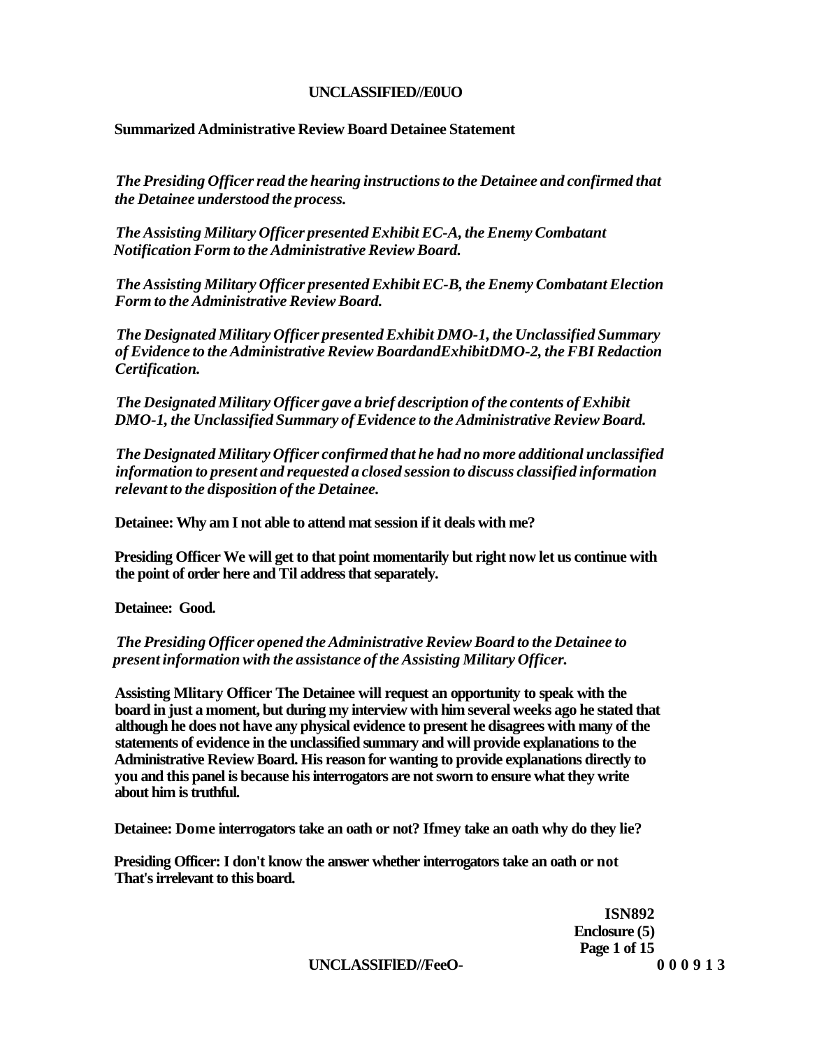**Summarized Administrative Review Board Detainee Statement**

*The Presiding Officer read the hearing instructions to the Detainee and confirmed that the Detainee understood the process.*

*The Assisting Military Officer presented Exhibit EC-A, the Enemy Combatant Notification Form to the Administrative Review Board.*

*The Assisting Military Officer presented Exhibit EC-B, the Enemy Combatant Election Form to the Administrative Review Board.*

*The Designated Military Officer presented Exhibit DMO-1, the Unclassified Summary of Evidence to the Administrative Review BoardandExhibitDMO-2, the FBI Redaction Certification.*

*The Designated Military Officer gave a brief description of the contents of Exhibit DMO-1, the Unclassified Summary of Evidence to the Administrative Review Board.*

*The Designated Military Officer confirmed that he had no more additional unclassified information to present and requested a closed session to discuss classified information relevant to the disposition of the Detainee.*

**Detainee: Why am I not able to attend mat session if it deals with me?**

**Presiding Officer We will get to that point momentarily but right now let us continue with the point of order here and Til address that separately.**

**Detainee: Good.**

*The Presiding Officer opened the Administrative Review Board to the Detainee to present information with the assistance of the Assisting Military Officer.*

**Assisting Mlitary Officer The Detainee will request an opportunity to speak with the board in just a moment, but during my interview with him several weeks ago he stated that although he does not have any physical evidence to present he disagrees with many of the statements of evidence in the unclassified summary and will provide explanations to the Administrative Review Board. His reason for wanting to provide explanations directly to you and this panel is because his interrogators are not sworn to ensure what they write about him is truthful.**

**Detainee: Dome interrogators take an oath or not? Ifmey take an oath why do they lie?**

**Presiding Officer: I don't know the answer whether interrogators take an oath or not That's irrelevant to this board.**

**ISN892**
**Enclosure (5)**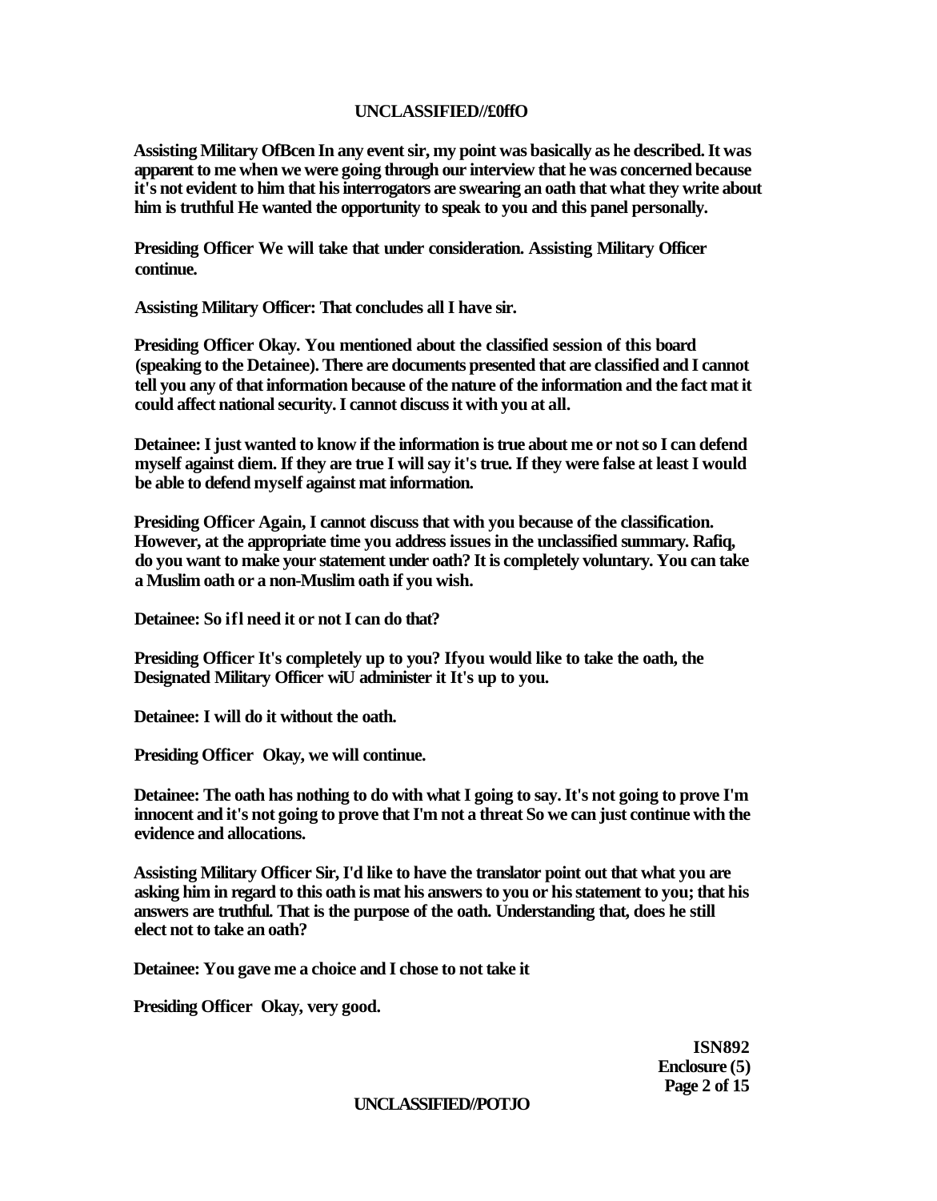**Assisting Military OfBcen In any event sir, my point was basically as he described. It was apparent to me when we were going through our interview that he was concerned because it's not evident to him that his interrogators are swearing an oath that what they write about him is truthful He wanted the opportunity to speak to you and this panel personally.**

**Presiding Officer We will take that under consideration. Assisting Military Officer continue.**

**Assisting Military Officer: That concludes all I have sir.**

**Presiding Officer Okay. You mentioned about the classified session of this board (speaking to the Detainee). There are documents presented that are classified and I cannot tell you any of that information because of the nature of the information and the fact mat it could affect national security. I cannot discuss it with you at all.**

**Detainee: I just wanted to know if the information is true about me or not so I can defend myself against diem. If they are true I will say it's true. If they were false at least I would be able to defend myself against mat information.**

**Presiding Officer Again, I cannot discuss that with you because of the classification. However, at the appropriate time you address issues in the unclassified summary. Rafiq, do you want to make your statement under oath? It is completely voluntary. You can take a Muslim oath or a non-Muslim oath if you wish.**

**Detainee: So ifl need it or not I can do that?**

**Presiding Officer It's completely up to you? Ifyou would like to take the oath, the Designated Military Officer wiU administer it It's up to you.**

**Detainee: I will do it without the oath.**

**Presiding Officer Okay, we will continue.**

**Detainee: The oath has nothing to do with what I going to say. It's not going to prove I'm innocent and it's not going to prove that I'm not a threat So we can just continue with the evidence and allocations.**

**Assisting Military Officer Sir, I'd like to have the translator point out that what you are asking him in regard to this oath is mat his answers to you or his statement to you; that his answers are truthful. That is the purpose of the oath. Understanding that, does he still elect not to take an oath?**

**Detainee: You gave me a choice and I chose to not take it**

**Presiding Officer Okay, very good.**

**ISN892**
**Enclosure (5)**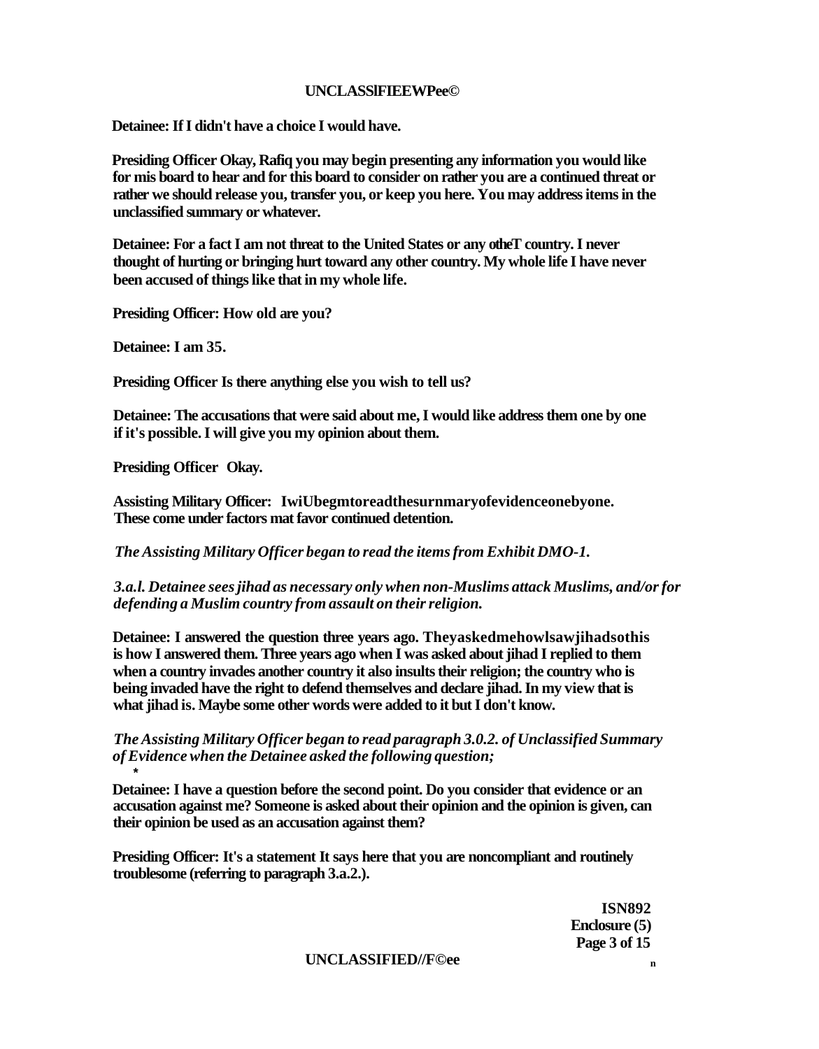**Detainee: If I didn't have a choice I would have.**

**Presiding Officer Okay, Rafiq you may begin presenting any information you would like for mis board to hear and for this board to consider on rather you are a continued threat or rather we should release you, transfer you, or keep you here. You may address items in the unclassified summary or whatever.**

**Detainee: For a fact I am not threat to the United States or any otheT country. I never thought of hurting or bringing hurt toward any other country. My whole life I have never been accused of things like that in my whole life.**

**Presiding Officer: How old are you?**

**Detainee: I am 35.**

**Presiding Officer Is there anything else you wish to tell us?**

**Detainee: The accusations that were said about me, I would like address them one by one if it's possible. I will give you my opinion about them.**

**Presiding Officer Okay.**

**Assisting Military Officer: IwiUbegmtoreadthesurnmaryofevidenceonebyone. These come under factors mat favor continued detention.**

***The Assisting Military Officer began to read the items from Exhibit DMO-1.***

***3.a.l. Detainee sees jihad as necessary only when non-Muslims attack Muslims, and/or for defending a Muslim country from assault on their religion.***

**Detainee: I answered the question three years ago. Theyaskedmehowlsawjihadsothis is how I answered them. Three years ago when I was asked about jihad I replied to them when a country invades another country it also insults their religion; the country who is being invaded have the right to defend themselves and declare jihad. In my view that is what jihad is. Maybe some other words were added to it but I don't know.**

***The Assisting Military Officer began to read paragraph 3.0.2. of Unclassified Summary of Evidence when the Detainee asked the following question;***

**Detainee: I have a question before the second point. Do you consider that evidence or an accusation against me? Someone is asked about their opinion and the opinion is given, can their opinion be used as an accusation against them?**

**Presiding Officer: It's a statement It says here that you are noncompliant and routinely troublesome (referring to paragraph 3.a.2.).**

**ISN892**
**Enclosure (5)**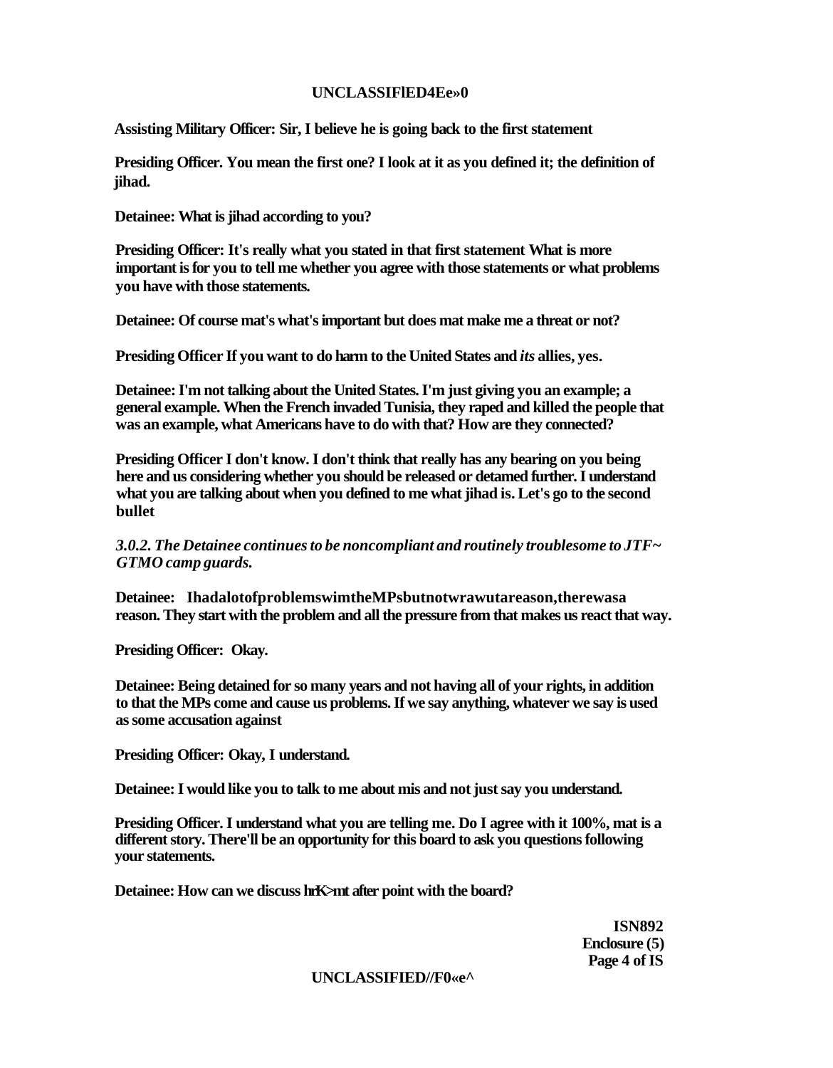**Assisting Military Officer: Sir, I believe he is going back to the first statement**

**Presiding Officer. You mean the first one? I look at it as you defined it; the definition of jihad.**

**Detainee: What is jihad according to you?**

**Presiding Officer: It's really what you stated in that first statement What is more important is for you to tell me whether you agree with those statements or what problems you have with those statements.**

**Detainee: Of course mat's what's important but does mat make me a threat or not?**

**Presiding Officer If you want to do harm to the United States and *its* allies, yes.**

**Detainee: I'm not talking about the United States. I'm just giving you an example; a general example. When the French invaded Tunisia, they raped and killed the people that was an example, what Americans have to do with that? How are they connected?**

**Presiding Officer I don't know. I don't think that really has any bearing on you being here and us considering whether you should be released or detamed further. I understand what you are talking about when you defined to me what jihad is. Let's go to the second bullet**

***3.0.2. The Detainee continues to be noncompliant and routinely troublesome to JTF~ GTMO camp guards.***

**Detainee: IhadalotofproblemswimtheMPsbutnotwrawutareason,therewasa reason. They start with the problem and all the pressure from that makes us react that way.**

**Presiding Officer: Okay.**

**Detainee: Being detained for so many years and not having all of your rights, in addition to that the MPs come and cause us problems. If we say anything, whatever we say is used as some accusation against**

**Presiding Officer: Okay, I understand.**

**Detainee: I would like you to talk to me about mis and not just say you understand.**

**Presiding Officer. I understand what you are telling me. Do I agree with it 100%, mat is a different story. There'll be an opportunity for this board to ask you questions following your statements.**

**Detainee: How can we discuss hrK>mt after point with the board?**

**ISN892**
**Enclosure (5)**
**Page 4 of IS**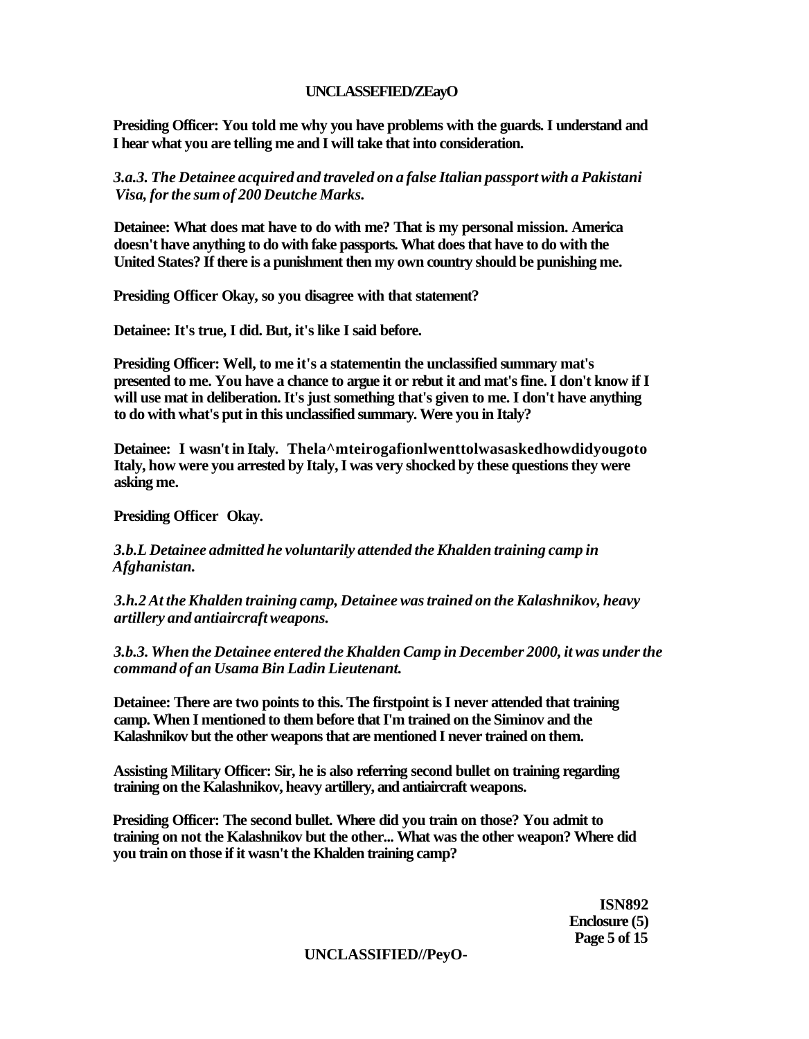**Presiding Officer: You told me why you have problems with the guards. I understand and I hear what you are telling me and I will take that into consideration.**

***3.a.3. The Detainee acquired and traveled on a false Italian passport with a Pakistani Visa, for the sum of 200 Deutche Marks.***

**Detainee: What does mat have to do with me? That is my personal mission. America doesn't have anything to do with fake passports. What does that have to do with the United States? If there is a punishment then my own country should be punishing me.**

**Presiding Officer Okay, so you disagree with that statement?**

**Detainee: It's true, I did. But, it's like I said before.**

**Presiding Officer: Well, to me it's a statementin the unclassified summary mat's presented to me. You have a chance to argue it or rebut it and mat's fine. I don't know if I will use mat in deliberation. It's just something that's given to me. I don't have anything to do with what's put in this unclassified summary. Were you in Italy?**

**Detainee: I wasn't in Italy. Thela^mteirogafionlwenttolwasaskedhowdidyougoto Italy, how were you arrested by Italy, I was very shocked by these questions they were asking me.**

**Presiding Officer Okay.**

***3.b.L Detainee admitted he voluntarily attended the Khalden training camp in Afghanistan.***

***3.h.2 At the Khalden training camp, Detainee was trained on the Kalashnikov, heavy artillery and antiaircraft weapons.***

***3.b.3. When the Detainee entered the Khalden Camp in December 2000, it was under the command of an Usama Bin Ladin Lieutenant.***

**Detainee: There are two points to this. The firstpoint is I never attended that training camp. When I mentioned to them before that I'm trained on the Siminov and the Kalashnikov but the other weapons that are mentioned I never trained on them.**

**Assisting Military Officer: Sir, he is also referring second bullet on training regarding training on the Kalashnikov, heavy artillery, and antiaircraft weapons.**

**Presiding Officer: The second bullet. Where did you train on those? You admit to training on not the Kalashnikov but the other... What was the other weapon? Where did you train on those if it wasn't the Khalden training camp?**

**ISN892**
**Enclosure (5)**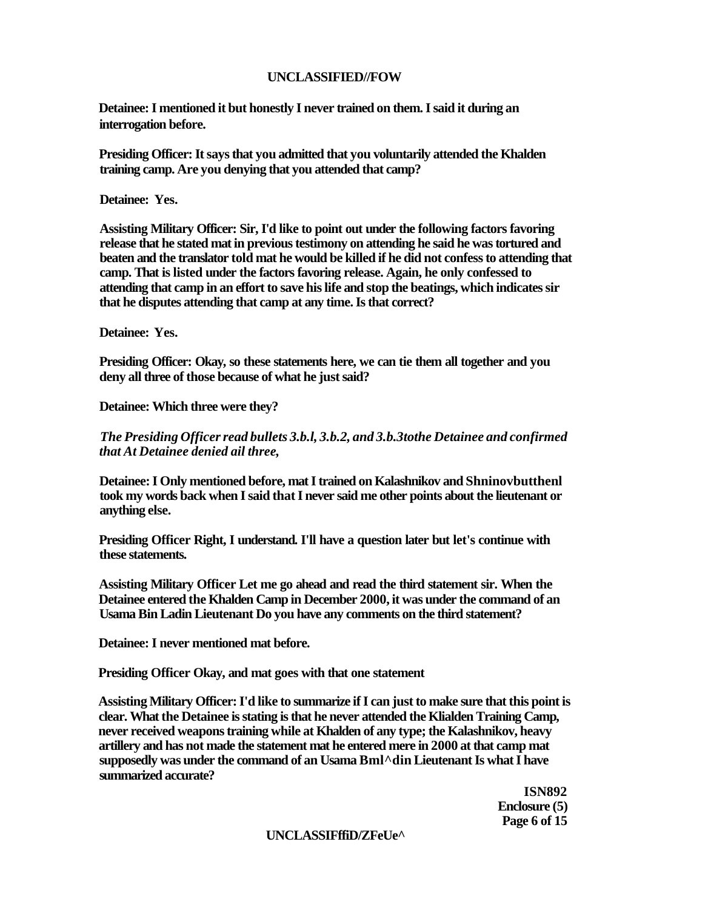**Detainee: I mentioned it but honestly I never trained on them. I said it during an interrogation before.**

**Presiding Officer: It says that you admitted that you voluntarily attended the Khalden training camp. Are you denying that you attended that camp?**

**Detainee: Yes.**

**Assisting Military Officer: Sir, I'd like to point out under the following factors favoring release that he stated mat in previous testimony on attending he said he was tortured and beaten and the translator told mat he would be killed if he did not confess to attending that camp. That is listed under the factors favoring release. Again, he only confessed to attending that camp in an effort to save his life and stop the beatings, which indicates sir that he disputes attending that camp at any time. Is that correct?**

**Detainee: Yes.**

**Presiding Officer: Okay, so these statements here, we can tie them all together and you deny all three of those because of what he just said?**

**Detainee: Which three were they?**

***The Presiding Officer read bullets 3.b.l, 3.b.2, and 3.b.3tothe Detainee and confirmed that At Detainee denied ail three,***

**Detainee: I Only mentioned before, mat I trained on Kalashnikov and Shninovbutthenl took my words back when I said that I never said me other points about the lieutenant or anything else.**

**Presiding Officer Right, I understand. I'll have a question later but let's continue with these statements.**

**Assisting Military Officer Let me go ahead and read the third statement sir. When the Detainee entered the Khalden Camp in December 2000, it was under the command of an Usama Bin Ladin Lieutenant Do you have any comments on the third statement?**

**Detainee: I never mentioned mat before.**

**Presiding Officer Okay, and mat goes with that one statement**

**Assisting Military Officer: I'd like to summarize if I can just to make sure that this point is clear. What the Detainee is stating is that he never attended the Klialden Training Camp, never received weapons training while at Khalden of any type; the Kalashnikov, heavy artillery and has not made the statement mat he entered mere in 2000 at that camp mat supposedly was under the command of an Usama Bml^din Lieutenant Is what I have summarized accurate?**

**ISN892**
**Enclosure (5)**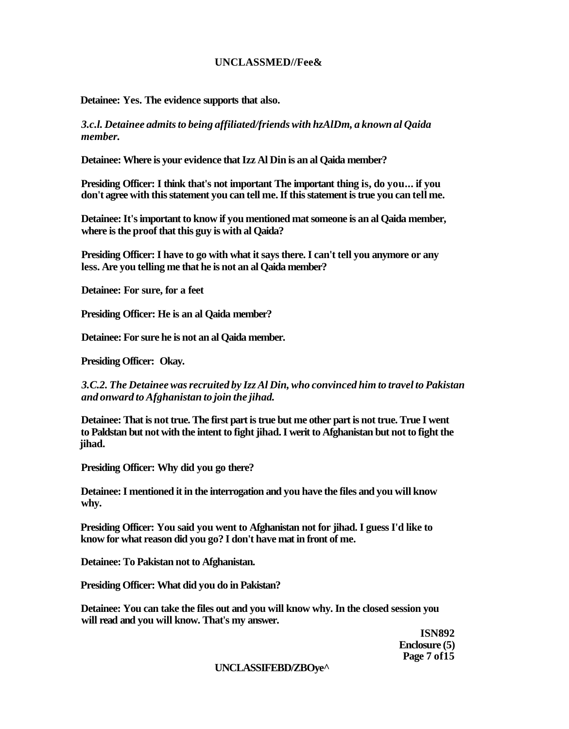**Detainee: Yes. The evidence supports that also.**

*3.c.l. Detainee admits to being affiliated/friends with hzAlDm, a known al Qaida member.*

**Detainee: Where is your evidence that Izz Al Din is an al Qaida member?**

**Presiding Officer: I think that's not important The important thing is, do you... if you don't agree with this statement you can tell me. If this statement is true you can tell me.**

**Detainee: It's important to know if you mentioned mat someone is an al Qaida member, where is the proof that this guy is with al Qaida?**

**Presiding Officer: I have to go with what it says there. I can't tell you anymore or any less. Are you telling me that he is not an al Qaida member?**

**Detainee: For sure, for a feet**

**Presiding Officer: He is an al Qaida member?**

**Detainee: For sure he is not an al Qaida member.**

**Presiding Officer: Okay.**

*3.C.2. The Detainee was recruited by Izz Al Din, who convinced him to travel to Pakistan and onward to Afghanistan to join the jihad.*

**Detainee: That is not true. The first part is true but me other part is not true. True I went to Paldstan but not with the intent to fight jihad. I werit to Afghanistan but not to fight the jihad.**

**Presiding Officer: Why did you go there?**

**Detainee: I mentioned it in the interrogation and you have the files and you will know why.**

**Presiding Officer: You said you went to Afghanistan not for jihad. I guess I'd like to know for what reason did you go? I don't have mat in front of me.**

**Detainee: To Pakistan not to Afghanistan.**

**Presiding Officer: What did you do in Pakistan?**

**Detainee: You can take the files out and you will know why. In the closed session you will read and you will know. That's my answer.**

**ISN892**
**Enclosure (5)**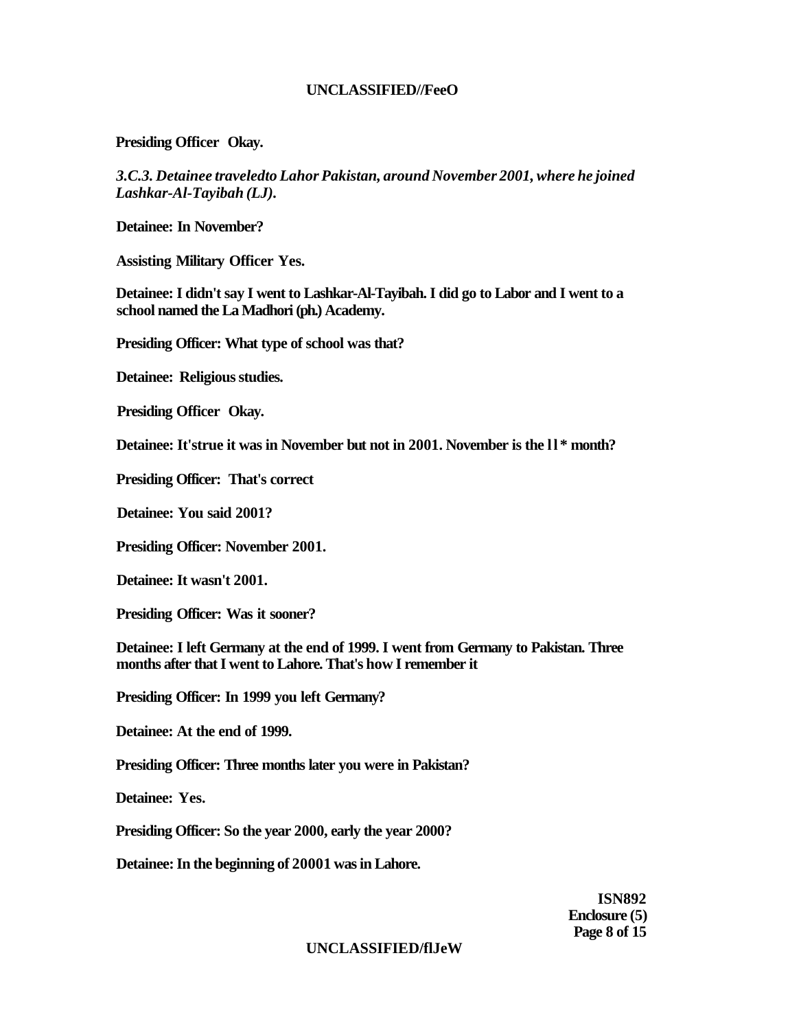**Presiding Officer Okay.**

***3.C.3. Detainee traveledto Lahor Pakistan, around November 2001, where he joined Lashkar-Al-Tayibah (LJ).***

**Detainee: In November?**

**Assisting Military Officer Yes.**

**Detainee: I didn't say I went to Lashkar-Al-Tayibah. I did go to Labor and I went to a school named the La Madhori (ph.) Academy.**

**Presiding Officer: What type of school was that?**

**Detainee: Religious studies.**

**Presiding Officer Okay.**

**Detainee: It'strue it was in November but not in 2001. November is the l l * month?**

**Presiding Officer: That's correct**

**Detainee: You said 2001?**

**Presiding Officer: November 2001.**

**Detainee: It wasn't 2001.**

**Presiding Officer: Was it sooner?**

**Detainee: I left Germany at the end of 1999. I went from Germany to Pakistan. Three months after that I went to Lahore. That's how I remember it**

**Presiding Officer: In 1999 you left Germany?**

**Detainee: At the end of 1999.**

**Presiding Officer: Three months later you were in Pakistan?**

**Detainee: Yes.**

**Presiding Officer: So the year 2000, early the year 2000?**

**Detainee: In the beginning of 20001 was in Lahore.**

**ISN892**
**Enclosure (5)**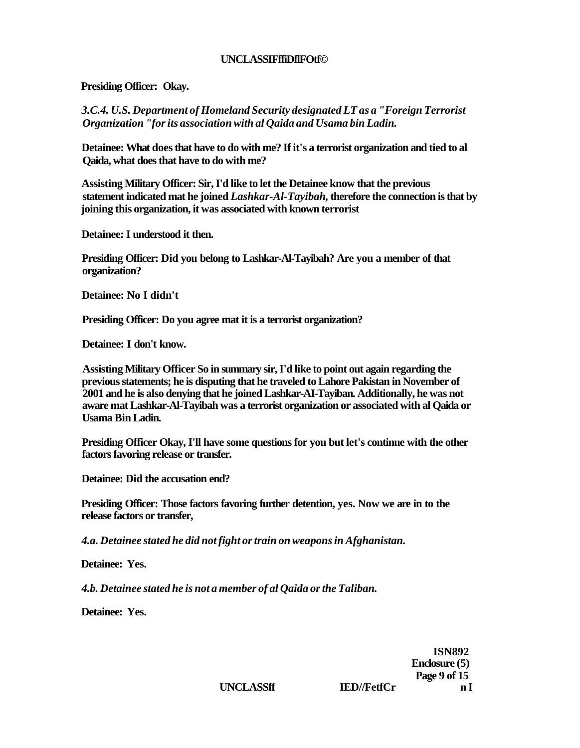**Presiding Officer: Okay.**

***3.C.4. U.S. Department of Homeland Security designated LT as a "Foreign Terrorist Organization "for its association with al Qaida and Usama bin Ladin.***

**Detainee: What does that have to do with me? If it's a terrorist organization and tied to al Qaida, what does that have to do with me?**

**Assisting Military Officer: Sir, I'd like to let the Detainee know that the previous statement indicated mat he joined *Lashkar-Al-Tayibah,* therefore the connection is that by joining this organization, it was associated with known terrorist**

**Detainee: I understood it then.**

**Presiding Officer: Did you belong to Lashkar-Al-Tayibah? Are you a member of that organization?**

**Detainee: No I didn't**

**Presiding Officer: Do you agree mat it is a terrorist organization?**

**Detainee: I don't know.**

**Assisting Military Officer So in summary sir, I'd like to point out again regarding the previous statements; he is disputing that he traveled to Lahore Pakistan in November of 2001 and he is also denying that he joined Lashkar-AI-Tayiban. Additionally, he was not aware mat Lashkar-Al-Tayibah was a terrorist organization or associated with al Qaida or Usama Bin Ladin.**

**Presiding Officer Okay, I'll have some questions for you but let's continue with the other factors favoring release or transfer.**

**Detainee: Did the accusation end?**

**Presiding Officer: Those factors favoring further detention, yes. Now we are in to the release factors or transfer,**

***4.a. Detainee stated he did not fight or train on weapons in Afghanistan.***

**Detainee: Yes.**

***4.b. Detainee stated he is not a member of al Qaida or the Taliban.***

**Detainee: Yes.**

**ISN892**
**Enclosure (5)**
**Page 9 of 15**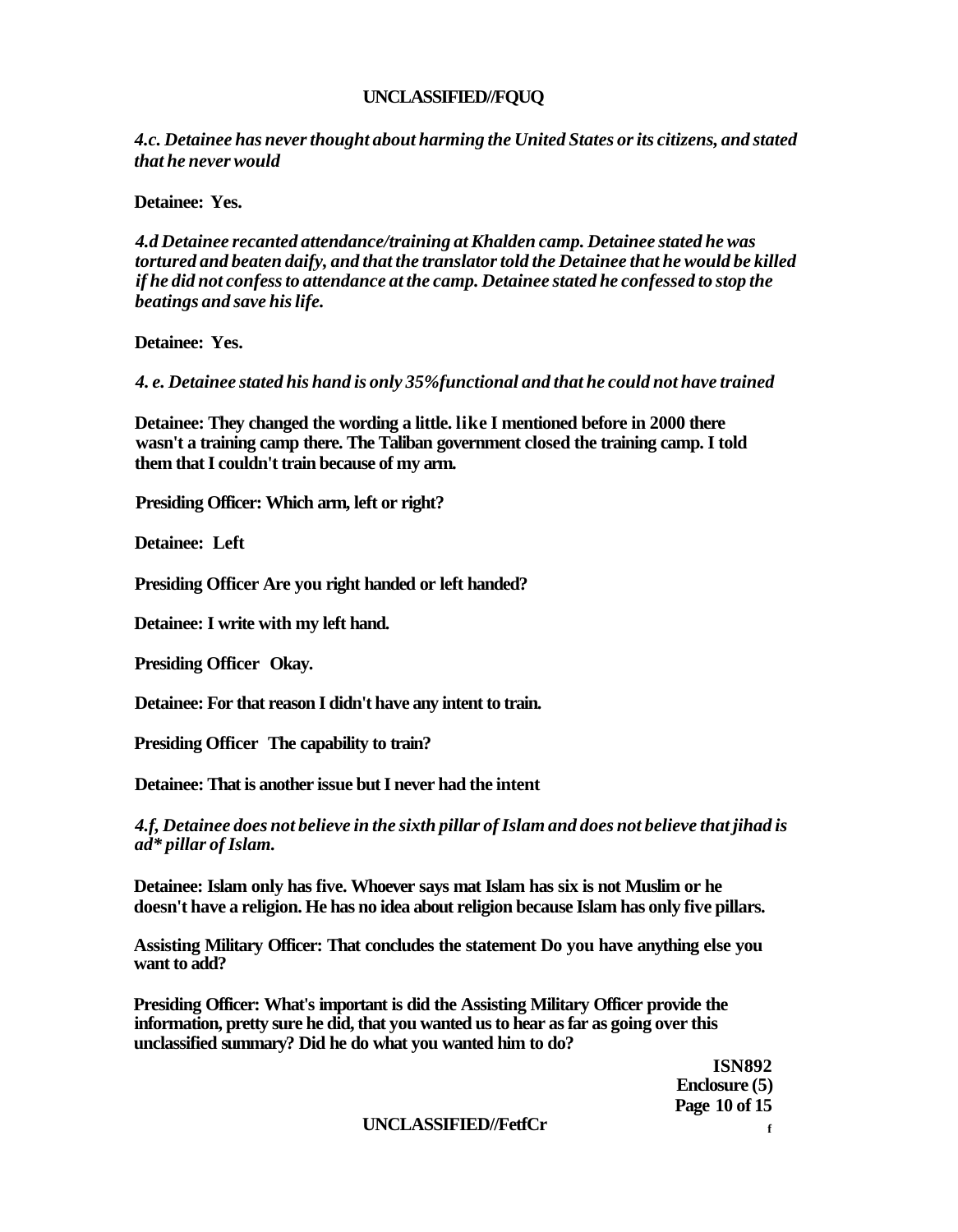*4.c. Detainee has never thought about harming the United States or its citizens, and stated that he never would*

**Detainee: Yes.**

*4.d Detainee recanted attendance/training at Khalden camp. Detainee stated he was tortured and beaten daify, and that the translator told the Detainee that he would be killed if he did not confess to attendance at the camp. Detainee stated he confessed to stop the beatings and save his life.*

**Detainee: Yes.**

*4. e. Detainee stated his hand is only 35%functional and that he could not have trained*

**Detainee: They changed the wording a little. like I mentioned before in 2000 there wasn't a training camp there. The Taliban government closed the training camp. I told them that I couldn't train because of my arm.**

**Presiding Officer: Which arm, left or right?**

**Detainee: Left**

**Presiding Officer Are you right handed or left handed?**

**Detainee: I write with my left hand.**

**Presiding Officer Okay.**

**Detainee: For that reason I didn't have any intent to train.**

**Presiding Officer The capability to train?**

**Detainee: That is another issue but I never had the intent**

*4.f, Detainee does not believe in the sixth pillar of Islam and does not believe that jihad is ad* pillar of Islam.*

**Detainee: Islam only has five. Whoever says mat Islam has six is not Muslim or he doesn't have a religion. He has no idea about religion because Islam has only five pillars.**

**Assisting Military Officer: That concludes the statement Do you have anything else you want to add?**

**Presiding Officer: What's important is did the Assisting Military Officer provide the information, pretty sure he did, that you wanted us to hear as far as going over this unclassified summary? Did he do what you wanted him to do?**

**ISN892**
**Enclosure (5)**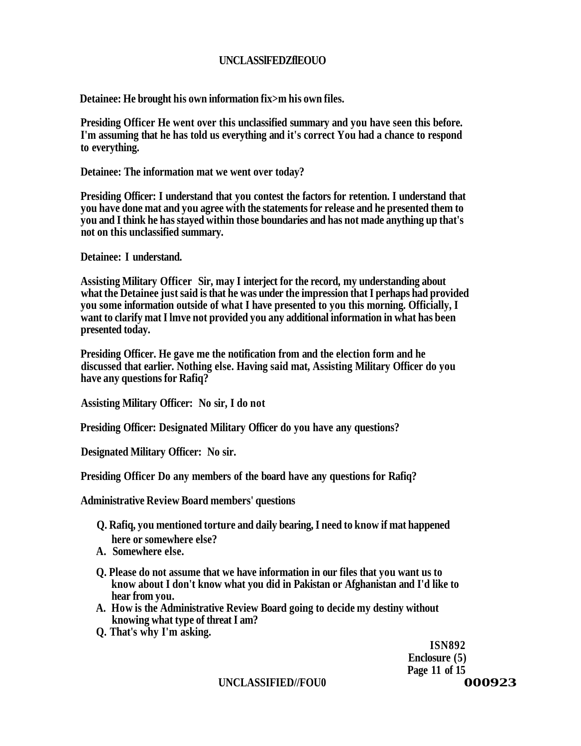**Detainee: He brought his own information fix>m his own files.**

**Presiding Officer He went over this unclassified summary and you have seen this before. I'm assuming that he has told us everything and it's correct You had a chance to respond to everything.**

**Detainee: The information mat we went over today?**

**Presiding Officer: I understand that you contest the factors for retention. I understand that you have done mat and you agree with the statements for release and he presented them to you and I think he has stayed within those boundaries and has not made anything up that's not on this unclassified summary.**

**Detainee: I understand.**

**Assisting Military Officer Sir, may I interject for the record, my understanding about what the Detainee just said is that he was under the impression that I perhaps had provided you some information outside of what I have presented to you this morning. Officially, I want to clarify mat I lmve not provided you any additional information in what has been presented today.**

**Presiding Officer. He gave me the notification from and the election form and he discussed that earlier. Nothing else. Having said mat, Assisting Military Officer do you have any questions for Rafiq?**

**Assisting Military Officer: No sir, I do not**

**Presiding Officer: Designated Military Officer do you have any questions?**

**Designated Military Officer: No sir.**

**Presiding Officer Do any members of the board have any questions for Rafiq?**

**Administrative Review Board members' questions**

- **Q. Rafiq, you mentioned torture and daily bearing, I need to know if mat happened here or somewhere else?**
- **A. Somewhere else.**
- **Q. Please do not assume that we have information in our files that you want us to know about I don't know what you did in Pakistan or Afghanistan and I'd like to hear from you.**
- **A. How is the Administrative Review Board going to decide my destiny without knowing what type of threat I am?**
- **Q. That's why I'm asking.**

**ISN892**
**Enclosure (5)**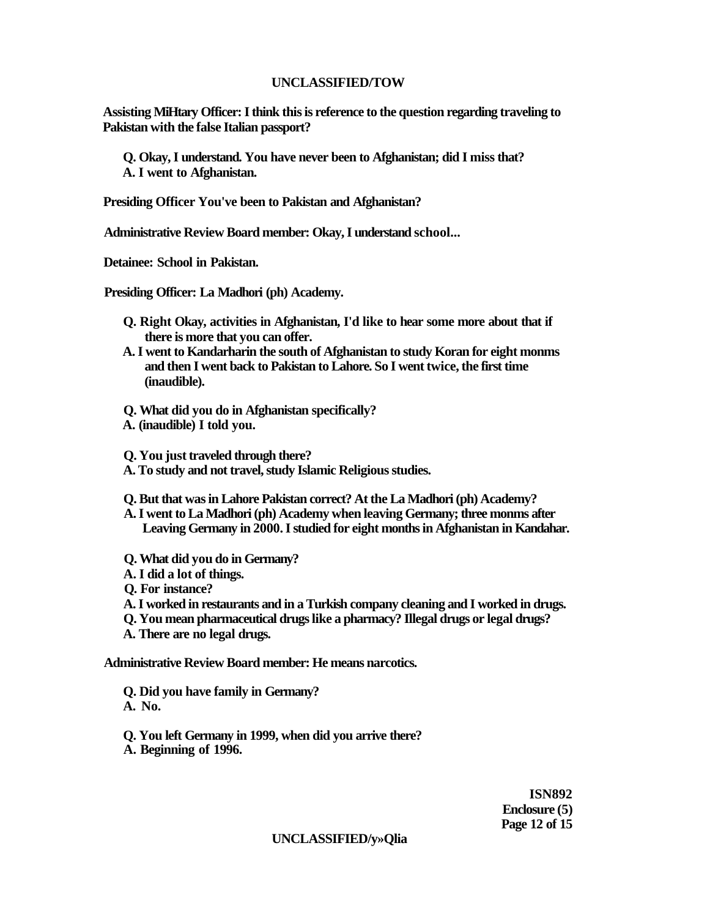**Assisting MiHtary Officer: I think this is reference to the question regarding traveling to Pakistan with the false Italian passport?**

**Q. Okay, I understand. You have never been to Afghanistan; did I miss that?**
**A. I went to Afghanistan.**

**Presiding Officer You've been to Pakistan and Afghanistan?**

**Administrative Review Board member: Okay, I understand school...**

**Detainee: School in Pakistan.**

**Presiding Officer: La Madhori (ph) Academy.**

**Q. Right Okay, activities in Afghanistan, I'd like to hear some more about that if there is more that you can offer.**
**A. I went to Kandarharin the south of Afghanistan to study Koran for eight monms and then I went back to Pakistan to Lahore. So I went twice, the first time (inaudible).**

**Q. What did you do in Afghanistan specifically?**
**A. (inaudible) I told you.**

**Q. You just traveled through there?**
**A. To study and not travel, study Islamic Religious studies.**

**Q. But that was in Lahore Pakistan correct? At the La Madhori (ph) Academy?**
**A. I went to La Madhori (ph) Academy when leaving Germany; three monms after Leaving Germany in 2000. I studied for eight months in Afghanistan in Kandahar.**

**Q. What did you do in Germany?**
**A. I did a lot of things.**
**Q. For instance?**
**A. I worked in restaurants and in a Turkish company cleaning and I worked in drugs.**
**Q. You mean pharmaceutical drugs like a pharmacy? Illegal drugs or legal drugs?**
**A. There are no legal drugs.**

**Administrative Review Board member: He means narcotics.**

**Q. Did you have family in Germany?**
**A. No.**

**Q. You left Germany in 1999, when did you arrive there?**
**A. Beginning of 1996.**

**ISN892**
**Enclosure (5)**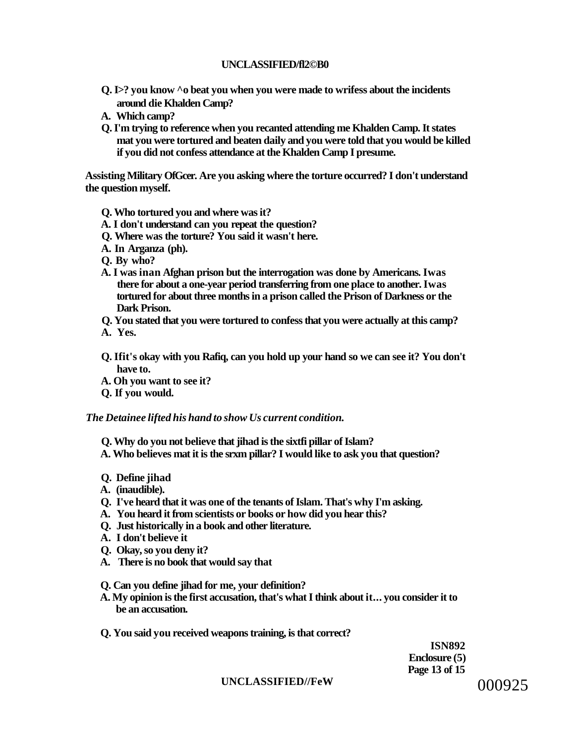**Q. I>? you know ^o beat you when you were made to wrifess about the incidents around die Khalden Camp?**

**A. Which camp?**

**Q. I'm trying to reference when you recanted attending me Khalden Camp. It states mat you were tortured and beaten daily and you were told that you would be killed if you did not confess attendance at the Khalden Camp I presume.**

**Assisting Military OfGcer. Are you asking where the torture occurred? I don't understand the question myself.**

**Q. Who tortured you and where was it?**

**A. I don't understand can you repeat the question?**

**Q. Where was the torture? You said it wasn't here.**

**A. In Arganza (ph).**

**Q. By who?**

**A. I was inan Afghan prison but the interrogation was done by Americans. Iwas there for about a one-year period transferring from one place to another. Iwas tortured for about three months in a prison called the Prison of Darkness or the Dark Prison.**

**Q. You stated that you were tortured to confess that you were actually at this camp?**

**A. Yes.**

**Q. Ifit's okay with you Rafiq, can you hold up your hand so we can see it? You don't have to.**

**A. Oh you want to see it?**

**Q. If you would.**

***The Detainee lifted his hand to show Us current condition.***

**Q. Why do you not believe that jihad is the sixtfi pillar of Islam?**

**A. Who believes mat it is the srxm pillar? I would like to ask you that question?**

**Q. Define jihad**

**A. (inaudible).**

**Q. I've heard that it was one of the tenants of Islam. That's why I'm asking.**

**A. You heard it from scientists or books or how did you hear this?**

**Q. Just historically in a book and other literature.**

**A. I don't believe it**

**Q. Okay, so you deny it?**

**A. There is no book that would say that**

**Q. Can you define jihad for me, your definition?**

**A. My opinion is the first accusation, that's what I think about it… you consider it to be an accusation.**

**Q. You said you received weapons training, is that correct?**

**ISN892**
**Enclosure (5)**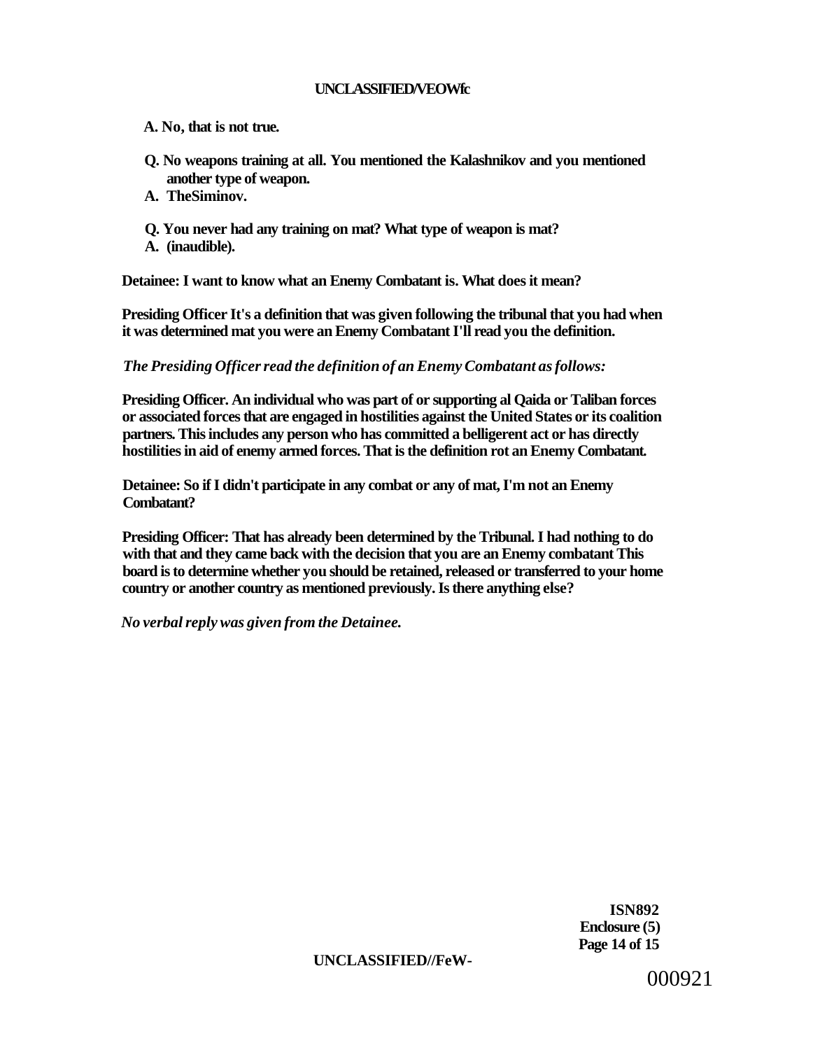**A. No, that is not true.**

**Q. No weapons training at all. You mentioned the Kalashnikov and you mentioned another type of weapon.**

**A. TheSiminov.**

**Q. You never had any training on mat? What type of weapon is mat?**

**A. (inaudible).**

**Detainee: I want to know what an Enemy Combatant is. What does it mean?**

**Presiding Officer It's a definition that was given following the tribunal that you had when it was determined mat you were an Enemy Combatant I'll read you the definition.**

***The Presiding Officer read the definition of an Enemy Combatant as follows:***

**Presiding Officer. An individual who was part of or supporting al Qaida or Taliban forces or associated forces that are engaged in hostilities against the United States or its coalition partners. This includes any person who has committed a belligerent act or has directly hostilities in aid of enemy armed forces. That is the definition rot an Enemy Combatant.**

**Detainee: So if I didn't participate in any combat or any of mat, I'm not an Enemy Combatant?**

**Presiding Officer: That has already been determined by the Tribunal. I had nothing to do with that and they came back with the decision that you are an Enemy combatant This board is to determine whether you should be retained, released or transferred to your home country or another country as mentioned previously. Is there anything else?**

***No verbal reply was given from the Detainee.***

**ISN892**
**Enclosure (5)**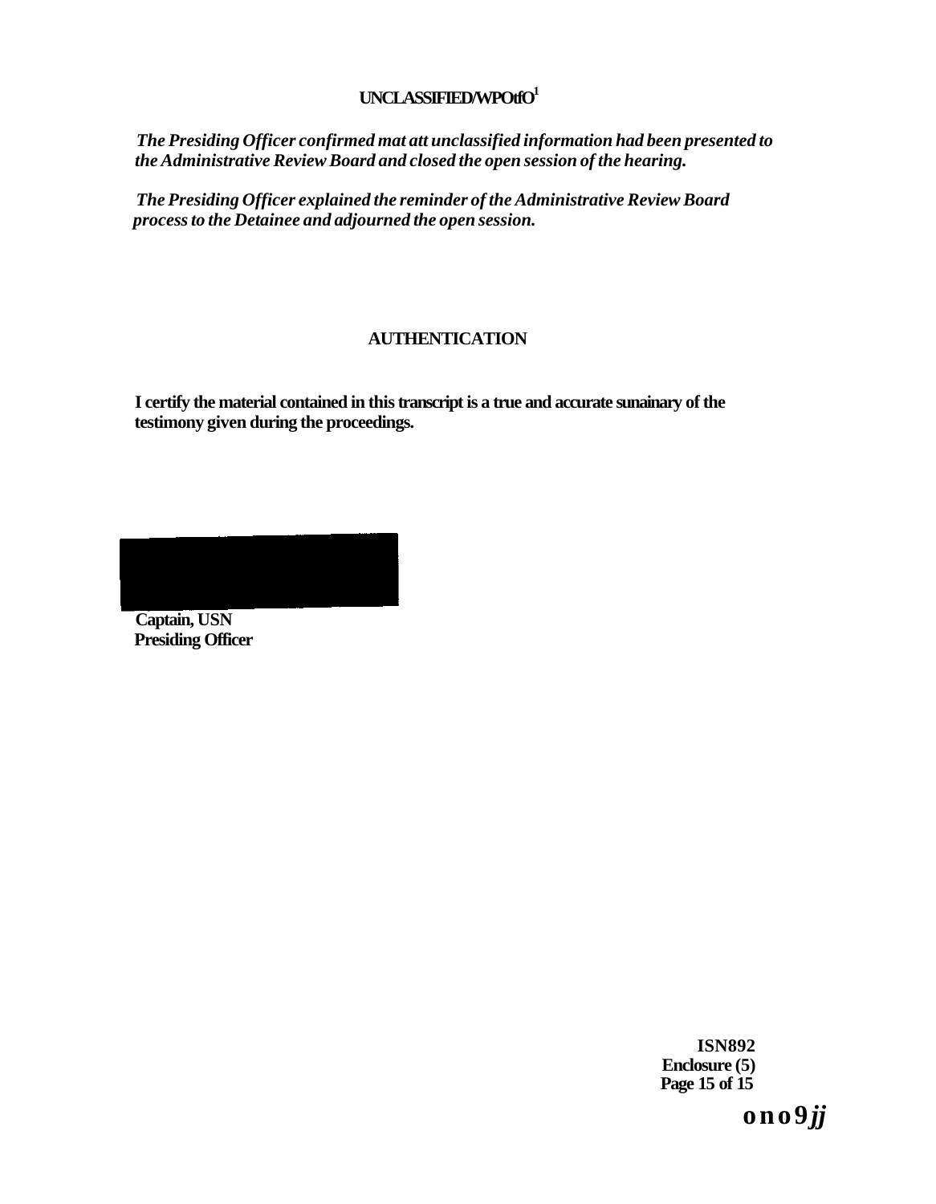**UNCLASSIFIED/WPOtfO[1]**

*The Presiding Officer confirmed mat att unclassified information had been presented to the Administrative Review Board and closed the open session of the hearing.*

*The Presiding Officer explained the reminder of the Administrative Review Board process to the Detainee and adjourned the open session.*

## AUTHENTICATION

**I certify the material contained in this transcript is a true and accurate sunainary of the testimony given during the proceedings.**

**Captain, USN**
**Presiding Officer**

**ISN892**
**Enclosure (5)**
**Page 15 of 15**

**ono9*jj***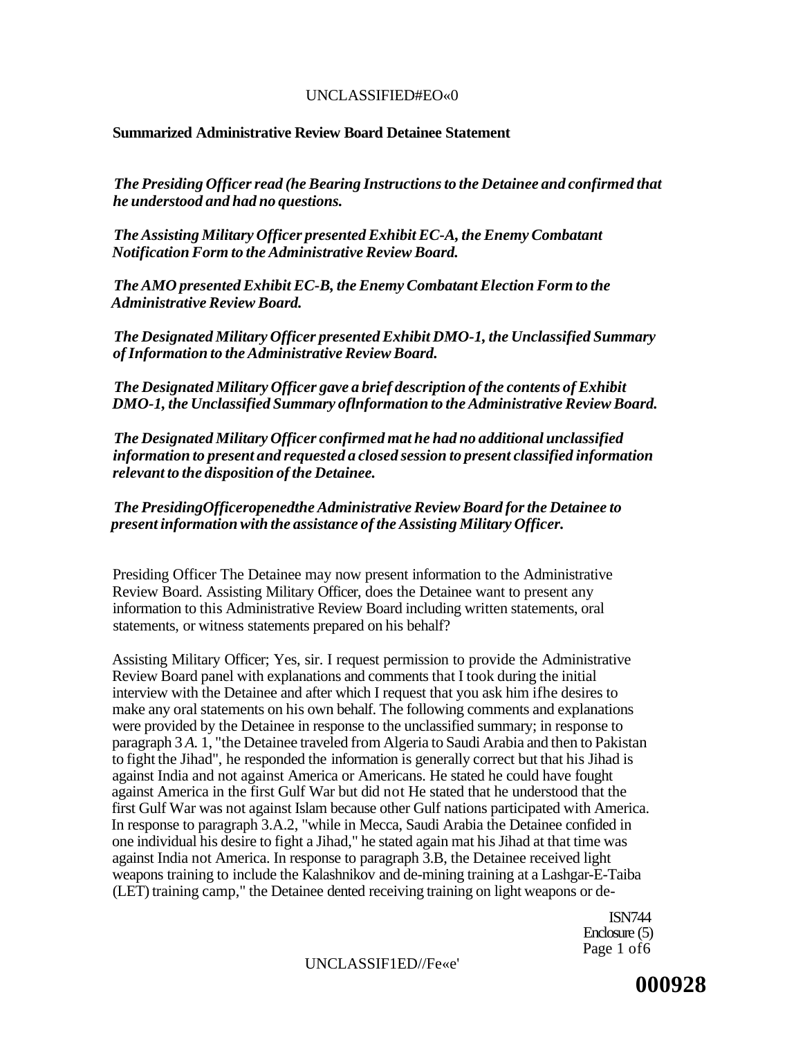**Summarized Administrative Review Board Detainee Statement**

*The Presiding Officer read (he Bearing Instructions to the Detainee and confirmed that he understood and had no questions.*

*The Assisting Military Officer presented Exhibit EC-A, the Enemy Combatant Notification Form to the Administrative Review Board.*

*The AMO presented Exhibit EC-B, the Enemy Combatant Election Form to the Administrative Review Board.*

*The Designated Military Officer presented Exhibit DMO-1, the Unclassified Summary of Information to the Administrative Review Board.*

*The Designated Military Officer gave a brief description of the contents of Exhibit DMO-1, the Unclassified Summary oflnformation to the Administrative Review Board.*

*The Designated Military Officer confirmed mat he had no additional unclassified information to present and requested a closed session to present classified information relevant to the disposition of the Detainee.*

*The PresidingOfficeropenedthe Administrative Review Board for the Detainee to present information with the assistance of the Assisting Military Officer.*

Presiding Officer The Detainee may now present information to the Administrative Review Board. Assisting Military Officer, does the Detainee want to present any information to this Administrative Review Board including written statements, oral statements, or witness statements prepared on his behalf?

Assisting Military Officer; Yes, sir. I request permission to provide the Administrative Review Board panel with explanations and comments that I took during the initial interview with the Detainee and after which I request that you ask him ifhe desires to make any oral statements on his own behalf. The following comments and explanations were provided by the Detainee in response to the unclassified summary; in response to paragraph 3 *A.* 1, "the Detainee traveled from Algeria to Saudi Arabia and then to Pakistan to fight the Jihad", he responded the information is generally correct but that his Jihad is against India and not against America or Americans. He stated he could have fought against America in the first Gulf War but did not He stated that he understood that the first Gulf War was not against Islam because other Gulf nations participated with America. In response to paragraph 3.A.2, "while in Mecca, Saudi Arabia the Detainee confided in one individual his desire to fight a Jihad," he stated again mat his Jihad at that time was against India not America. In response to paragraph 3.B, the Detainee received light weapons training to include the Kalashnikov and de-mining training at a Lashgar-E-Taiba (LET) training camp," the Detainee dented receiving training on light weapons or de-

ISN744
Enclosure (5)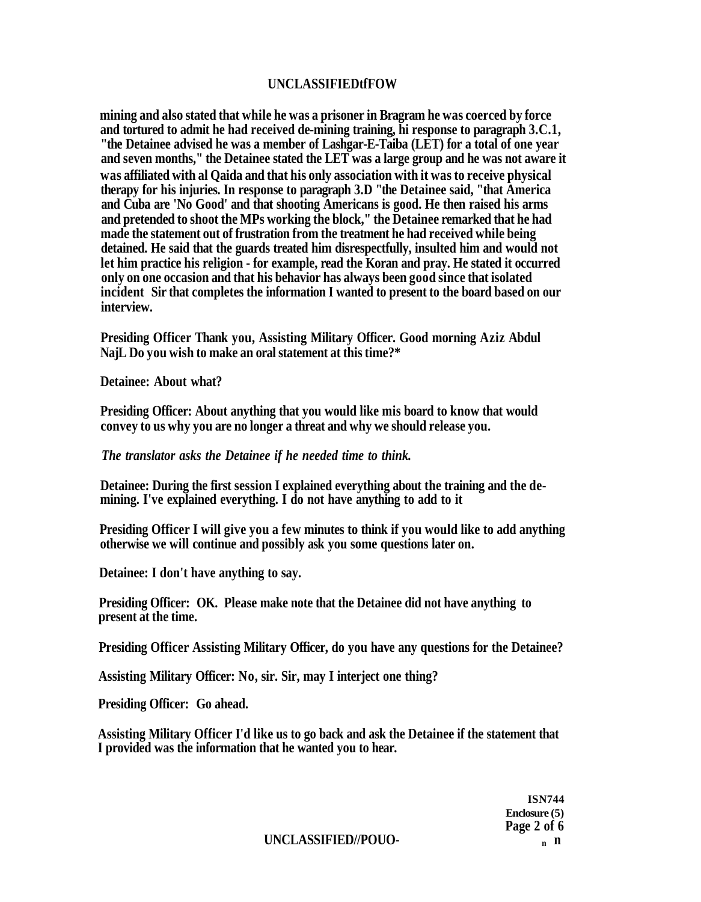mining and also stated that while he was a prisoner in Bragram he was coerced by force and tortured to admit he had received de-mining training, hi response to paragraph 3.C.1, "the Detainee advised he was a member of Lashgar-E-Taiba (LET) for a total of one year and seven months," the Detainee stated the LET was a large group and he was not aware it was affiliated with al Qaida and that his only association with it was to receive physical therapy for his injuries. In response to paragraph 3.D "the Detainee said, "that America and Cuba are 'No Good' and that shooting Americans is good. He then raised his arms and pretended to shoot the MPs working the block," the Detainee remarked that he had made the statement out of frustration from the treatment he had received while being detained. He said that the guards treated him disrespectfully, insulted him and would not let him practice his religion - for example, read the Koran and pray. He stated it occurred only on one occasion and that his behavior has always been good since that isolated incident Sir that completes the information I wanted to present to the board based on our interview.

Presiding Officer Thank you, Assisting Military Officer. Good morning Aziz Abdul NajL Do you wish to make an oral statement at this time?*

Detainee: About what?

Presiding Officer: About anything that you would like mis board to know that would convey to us why you are no longer a threat and why we should release you.

*The translator asks the Detainee if he needed time to think.*

Detainee: During the first session I explained everything about the training and the de-mining. I've explained everything. I do not have anything to add to it

Presiding Officer I will give you a few minutes to think if you would like to add anything otherwise we will continue and possibly ask you some questions later on.

Detainee: I don't have anything to say.

Presiding Officer: OK. Please make note that the Detainee did not have anything to present at the time.

Presiding Officer Assisting Military Officer, do you have any questions for the Detainee?

Assisting Military Officer: No, sir. Sir, may I interject one thing?

Presiding Officer: Go ahead.

Assisting Military Officer I'd like us to go back and ask the Detainee if the statement that I provided was the information that he wanted you to hear.

ISN744
Enclosure (5)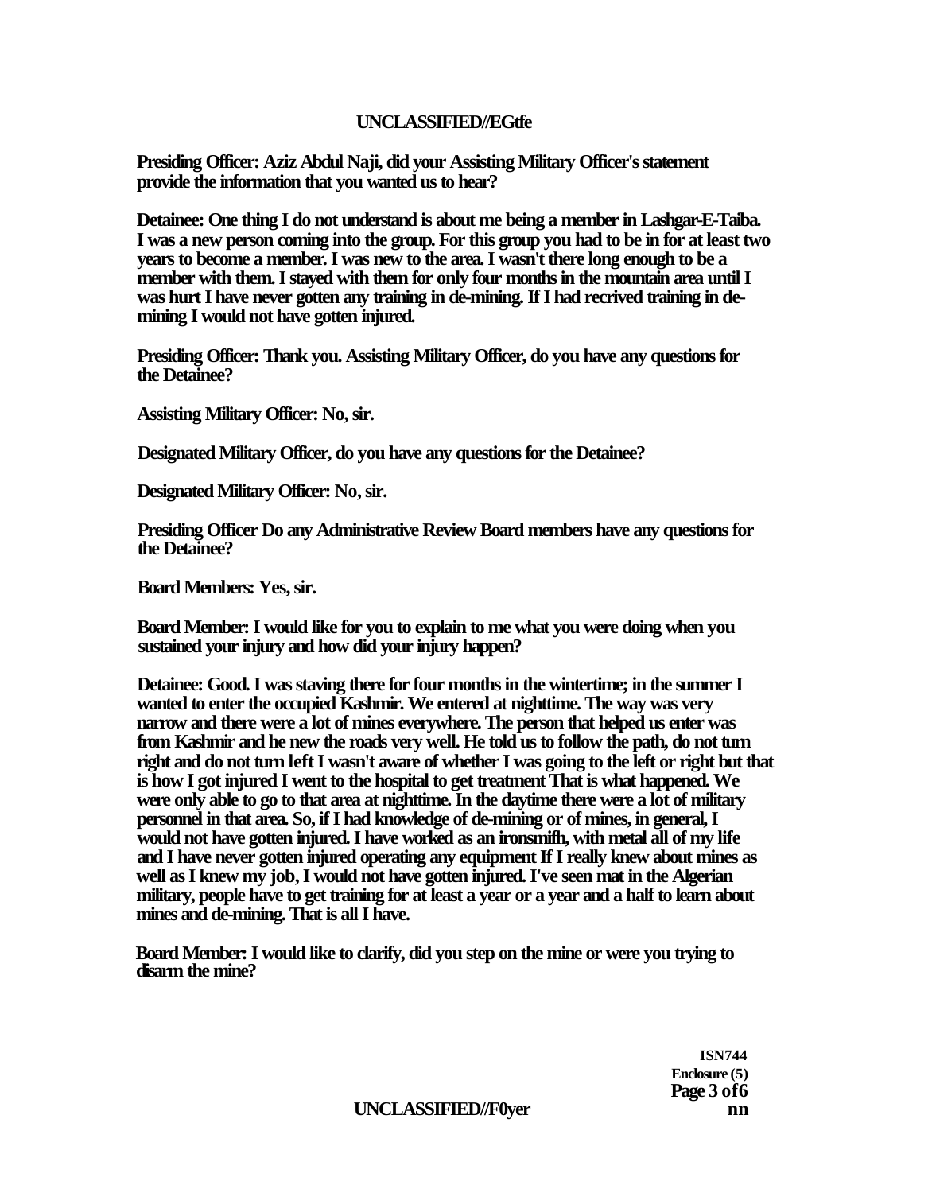**Presiding Officer: Aziz Abdul Naji, did your Assisting Military Officer's statement provide the information that you wanted us to hear?**

**Detainee: One thing I do not understand is about me being a member in Lashgar-E-Taiba. I was a new person coming into the group. For this group you had to be in for at least two years to become a member. I was new to the area. I wasn't there long enough to be a member with them. I stayed with them for only four months in the mountain area until I was hurt I have never gotten any training in de-mining. If I had recrived training in de-mining I would not have gotten injured.**

**Presiding Officer: Thank you. Assisting Military Officer, do you have any questions for the Detainee?**

**Assisting Military Officer: No, sir.**

**Designated Military Officer, do you have any questions for the Detainee?**

**Designated Military Officer: No, sir.**

**Presiding Officer Do any Administrative Review Board members have any questions for the Detainee?**

**Board Members: Yes, sir.**

**Board Member: I would like for you to explain to me what you were doing when you sustained your injury and how did your injury happen?**

**Detainee: Good. I was staving there for four months in the wintertime; in the summer I wanted to enter the occupied Kashmir. We entered at nighttime. The way was very narrow and there were a lot of mines everywhere. The person that helped us enter was from Kashmir and he new the roads very well. He told us to follow the path, do not turn right and do not turn left I wasn't aware of whether I was going to the left or right but that is how I got injured I went to the hospital to get treatment That is what happened. We were only able to go to that area at nighttime. In the daytime there were a lot of military personnel in that area. So, if I had knowledge of de-mining or of mines, in general, I would not have gotten injured. I have worked as an ironsmifh, with metal all of my life and I have never gotten injured operating any equipment If I really knew about mines as well as I knew my job, I would not have gotten injured. I've seen mat in the Algerian military, people have to get training for at least a year or a year and a half to learn about mines and de-mining. That is all I have.**

**Board Member: I would like to clarify, did you step on the mine or were you trying to disarm the mine?**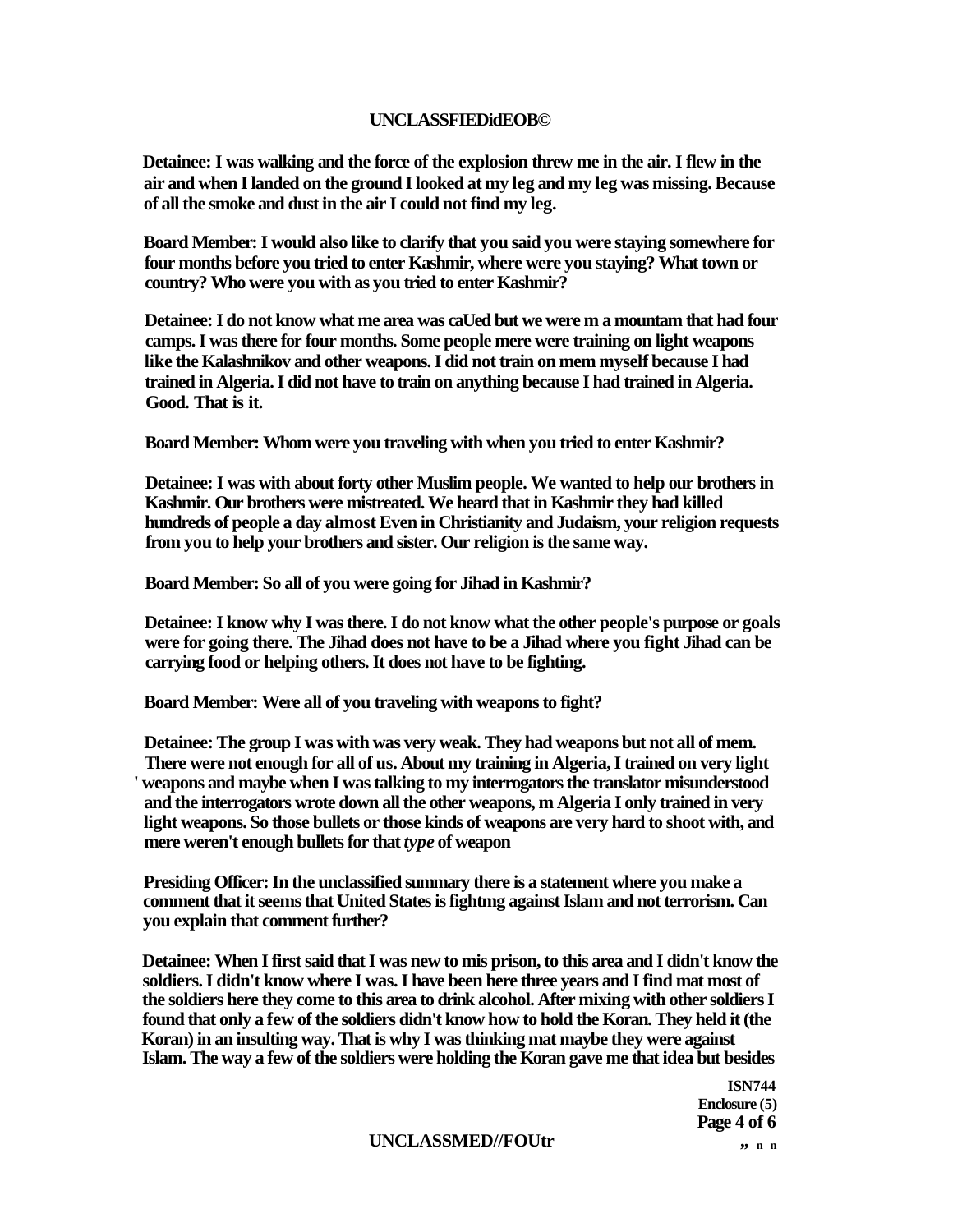**Detainee: I was walking and the force of the explosion threw me in the air. I flew in the air and when I landed on the ground I looked at my leg and my leg was missing. Because of all the smoke and dust in the air I could not find my leg.**

**Board Member: I would also like to clarify that you said you were staying somewhere for four months before you tried to enter Kashmir, where were you staying? What town or country? Who were you with as you tried to enter Kashmir?**

**Detainee: I do not know what me area was caUed but we were m a mountam that had four camps. I was there for four months. Some people mere were training on light weapons like the Kalashnikov and other weapons. I did not train on mem myself because I had trained in Algeria. I did not have to train on anything because I had trained in Algeria. Good. That is it.**

**Board Member: Whom were you traveling with when you tried to enter Kashmir?**

**Detainee: I was with about forty other Muslim people. We wanted to help our brothers in Kashmir. Our brothers were mistreated. We heard that in Kashmir they had killed hundreds of people a day almost Even in Christianity and Judaism, your religion requests from you to help your brothers and sister. Our religion is the same way.**

**Board Member: So all of you were going for Jihad in Kashmir?**

**Detainee: I know why I was there. I do not know what the other people's purpose or goals were for going there. The Jihad does not have to be a Jihad where you fight Jihad can be carrying food or helping others. It does not have to be fighting.**

**Board Member: Were all of you traveling with weapons to fight?**

**Detainee: The group I was with was very weak. They had weapons but not all of mem. There were not enough for all of us. About my training in Algeria, I trained on very light ' weapons and maybe when I was talking to my interrogators the translator misunderstood and the interrogators wrote down all the other weapons, m Algeria I only trained in very light weapons. So those bullets or those kinds of weapons are very hard to shoot with, and mere weren't enough bullets for that *type* of weapon**

**Presiding Officer: In the unclassified summary there is a statement where you make a comment that it seems that United States is fightmg against Islam and not terrorism. Can you explain that comment further?**

**Detainee: When I first said that I was new to mis prison, to this area and I didn't know the soldiers. I didn't know where I was. I have been here three years and I find mat most of the soldiers here they come to this area to drink alcohol. After mixing with other soldiers I found that only a few of the soldiers didn't know how to hold the Koran. They held it (the Koran) in an insulting way. That is why I was thinking mat maybe they were against Islam. The way a few of the soldiers were holding the Koran gave me that idea but besides**

**ISN744**
**Enclosure (5)**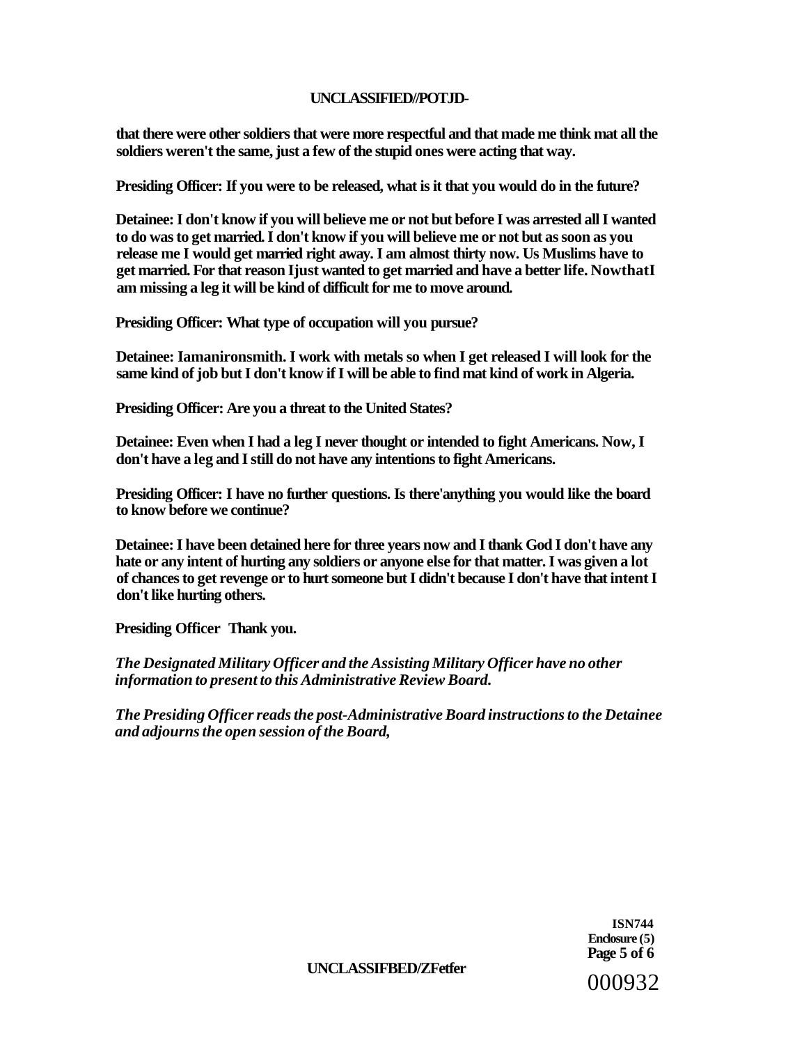**that there were other soldiers that were more respectful and that made me think mat all the soldiers weren't the same, just a few of the stupid ones were acting that way.**

**Presiding Officer: If you were to be released, what is it that you would do in the future?**

**Detainee: I don't know if you will believe me or not but before I was arrested all I wanted to do was to get married. I don't know if you will believe me or not but as soon as you release me I would get married right away. I am almost thirty now. Us Muslims have to get married. For that reason Ijust wanted to get married and have a better life. NowthatI am missing a leg it will be kind of difficult for me to move around.**

**Presiding Officer: What type of occupation will you pursue?**

**Detainee: Iamanironsmith. I work with metals so when I get released I will look for the same kind of job but I don't know if I will be able to find mat kind of work in Algeria.**

**Presiding Officer: Are you a threat to the United States?**

**Detainee: Even when I had a leg I never thought or intended to fight Americans. Now, I don't have a leg and I still do not have any intentions to fight Americans.**

**Presiding Officer: I have no further questions. Is there'anything you would like the board to know before we continue?**

**Detainee: I have been detained here for three years now and I thank God I don't have any hate or any intent of hurting any soldiers or anyone else for that matter. I was given a lot of chances to get revenge or to hurt someone but I didn't because I don't have that intent I don't like hurting others.**

**Presiding Officer Thank you.**

***The Designated Military Officer and the Assisting Military Officer have no other information to present to this Administrative Review Board.***

***The Presiding Officer reads the post-Administrative Board instructions to the Detainee and adjourns the open session of the Board,***

**ISN744**
**Enclosure (5)**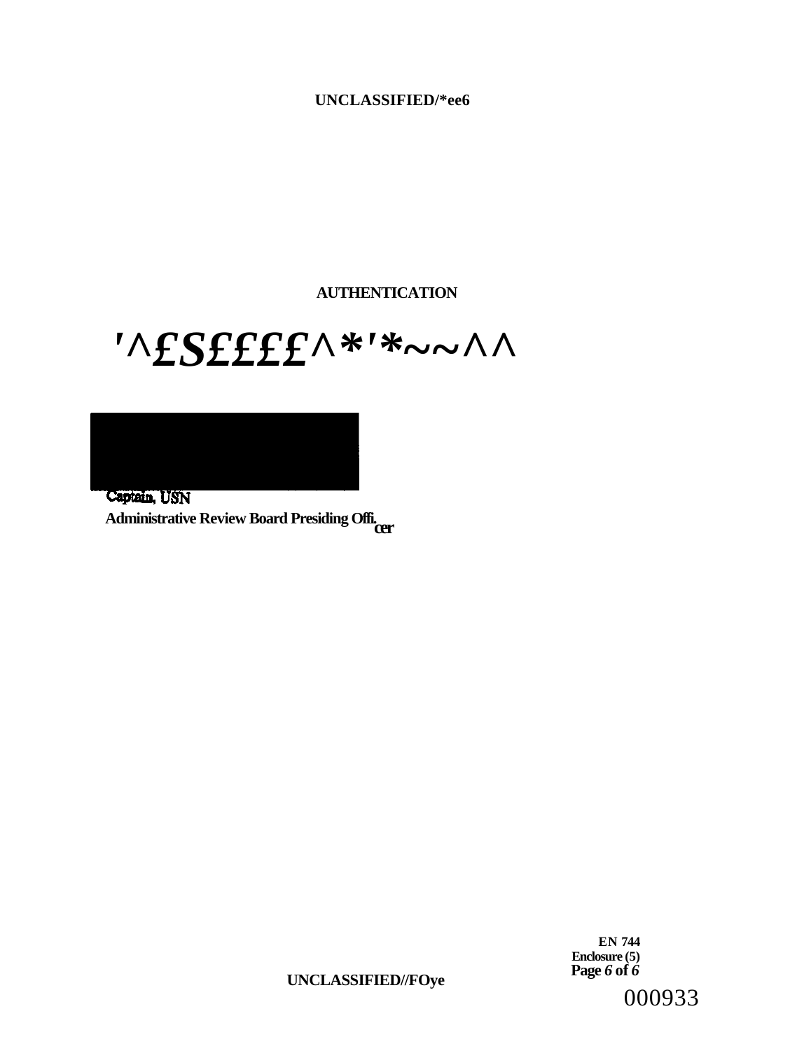UNCLASSIFIED/*ee6

**AUTHENTICATION**

'^£S££££^*'*~~^^

Captain, USN

**Administrative Review Board Presiding Officer**

**EN 744**
**Enclosure (5)**
**Page 6 of 6**

UNCLASSIFIED//FOye

000933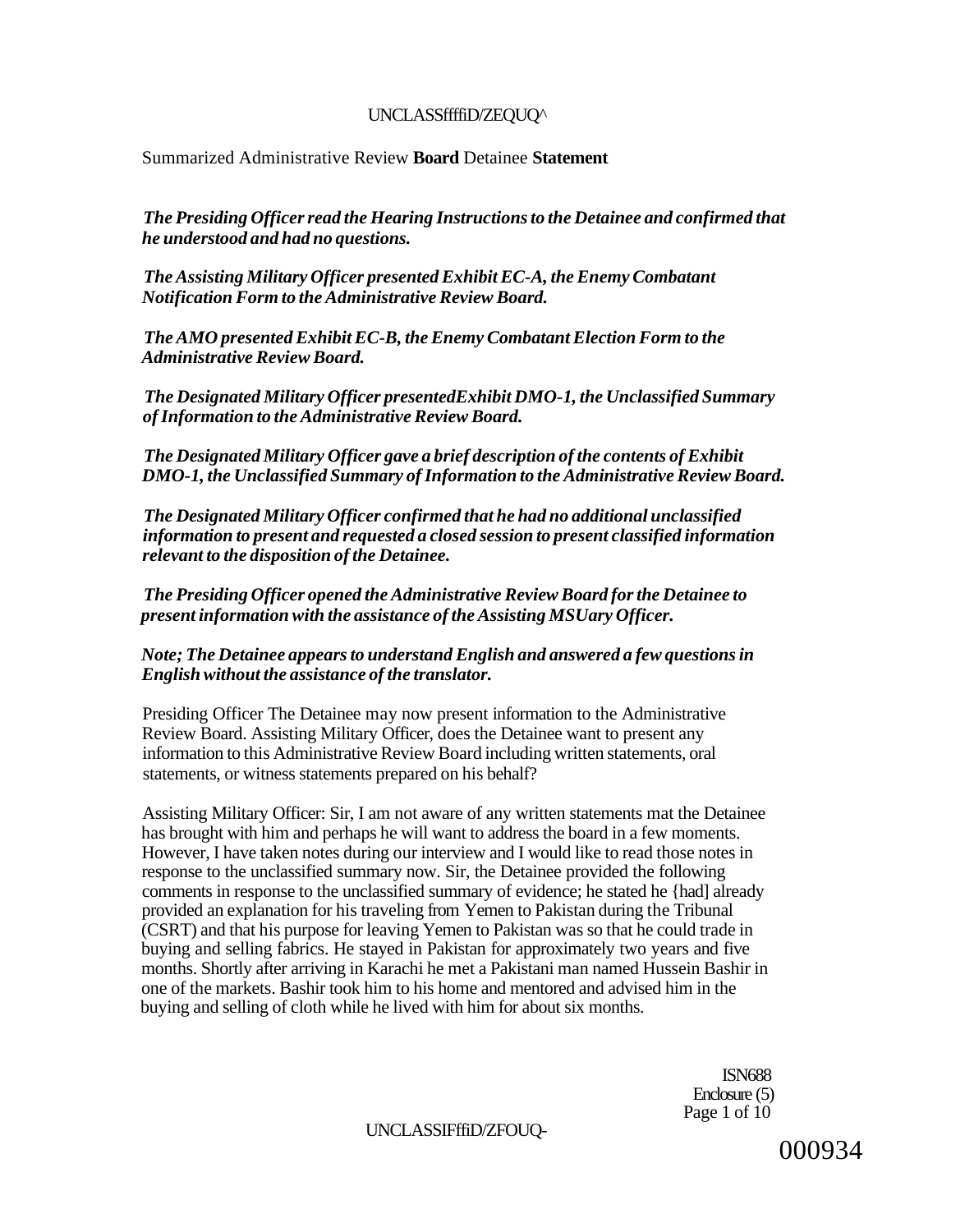Summarized Administrative Review **Board** Detainee **Statement**

*The Presiding Officer read the Hearing Instructions to the Detainee and confirmed that he understood and had no questions.*

*The Assisting Military Officer presented Exhibit EC-A, the Enemy Combatant Notification Form to the Administrative Review Board.*

*The AMO presented Exhibit EC-B, the Enemy Combatant Election Form to the Administrative Review Board.*

*The Designated Military Officer presentedExhibit DMO-1, the Unclassified Summary of Information to the Administrative Review Board.*

*The Designated Military Officer gave a brief description of the contents of Exhibit DMO-1, the Unclassified Summary of Information to the Administrative Review Board.*

*The Designated Military Officer confirmed that he had no additional unclassified information to present and requested a closed session to present classified information relevant to the disposition of the Detainee.*

*The Presiding Officer opened the Administrative Review Board for the Detainee to present information with the assistance of the Assisting MSUary Officer.*

*Note; The Detainee appears to understand English and answered a few questions in English without the assistance of the translator.*

Presiding Officer The Detainee may now present information to the Administrative Review Board. Assisting Military Officer, does the Detainee want to present any information to this Administrative Review Board including written statements, oral statements, or witness statements prepared on his behalf?

Assisting Military Officer: Sir, I am not aware of any written statements mat the Detainee has brought with him and perhaps he will want to address the board in a few moments. However, I have taken notes during our interview and I would like to read those notes in response to the unclassified summary now. Sir, the Detainee provided the following comments in response to the unclassified summary of evidence; he stated he {had] already provided an explanation for his traveling from Yemen to Pakistan during the Tribunal (CSRT) and that his purpose for leaving Yemen to Pakistan was so that he could trade in buying and selling fabrics. He stayed in Pakistan for approximately two years and five months. Shortly after arriving in Karachi he met a Pakistani man named Hussein Bashir in one of the markets. Bashir took him to his home and mentored and advised him in the buying and selling of cloth while he lived with him for about six months.

ISN688
Enclosure (5)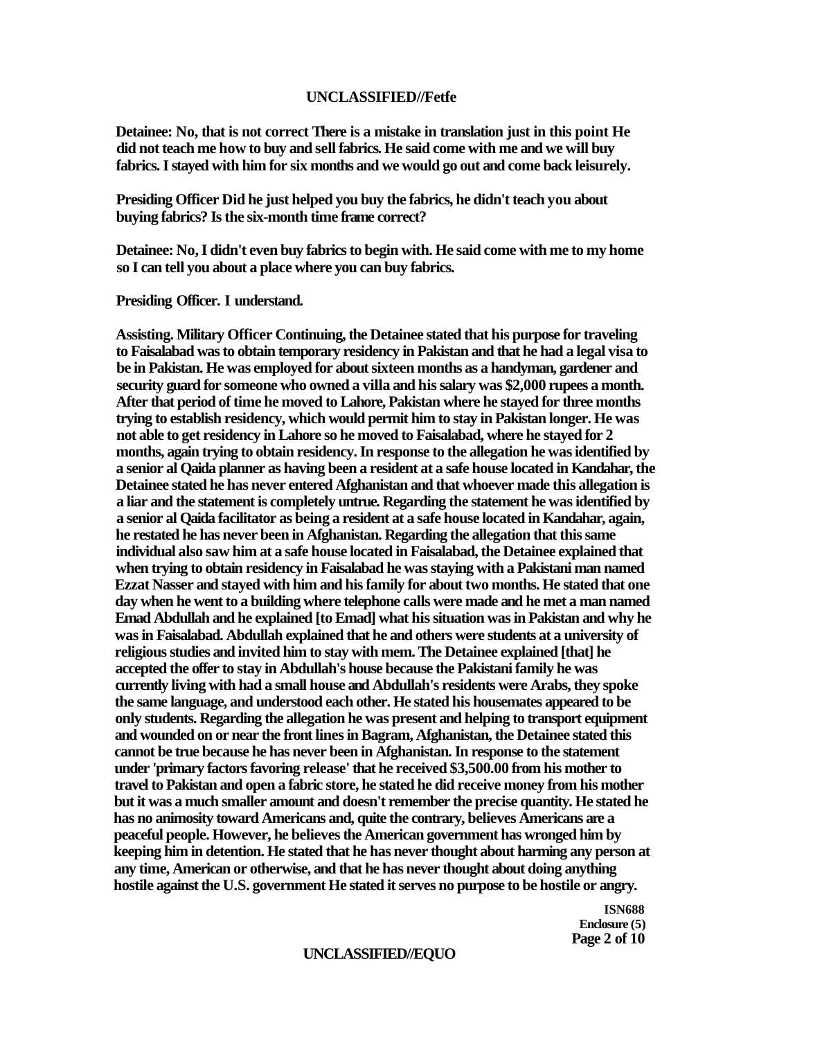**Detainee: No, that is not correct There is a mistake in translation just in this point He did not teach me how to buy and sell fabrics. He said come with me and we will buy fabrics. I stayed with him for six months and we would go out and come back leisurely.**

**Presiding Officer Did he just helped you buy the fabrics, he didn't teach you about buying fabrics? Is the six-month time frame correct?**

**Detainee: No, I didn't even buy fabrics to begin with. He said come with me to my home so I can tell you about a place where you can buy fabrics.**

**Presiding Officer. I understand.**

**Assisting. Military Officer Continuing, the Detainee stated that his purpose for traveling to Faisalabad was to obtain temporary residency in Pakistan and that he had a legal visa to be in Pakistan. He was employed for about sixteen months as a handyman, gardener and security guard for someone who owned a villa and his salary was $2,000 rupees a month. After that period of time he moved to Lahore, Pakistan where he stayed for three months trying to establish residency, which would permit him to stay in Pakistan longer. He was not able to get residency in Lahore so he moved to Faisalabad, where he stayed for 2 months, again trying to obtain residency. In response to the allegation he was identified by a senior al Qaida planner as having been a resident at a safe house located in Kandahar, the Detainee stated he has never entered Afghanistan and that whoever made this allegation is a liar and the statement is completely untrue. Regarding the statement he was identified by a senior al Qaida facilitator as being a resident at a safe house located in Kandahar, again, he restated he has never been in Afghanistan. Regarding the allegation that this same individual also saw him at a safe house located in Faisalabad, the Detainee explained that when trying to obtain residency in Faisalabad he was staying with a Pakistani man named Ezzat Nasser and stayed with him and his family for about two months. He stated that one day when he went to a building where telephone calls were made and he met a man named Emad Abdullah and he explained [to Emad] what his situation was in Pakistan and why he was in Faisalabad. Abdullah explained that he and others were students at a university of religious studies and invited him to stay with mem. The Detainee explained [that] he accepted the offer to stay in Abdullah's house because the Pakistani family he was currently living with had a small house and Abdullah's residents were Arabs, they spoke the same language, and understood each other. He stated his housemates appeared to be only students. Regarding the allegation he was present and helping to transport equipment and wounded on or near the front lines in Bagram, Afghanistan, the Detainee stated this cannot be true because he has never been in Afghanistan. In response to the statement under 'primary factors favoring release' that he received $3,500.00 from his mother to travel to Pakistan and open a fabric store, he stated he did receive money from his mother but it was a much smaller amount and doesn't remember the precise quantity. He stated he has no animosity toward Americans and, quite the contrary, believes Americans are a peaceful people. However, he believes the American government has wronged him by keeping him in detention. He stated that he has never thought about harming any person at any time, American or otherwise, and that he has never thought about doing anything hostile against the U.S. government He stated it serves no purpose to be hostile or angry.**

**ISN688**
**Enclosure (5)**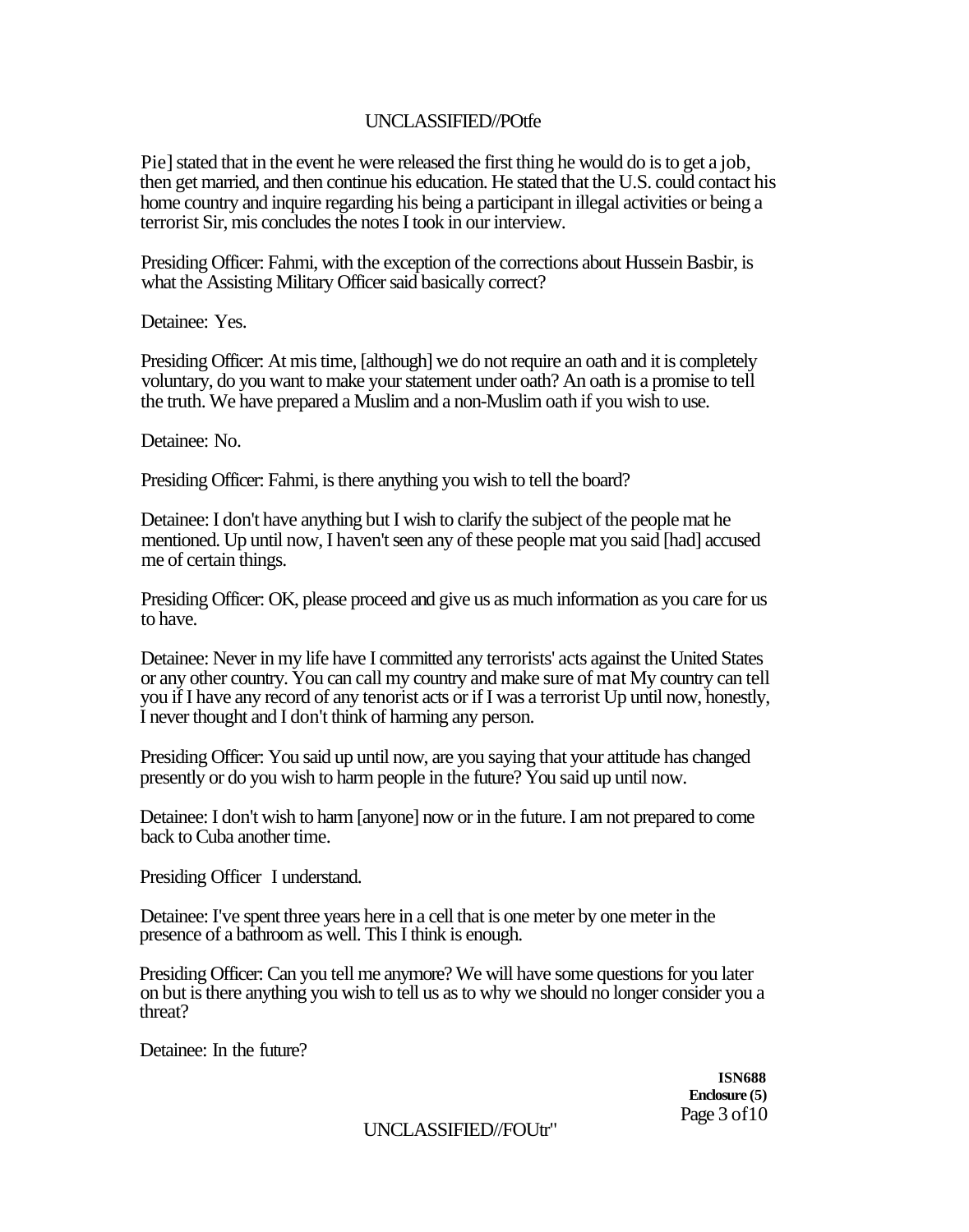Pie] stated that in the event he were released the first thing he would do is to get a job, then get married, and then continue his education. He stated that the U.S. could contact his home country and inquire regarding his being a participant in illegal activities or being a terrorist Sir, mis concludes the notes I took in our interview.

Presiding Officer: Fahmi, with the exception of the corrections about Hussein Basbir, is what the Assisting Military Officer said basically correct?

Detainee: Yes.

Presiding Officer: At mis time, [although] we do not require an oath and it is completely voluntary, do you want to make your statement under oath? An oath is a promise to tell the truth. We have prepared a Muslim and a non-Muslim oath if you wish to use.

Detainee: No.

Presiding Officer: Fahmi, is there anything you wish to tell the board?

Detainee: I don't have anything but I wish to clarify the subject of the people mat he mentioned. Up until now, I haven't seen any of these people mat you said [had] accused me of certain things.

Presiding Officer: OK, please proceed and give us as much information as you care for us to have.

Detainee: Never in my life have I committed any terrorists' acts against the United States or any other country. You can call my country and make sure of mat My country can tell you if I have any record of any tenorist acts or if I was a terrorist Up until now, honestly, I never thought and I don't think of harming any person.

Presiding Officer: You said up until now, are you saying that your attitude has changed presently or do you wish to harm people in the future? You said up until now.

Detainee: I don't wish to harm [anyone] now or in the future. I am not prepared to come back to Cuba another time.

Presiding Officer I understand.

Detainee: I've spent three years here in a cell that is one meter by one meter in the presence of a bathroom as well. This I think is enough.

Presiding Officer: Can you tell me anymore? We will have some questions for you later on but is there anything you wish to tell us as to why we should no longer consider you a threat?

Detainee: In the future?

**ISN688**
**Enclosure (5)**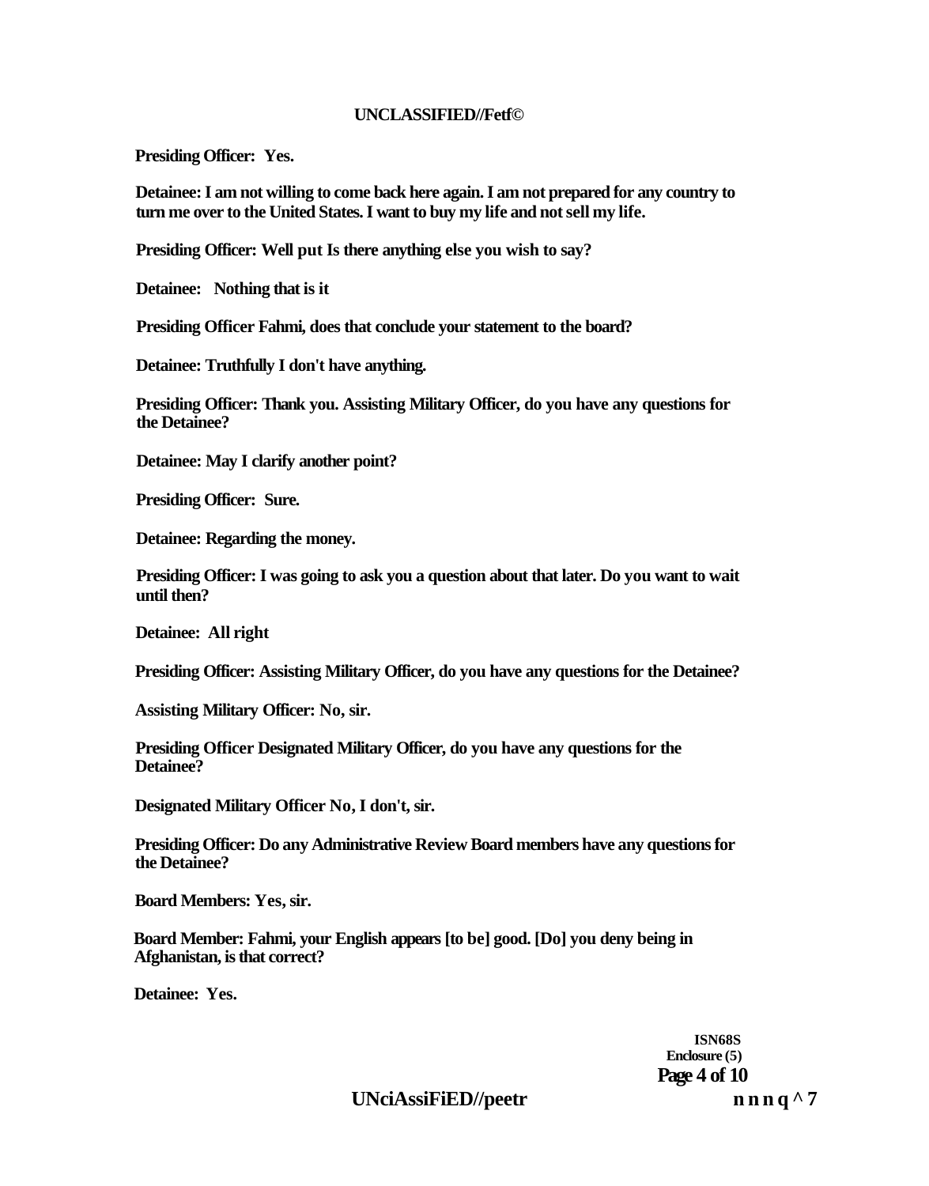**Presiding Officer: Yes.**

**Detainee: I am not willing to come back here again. I am not prepared for any country to turn me over to the United States. I want to buy my life and not sell my life.**

**Presiding Officer: Well put Is there anything else you wish to say?**

**Detainee: Nothing that is it**

**Presiding Officer Fahmi, does that conclude your statement to the board?**

**Detainee: Truthfully I don't have anything.**

**Presiding Officer: Thank you. Assisting Military Officer, do you have any questions for the Detainee?**

**Detainee: May I clarify another point?**

**Presiding Officer: Sure.**

**Detainee: Regarding the money.**

**Presiding Officer: I was going to ask you a question about that later. Do you want to wait until then?**

**Detainee: All right**

**Presiding Officer: Assisting Military Officer, do you have any questions for the Detainee?**

**Assisting Military Officer: No, sir.**

**Presiding Officer Designated Military Officer, do you have any questions for the Detainee?**

**Designated Military Officer No, I don't, sir.**

**Presiding Officer: Do any Administrative Review Board members have any questions for the Detainee?**

**Board Members: Yes, sir.**

**Board Member: Fahmi, your English appears [to be] good. [Do] you deny being in Afghanistan, is that correct?**

**Detainee: Yes.**

**ISN68S**
**Enclosure (5)**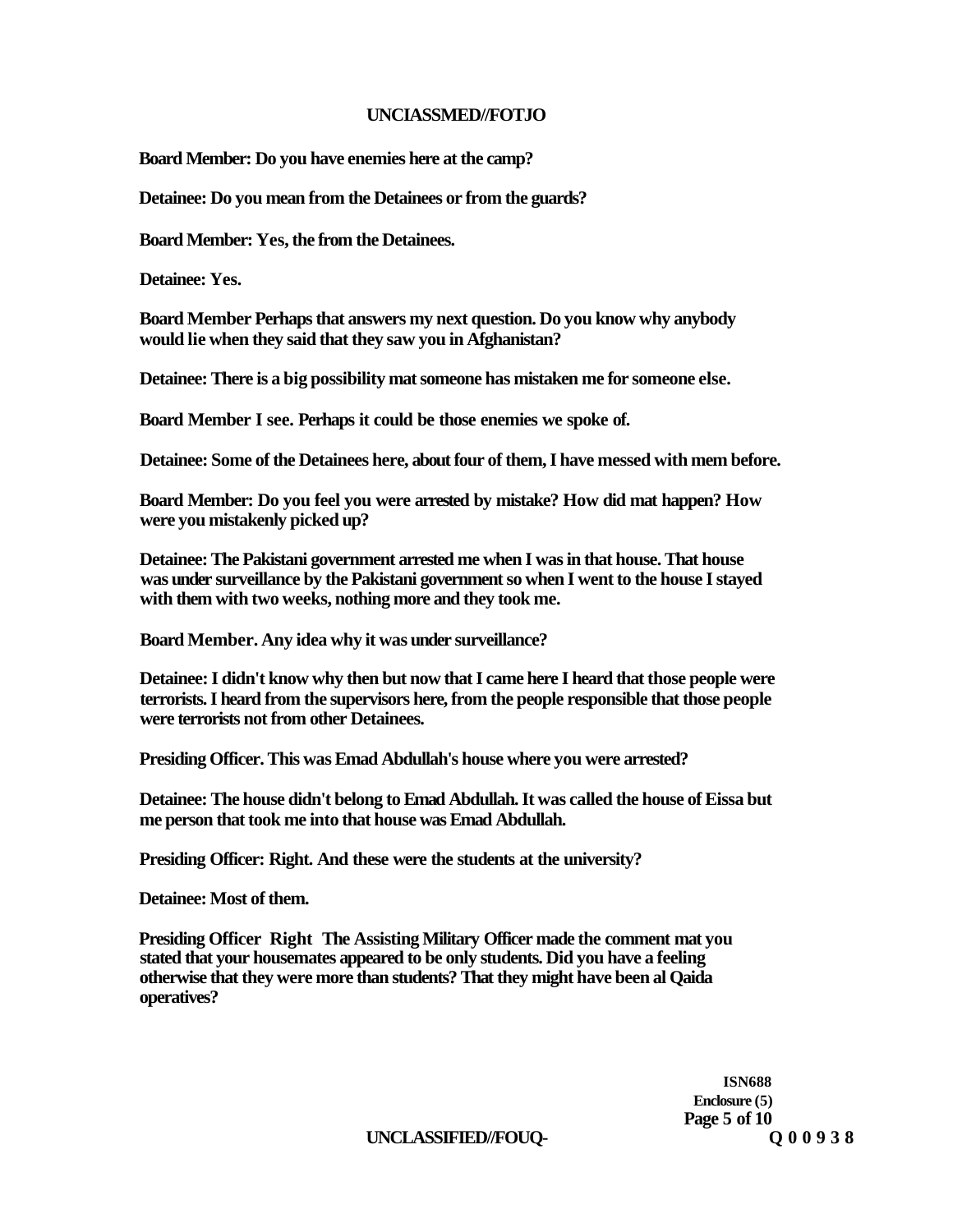**Board Member: Do you have enemies here at the camp?**

**Detainee: Do you mean from the Detainees or from the guards?**

**Board Member: Yes, the from the Detainees.**

**Detainee: Yes.**

**Board Member Perhaps that answers my next question. Do you know why anybody would lie when they said that they saw you in Afghanistan?**

**Detainee: There is a big possibility mat someone has mistaken me for someone else.**

**Board Member I see. Perhaps it could be those enemies we spoke of.**

**Detainee: Some of the Detainees here, about four of them, I have messed with mem before.**

**Board Member: Do you feel you were arrested by mistake? How did mat happen? How were you mistakenly picked up?**

**Detainee: The Pakistani government arrested me when I was in that house. That house was under surveillance by the Pakistani government so when I went to the house I stayed with them with two weeks, nothing more and they took me.**

**Board Member. Any idea why it was under surveillance?**

**Detainee: I didn't know why then but now that I came here I heard that those people were terrorists. I heard from the supervisors here, from the people responsible that those people were terrorists not from other Detainees.**

**Presiding Officer. This was Emad Abdullah's house where you were arrested?**

**Detainee: The house didn't belong to Emad Abdullah. It was called the house of Eissa but me person that took me into that house was Emad Abdullah.**

**Presiding Officer: Right. And these were the students at the university?**

**Detainee: Most of them.**

**Presiding Officer Right The Assisting Military Officer made the comment mat you stated that your housemates appeared to be only students. Did you have a feeling otherwise that they were more than students? That they might have been al Qaida operatives?**

**ISN688**
**Enclosure (5)**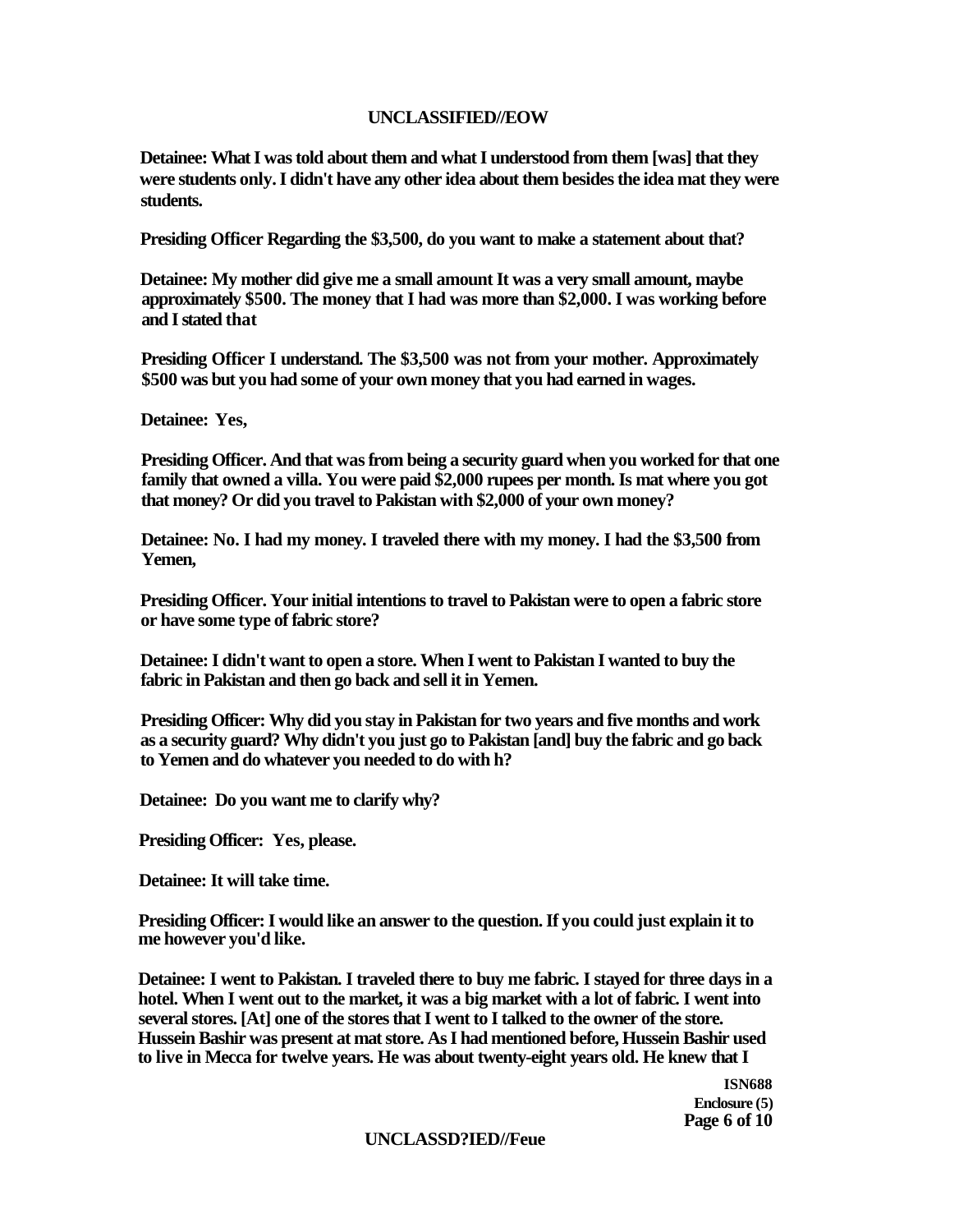**Detainee: What I was told about them and what I understood from them [was] that they were students only. I didn't have any other idea about them besides the idea mat they were students.**

**Presiding Officer Regarding the $3,500, do you want to make a statement about that?**

**Detainee: My mother did give me a small amount It was a very small amount, maybe approximately $500. The money that I had was more than $2,000. I was working before and I stated that**

**Presiding Officer I understand. The $3,500 was not from your mother. Approximately $500 was but you had some of your own money that you had earned in wages.**

**Detainee: Yes,**

**Presiding Officer. And that was from being a security guard when you worked for that one family that owned a villa. You were paid $2,000 rupees per month. Is mat where you got that money? Or did you travel to Pakistan with $2,000 of your own money?**

**Detainee: No. I had my money. I traveled there with my money. I had the $3,500 from Yemen,**

**Presiding Officer. Your initial intentions to travel to Pakistan were to open a fabric store or have some type of fabric store?**

**Detainee: I didn't want to open a store. When I went to Pakistan I wanted to buy the fabric in Pakistan and then go back and sell it in Yemen.**

**Presiding Officer: Why did you stay in Pakistan for two years and five months and work as a security guard? Why didn't you just go to Pakistan [and] buy the fabric and go back to Yemen and do whatever you needed to do with h?**

**Detainee: Do you want me to clarify why?**

**Presiding Officer: Yes, please.**

**Detainee: It will take time.**

**Presiding Officer: I would like an answer to the question. If you could just explain it to me however you'd like.**

**Detainee: I went to Pakistan. I traveled there to buy me fabric. I stayed for three days in a hotel. When I went out to the market, it was a big market with a lot of fabric. I went into several stores. [At] one of the stores that I went to I talked to the owner of the store. Hussein Bashir was present at mat store. As I had mentioned before, Hussein Bashir used to live in Mecca for twelve years. He was about twenty-eight years old. He knew that I**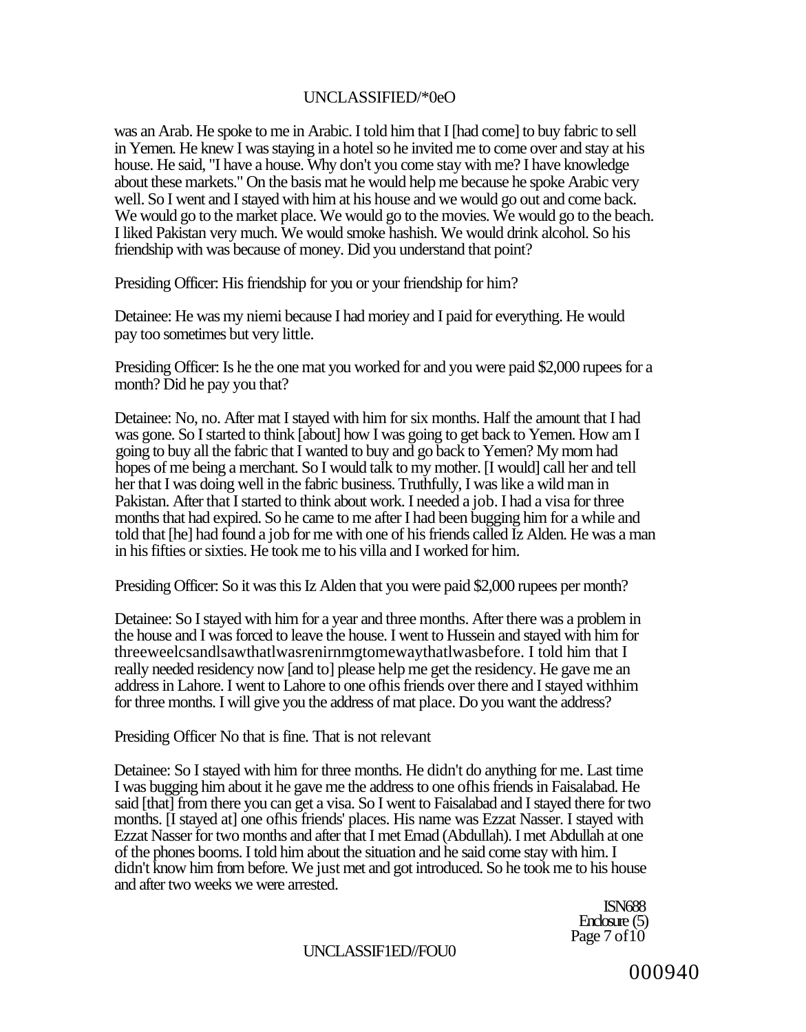was an Arab. He spoke to me in Arabic. I told him that I [had come] to buy fabric to sell in Yemen. He knew I was staying in a hotel so he invited me to come over and stay at his house. He said, "I have a house. Why don't you come stay with me? I have knowledge about these markets." On the basis mat he would help me because he spoke Arabic very well. So I went and I stayed with him at his house and we would go out and come back. We would go to the market place. We would go to the movies. We would go to the beach. I liked Pakistan very much. We would smoke hashish. We would drink alcohol. So his friendship with was because of money. Did you understand that point?

Presiding Officer: His friendship for you or your friendship for him?

Detainee: He was my niemi because I had moriey and I paid for everything. He would pay too sometimes but very little.

Presiding Officer: Is he the one mat you worked for and you were paid $2,000 rupees for a month? Did he pay you that?

Detainee: No, no. After mat I stayed with him for six months. Half the amount that I had was gone. So I started to think [about] how I was going to get back to Yemen. How am I going to buy all the fabric that I wanted to buy and go back to Yemen? My mom had hopes of me being a merchant. So I would talk to my mother. [I would] call her and tell her that I was doing well in the fabric business. Truthfully, I was like a wild man in Pakistan. After that I started to think about work. I needed a job. I had a visa for three months that had expired. So he came to me after I had been bugging him for a while and told that [he] had found a job for me with one of his friends called Iz Alden. He was a man in his fifties or sixties. He took me to his villa and I worked for him.

Presiding Officer: So it was this Iz Alden that you were paid $2,000 rupees per month?

Detainee: So I stayed with him for a year and three months. After there was a problem in the house and I was forced to leave the house. I went to Hussein and stayed with him for threeweelcsandlsawthatlwasrenirnmgtomewaythatlwasbefore. I told him that I really needed residency now [and to] please help me get the residency. He gave me an address in Lahore. I went to Lahore to one ofhis friends over there and I stayed withhim for three months. I will give you the address of mat place. Do you want the address?

Presiding Officer No that is fine. That is not relevant

Detainee: So I stayed with him for three months. He didn't do anything for me. Last time I was bugging him about it he gave me the address to one ofhis friends in Faisalabad. He said [that] from there you can get a visa. So I went to Faisalabad and I stayed there for two months. [I stayed at] one ofhis friends' places. His name was Ezzat Nasser. I stayed with Ezzat Nasser for two months and after that I met Emad (Abdullah). I met Abdullah at one of the phones booms. I told him about the situation and he said come stay with him. I didn't know him from before. We just met and got introduced. So he took me to his house and after two weeks we were arrested.

ISN688
Enclosure (5)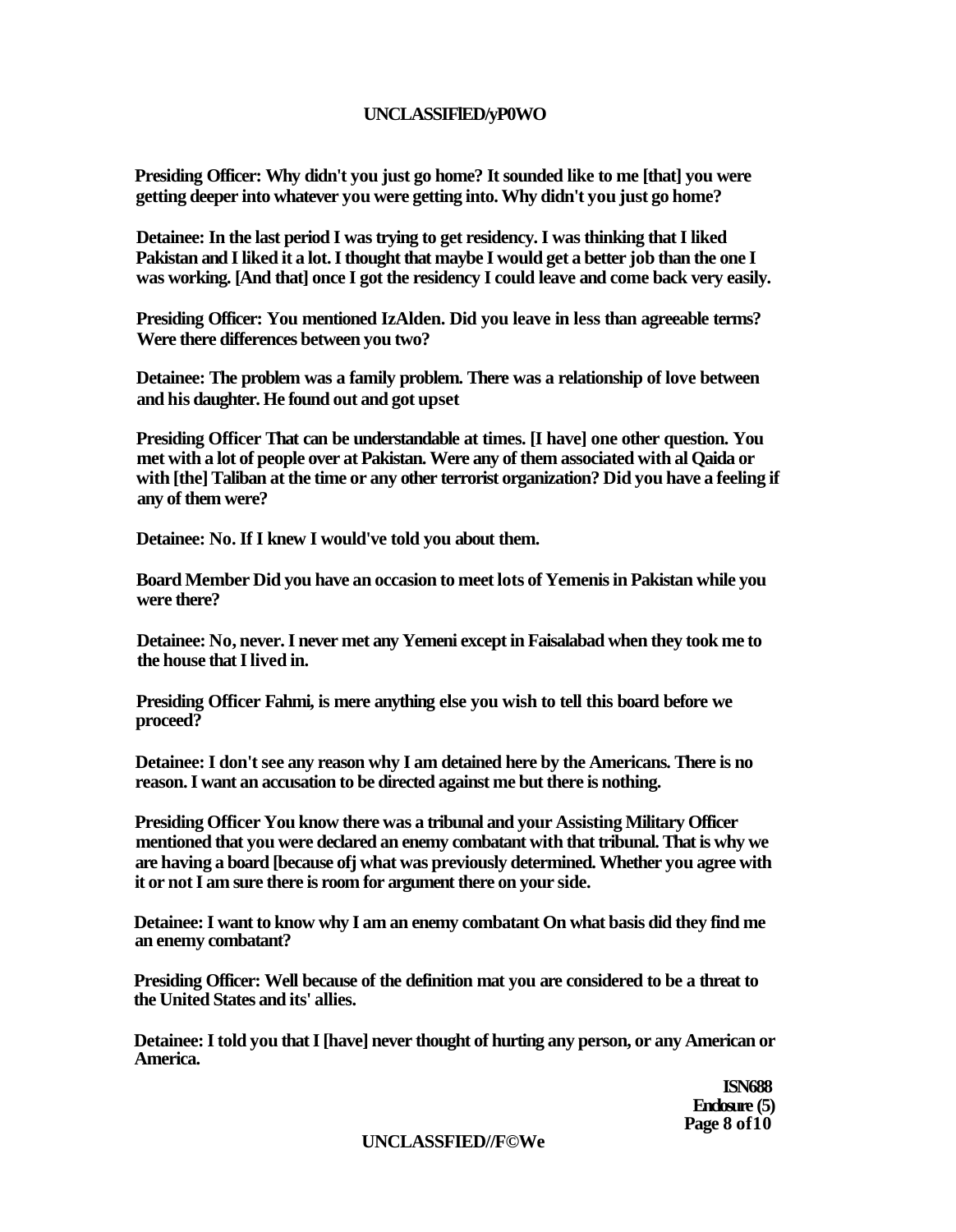**Presiding Officer: Why didn't you just go home? It sounded like to me [that] you were getting deeper into whatever you were getting into. Why didn't you just go home?**

**Detainee: In the last period I was trying to get residency. I was thinking that I liked Pakistan and I liked it a lot. I thought that maybe I would get a better job than the one I was working. [And that] once I got the residency I could leave and come back very easily.**

**Presiding Officer: You mentioned IzAlden. Did you leave in less than agreeable terms? Were there differences between you two?**

**Detainee: The problem was a family problem. There was a relationship of love between and his daughter. He found out and got upset**

**Presiding Officer That can be understandable at times. [I have] one other question. You met with a lot of people over at Pakistan. Were any of them associated with al Qaida or with [the] Taliban at the time or any other terrorist organization? Did you have a feeling if any of them were?**

**Detainee: No. If I knew I would've told you about them.**

**Board Member Did you have an occasion to meet lots of Yemenis in Pakistan while you were there?**

**Detainee: No, never. I never met any Yemeni except in Faisalabad when they took me to the house that I lived in.**

**Presiding Officer Fahmi, is mere anything else you wish to tell this board before we proceed?**

**Detainee: I don't see any reason why I am detained here by the Americans. There is no reason. I want an accusation to be directed against me but there is nothing.**

**Presiding Officer You know there was a tribunal and your Assisting Military Officer mentioned that you were declared an enemy combatant with that tribunal. That is why we are having a board [because ofj what was previously determined. Whether you agree with it or not I am sure there is room for argument there on your side.**

**Detainee: I want to know why I am an enemy combatant On what basis did they find me an enemy combatant?**

**Presiding Officer: Well because of the definition mat you are considered to be a threat to the United States and its' allies.**

**Detainee: I told you that I [have] never thought of hurting any person, or any American or America.**

**ISN688**
**Enclosure (5)**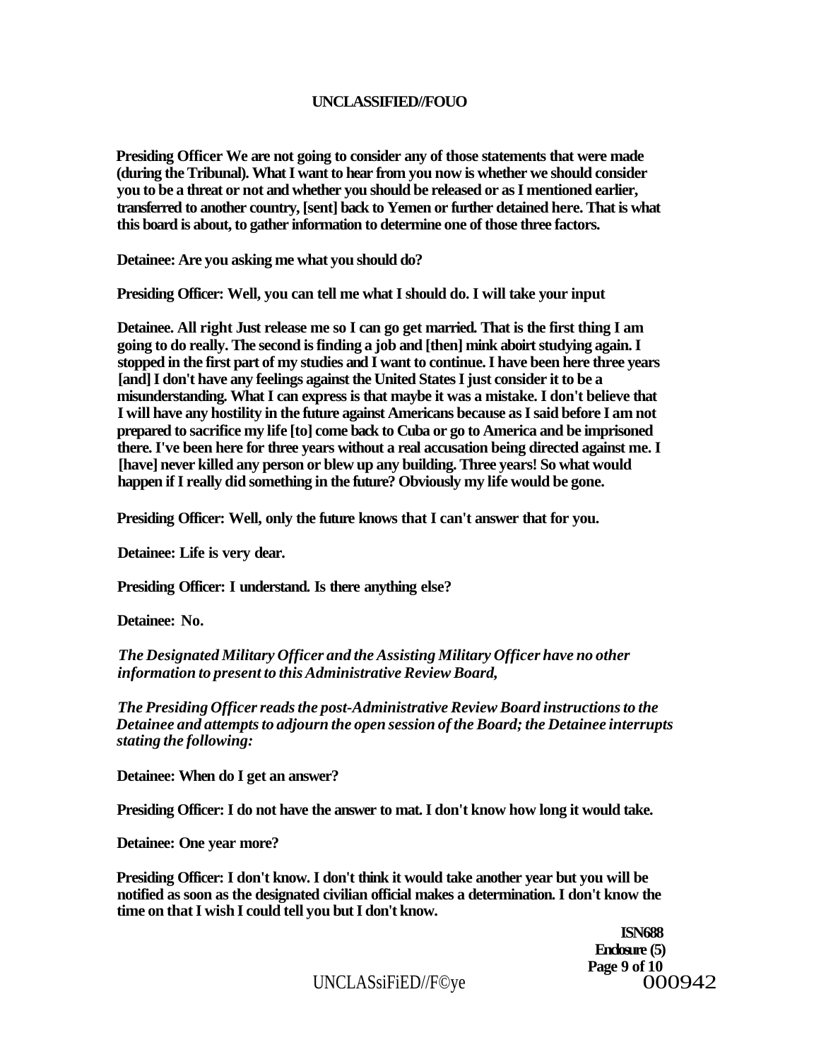**Presiding Officer We are not going to consider any of those statements that were made (during the Tribunal). What I want to hear from you now is whether we should consider you to be a threat or not and whether you should be released or as I mentioned earlier, transferred to another country, [sent] back to Yemen or further detained here. That is what this board is about, to gather information to determine one of those three factors.**

**Detainee: Are you asking me what you should do?**

**Presiding Officer: Well, you can tell me what I should do. I will take your input**

**Detainee. All right Just release me so I can go get married. That is the first thing I am going to do really. The second is finding a job and [then] mink aboirt studying again. I stopped in the first part of my studies and I want to continue. I have been here three years [and] I don't have any feelings against the United States I just consider it to be a misunderstanding. What I can express is that maybe it was a mistake. I don't believe that I will have any hostility in the future against Americans because as I said before I am not prepared to sacrifice my life [to] come back to Cuba or go to America and be imprisoned there. I've been here for three years without a real accusation being directed against me. I [have] never killed any person or blew up any building. Three years! So what would happen if I really did something in the future? Obviously my life would be gone.**

**Presiding Officer: Well, only the future knows that I can't answer that for you.**

**Detainee: Life is very dear.**

**Presiding Officer: I understand. Is there anything else?**

**Detainee: No.**

*The Designated Military Officer and the Assisting Military Officer have no other information to present to this Administrative Review Board,*

*The Presiding Officer reads the post-Administrative Review Board instructions to the Detainee and attempts to adjourn the open session of the Board; the Detainee interrupts stating the following:*

**Detainee: When do I get an answer?**

**Presiding Officer: I do not have the answer to mat. I don't know how long it would take.**

**Detainee: One year more?**

**Presiding Officer: I don't know. I don't think it would take another year but you will be notified as soon as the designated civilian official makes a determination. I don't know the time on that I wish I could tell you but I don't know.**

**ISN688**
**Enclosure (5)**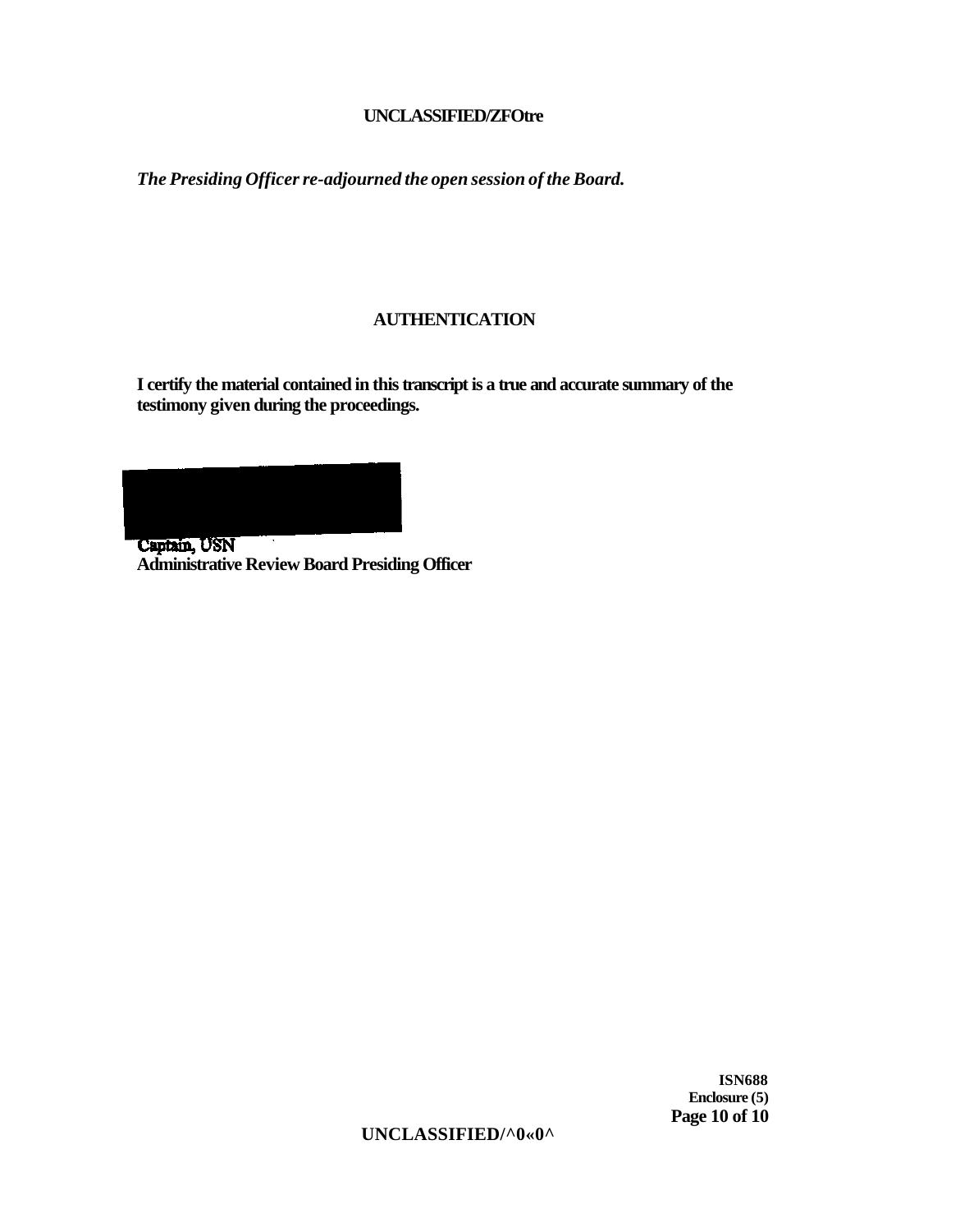*The Presiding Officer re-adjourned the open session of the Board.*

## AUTHENTICATION

**I certify the material contained in this transcript is a true and accurate summary of the testimony given during the proceedings.**

**Captain, USN**
**Administrative Review Board Presiding Officer**

**ISN688**
**Enclosure (5)**